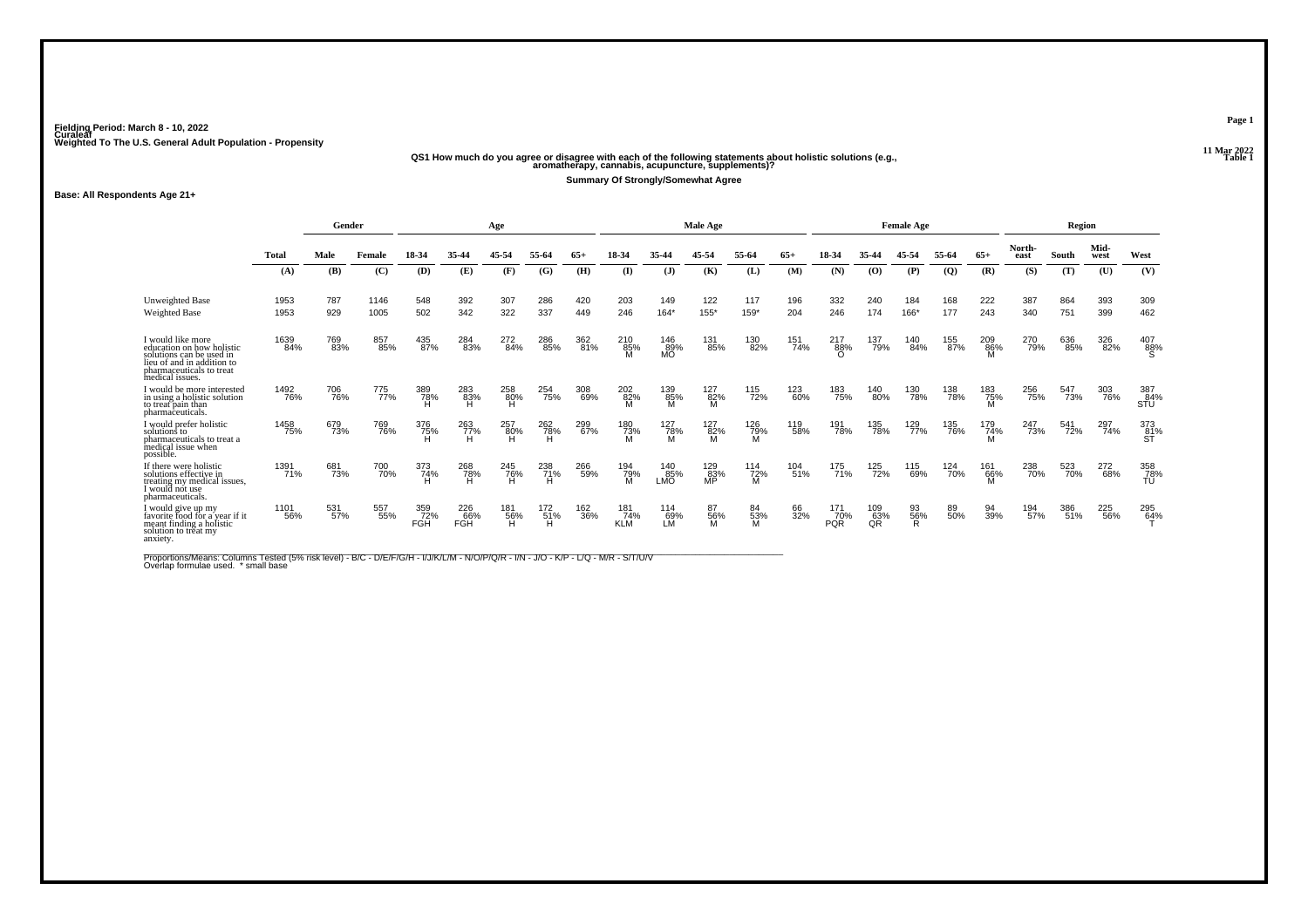**Fielding Period: March 8 - 10, 2022**
**Curaleaf**
**Weighted To The U.S. General Adult Population - Propensity**

**11 Mar 2022**
**Table 1**

### QS1 How much do you agree or disagree with each of the following statements about holistic solutions (e.g., aromatherapy, cannabis, acupuncture, supplements)?

**Summary Of Strongly/Somewhat Agree**

**Base: All Respondents Age 21+**

| | Total | Gender | | Age | | | | | Male Age | | | | | Female Age | | | | | Region | | | |
|---|---|---|---|---|---|---|---|---|---|---|---|---|---|---|---|---|---|---|---|---|---|---|
| | Total | Male | Female | 18-34 | 35-44 | 45-54 | 55-64 | 65+ | 18-34 | 35-44 | 45-54 | 55-64 | 65+ | 18-34 | 35-44 | 45-54 | 55-64 | 65+ | North-east | South | Mid-west | West |
| | (A) | (B) | (C) | (D) | (E) | (F) | (G) | (H) | (I) | (J) | (K) | (L) | (M) | (N) | (O) | (P) | (Q) | (R) | (S) | (T) | (U) | (V) |
| Unweighted Base | 1953 | 787 | 1146 | 548 | 392 | 307 | 286 | 420 | 203 | 149 | 122 | 117 | 196 | 332 | 240 | 184 | 168 | 222 | 387 | 864 | 393 | 309 |
| Weighted Base | 1953 | 929 | 1005 | 502 | 342 | 322 | 337 | 449 | 246 | 164* | 155* | 159* | 204 | 246 | 174 | 166* | 177 | 243 | 340 | 751 | 399 | 462 |
| I would like more education on how holistic solutions can be used in lieu of and in addition to pharmaceuticals to treat medical issues. | 1639 84% | 769 83% | 857 85% | 435 87% | 284 83% | 272 84% | 286 85% | 362 81% | 210 85% M | 146 89% MO | 131 85% | 130 82% | 151 74% | 217 88% O | 137 79% | 140 84% | 155 87% | 209 86% M | 270 79% | 636 85% | 326 82% | 407 88% S |
| I would be more interested in using a holistic solution to treat pain than pharmaceuticals. | 1492 76% | 706 76% | 775 77% | 389 78% H | 283 83% H | 258 80% H | 254 75% | 308 69% | 202 82% M | 139 85% M | 127 82% M | 115 72% | 123 60% | 183 75% | 140 80% | 130 78% | 138 78% | 183 75% M | 256 75% | 547 73% | 303 76% | 387 84% STU |
| I would prefer holistic solutions to pharmaceuticals to treat a medical issue when possible. | 1458 75% | 679 73% | 769 76% | 376 75% H | 263 77% H | 257 80% H | 262 78% H | 299 67% | 180 73% M | 127 78% M | 127 82% M | 126 79% M | 119 58% | 191 78% | 135 78% | 129 77% | 135 76% | 179 74% M | 247 73% | 541 72% | 297 74% | 373 81% ST |
| If there were holistic solutions effective in treating my medical issues, I would not use pharmaceuticals. | 1391 71% | 681 73% | 700 70% | 373 74% H | 268 78% H | 245 76% H | 238 71% H | 266 59% | 194 79% M | 140 85% LMO | 129 83% MP | 114 72% M | 104 51% | 175 71% | 125 72% | 115 69% | 124 70% | 161 66% M | 238 70% | 523 70% | 272 68% | 358 78% TU |
| I would give up my favorite food for a year if it meant finding a holistic solution to treat my anxiety. | 1101 56% | 531 57% | 557 55% | 359 72% FGH | 226 66% FGH | 181 56% H | 172 51% H | 162 36% | 181 74% KLM | 114 69% LM | 87 56% M | 84 53% M | 66 32% | 171 70% PQR | 109 63% QR | 93 56% R | 89 50% | 94 39% | 194 57% | 386 51% | 225 56% | 295 64% T |

Proportions/Means: Columns Tested (5% risk level) - B/C - D/E/F/G/H - I/J/K/L/M - N/O/P/Q/R - I/N - J/O - K/P - L/Q - M/R - S/T/U/V
Overlap formulae used. * small base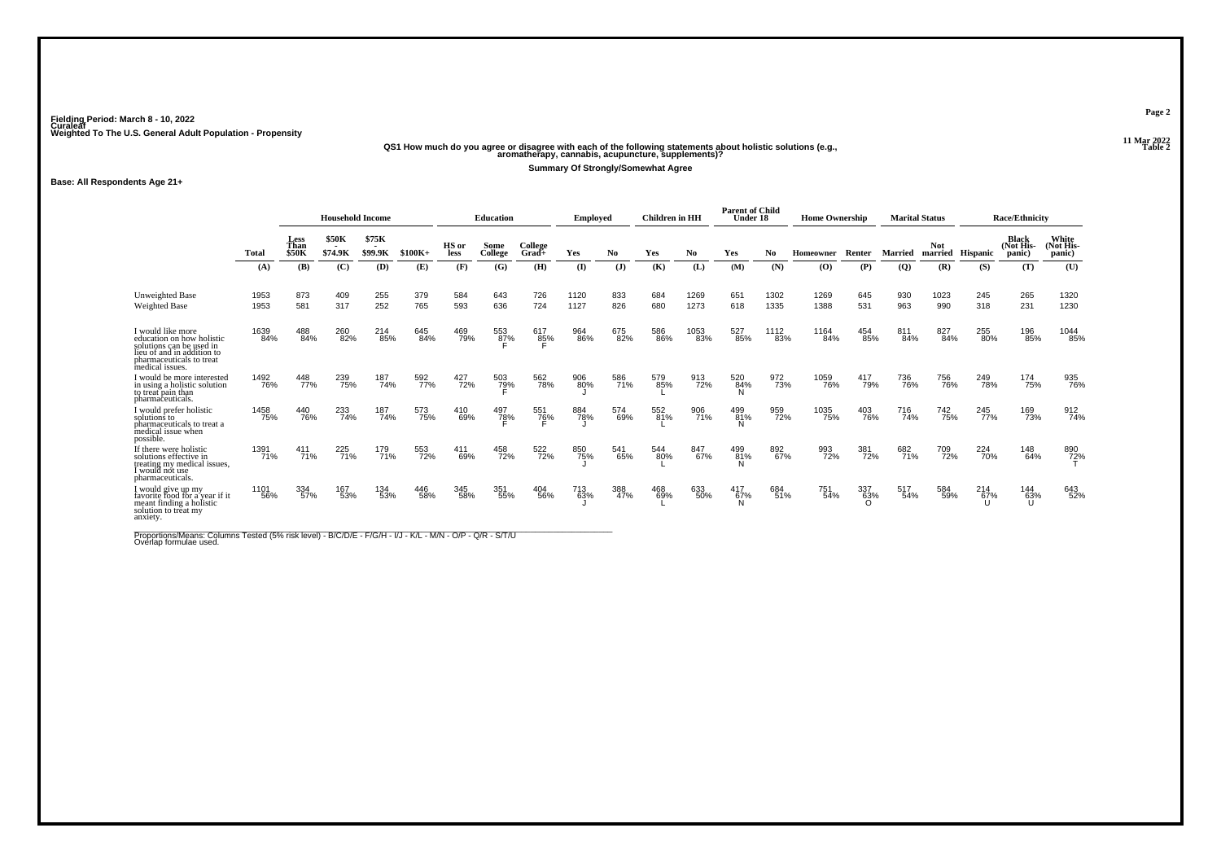Fielding Period: March 8 - 10, 2022
Curaleaf
Weighted To The U.S. General Adult Population - Propensity

11 Mar 2022
Table 2

### QS1 How much do you agree or disagree with each of the following statements about holistic solutions (e.g., aromatherapy, cannabis, acupuncture, supplements)?

**Summary Of Strongly/Somewhat Agree**

**Base: All Respondents Age 21+**

| | Total | Household Income | | | | Education | | | Employed | | Children in HH | | Parent of Child Under 18 | | Home Ownership | | Marital Status | | Race/Ethnicity | | |
|---|---|---|---|---|---|---|---|---|---|---|---|---|---|---|---|---|---|---|---|---|---|
| | | Less Than $50K | $50K - $74.9K | $75K - $99.9K | $100K+ | HS or less | Some College | College Grad+ | Yes | No | Yes | No | Yes | No | Homeowner | Renter | Married | Not married | Hispanic | Black (Not Hispanic) | White (Not Hispanic) |
| | (A) | (B) | (C) | (D) | (E) | (F) | (G) | (H) | (I) | (J) | (K) | (L) | (M) | (N) | (O) | (P) | (Q) | (R) | (S) | (T) | (U) |
| Unweighted Base | 1953 | 873 | 409 | 255 | 379 | 584 | 643 | 726 | 1120 | 833 | 684 | 1269 | 651 | 1302 | 1269 | 645 | 930 | 1023 | 245 | 265 | 1320 |
| Weighted Base | 1953 | 581 | 317 | 252 | 765 | 593 | 636 | 724 | 1127 | 826 | 680 | 1273 | 618 | 1335 | 1388 | 531 | 963 | 990 | 318 | 231 | 1230 |
| I would like more education on how holistic solutions can be used in lieu of and in addition to pharmaceuticals to treat medical issues. | 1639 84% | 488 84% | 260 82% | 214 85% | 645 84% | 469 79% | 553 87% F | 617 85% F | 964 86% | 675 82% | 586 86% | 1053 83% | 527 85% | 1112 83% | 1164 84% | 454 85% | 811 84% | 827 84% | 255 80% | 196 85% | 1044 85% |
| I would be more interested in using a holistic solution to treat pain than pharmaceuticals. | 1492 76% | 448 77% | 239 75% | 187 74% | 592 77% | 427 72% | 503 79% F | 562 78% | 906 80% J | 586 71% | 579 85% L | 913 72% | 520 84% N | 972 73% | 1059 76% | 417 79% | 736 76% | 756 76% | 249 78% | 174 75% | 935 76% |
| I would prefer holistic solutions to pharmaceuticals to treat a medical issue when possible. | 1458 75% | 440 76% | 233 74% | 187 74% | 573 75% | 410 69% | 497 78% F | 551 76% F | 884 78% J | 574 69% | 552 81% L | 906 71% | 499 81% N | 959 72% | 1035 75% | 403 76% | 716 74% | 742 75% | 245 77% | 169 73% | 912 74% |
| If there were holistic solutions effective in treating my medical issues, I would not use pharmaceuticals. | 1391 71% | 411 71% | 225 71% | 179 71% | 553 72% | 411 69% | 458 72% | 522 72% | 850 75% J | 541 65% | 544 80% L | 847 67% | 499 81% N | 892 67% | 993 72% | 381 72% | 682 71% | 709 72% | 224 70% | 148 64% | 890 72% T |
| I would give up my favorite food for a year if it meant finding a holistic solution to treat my anxiety. | 1101 56% | 334 57% | 167 53% | 134 53% | 446 58% | 345 58% | 351 55% | 404 56% | 713 63% J | 388 47% | 468 69% L | 633 50% | 417 67% N | 684 51% | 751 54% | 337 63% O | 517 54% | 584 59% | 214 67% U | 144 63% U | 643 52% |

Proportions/Means: Columns Tested (5% risk level) - B/C/D/E - F/G/H - I/J - K/L - M/N - O/P - Q/R - S/T/U
Overlap formulae used.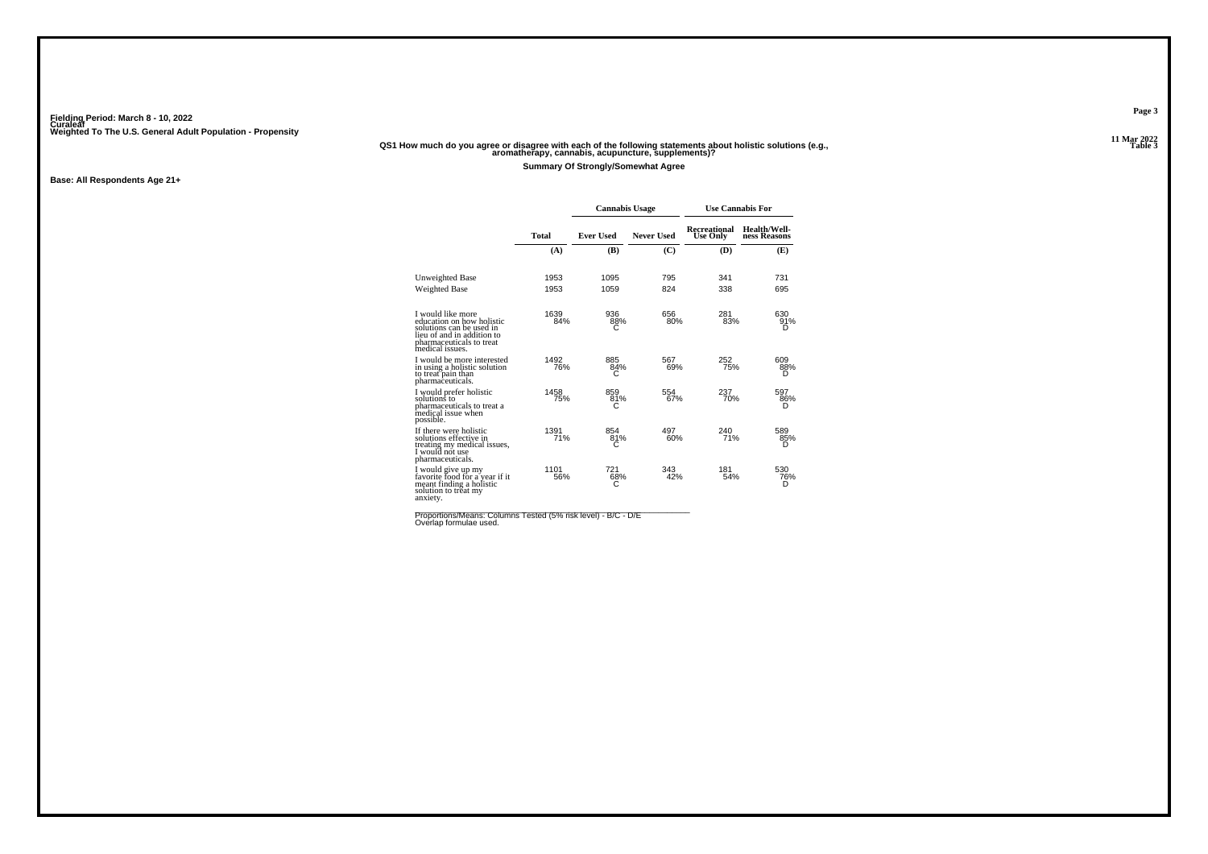Fielding Period: March 8 - 10, 2022
Curaleaf
Weighted To The U.S. General Adult Population - Propensity

11 Mar 2022
Table 3

**QS1 How much do you agree or disagree with each of the following statements about holistic solutions (e.g., aromatherapy, cannabis, acupuncture, supplements)?**

**Summary Of Strongly/Somewhat Agree**

**Base: All Respondents Age 21+**

| | | Cannabis Usage | | Use Cannabis For | |
|---|---|---|---|---|---|
| | Total | Ever Used | Never Used | Recreational Use Only | Health/Wellness Reasons |
| | (A) | (B) | (C) | (D) | (E) |
| Unweighted Base | 1953 | 1095 | 795 | 341 | 731 |
| Weighted Base | 1953 | 1059 | 824 | 338 | 695 |
| I would like more education on how holistic solutions can be used in lieu of and in addition to pharmaceuticals to treat medical issues. | 1639<br>84% | 936<br>88%<br>C | 656<br>80% | 281<br>83% | 630<br>91%<br>D |
| I would be more interested in using a holistic solution to treat pain than pharmaceuticals. | 1492<br>76% | 885<br>84%<br>C | 567<br>69% | 252<br>75% | 609<br>88%<br>D |
| I would prefer holistic solutions to pharmaceuticals to treat a medical issue when possible. | 1458<br>75% | 859<br>81%<br>C | 554<br>67% | 237<br>70% | 597<br>86%<br>D |
| If there were holistic solutions effective in treating my medical issues, I would not use pharmaceuticals. | 1391<br>71% | 854<br>81%<br>C | 497<br>60% | 240<br>71% | 589<br>85%<br>D |
| I would give up my favorite food for a year if it meant finding a holistic solution to treat my anxiety. | 1101<br>56% | 721<br>68%<br>C | 343<br>42% | 181<br>54% | 530<br>76%<br>D |

Proportions/Means: Columns Tested (5% risk level) - B/C - D/E
Overlap formulae used.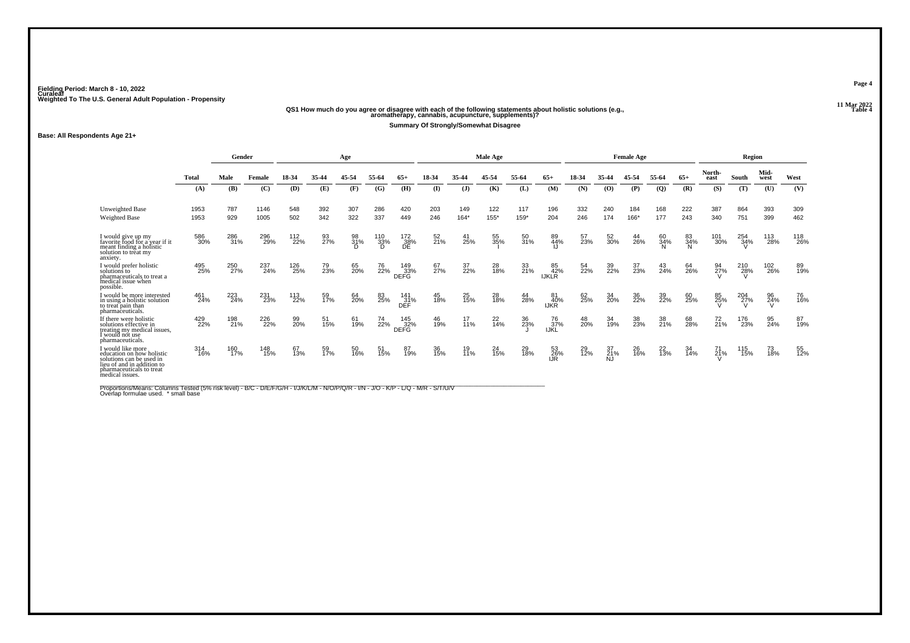Fielding Period: March 8 - 10, 2022
Curaleaf
Weighted To The U.S. General Adult Population - Propensity

11 Mar 2022
Table 4

**QS1 How much do you agree or disagree with each of the following statements about holistic solutions (e.g., aromatherapy, cannabis, acupuncture, supplements)?**

**Summary Of Strongly/Somewhat Disagree**

**Base: All Respondents Age 21+**

| | | Gender | | Age | | | | | Male Age | | | | | Female Age | | | | | Region | | | |
|---|---|---|---|---|---|---|---|---|---|---|---|---|---|---|---|---|---|---|---|---|---|---|
| | Total | Male | Female | 18-34 | 35-44 | 45-54 | 55-64 | 65+ | 18-34 | 35-44 | 45-54 | 55-64 | 65+ | 18-34 | 35-44 | 45-54 | 55-64 | 65+ | North-east | South | Mid-west | West |
| | (A) | (B) | (C) | (D) | (E) | (F) | (G) | (H) | (I) | (J) | (K) | (L) | (M) | (N) | (O) | (P) | (Q) | (R) | (S) | (T) | (U) | (V) |
| Unweighted Base | 1953 | 787 | 1146 | 548 | 392 | 307 | 286 | 420 | 203 | 149 | 122 | 117 | 196 | 332 | 240 | 184 | 168 | 222 | 387 | 864 | 393 | 309 |
| Weighted Base | 1953 | 929 | 1005 | 502 | 342 | 322 | 337 | 449 | 246 | 164* | 155* | 159* | 204 | 246 | 174 | 166* | 177 | 243 | 340 | 751 | 399 | 462 |
| I would give up my favorite food for a year if it meant finding a holistic solution to treat my anxiety. | 586<br>30% | 286<br>31% | 296<br>29% | 112<br>22% | 93<br>27% | 98<br>31%<br>D | 110<br>33%<br>D | 172<br>38%<br>DE | 52<br>21% | 41<br>25% | 55<br>35%<br>I | 50<br>31% | 89<br>44%<br>IJ | 57<br>23% | 52<br>30% | 44<br>26% | 60<br>34%<br>N | 83<br>34%<br>N | 101<br>30% | 254<br>34%<br>V | 113<br>28% | 118<br>26% |
| I would prefer holistic solutions to pharmaceuticals to treat a medical issue when possible. | 495<br>25% | 250<br>27% | 237<br>24% | 126<br>25% | 79<br>23% | 65<br>20% | 76<br>22% | 149<br>33%<br>DEFG | 67<br>27% | 37<br>22% | 28<br>18% | 33<br>21% | 85<br>42%<br>IJKLR | 54<br>22% | 39<br>22% | 37<br>23% | 43<br>24% | 64<br>26% | 94<br>27%<br>V | 210<br>28%<br>V | 102<br>26% | 89<br>19% |
| I would be more interested in using a holistic solution to treat pain than pharmaceuticals. | 461<br>24% | 223<br>24% | 231<br>23% | 113<br>22% | 59<br>17% | 64<br>20% | 83<br>25% | 141<br>31%<br>DEF | 45<br>18% | 25<br>15% | 28<br>18% | 44<br>28% | 81<br>40%<br>IJKR | 62<br>25% | 34<br>20% | 36<br>22% | 39<br>22% | 60<br>25% | 85<br>25%<br>V | 204<br>27%<br>V | 96<br>24%<br>V | 76<br>16% |
| If there were holistic solutions effective in treating my medical issues, I would not use pharmaceuticals. | 429<br>22% | 198<br>21% | 226<br>22% | 99<br>20% | 51<br>15% | 61<br>19% | 74<br>22% | 145<br>32%<br>DEFG | 46<br>19% | 17<br>11% | 22<br>14% | 36<br>23%<br>J | 76<br>37%<br>IJKL | 48<br>20% | 34<br>19% | 38<br>23% | 38<br>21% | 68<br>28% | 72<br>21% | 176<br>23% | 95<br>24% | 87<br>19% |
| I would like more education on how holistic solutions can be used in lieu of and in addition to pharmaceuticals to treat medical issues. | 314<br>16% | 160<br>17% | 148<br>15% | 67<br>13% | 59<br>17% | 50<br>16% | 51<br>15% | 87<br>19% | 36<br>15% | 19<br>11% | 24<br>15% | 29<br>18% | 53<br>26%<br>IJR | 29<br>12% | 37<br>21%<br>NJ | 26<br>16% | 22<br>13% | 34<br>14% | 71<br>21%<br>V | 115<br>15% | 73<br>18% | 55<br>12% |

Proportions/Means: Columns Tested (5% risk level) - B/C - D/E/F/G/H - I/J/K/L/M - N/O/P/Q/R - I/N - J/O - K/P - L/Q - M/R - S/T/U/V
Overlap formulae used. * small base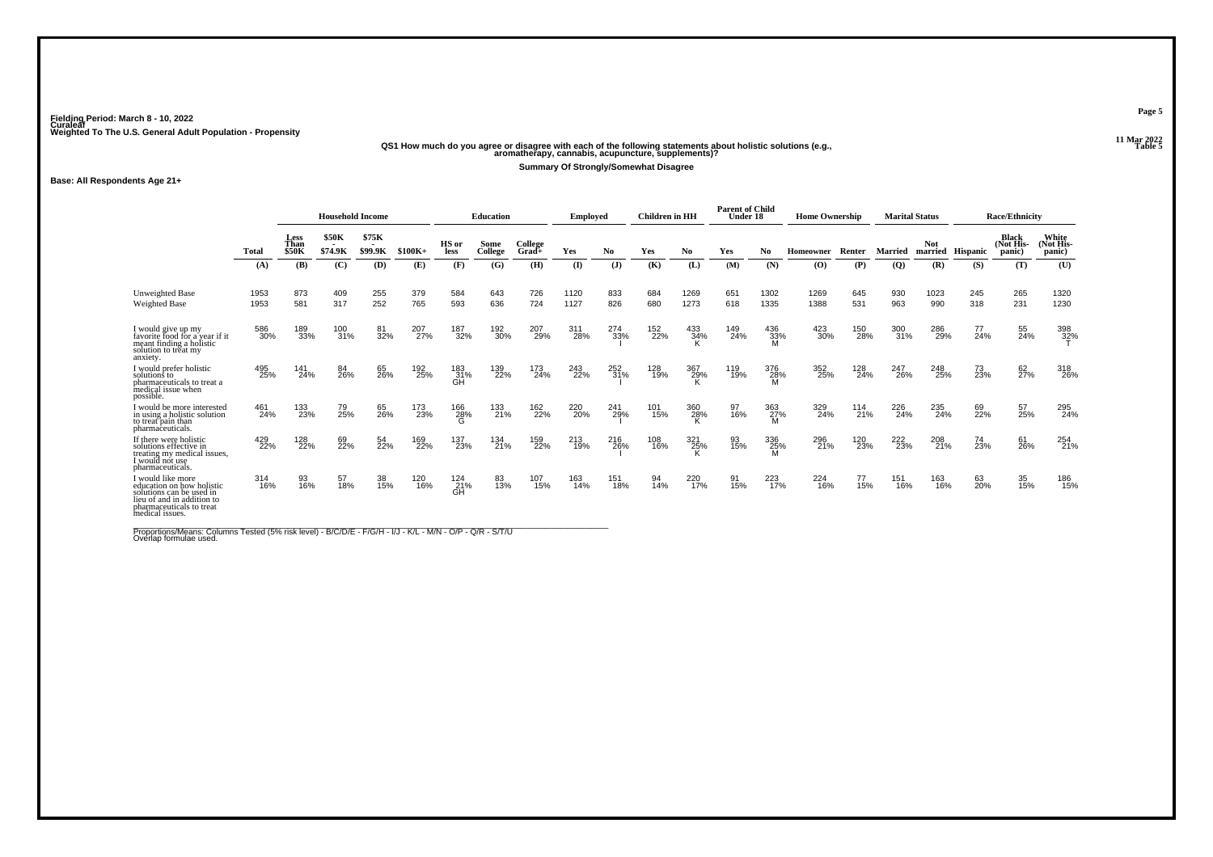Fielding Period: March 8 - 10, 2022
Curaleaf
Weighted To The U.S. General Adult Population - Propensity

11 Mar 2022
Table 5

## QS1 How much do you agree or disagree with each of the following statements about holistic solutions (e.g., aromatherapy, cannabis, acupuncture, supplements)?

**Summary Of Strongly/Somewhat Disagree**

**Base: All Respondents Age 21+**

| | Total | Household Income | | | | Education | | | Employed | | Children in HH | | Parent of Child Under 18 | | Home Ownership | | Marital Status | | Race/Ethnicity | | |
|---|---|---|---|---|---|---|---|---|---|---|---|---|---|---|---|---|---|---|---|---|---|
| | | Less Than $50K | $50K - $74.9K | $75K - $99.9K | $100K+ | HS or less | Some College | College Grad+ | Yes | No | Yes | No | Yes | No | Homeowner | Renter | Married | Not married | Hispanic | Black (Not His-panic) | White (Not His-panic) |
| | (A) | (B) | (C) | (D) | (E) | (F) | (G) | (H) | (I) | (J) | (K) | (L) | (M) | (N) | (O) | (P) | (Q) | (R) | (S) | (T) | (U) |
| Unweighted Base | 1953 | 873 | 409 | 255 | 379 | 584 | 643 | 726 | 1120 | 833 | 684 | 1269 | 651 | 1302 | 1269 | 645 | 930 | 1023 | 245 | 265 | 1320 |
| Weighted Base | 1953 | 581 | 317 | 252 | 765 | 593 | 636 | 724 | 1127 | 826 | 680 | 1273 | 618 | 1335 | 1388 | 531 | 963 | 990 | 318 | 231 | 1230 |
| I would give up my favorite food for a year if it meant finding a holistic solution to treat my anxiety. | 586 30% | 189 33% | 100 31% | 81 32% | 207 27% | 187 32% | 192 30% | 207 29% | 311 28% | 274 33% I | 152 22% | 433 34% K | 149 24% | 436 33% M | 423 30% | 150 28% | 300 31% | 286 29% | 77 24% | 55 24% | 398 32% T |
| I would prefer holistic solutions to pharmaceuticals to treat a medical issue when possible. | 495 25% | 141 24% | 84 26% | 65 26% | 192 25% | 183 31% GH | 139 22% | 173 24% | 243 22% | 252 31% I | 128 19% | 367 29% K | 119 19% | 376 28% M | 352 25% | 128 24% | 247 26% | 248 25% | 73 23% | 62 27% | 318 26% |
| I would be more interested in using a holistic solution to treat pain than pharmaceuticals. | 461 24% | 133 23% | 79 25% | 65 26% | 173 23% | 166 28% G | 133 21% | 162 22% | 220 20% | 241 29% I | 101 15% | 360 28% K | 97 16% | 363 27% M | 329 24% | 114 21% | 226 24% | 235 24% | 69 22% | 57 25% | 295 24% |
| If there were holistic solutions effective in treating my medical issues, I would not use pharmaceuticals. | 429 22% | 128 22% | 69 22% | 54 22% | 169 22% | 137 23% | 134 21% | 159 22% | 213 19% | 216 26% I | 108 16% | 321 25% K | 93 15% | 336 25% M | 296 21% | 120 23% | 222 23% | 208 21% | 74 23% | 61 26% | 254 21% |
| I would like more education on how holistic solutions can be used in lieu of and in addition to pharmaceuticals to treat medical issues. | 314 16% | 93 16% | 57 18% | 38 15% | 120 16% | 124 21% GH | 83 13% | 107 15% | 163 14% | 151 18% | 94 14% | 220 17% | 91 15% | 223 17% | 224 16% | 77 15% | 151 16% | 163 16% | 63 20% | 35 15% | 186 15% |

Proportions/Means: Columns Tested (5% risk level) - B/C/D/E - F/G/H - I/J - K/L - M/N - O/P - Q/R - S/T/U
Overlap formulae used.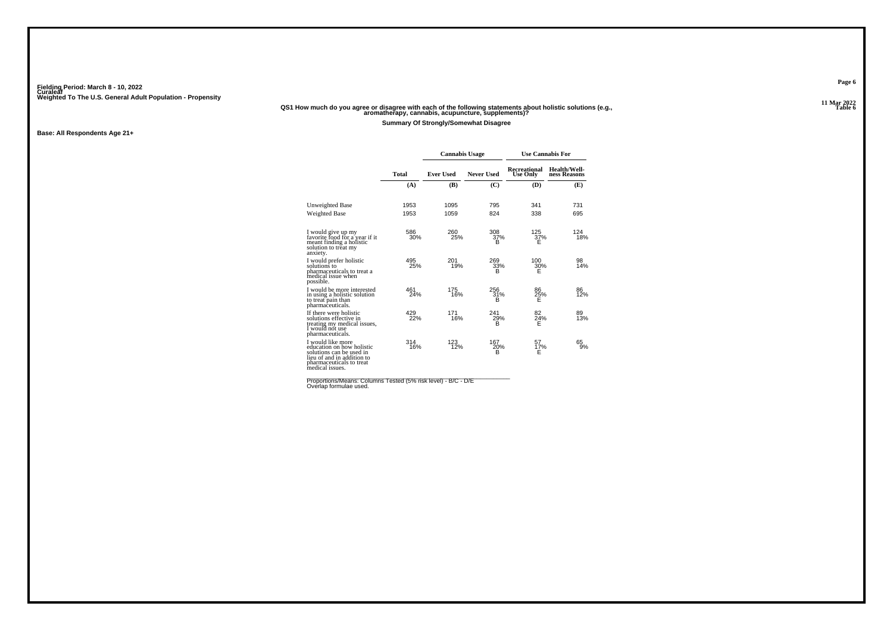Fielding Period: March 8 - 10, 2022
Curaleaf
Weighted To The U.S. General Adult Population - Propensity

**QS1 How much do you agree or disagree with each of the following statements about holistic solutions (e.g., aromatherapy, cannabis, acupuncture, supplements)?**

**Summary Of Strongly/Somewhat Disagree**

11 Mar 2022
Table 6

**Base: All Respondents Age 21+**

| | | Cannabis Usage | | Use Cannabis For | |
|---|---|---|---|---|---|
| | Total | Ever Used | Never Used | Recreational Use Only | Health/Well-ness Reasons |
| | (A) | (B) | (C) | (D) | (E) |
| Unweighted Base | 1953 | 1095 | 795 | 341 | 731 |
| Weighted Base | 1953 | 1059 | 824 | 338 | 695 |
| I would give up my favorite food for a year if it meant finding a holistic solution to treat my anxiety. | 586<br>30% | 260<br>25% | 308<br>37%<br>B | 125<br>37%<br>E | 124<br>18% |
| I would prefer holistic solutions to pharmaceuticals to treat a medical issue when possible. | 495<br>25% | 201<br>19% | 269<br>33%<br>B | 100<br>30%<br>E | 98<br>14% |
| I would be more interested in using a holistic solution to treat pain than pharmaceuticals. | 461<br>24% | 175<br>16% | 256<br>31%<br>B | 86<br>25%<br>E | 86<br>12% |
| If there were holistic solutions effective in treating my medical issues, I would not use pharmaceuticals. | 429<br>22% | 171<br>16% | 241<br>29%<br>B | 82<br>24%<br>E | 89<br>13% |
| I would like more education on how holistic solutions can be used in lieu of and in addition to pharmaceuticals to treat medical issues. | 314<br>16% | 123<br>12% | 167<br>20%<br>B | 57<br>17%<br>E | 65<br>9% |

Proportions/Means: Columns Tested (5% risk level) - B/C - D/E
Overlap formulae used.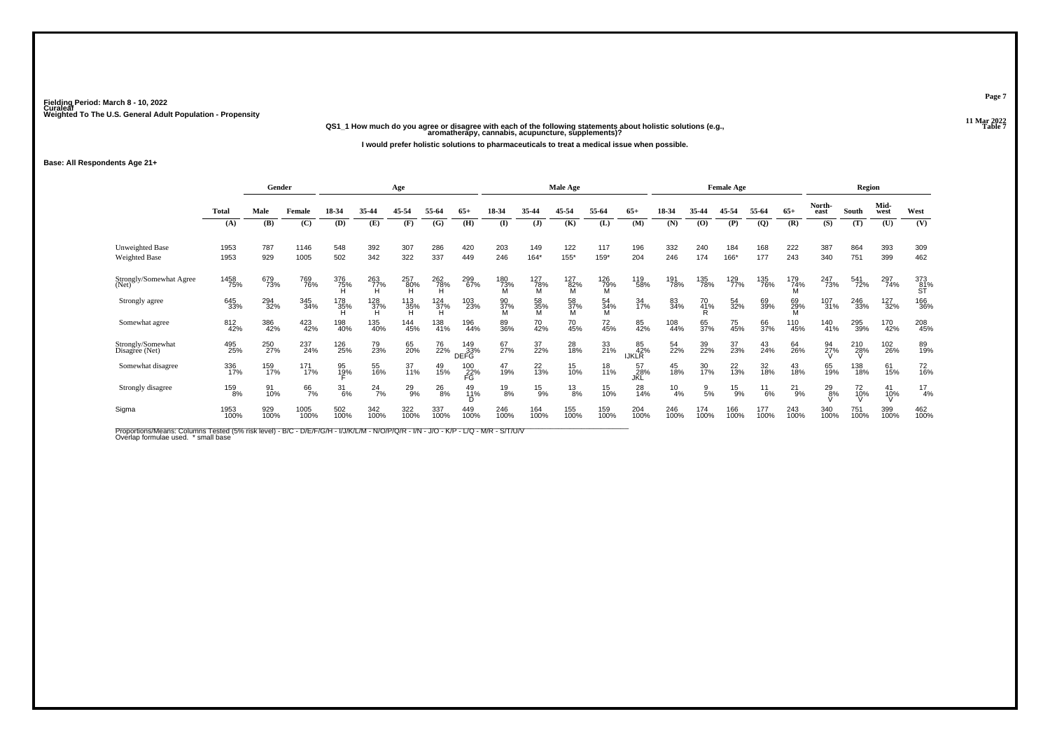Fielding Period: March 8 - 10, 2022
Curaleaf
Weighted To The U.S. General Adult Population - Propensity

11 Mar 2022
Table 7

**QS1_1 How much do you agree or disagree with each of the following statements about holistic solutions (e.g., aromatherapy, cannabis, acupuncture, supplements)?**

**I would prefer holistic solutions to pharmaceuticals to treat a medical issue when possible.**

**Base: All Respondents Age 21+**

| | Total | Gender | | Age | | | | | Male Age | | | | | Female Age | | | | | Region | | | |
|---|---|---|---|---|---|---|---|---|---|---|---|---|---|---|---|---|---|---|---|---|---|---|
| | | Male | Female | 18-34 | 35-44 | 45-54 | 55-64 | 65+ | 18-34 | 35-44 | 45-54 | 55-64 | 65+ | 18-34 | 35-44 | 45-54 | 55-64 | 65+ | North-east | South | Mid-west | West |
| | (A) | (B) | (C) | (D) | (E) | (F) | (G) | (H) | (I) | (J) | (K) | (L) | (M) | (N) | (O) | (P) | (Q) | (R) | (S) | (T) | (U) | (V) |
| Unweighted Base | 1953 | 787 | 1146 | 548 | 392 | 307 | 286 | 420 | 203 | 149 | 122 | 117 | 196 | 332 | 240 | 184 | 168 | 222 | 387 | 864 | 393 | 309 |
| Weighted Base | 1953 | 929 | 1005 | 502 | 342 | 322 | 337 | 449 | 246 | 164* | 155* | 159* | 204 | 246 | 174 | 166* | 177 | 243 | 340 | 751 | 399 | 462 |
| Strongly/Somewhat Agree (Net) | 1458 75% | 679 73% | 769 76% | 376 75% H | 263 77% H | 257 80% H | 262 78% H | 299 67% | 180 73% M | 127 78% M | 127 82% M | 126 79% M | 119 58% | 191 78% | 135 78% | 129 77% | 135 76% | 179 74% M | 247 73% | 541 72% | 297 74% | 373 81% ST |
| Strongly agree | 645 33% | 294 32% | 345 34% | 178 35% H | 128 37% H | 113 35% H | 124 37% H | 103 23% | 90 37% M | 58 35% M | 58 37% M | 54 34% M | 34 17% | 83 34% | 70 41% R | 54 32% | 69 39% | 69 29% M | 107 31% | 246 33% | 127 32% | 166 36% |
| Somewhat agree | 812 42% | 386 42% | 423 42% | 198 40% | 135 40% | 144 45% | 138 41% | 196 44% | 89 36% | 70 42% | 70 45% | 72 45% | 85 42% | 108 44% | 65 37% | 75 45% | 66 37% | 110 45% | 140 41% | 295 39% | 170 42% | 208 45% |
| Strongly/Somewhat Disagree (Net) | 495 25% | 250 27% | 237 24% | 126 25% | 79 23% | 65 20% | 76 22% | 149 33% DEFG | 67 27% | 37 22% | 28 18% | 33 21% | 85 42% IJKLR | 54 22% | 39 22% | 37 23% | 43 24% | 64 26% | 94 27% V | 210 28% V | 102 26% | 89 19% |
| Somewhat disagree | 336 17% | 159 17% | 171 17% | 95 19% F | 55 16% | 37 11% | 49 15% | 100 22% FG | 47 19% | 22 13% | 15 10% | 18 11% | 57 28% JKL | 45 18% | 30 17% | 22 13% | 32 18% | 43 18% | 65 19% | 138 18% | 61 15% | 72 16% |
| Strongly disagree | 159 8% | 91 10% | 66 7% | 31 6% | 24 7% | 29 9% | 26 8% | 49 11% D | 19 8% | 15 9% | 13 8% | 15 10% | 28 14% | 10 4% | 9 5% | 15 9% | 11 6% | 21 9% | 29 8% V | 72 10% V | 41 10% V | 17 4% |
| Sigma | 1953 100% | 929 100% | 1005 100% | 502 100% | 342 100% | 322 100% | 337 100% | 449 100% | 246 100% | 164 100% | 155 100% | 159 100% | 204 100% | 246 100% | 174 100% | 166 100% | 177 100% | 243 100% | 340 100% | 751 100% | 399 100% | 462 100% |

Proportions/Means: Columns Tested (5% risk level) - B/C - D/E/F/G/H - I/J/K/L/M - N/O/P/Q/R - I/N - J/O - K/P - L/Q - M/R - S/T/U/V
Overlap formulae used. * small base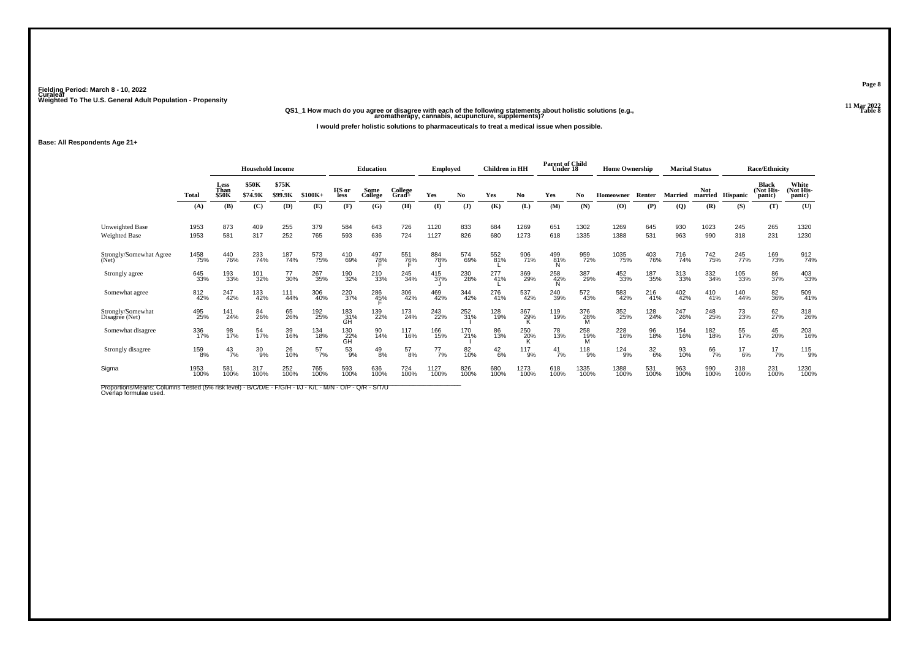Fielding Period: March 8 - 10, 2022
Curaleaf
Weighted To The U.S. General Adult Population - Propensity

11 Mar 2022
Table 8

**QS1_1 How much do you agree or disagree with each of the following statements about holistic solutions (e.g., aromatherapy, cannabis, acupuncture, supplements)?**

**I would prefer holistic solutions to pharmaceuticals to treat a medical issue when possible.**

**Base: All Respondents Age 21+**

| | | Household Income | | | | Education | | | Employed | | Children in HH | | Parent of Child Under 18 | | Home Ownership | | Marital Status | | Race/Ethnicity | | |
|---|---|---|---|---|---|---|---|---|---|---|---|---|---|---|---|---|---|---|---|---|---|
| | Total | Less Than $50K | $50K - $74.9K | $75K - $99.9K | $100K+ | HS or less | Some College | College Grad+ | Yes | No | Yes | No | Yes | No | Homeowner | Renter | Married | Not married | Hispanic | Black (Not His-panic) | White (Not His-panic) |
| | (A) | (B) | (C) | (D) | (E) | (F) | (G) | (H) | (I) | (J) | (K) | (L) | (M) | (N) | (O) | (P) | (Q) | (R) | (S) | (T) | (U) |
| Unweighted Base | 1953 | 873 | 409 | 255 | 379 | 584 | 643 | 726 | 1120 | 833 | 684 | 1269 | 651 | 1302 | 1269 | 645 | 930 | 1023 | 245 | 265 | 1320 |
| Weighted Base | 1953 | 581 | 317 | 252 | 765 | 593 | 636 | 724 | 1127 | 826 | 680 | 1273 | 618 | 1335 | 1388 | 531 | 963 | 990 | 318 | 231 | 1230 |
| Strongly/Somewhat Agree (Net) | 1458 75% | 440 76% | 233 74% | 187 74% | 573 75% | 410 69% | 497 78% F | 551 76% F | 884 78% J | 574 69% | 552 81% L | 906 71% | 499 81% N | 959 72% | 1035 75% | 403 76% | 716 74% | 742 75% | 245 77% | 169 73% | 912 74% |
| Strongly agree | 645 33% | 193 33% | 101 32% | 77 30% | 267 35% | 190 32% | 210 33% | 245 34% | 415 37% J | 230 28% | 277 41% L | 369 29% | 258 42% N | 387 29% | 452 33% | 187 35% | 313 33% | 332 34% | 105 33% | 86 37% | 403 33% |
| Somewhat agree | 812 42% | 247 42% | 133 42% | 111 44% | 306 40% | 220 37% | 286 45% F | 306 42% | 469 42% | 344 42% | 276 41% | 537 42% | 240 39% | 572 43% | 583 42% | 216 41% | 402 42% | 410 41% | 140 44% | 82 36% | 509 41% |
| Strongly/Somewhat Disagree (Net) | 495 25% | 141 24% | 84 26% | 65 26% | 192 25% | 183 31% GH | 139 22% | 173 24% | 243 22% | 252 31% I | 128 19% | 367 29% K | 119 19% | 376 28% M | 352 25% | 128 24% | 247 26% | 248 25% | 73 23% | 62 27% | 318 26% |
| Somewhat disagree | 336 17% | 98 17% | 54 17% | 39 16% | 134 18% | 130 22% GH | 90 14% | 117 16% | 166 15% | 170 21% I | 86 13% | 250 20% K | 78 13% | 258 19% M | 228 16% | 96 18% | 154 16% | 182 18% | 55 17% | 45 20% | 203 16% |
| Strongly disagree | 159 8% | 43 7% | 30 9% | 26 10% | 57 7% | 53 9% | 49 8% | 57 8% | 77 7% | 82 10% | 42 6% | 117 9% | 41 7% | 118 9% | 124 9% | 32 6% | 93 10% | 66 7% | 17 6% | 17 7% | 115 9% |
| Sigma | 1953 100% | 581 100% | 317 100% | 252 100% | 765 100% | 593 100% | 636 100% | 724 100% | 1127 100% | 826 100% | 680 100% | 1273 100% | 618 100% | 1335 100% | 1388 100% | 531 100% | 963 100% | 990 100% | 318 100% | 231 100% | 1230 100% |

Proportions/Means: Columns Tested (5% risk level) - B/C/D/E - F/G/H - I/J - K/L - M/N - O/P - Q/R - S/T/U
Overlap formulae used.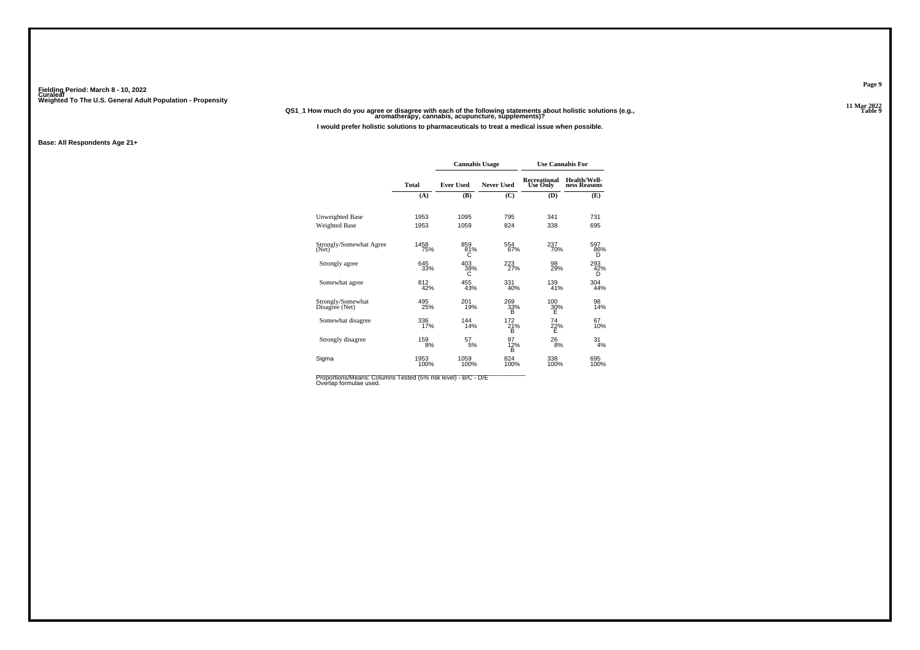Fielding Period: March 8 - 10, 2022
Curaleaf
Weighted To The U.S. General Adult Population - Propensity

11 Mar 2022
Table 9

**QS1_1 How much do you agree or disagree with each of the following statements about holistic solutions (e.g., aromatherapy, cannabis, acupuncture, supplements)?**

**I would prefer holistic solutions to pharmaceuticals to treat a medical issue when possible.**

**Base: All Respondents Age 21+**

| | | Cannabis Usage | | Use Cannabis For | |
|---|---|---|---|---|---|
| | Total | Ever Used | Never Used | Recreational Use Only | Health/Well-ness Reasons |
| | (A) | (B) | (C) | (D) | (E) |
| Unweighted Base | 1953 | 1095 | 795 | 341 | 731 |
| Weighted Base | 1953 | 1059 | 824 | 338 | 695 |
| Strongly/Somewhat Agree (Net) | 1458 75% | 859 81% C | 554 67% | 237 70% | 597 86% D |
| Strongly agree | 645 33% | 403 38% C | 223 27% | 98 29% | 293 42% D |
| Somewhat agree | 812 42% | 455 43% | 331 40% | 139 41% | 304 44% |
| Strongly/Somewhat Disagree (Net) | 495 25% | 201 19% | 269 33% B | 100 30% E | 98 14% |
| Somewhat disagree | 336 17% | 144 14% | 172 21% B | 74 22% E | 67 10% |
| Strongly disagree | 159 8% | 57 5% | 97 12% B | 26 8% | 31 4% |
| Sigma | 1953 100% | 1059 100% | 824 100% | 338 100% | 695 100% |

Proportions/Means: Columns Tested (5% risk level) - B/C - D/E
Overlap formulae used.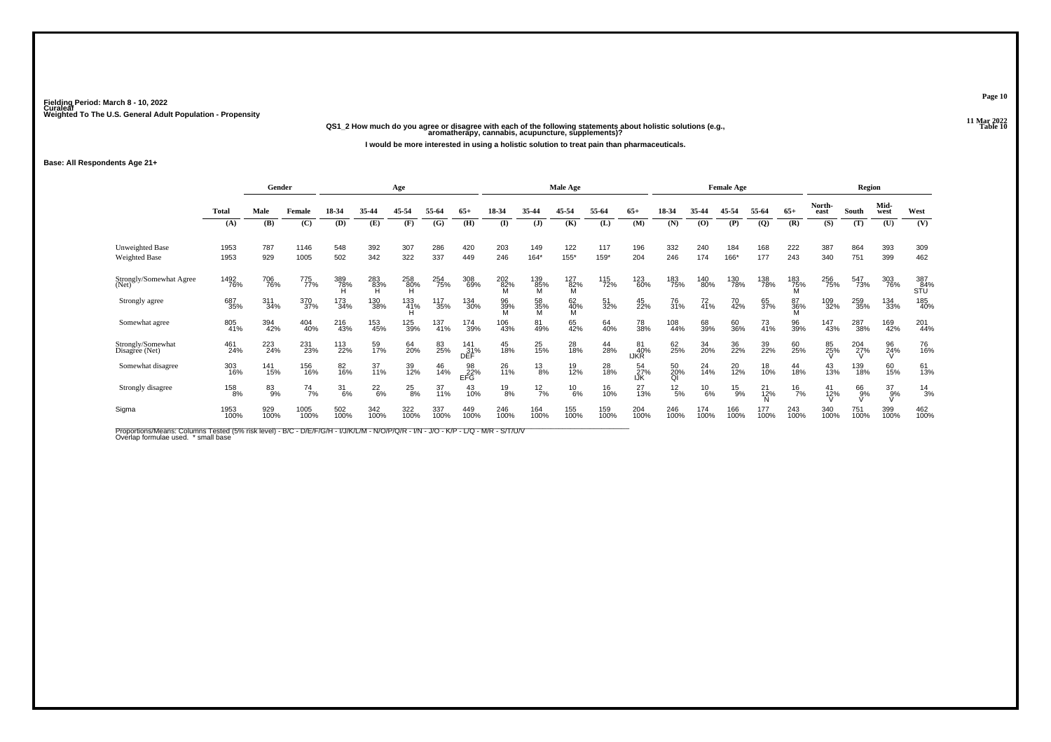Fielding Period: March 8 - 10, 2022
Curaleaf
Weighted To The U.S. General Adult Population - Propensity

11 Mar 2022
Table 10

**QS1_2 How much do you agree or disagree with each of the following statements about holistic solutions (e.g., aromatherapy, cannabis, acupuncture, supplements)?**

**I would be more interested in using a holistic solution to treat pain than pharmaceuticals.**

**Base: All Respondents Age 21+**

| | Total | Gender | | Age | | | | | Male Age | | | | | Female Age | | | | | Region | | | |
|---|---|---|---|---|---|---|---|---|---|---|---|---|---|---|---|---|---|---|---|---|---|---|
| | Total | Male | Female | 18-34 | 35-44 | 45-54 | 55-64 | 65+ | 18-34 | 35-44 | 45-54 | 55-64 | 65+ | 18-34 | 35-44 | 45-54 | 55-64 | 65+ | North-east | South | Mid-west | West |
| | (A) | (B) | (C) | (D) | (E) | (F) | (G) | (H) | (I) | (J) | (K) | (L) | (M) | (N) | (O) | (P) | (Q) | (R) | (S) | (T) | (U) | (V) |
| Unweighted Base | 1953 | 787 | 1146 | 548 | 392 | 307 | 286 | 420 | 203 | 149 | 122 | 117 | 196 | 332 | 240 | 184 | 168 | 222 | 387 | 864 | 393 | 309 |
| Weighted Base | 1953 | 929 | 1005 | 502 | 342 | 322 | 337 | 449 | 246 | 164* | 155* | 159* | 204 | 246 | 174 | 166* | 177 | 243 | 340 | 751 | 399 | 462 |
| Strongly/Somewhat Agree (Net) | 1492 76% | 706 76% | 775 77% | 389 78% H | 283 83% H | 258 80% H | 254 75% | 308 69% | 202 82% M | 139 85% M | 127 82% M | 115 72% | 123 60% | 183 75% | 140 80% | 130 78% | 138 78% | 183 75% M | 256 75% | 547 73% | 303 76% | 387 84% STU |
| Strongly agree | 687 35% | 311 34% | 370 37% | 173 34% | 130 38% | 133 41% H | 117 35% | 134 30% | 96 39% M | 58 35% M | 62 40% M | 51 32% | 45 22% | 76 31% | 72 41% | 70 42% | 65 37% | 87 36% M | 109 32% | 259 35% | 134 33% | 185 40% |
| Somewhat agree | 805 41% | 394 42% | 404 40% | 216 43% | 153 45% | 125 39% | 137 41% | 174 39% | 106 43% | 81 49% | 65 42% | 64 40% | 78 38% | 108 44% | 68 39% | 60 36% | 73 41% | 96 39% | 147 43% | 287 38% | 169 42% | 201 44% |
| Strongly/Somewhat Disagree (Net) | 461 24% | 223 24% | 231 23% | 113 22% | 59 17% | 64 20% | 83 25% | 141 31% DEF | 45 18% | 25 15% | 28 18% | 44 28% | 81 40% IJKR | 62 25% | 34 20% | 36 22% | 39 22% | 60 25% | 85 25% V | 204 27% V | 96 24% V | 76 16% |
| Somewhat disagree | 303 16% | 141 15% | 156 16% | 82 16% | 37 11% | 39 12% | 46 14% | 98 22% EFG | 26 11% | 13 8% | 19 12% | 28 18% | 54 27% IJK | 50 20% QI | 24 14% | 20 12% | 18 10% | 44 18% | 43 13% | 139 18% | 60 15% | 61 13% |
| Strongly disagree | 158 8% | 83 9% | 74 7% | 31 6% | 22 6% | 25 8% | 37 11% | 43 10% | 19 8% | 12 7% | 10 6% | 16 10% | 27 13% | 12 5% | 10 6% | 15 9% | 21 12% N | 16 7% | 41 12% V | 66 9% V | 37 9% V | 14 3% |
| Sigma | 1953 100% | 929 100% | 1005 100% | 502 100% | 342 100% | 322 100% | 337 100% | 449 100% | 246 100% | 164 100% | 155 100% | 159 100% | 204 100% | 246 100% | 174 100% | 166 100% | 177 100% | 243 100% | 340 100% | 751 100% | 399 100% | 462 100% |

Proportions/Means: Columns Tested (5% risk level) - B/C - D/E/F/G/H - I/J/K/L/M - N/O/P/Q/R - I/N - J/O - K/P - L/Q - M/R - S/T/U/V
Overlap formulae used. * small base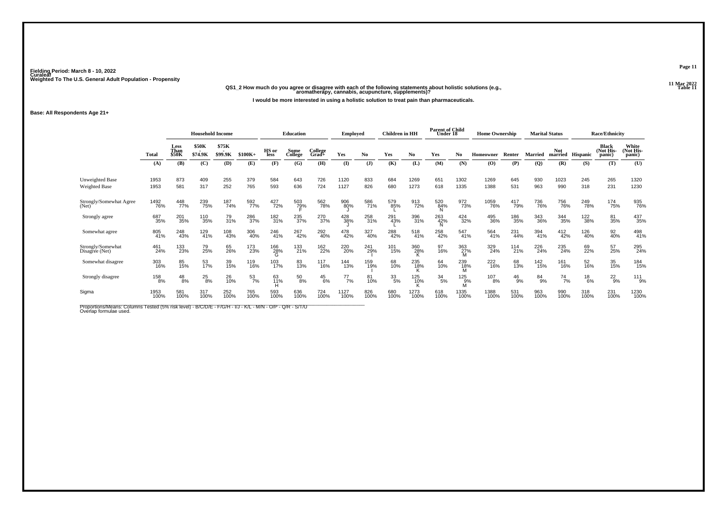Fielding Period: March 8 - 10, 2022
Curaleaf
Weighted To The U.S. General Adult Population - Propensity

11 Mar 2022
Table 11

**QS1_2 How much do you agree or disagree with each of the following statements about holistic solutions (e.g., aromatherapy, cannabis, acupuncture, supplements)?**

**I would be more interested in using a holistic solution to treat pain than pharmaceuticals.**

**Base: All Respondents Age 21+**

| | Total | Household Income | | | | Education | | | Employed | | Children in HH | | Parent of Child Under 18 | | Home Ownership | | Marital Status | | Race/Ethnicity | | |
|---|---|---|---|---|---|---|---|---|---|---|---|---|---|---|---|---|---|---|---|---|---|
| | Total | Less Than $50K | $50K - $74.9K | $75K - $99.9K | $100K+ | HS or less | Some College | College Grad+ | Yes | No | Yes | No | Yes | No | Homeowner | Renter | Married | Not married | Hispanic | Black (Not Hispanic) | White (Not Hispanic) |
| | (A) | (B) | (C) | (D) | (E) | (F) | (G) | (H) | (I) | (J) | (K) | (L) | (M) | (N) | (O) | (P) | (Q) | (R) | (S) | (T) | (U) |
| Unweighted Base | 1953 | 873 | 409 | 255 | 379 | 584 | 643 | 726 | 1120 | 833 | 684 | 1269 | 651 | 1302 | 1269 | 645 | 930 | 1023 | 245 | 265 | 1320 |
| Weighted Base | 1953 | 581 | 317 | 252 | 765 | 593 | 636 | 724 | 1127 | 826 | 680 | 1273 | 618 | 1335 | 1388 | 531 | 963 | 990 | 318 | 231 | 1230 |
| Strongly/Somewhat Agree (Net) | 1492 76% | 448 77% | 239 75% | 187 74% | 592 77% | 427 72% | 503 79% F | 562 78% | 906 80% J | 586 71% | 579 85% L | 913 72% | 520 84% N | 972 73% | 1059 76% | 417 79% | 736 76% | 756 76% | 249 78% | 174 75% | 935 76% |
| Strongly agree | 687 35% | 201 35% | 110 35% | 79 31% | 286 37% | 182 31% | 235 37% | 270 37% | 428 38% J | 258 31% | 291 43% L | 396 31% | 263 42% N | 424 32% | 495 36% | 186 35% | 343 36% | 344 35% | 122 38% | 81 35% | 437 35% |
| Somewhat agree | 805 41% | 248 43% | 129 41% | 108 43% | 306 40% | 246 41% | 267 42% | 292 40% | 478 42% | 327 40% | 288 42% | 518 41% | 258 42% | 547 41% | 564 41% | 231 44% | 394 41% | 412 42% | 126 40% | 92 40% | 498 41% |
| Strongly/Somewhat Disagree (Net) | 461 24% | 133 23% | 79 25% | 65 26% | 173 23% | 166 28% G | 133 21% | 162 22% | 220 20% | 241 29% I | 101 15% | 360 28% K | 97 16% | 363 27% M | 329 24% | 114 21% | 226 24% | 235 24% | 69 22% | 57 25% | 295 24% |
| Somewhat disagree | 303 16% | 85 15% | 53 17% | 39 15% | 119 16% | 103 17% | 83 13% | 117 16% | 144 13% | 159 19% I | 68 10% | 235 18% K | 64 10% | 239 18% M | 222 16% | 68 13% | 142 15% | 161 16% | 52 16% | 35 15% | 184 15% |
| Strongly disagree | 158 8% | 48 8% | 25 8% | 26 10% | 53 7% | 63 11% H | 50 8% | 45 6% | 77 7% | 81 10% | 33 5% | 125 10% K | 34 5% | 125 9% M | 107 8% | 46 9% | 84 9% | 74 7% | 18 6% | 22 9% | 111 9% |
| Sigma | 1953 100% | 581 100% | 317 100% | 252 100% | 765 100% | 593 100% | 636 100% | 724 100% | 1127 100% | 826 100% | 680 100% | 1273 100% | 618 100% | 1335 100% | 1388 100% | 531 100% | 963 100% | 990 100% | 318 100% | 231 100% | 1230 100% |

Proportions/Means: Columns Tested (5% risk level) - B/C/D/E - F/G/H - I/J - K/L - M/N - O/P - Q/R - S/T/U
Overlap formulae used.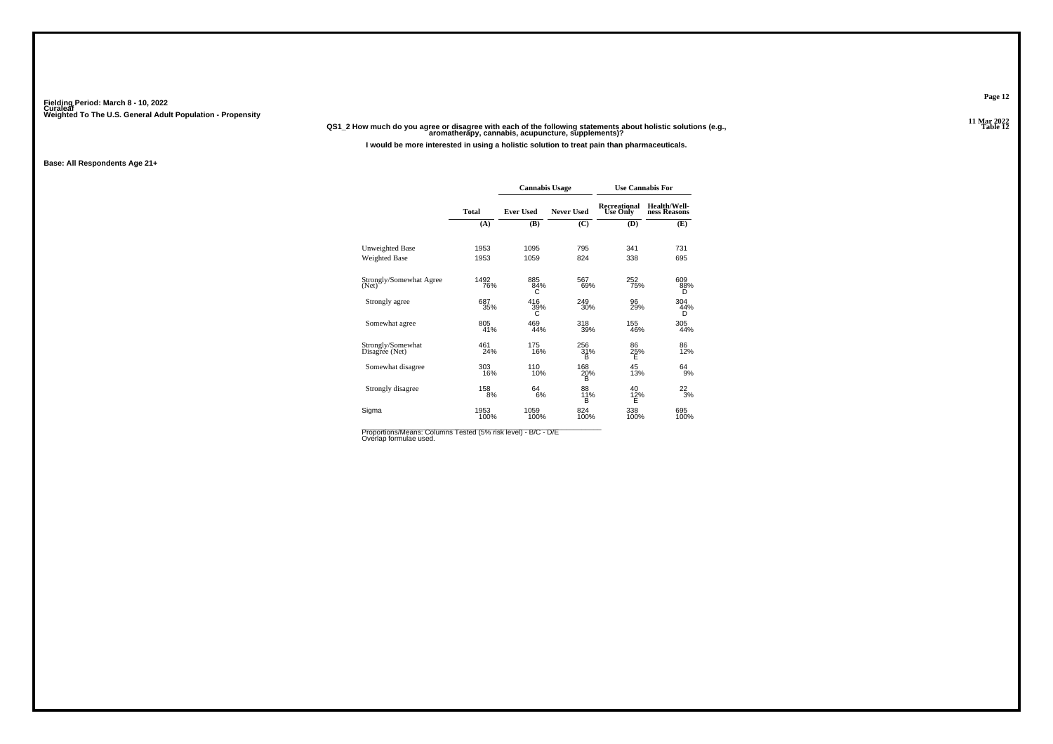Fielding Period: March 8 - 10, 2022
Curaleaf
Weighted To The U.S. General Adult Population - Propensity

11 Mar 2022
Table 12

**QS1_2 How much do you agree or disagree with each of the following statements about holistic solutions (e.g., aromatherapy, cannabis, acupuncture, supplements)?**

**I would be more interested in using a holistic solution to treat pain than pharmaceuticals.**

**Base: All Respondents Age 21+**

| | Total | Cannabis Usage | | Use Cannabis For | |
|---|---|---|---|---|---|
| | | Ever Used | Never Used | Recreational Use Only | Health/Well-ness Reasons |
| | (A) | (B) | (C) | (D) | (E) |
| Unweighted Base | 1953 | 1095 | 795 | 341 | 731 |
| Weighted Base | 1953 | 1059 | 824 | 338 | 695 |
| Strongly/Somewhat Agree (Net) | 1492<br>76% | 885<br>84%<br>C | 567<br>69% | 252<br>75% | 609<br>88%<br>D |
| Strongly agree | 687<br>35% | 416<br>39%<br>C | 249<br>30% | 96<br>29% | 304<br>44%<br>D |
| Somewhat agree | 805<br>41% | 469<br>44% | 318<br>39% | 155<br>46% | 305<br>44% |
| Strongly/Somewhat Disagree (Net) | 461<br>24% | 175<br>16% | 256<br>31%<br>B | 86<br>25%<br>E | 86<br>12% |
| Somewhat disagree | 303<br>16% | 110<br>10% | 168<br>20%<br>B | 45<br>13% | 64<br>9% |
| Strongly disagree | 158<br>8% | 64<br>6% | 88<br>11%<br>B | 40<br>12%<br>E | 22<br>3% |
| Sigma | 1953<br>100% | 1059<br>100% | 824<br>100% | 338<br>100% | 695<br>100% |

Proportions/Means: Columns Tested (5% risk level) - B/C - D/E
Overlap formulae used.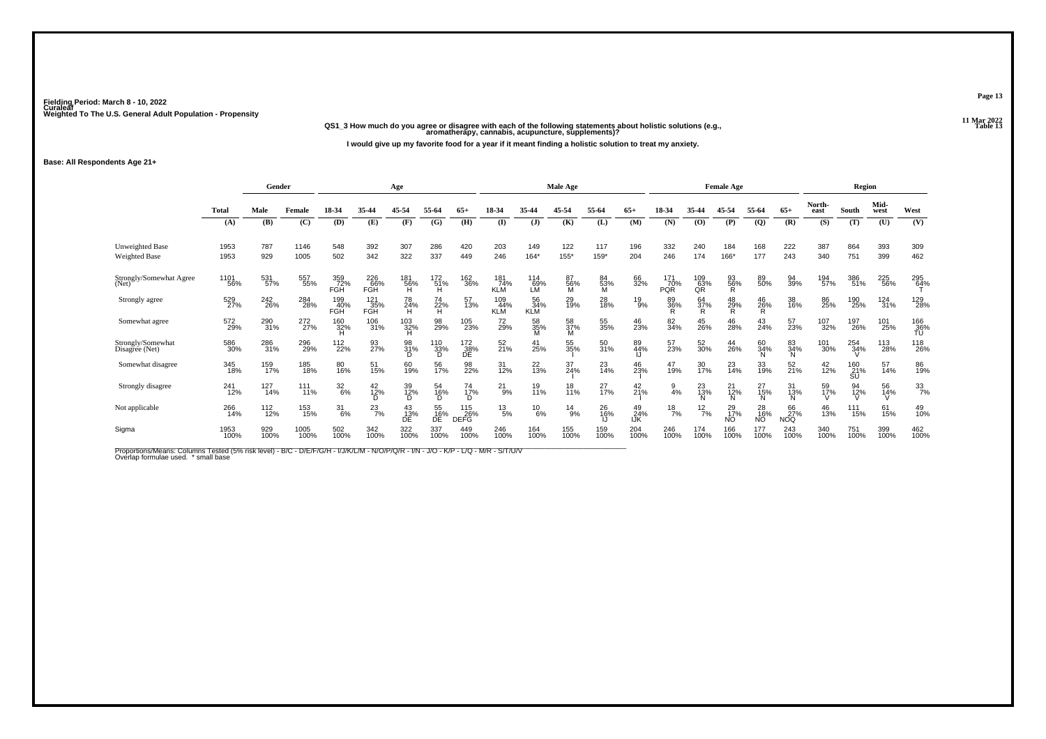**Fielding Period: March 8 - 10, 2022**
**Curaleaf**
**Weighted To The U.S. General Adult Population - Propensity**

**QS1_3 How much do you agree or disagree with each of the following statements about holistic solutions (e.g., aromatherapy, cannabis, acupuncture, supplements)?**

**I would give up my favorite food for a year if it meant finding a holistic solution to treat my anxiety.**

**Base: All Respondents Age 21+**

| | Total | Gender | | Age | | | | | Male Age | | | | | Female Age | | | | | Region | | | |
|---|---|---|---|---|---|---|---|---|---|---|---|---|---|---|---|---|---|---|---|---|---|---|
| | Total | Male | Female | 18-34 | 35-44 | 45-54 | 55-64 | 65+ | 18-34 | 35-44 | 45-54 | 55-64 | 65+ | 18-34 | 35-44 | 45-54 | 55-64 | 65+ | North-east | South | Mid-west | West |
| | (A) | (B) | (C) | (D) | (E) | (F) | (G) | (H) | (I) | (J) | (K) | (L) | (M) | (N) | (O) | (P) | (Q) | (R) | (S) | (T) | (U) | (V) |
| Unweighted Base | 1953 | 787 | 1146 | 548 | 392 | 307 | 286 | 420 | 203 | 149 | 122 | 117 | 196 | 332 | 240 | 184 | 168 | 222 | 387 | 864 | 393 | 309 |
| Weighted Base | 1953 | 929 | 1005 | 502 | 342 | 322 | 337 | 449 | 246 | 164* | 155* | 159* | 204 | 246 | 174 | 166* | 177 | 243 | 340 | 751 | 399 | 462 |
| Strongly/Somewhat Agree (Net) | 1101 56% | 531 57% | 557 55% | 359 72% FGH | 226 66% FGH | 181 56% H | 172 51% H | 162 36% | 181 74% KLM | 114 69% LM | 87 56% M | 84 53% M | 66 32% | 171 70% PQR | 109 63% QR | 93 56% R | 89 50% | 94 39% | 194 57% | 386 51% | 225 56% | 295 64% T |
| Strongly agree | 529 27% | 242 26% | 284 28% | 199 40% FGH | 121 35% FGH | 78 24% H | 74 22% H | 57 13% | 109 44% KLM | 56 34% KLM | 29 19% | 28 18% | 19 9% | 89 36% R | 64 37% R | 48 29% R | 46 26% R | 38 16% | 86 25% | 190 25% | 124 31% | 129 28% |
| Somewhat agree | 572 29% | 290 31% | 272 27% | 160 32% H | 106 31% | 103 32% H | 98 29% | 105 23% | 72 29% | 58 35% M | 58 37% M | 55 35% | 46 23% | 82 34% | 45 26% | 46 28% | 43 24% | 57 23% | 107 32% | 197 26% | 101 25% | 166 36% TU |
| Strongly/Somewhat Disagree (Net) | 586 30% | 286 31% | 296 29% | 112 22% | 93 27% | 98 31% D | 110 33% D | 172 38% DE | 52 21% | 41 25% | 55 35% I | 50 31% | 89 44% IJ | 57 23% | 52 30% | 44 26% | 60 34% N | 83 34% N | 101 30% | 254 34% V | 113 28% | 118 26% |
| Somewhat disagree | 345 18% | 159 17% | 185 18% | 80 16% | 51 15% | 60 19% | 56 17% | 98 22% | 31 12% | 22 13% | 37 24% I | 23 14% | 46 23% I | 47 19% | 30 17% | 23 14% | 33 19% | 52 21% | 42 12% | 160 21% SU | 57 14% | 86 19% |
| Strongly disagree | 241 12% | 127 14% | 111 11% | 32 6% | 42 12% D | 39 12% D | 54 16% D | 74 17% D | 21 9% | 19 11% | 18 11% | 27 17% | 42 21% I | 9 4% | 23 13% N | 21 12% N | 27 15% N | 31 13% N | 59 17% V | 94 12% V | 56 14% V | 33 7% |
| Not applicable | 266 14% | 112 12% | 153 15% | 31 6% | 23 7% | 43 13% DE | 55 16% DE | 115 26% DEFG | 13 5% | 10 6% | 14 9% | 26 16% IJ | 49 24% IJK | 18 7% | 12 7% | 29 17% NO | 28 16% NO | 66 27% NOQ | 46 13% | 111 15% | 61 15% | 49 10% |
| Sigma | 1953 100% | 929 100% | 1005 100% | 502 100% | 342 100% | 322 100% | 337 100% | 449 100% | 246 100% | 164 100% | 155 100% | 159 100% | 204 100% | 246 100% | 174 100% | 166 100% | 177 100% | 243 100% | 340 100% | 751 100% | 399 100% | 462 100% |

Proportions/Means: Columns Tested (5% risk level) - B/C - D/E/F/G/H - I/J/K/L/M - N/O/P/Q/R - I/N - J/O - K/P - L/Q - M/R - S/T/U/V
Overlap formulae used. * small base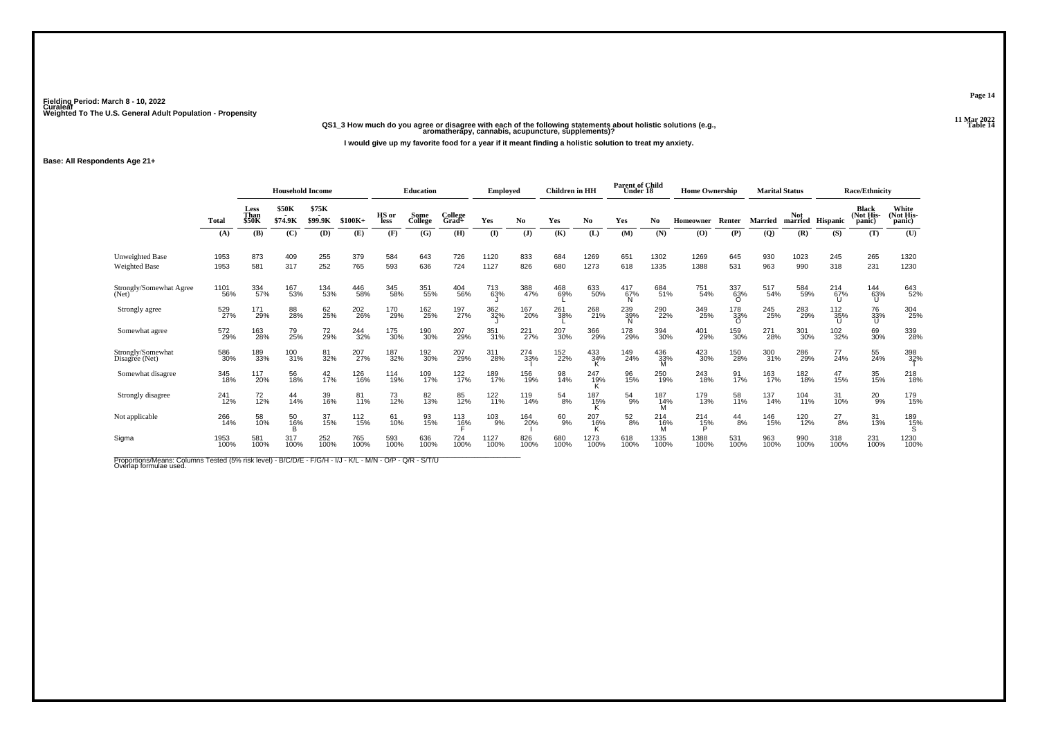Fielding Period: March 8 - 10, 2022
Curaleaf
Weighted To The U.S. General Adult Population - Propensity

11 Mar 2022
Table 14

**QS1_3 How much do you agree or disagree with each of the following statements about holistic solutions (e.g., aromatherapy, cannabis, acupuncture, supplements)?**

**I would give up my favorite food for a year if it meant finding a holistic solution to treat my anxiety.**

**Base: All Respondents Age 21+**

| | Total | Household Income | | | | Education | | | Employed | | Children in HH | | Parent of Child Under 18 | | Home Ownership | | Marital Status | | Race/Ethnicity | | |
|---|---|---|---|---|---|---|---|---|---|---|---|---|---|---|---|---|---|---|---|---|---|
| | | Less Than $50K | $50K - $74.9K | $75K - $99.9K | $100K+ | HS or less | Some College | College Grad+ | Yes | No | Yes | No | Yes | No | Homeowner | Renter | Married | Not married | Hispanic | Black (Not Hispanic) | White (Not Hispanic) |
| | (A) | (B) | (C) | (D) | (E) | (F) | (G) | (H) | (I) | (J) | (K) | (L) | (M) | (N) | (O) | (P) | (Q) | (R) | (S) | (T) | (U) |
| Unweighted Base | 1953 | 873 | 409 | 255 | 379 | 584 | 643 | 726 | 1120 | 833 | 684 | 1269 | 651 | 1302 | 1269 | 645 | 930 | 1023 | 245 | 265 | 1320 |
| Weighted Base | 1953 | 581 | 317 | 252 | 765 | 593 | 636 | 724 | 1127 | 826 | 680 | 1273 | 618 | 1335 | 1388 | 531 | 963 | 990 | 318 | 231 | 1230 |
| Strongly/Somewhat Agree (Net) | 1101 56% | 334 57% | 167 53% | 134 53% | 446 58% | 345 58% | 351 55% | 404 56% | 713 63% J | 388 47% | 468 69% L | 633 50% | 417 67% N | 684 51% | 751 54% | 337 63% O | 517 54% | 584 59% | 214 67% U | 144 63% U | 643 52% |
| Strongly agree | 529 27% | 171 29% | 88 28% | 62 25% | 202 26% | 170 29% | 162 25% | 197 27% | 362 32% J | 167 20% | 261 38% L | 268 21% | 239 39% N | 290 22% | 349 25% | 178 33% O | 245 25% | 283 29% | 112 35% U | 76 33% U | 304 25% |
| Somewhat agree | 572 29% | 163 28% | 79 25% | 72 29% | 244 32% | 175 30% | 190 30% | 207 29% | 351 31% | 221 27% | 207 30% | 366 29% | 178 29% | 394 30% | 401 29% | 159 30% | 271 28% | 301 30% | 102 32% | 69 30% | 339 28% |
| Strongly/Somewhat Disagree (Net) | 586 30% | 189 33% | 100 31% | 81 32% | 207 27% | 187 32% | 192 30% | 207 29% | 311 28% | 274 33% I | 152 22% | 433 34% K | 149 24% | 436 33% M | 423 30% | 150 28% | 300 31% | 286 29% | 77 24% | 55 24% | 398 32% T |
| Somewhat disagree | 345 18% | 117 20% | 56 18% | 42 17% | 126 16% | 114 19% | 109 17% | 122 17% | 189 17% | 156 19% | 98 14% | 247 19% K | 96 15% | 250 19% | 243 18% | 91 17% | 163 17% | 182 18% | 47 15% | 35 15% | 218 18% |
| Strongly disagree | 241 12% | 72 12% | 44 14% | 39 16% | 81 11% | 73 12% | 82 13% | 85 12% | 122 11% | 119 14% | 54 8% | 187 15% K | 54 9% | 187 14% M | 179 13% | 58 11% | 137 14% | 104 11% | 31 10% | 20 9% | 179 15% |
| Not applicable | 266 14% | 58 10% | 50 16% B | 37 15% | 112 15% | 61 10% | 93 15% | 113 16% F | 103 9% | 164 20% I | 60 9% | 207 16% K | 52 8% | 214 16% M | 214 15% P | 44 8% | 146 15% | 120 12% | 27 8% | 31 13% | 189 15% S |
| Sigma | 1953 100% | 581 100% | 317 100% | 252 100% | 765 100% | 593 100% | 636 100% | 724 100% | 1127 100% | 826 100% | 680 100% | 1273 100% | 618 100% | 1335 100% | 1388 100% | 531 100% | 963 100% | 990 100% | 318 100% | 231 100% | 1230 100% |

Proportions/Means: Columns Tested (5% risk level) - B/C/D/E - F/G/H - I/J - K/L - M/N - O/P - Q/R - S/T/U
Overlap formulae used.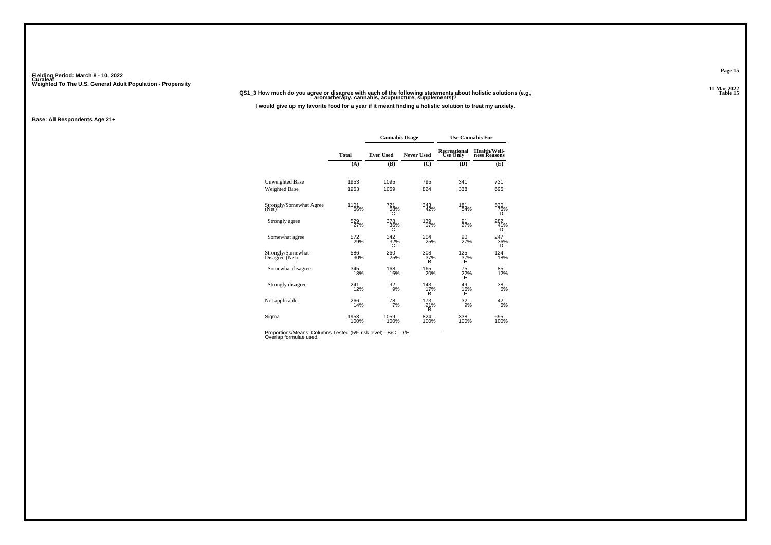Fielding Period: March 8 - 10, 2022
Curaleaf
Weighted To The U.S. General Adult Population - Propensity

**QS1_3 How much do you agree or disagree with each of the following statements about holistic solutions (e.g., aromatherapy, cannabis, acupuncture, supplements)?**

**I would give up my favorite food for a year if it meant finding a holistic solution to treat my anxiety.**

**Base: All Respondents Age 21+**

| | Total | Cannabis Usage | | Use Cannabis For | |
|---|---|---|---|---|---|
| | | Ever Used | Never Used | Recreational Use Only | Health/Well-ness Reasons |
| | (A) | (B) | (C) | (D) | (E) |
| Unweighted Base | 1953 | 1095 | 795 | 341 | 731 |
| Weighted Base | 1953 | 1059 | 824 | 338 | 695 |
| Strongly/Somewhat Agree (Net) | 1101<br>56% | 721<br>68%<br>C | 343<br>42% | 181<br>54% | 530<br>76%<br>D |
| Strongly agree | 529<br>27% | 378<br>36%<br>C | 139<br>17% | 91<br>27% | 282<br>41%<br>D |
| Somewhat agree | 572<br>29% | 342<br>32%<br>C | 204<br>25% | 90<br>27% | 247<br>36%<br>D |
| Strongly/Somewhat Disagree (Net) | 586<br>30% | 260<br>25% | 308<br>37%<br>B | 125<br>37%<br>E | 124<br>18% |
| Somewhat disagree | 345<br>18% | 168<br>16% | 165<br>20% | 75<br>22%<br>E | 85<br>12% |
| Strongly disagree | 241<br>12% | 92<br>9% | 143<br>17%<br>B | 49<br>15%<br>E | 38<br>6% |
| Not applicable | 266<br>14% | 78<br>7% | 173<br>21%<br>B | 32<br>9% | 42<br>6% |
| Sigma | 1953<br>100% | 1059<br>100% | 824<br>100% | 338<br>100% | 695<br>100% |

Proportions/Means: Columns Tested (5% risk level) - B/C - D/E
Overlap formulae used.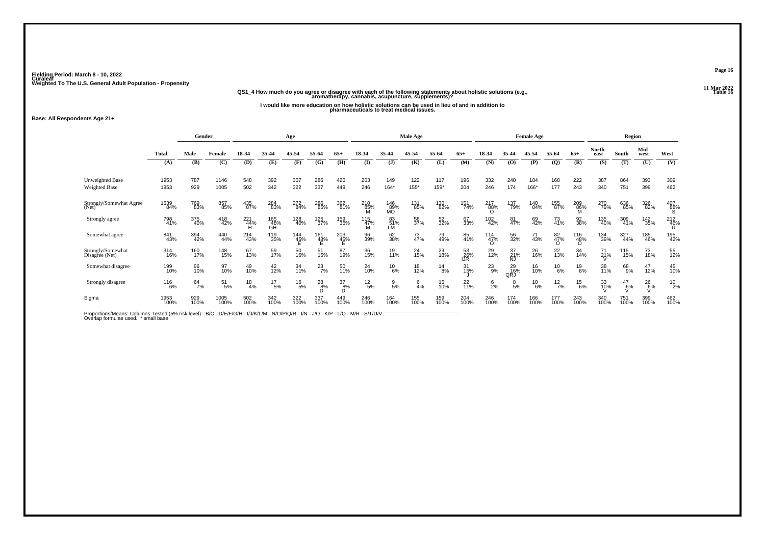Fielding Period: March 8 - 10, 2022
Curaleaf
Weighted To The U.S. General Adult Population - Propensity

11 Mar 2022
Table 16

**QS1_4 How much do you agree or disagree with each of the following statements about holistic solutions (e.g., aromatherapy, cannabis, acupuncture, supplements)?**

**I would like more education on how holistic solutions can be used in lieu of and in addition to pharmaceuticals to treat medical issues.**

**Base: All Respondents Age 21+**

| | Total | Gender | | Age | | | | | Male Age | | | | | Female Age | | | | | Region | | | |
|---|---|---|---|---|---|---|---|---|---|---|---|---|---|---|---|---|---|---|---|---|---|---|
| | | Male | Female | 18-34 | 35-44 | 45-54 | 55-64 | 65+ | 18-34 | 35-44 | 45-54 | 55-64 | 65+ | 18-34 | 35-44 | 45-54 | 55-64 | 65+ | North-east | South | Mid-west | West |
| | (A) | (B) | (C) | (D) | (E) | (F) | (G) | (H) | (I) | (J) | (K) | (L) | (M) | (N) | (O) | (P) | (Q) | (R) | (S) | (T) | (U) | (V) |
| Unweighted Base | 1953 | 787 | 1146 | 548 | 392 | 307 | 286 | 420 | 203 | 149 | 122 | 117 | 196 | 332 | 240 | 184 | 168 | 222 | 387 | 864 | 393 | 309 |
| Weighted Base | 1953 | 929 | 1005 | 502 | 342 | 322 | 337 | 449 | 246 | 164* | 155* | 159* | 204 | 246 | 174 | 166* | 177 | 243 | 340 | 751 | 399 | 462 |
| Strongly/Somewhat Agree (Net) | 1639 84% | 769 83% | 857 85% | 435 87% | 284 83% | 272 84% | 286 85% | 362 81% | 210 85% M | 146 89% MO | 131 85% | 130 82% | 151 74% | 217 88% O | 137 79% | 140 84% | 155 87% | 209 86% M | 270 79% | 636 85% | 326 82% | 407 88% S |
| Strongly agree | 798 41% | 375 40% | 418 42% | 221 44% H | 165 48% GH | 128 40% | 125 37% | 159 35% | 115 47% M | 83 51% LM | 58 37% | 52 32% | 67 33% | 102 42% | 81 47% | 69 42% | 73 41% | 92 38% | 135 40% | 309 41% | 142 35% | 212 46% U |
| Somewhat agree | 841 43% | 394 42% | 440 44% | 214 43% | 119 35% | 144 45% E | 161 48% E | 203 45% E | 96 39% | 62 38% | 73 47% | 79 49% | 85 41% | 114 47% O | 56 32% | 71 43% | 82 47% O | 116 48% O | 134 39% | 327 44% | 185 46% | 195 42% |
| Strongly/Somewhat Disagree (Net) | 314 16% | 160 17% | 148 15% | 67 13% | 59 17% | 50 16% | 51 15% | 87 19% | 36 15% | 19 11% | 24 15% | 29 18% | 53 26% IJR | 29 12% | 37 21% NJ | 26 16% | 22 13% | 34 14% | 71 21% V | 115 15% | 73 18% | 55 12% |
| Somewhat disagree | 199 10% | 96 10% | 97 10% | 49 10% | 42 12% | 34 11% | 23 7% | 50 11% | 24 10% | 10 6% | 18 12% | 14 8% | 31 15% J | 23 9% | 29 16% QRJ | 16 10% | 10 6% | 19 8% | 38 11% | 68 9% | 47 12% | 45 10% |
| Strongly disagree | 116 6% | 64 7% | 51 5% | 18 4% | 17 5% | 16 5% | 28 8% D | 37 8% D | 12 5% | 9 5% | 6 4% | 15 10% | 22 11% | 6 2% | 8 5% | 10 6% | 12 7% | 15 6% | 33 10% V | 47 6% V | 26 6% V | 10 2% |
| Sigma | 1953 100% | 929 100% | 1005 100% | 502 100% | 342 100% | 322 100% | 337 100% | 449 100% | 246 100% | 164 100% | 155 100% | 159 100% | 204 100% | 246 100% | 174 100% | 166 100% | 177 100% | 243 100% | 340 100% | 751 100% | 399 100% | 462 100% |

Proportions/Means: Columns Tested (5% risk level) - B/C - D/E/F/G/H - I/J/K/L/M - N/O/P/Q/R - I/N - J/O - K/P - L/Q - M/R - S/T/U/V
Overlap formulae used. * small base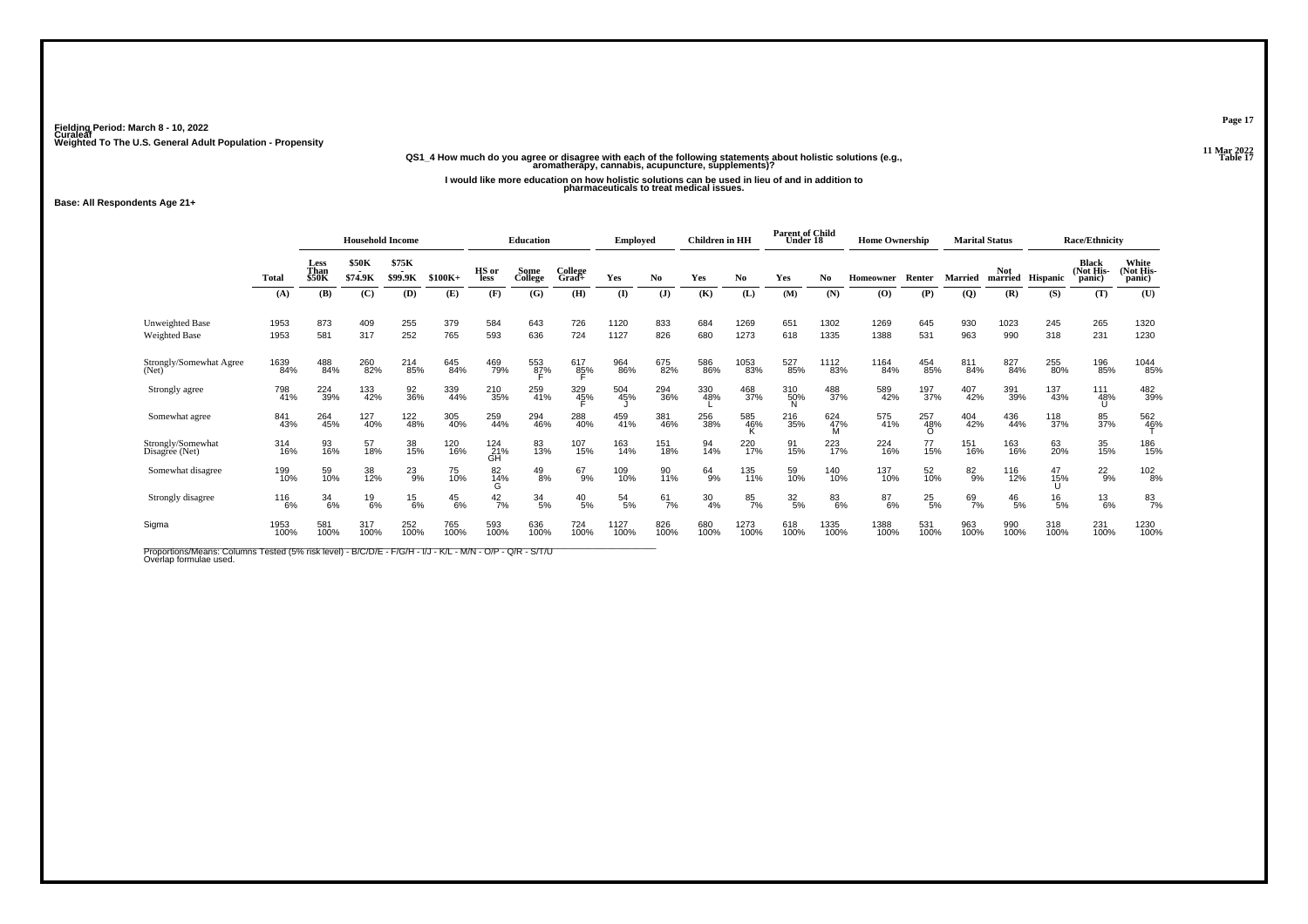Fielding Period: March 8 - 10, 2022
Curaleaf
Weighted To The U.S. General Adult Population - Propensity

11 Mar 2022
Table 17

**QS1_4 How much do you agree or disagree with each of the following statements about holistic solutions (e.g., aromatherapy, cannabis, acupuncture, supplements)?**

**I would like more education on how holistic solutions can be used in lieu of and in addition to pharmaceuticals to treat medical issues.**

**Base: All Respondents Age 21+**

| | | Household Income | | | | Education | | | Employed | | Children in HH | | Parent of Child Under 18 | | Home Ownership | | Marital Status | | Race/Ethnicity | | |
|---|---|---|---|---|---|---|---|---|---|---|---|---|---|---|---|---|---|---|---|---|---|
| | Total | Less Than $50K | $50K - $74.9K | $75K - $99.9K | $100K+ | HS or less | Some College | College Grad+ | Yes | No | Yes | No | Yes | No | Homeowner | Renter | Married | Not married | Hispanic | Black (Not Hispanic) | White (Not Hispanic) |
| | (A) | (B) | (C) | (D) | (E) | (F) | (G) | (H) | (I) | (J) | (K) | (L) | (M) | (N) | (O) | (P) | (Q) | (R) | (S) | (T) | (U) |
| Unweighted Base | 1953 | 873 | 409 | 255 | 379 | 584 | 643 | 726 | 1120 | 833 | 684 | 1269 | 651 | 1302 | 1269 | 645 | 930 | 1023 | 245 | 265 | 1320 |
| Weighted Base | 1953 | 581 | 317 | 252 | 765 | 593 | 636 | 724 | 1127 | 826 | 680 | 1273 | 618 | 1335 | 1388 | 531 | 963 | 990 | 318 | 231 | 1230 |
| Strongly/Somewhat Agree (Net) | 1639 84% | 488 84% | 260 82% | 214 85% | 645 84% | 469 79% | 553 87% F | 617 85% F | 964 86% | 675 82% | 586 86% | 1053 83% | 527 85% | 1112 83% | 1164 84% | 454 85% | 811 84% | 827 84% | 255 80% | 196 85% | 1044 85% |
| Strongly agree | 798 41% | 224 39% | 133 42% | 92 36% | 339 44% | 210 35% | 259 41% | 329 45% F | 504 45% J | 294 36% | 330 48% L | 468 37% | 310 50% N | 488 37% | 589 42% | 197 37% | 407 42% | 391 39% | 137 43% | 111 48% U | 482 39% |
| Somewhat agree | 841 43% | 264 45% | 127 40% | 122 48% | 305 40% | 259 44% | 294 46% | 288 40% | 459 41% | 381 46% | 256 38% | 585 46% K | 216 35% | 624 47% M | 575 41% | 257 48% O | 404 42% | 436 44% | 118 37% | 85 37% | 562 46% T |
| Strongly/Somewhat Disagree (Net) | 314 16% | 93 16% | 57 18% | 38 15% | 120 16% | 124 21% GH | 83 13% | 107 15% | 163 14% | 151 18% | 94 14% | 220 17% | 91 15% | 223 17% | 224 16% | 77 15% | 151 16% | 163 16% | 63 20% | 35 15% | 186 15% |
| Somewhat disagree | 199 10% | 59 10% | 38 12% | 23 9% | 75 10% | 82 14% G | 49 8% | 67 9% | 109 10% | 90 11% | 64 9% | 135 11% | 59 10% | 140 10% | 137 10% | 52 10% | 82 9% | 116 12% | 47 15% U | 22 9% | 102 8% |
| Strongly disagree | 116 6% | 34 6% | 19 6% | 15 6% | 45 6% | 42 7% | 34 5% | 40 5% | 54 5% | 61 7% | 30 4% | 85 7% | 32 5% | 83 6% | 87 6% | 25 5% | 69 7% | 46 5% | 16 5% | 13 6% | 83 7% |
| Sigma | 1953 100% | 581 100% | 317 100% | 252 100% | 765 100% | 593 100% | 636 100% | 724 100% | 1127 100% | 826 100% | 680 100% | 1273 100% | 618 100% | 1335 100% | 1388 100% | 531 100% | 963 100% | 990 100% | 318 100% | 231 100% | 1230 100% |

Proportions/Means: Columns Tested (5% risk level) - B/C/D/E - F/G/H - I/J - K/L - M/N - O/P - Q/R - S/T/U
Overlap formulae used.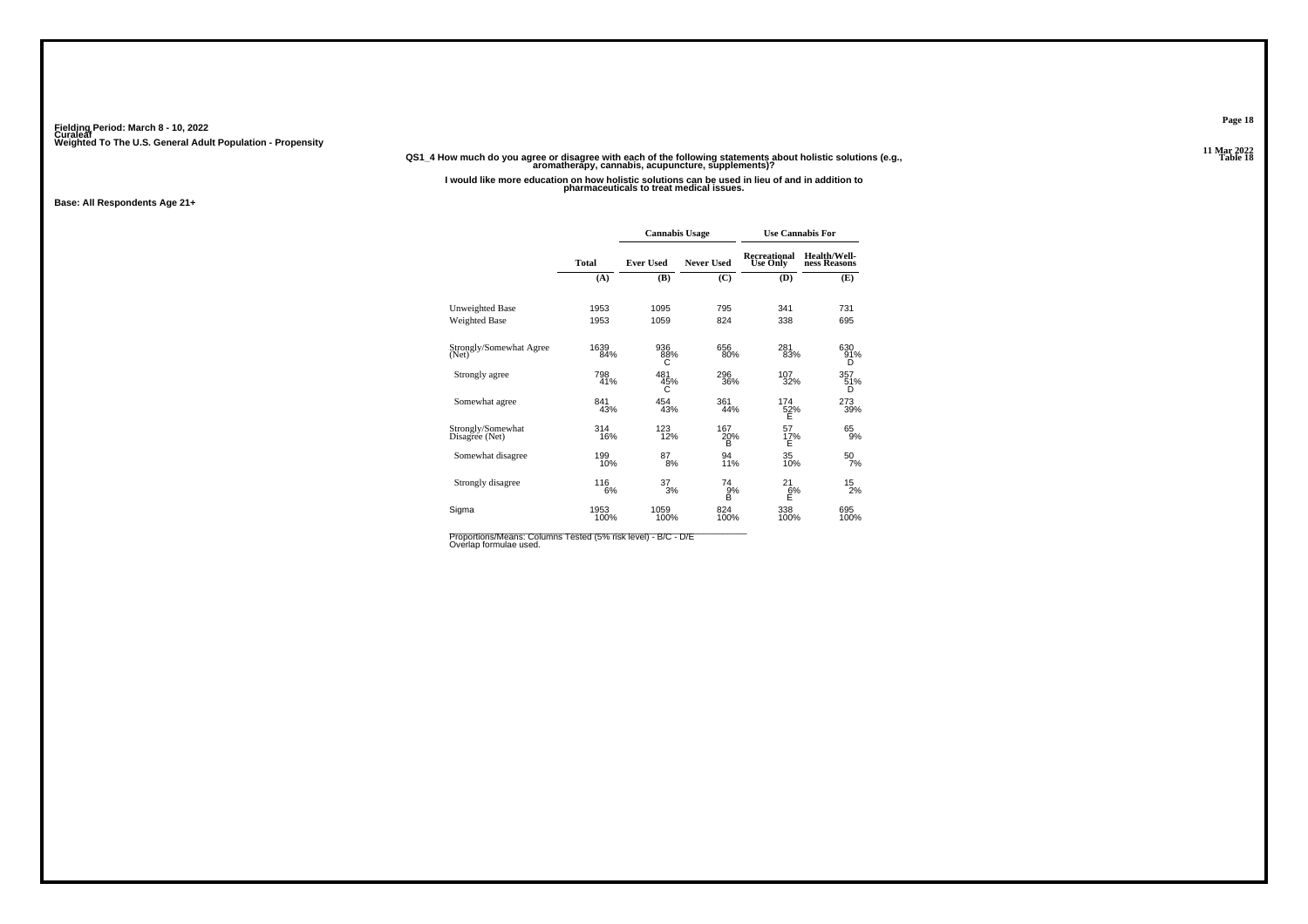Fielding Period: March 8 - 10, 2022
Curaleaf
Weighted To The U.S. General Adult Population - Propensity

11 Mar 2022
Table 18

**QS1_4 How much do you agree or disagree with each of the following statements about holistic solutions (e.g., aromatherapy, cannabis, acupuncture, supplements)?**

**I would like more education on how holistic solutions can be used in lieu of and in addition to pharmaceuticals to treat medical issues.**

**Base: All Respondents Age 21+**

| | | Cannabis Usage | | Use Cannabis For | |
|---|---|---|---|---|---|
| | Total | Ever Used | Never Used | Recreational Use Only | Health/Wellness Reasons |
| | (A) | (B) | (C) | (D) | (E) |
| Unweighted Base | 1953 | 1095 | 795 | 341 | 731 |
| Weighted Base | 1953 | 1059 | 824 | 338 | 695 |
| Strongly/Somewhat Agree (Net) | 1639<br>84% | 936<br>88%<br>C | 656<br>80% | 281<br>83% | 630<br>91%<br>D |
| Strongly agree | 798<br>41% | 481<br>45%<br>C | 296<br>36% | 107<br>32% | 357<br>51%<br>D |
| Somewhat agree | 841<br>43% | 454<br>43% | 361<br>44% | 174<br>52%<br>E | 273<br>39% |
| Strongly/Somewhat Disagree (Net) | 314<br>16% | 123<br>12% | 167<br>20%<br>B | 57<br>17%<br>E | 65<br>9% |
| Somewhat disagree | 199<br>10% | 87<br>8% | 94<br>11% | 35<br>10% | 50<br>7% |
| Strongly disagree | 116<br>6% | 37<br>3% | 74<br>9%<br>B | 21<br>6%<br>E | 15<br>2% |
| Sigma | 1953<br>100% | 1059<br>100% | 824<br>100% | 338<br>100% | 695<br>100% |

Proportions/Means: Columns Tested (5% risk level) - B/C - D/E
Overlap formulae used.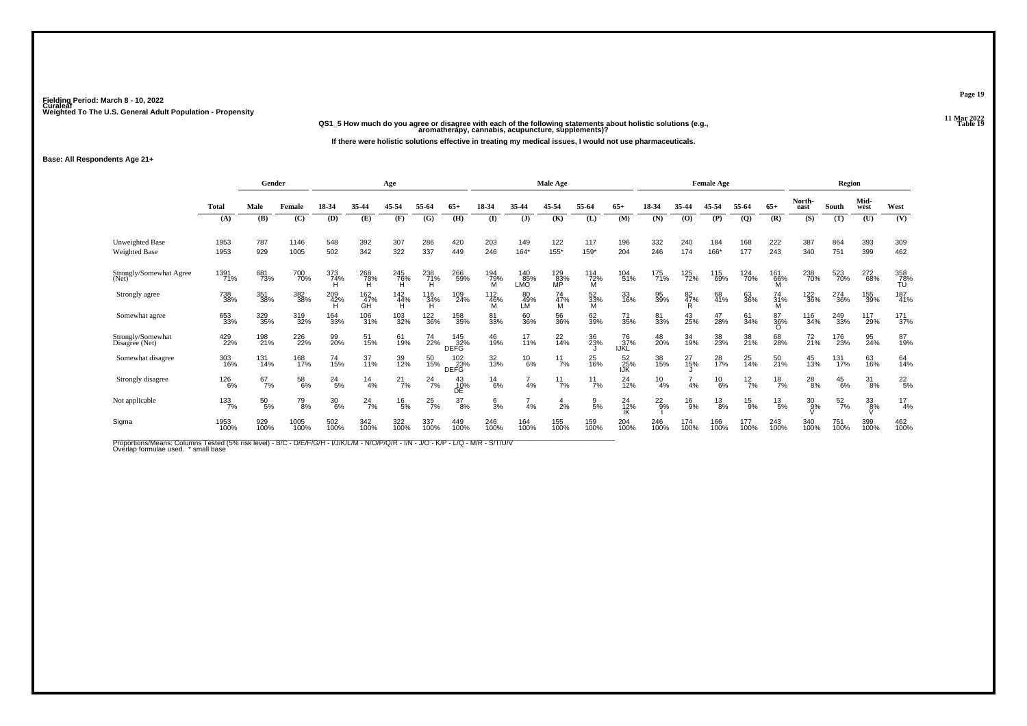Fielding Period: March 8 - 10, 2022
Curaleaf
Weighted To The U.S. General Adult Population - Propensity

11 Mar 2022
Table 19

**QS1_5 How much do you agree or disagree with each of the following statements about holistic solutions (e.g., aromatherapy, cannabis, acupuncture, supplements)?**

**If there were holistic solutions effective in treating my medical issues, I would not use pharmaceuticals.**

**Base: All Respondents Age 21+**

| | Total | Gender | | Age | | | | | Male Age | | | | | Female Age | | | | | Region | | | |
|---|---|---|---|---|---|---|---|---|---|---|---|---|---|---|---|---|---|---|---|---|---|---|
| | Total | Male | Female | 18-34 | 35-44 | 45-54 | 55-64 | 65+ | 18-34 | 35-44 | 45-54 | 55-64 | 65+ | 18-34 | 35-44 | 45-54 | 55-64 | 65+ | North-east | South | Mid-west | West |
| | (A) | (B) | (C) | (D) | (E) | (F) | (G) | (H) | (I) | (J) | (K) | (L) | (M) | (N) | (O) | (P) | (Q) | (R) | (S) | (T) | (U) | (V) |
| Unweighted Base | 1953 | 787 | 1146 | 548 | 392 | 307 | 286 | 420 | 203 | 149 | 122 | 117 | 196 | 332 | 240 | 184 | 168 | 222 | 387 | 864 | 393 | 309 |
| Weighted Base | 1953 | 929 | 1005 | 502 | 342 | 322 | 337 | 449 | 246 | 164* | 155* | 159* | 204 | 246 | 174 | 166* | 177 | 243 | 340 | 751 | 399 | 462 |
| Strongly/Somewhat Agree (Net) | 1391 71% | 681 73% | 700 70% | 373 74% H | 268 78% H | 245 76% H | 238 71% H | 266 59% | 194 79% M | 140 85% LMO | 129 83% MP | 114 72% M | 104 51% | 175 71% | 125 72% | 115 69% | 124 70% | 161 66% M | 238 70% | 523 70% | 272 68% | 358 78% TU |
| Strongly agree | 738 38% | 351 38% | 382 38% | 209 42% H | 162 47% GH | 142 44% H | 116 34% H | 109 24% | 112 46% M | 80 49% LM | 74 47% M | 52 33% M | 33 16% | 95 39% | 82 47% R | 68 41% | 63 36% | 74 31% M | 122 36% | 274 36% | 155 39% | 187 41% |
| Somewhat agree | 653 33% | 329 35% | 319 32% | 164 33% | 106 31% | 103 32% | 122 36% | 158 35% | 81 33% | 60 36% | 56 36% | 62 39% | 71 35% | 81 33% | 43 25% | 47 28% | 61 34% | 87 36% O | 116 34% | 249 33% | 117 29% | 171 37% |
| Strongly/Somewhat Disagree (Net) | 429 22% | 198 21% | 226 22% | 99 20% | 51 15% | 61 19% | 74 22% | 145 32% DEFG | 46 19% | 17 11% | 22 14% | 36 23% J | 76 37% IJKL | 48 20% | 34 19% | 38 23% | 38 21% | 68 28% | 72 21% | 176 23% | 95 24% | 87 19% |
| Somewhat disagree | 303 16% | 131 14% | 168 17% | 74 15% | 37 11% | 39 12% | 50 15% | 102 23% DEFG | 32 13% | 10 6% | 11 7% | 25 16% | 52 25% IJK | 38 15% | 27 15% J | 28 17% | 25 14% | 50 21% | 45 13% | 131 17% | 63 16% | 64 14% |
| Strongly disagree | 126 6% | 67 7% | 58 6% | 24 5% | 14 4% | 21 7% | 24 7% | 43 10% DE | 14 6% | 7 4% | 11 7% | 11 7% | 24 12% | 10 4% | 7 4% | 10 6% | 12 7% | 18 7% | 28 8% | 45 6% | 31 8% | 22 5% |
| Not applicable | 133 7% | 50 5% | 79 8% | 30 6% | 24 7% | 16 5% | 25 7% | 37 8% | 6 3% | 7 4% | 4 2% | 9 5% | 24 12% IK | 22 9% I | 16 9% | 13 8% | 15 9% | 13 5% | 30 9% V | 52 7% | 33 8% V | 17 4% |
| Sigma | 1953 100% | 929 100% | 1005 100% | 502 100% | 342 100% | 322 100% | 337 100% | 449 100% | 246 100% | 164 100% | 155 100% | 159 100% | 204 100% | 246 100% | 174 100% | 166 100% | 177 100% | 243 100% | 340 100% | 751 100% | 399 100% | 462 100% |

Proportions/Means: Columns Tested (5% risk level) - B/C - D/E/F/G/H - I/J/K/L/M - N/O/P/Q/R - I/N - J/O - K/P - L/Q - M/R - S/T/U/V
Overlap formulae used. * small base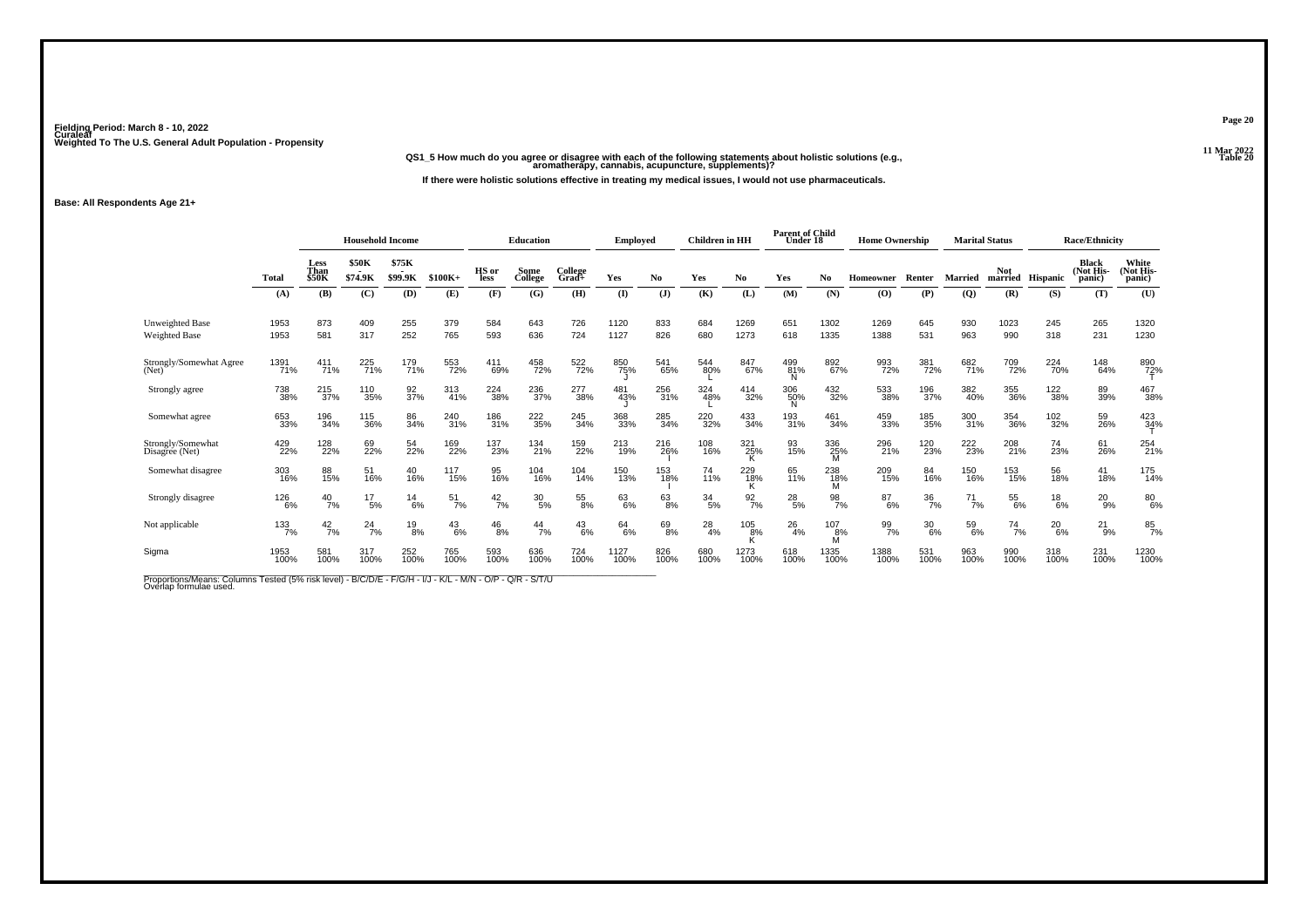Fielding Period: March 8 - 10, 2022
Curaleaf
Weighted To The U.S. General Adult Population - Propensity

11 Mar 2022
Table 20

**QS1_5 How much do you agree or disagree with each of the following statements about holistic solutions (e.g., aromatherapy, cannabis, acupuncture, supplements)?**

**If there were holistic solutions effective in treating my medical issues, I would not use pharmaceuticals.**

**Base: All Respondents Age 21+**

| | Total | Household Income | | | | Education | | | Employed | | Children in HH | | Parent of Child Under 18 | | Home Ownership | | Marital Status | | Race/Ethnicity | | |
|---|---|---|---|---|---|---|---|---|---|---|---|---|---|---|---|---|---|---|---|---|---|
| | | Less Than $50K | $50K - $74.9K | $75K - $99.9K | $100K+ | HS or less | Some College | College Grad+ | Yes | No | Yes | No | Yes | No | Homeowner | Renter | Married | Not married | Hispanic | Black (Not Hispanic) | White (Not Hispanic) |
| | (A) | (B) | (C) | (D) | (E) | (F) | (G) | (H) | (I) | (J) | (K) | (L) | (M) | (N) | (O) | (P) | (Q) | (R) | (S) | (T) | (U) |
| Unweighted Base | 1953 | 873 | 409 | 255 | 379 | 584 | 643 | 726 | 1120 | 833 | 684 | 1269 | 651 | 1302 | 1269 | 645 | 930 | 1023 | 245 | 265 | 1320 |
| Weighted Base | 1953 | 581 | 317 | 252 | 765 | 593 | 636 | 724 | 1127 | 826 | 680 | 1273 | 618 | 1335 | 1388 | 531 | 963 | 990 | 318 | 231 | 1230 |
| Strongly/Somewhat Agree (Net) | 1391<br>71% | 411<br>71% | 225<br>71% | 179<br>71% | 553<br>72% | 411<br>69% | 458<br>72% | 522<br>72% | 850<br>75%<br>J | 541<br>65% | 544<br>80%<br>L | 847<br>67% | 499<br>81%<br>N | 892<br>67% | 993<br>72% | 381<br>72% | 682<br>71% | 709<br>72% | 224<br>70% | 148<br>64% | 890<br>72%<br>T |
| Strongly agree | 738<br>38% | 215<br>37% | 110<br>35% | 92<br>37% | 313<br>41% | 224<br>38% | 236<br>37% | 277<br>38% | 481<br>43%<br>J | 256<br>31% | 324<br>48%<br>L | 414<br>32% | 306<br>50%<br>N | 432<br>32% | 533<br>38% | 196<br>37% | 382<br>40% | 355<br>36% | 122<br>38% | 89<br>39% | 467<br>38% |
| Somewhat agree | 653<br>33% | 196<br>34% | 115<br>36% | 86<br>34% | 240<br>31% | 186<br>31% | 222<br>35% | 245<br>34% | 368<br>33% | 285<br>34% | 220<br>32% | 433<br>34% | 193<br>31% | 461<br>34% | 459<br>33% | 185<br>35% | 300<br>31% | 354<br>36% | 102<br>32% | 59<br>26% | 423<br>34%<br>T |
| Strongly/Somewhat Disagree (Net) | 429<br>22% | 128<br>22% | 69<br>22% | 54<br>22% | 169<br>22% | 137<br>23% | 134<br>21% | 159<br>22% | 213<br>19% | 216<br>26%<br>I | 108<br>16% | 321<br>25%<br>K | 93<br>15% | 336<br>25%<br>M | 296<br>21% | 120<br>23% | 222<br>23% | 208<br>21% | 74<br>23% | 61<br>26% | 254<br>21% |
| Somewhat disagree | 303<br>16% | 88<br>15% | 51<br>16% | 40<br>16% | 117<br>15% | 95<br>16% | 104<br>16% | 104<br>14% | 150<br>13% | 153<br>18%<br>I | 74<br>11% | 229<br>18%<br>K | 65<br>11% | 238<br>18%<br>M | 209<br>15% | 84<br>16% | 150<br>16% | 153<br>15% | 56<br>18% | 41<br>18% | 175<br>14% |
| Strongly disagree | 126<br>6% | 40<br>7% | 17<br>5% | 14<br>6% | 51<br>7% | 42<br>7% | 30<br>5% | 55<br>8% | 63<br>6% | 63<br>8% | 34<br>5% | 92<br>7% | 28<br>5% | 98<br>7% | 87<br>6% | 36<br>7% | 71<br>7% | 55<br>6% | 18<br>6% | 20<br>9% | 80<br>6% |
| Not applicable | 133<br>7% | 42<br>7% | 24<br>7% | 19<br>8% | 43<br>6% | 46<br>8% | 44<br>7% | 43<br>6% | 64<br>6% | 69<br>8% | 28<br>4% | 105<br>8%<br>K | 26<br>4% | 107<br>8%<br>M | 99<br>7% | 30<br>6% | 59<br>6% | 74<br>7% | 20<br>6% | 21<br>9% | 85<br>7% |
| Sigma | 1953<br>100% | 581<br>100% | 317<br>100% | 252<br>100% | 765<br>100% | 593<br>100% | 636<br>100% | 724<br>100% | 1127<br>100% | 826<br>100% | 680<br>100% | 1273<br>100% | 618<br>100% | 1335<br>100% | 1388<br>100% | 531<br>100% | 963<br>100% | 990<br>100% | 318<br>100% | 231<br>100% | 1230<br>100% |

Proportions/Means: Columns Tested (5% risk level) - B/C/D/E - F/G/H - I/J - K/L - M/N - O/P - Q/R - S/T/U
Overlap formulae used.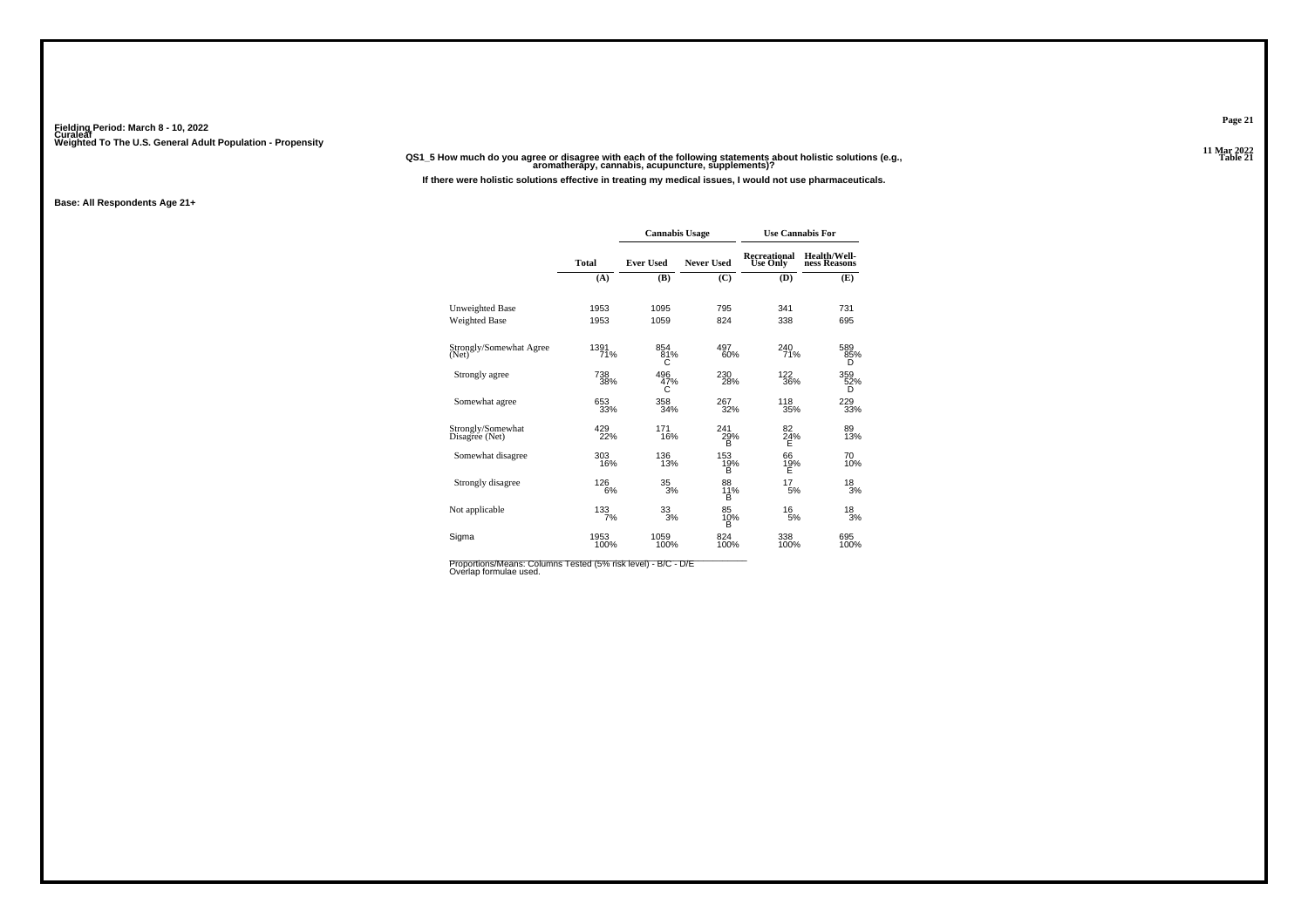Fielding Period: March 8 - 10, 2022
Curaleaf
Weighted To The U.S. General Adult Population - Propensity

**QS1_5 How much do you agree or disagree with each of the following statements about holistic solutions (e.g., aromatherapy, cannabis, acupuncture, supplements)?**

**If there were holistic solutions effective in treating my medical issues, I would not use pharmaceuticals.**

**Base: All Respondents Age 21+**

| | Total | Cannabis Usage | | Use Cannabis For | |
|---|---|---|---|---|---|
| | Total | Ever Used | Never Used | Recreational Use Only | Health/Wellness Reasons |
| | (A) | (B) | (C) | (D) | (E) |
| Unweighted Base | 1953 | 1095 | 795 | 341 | 731 |
| Weighted Base | 1953 | 1059 | 824 | 338 | 695 |
| Strongly/Somewhat Agree (Net) | 1391<br>71% | 854<br>81%<br>C | 497<br>60% | 240<br>71% | 589<br>85%<br>D |
| Strongly agree | 738<br>38% | 496<br>47%<br>C | 230<br>28% | 122<br>36% | 359<br>52%<br>D |
| Somewhat agree | 653<br>33% | 358<br>34% | 267<br>32% | 118<br>35% | 229<br>33% |
| Strongly/Somewhat Disagree (Net) | 429<br>22% | 171<br>16% | 241<br>29%<br>B | 82<br>24%<br>E | 89<br>13% |
| Somewhat disagree | 303<br>16% | 136<br>13% | 153<br>19%<br>B | 66<br>19%<br>E | 70<br>10% |
| Strongly disagree | 126<br>6% | 35<br>3% | 88<br>11%<br>B | 17<br>5% | 18<br>3% |
| Not applicable | 133<br>7% | 33<br>3% | 85<br>10%<br>B | 16<br>5% | 18<br>3% |
| Sigma | 1953<br>100% | 1059<br>100% | 824<br>100% | 338<br>100% | 695<br>100% |

Proportions/Means: Columns Tested (5% risk level) - B/C - D/E
Overlap formulae used.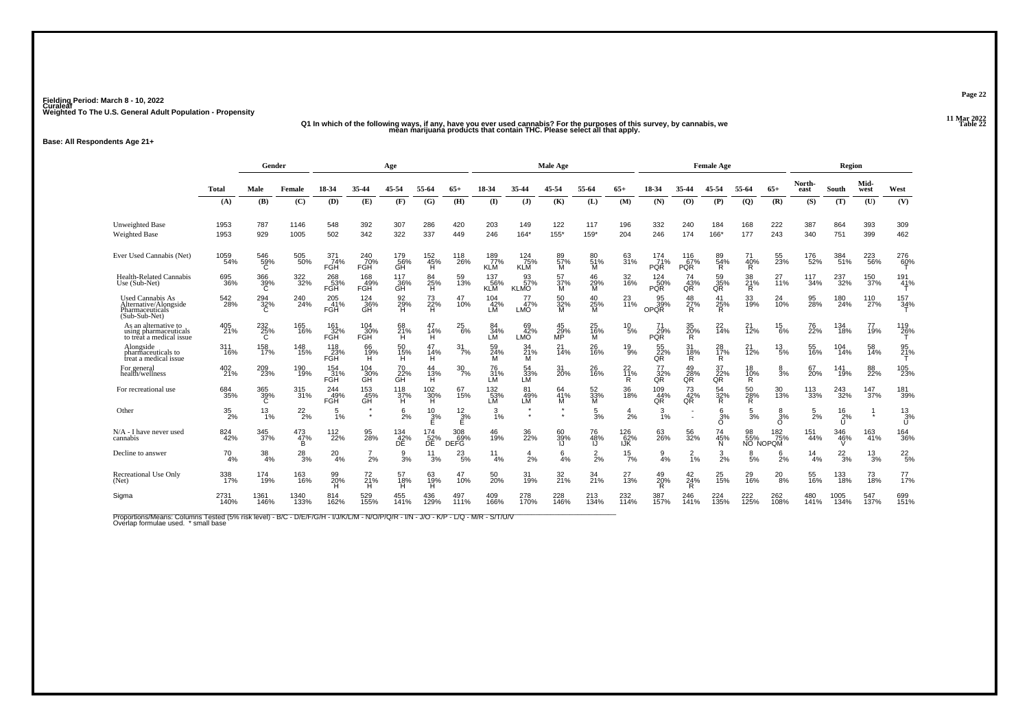Fielding Period: March 8 - 10, 2022
Curaleaf
Weighted To The U.S. General Adult Population - Propensity

11 Mar 2022
Table 22

### Q1 In which of the following ways, if any, have you ever used cannabis? For the purposes of this survey, by cannabis, we mean marijuana products that contain THC. Please select all that apply.

**Base: All Respondents Age 21+**

| | Total | Gender | | Age | | | | | Male Age | | | | | Female Age | | | | | Region | | | |
|---|---|---|---|---|---|---|---|---|---|---|---|---|---|---|---|---|---|---|---|---|---|---|
| | | Male | Female | 18-34 | 35-44 | 45-54 | 55-64 | 65+ | 18-34 | 35-44 | 45-54 | 55-64 | 65+ | 18-34 | 35-44 | 45-54 | 55-64 | 65+ | North-east | South | Mid-west | West |
| | (A) | (B) | (C) | (D) | (E) | (F) | (G) | (H) | (I) | (J) | (K) | (L) | (M) | (N) | (O) | (P) | (Q) | (R) | (S) | (T) | (U) | (V) |
| Unweighted Base | 1953 | 787 | 1146 | 548 | 392 | 307 | 286 | 420 | 203 | 149 | 122 | 117 | 196 | 332 | 240 | 184 | 168 | 222 | 387 | 864 | 393 | 309 |
| Weighted Base | 1953 | 929 | 1005 | 502 | 342 | 322 | 337 | 449 | 246 | 164* | 155* | 159* | 204 | 246 | 174 | 166* | 177 | 243 | 340 | 751 | 399 | 462 |
| Ever Used Cannabis (Net) | 1059 54% | 546 59% C | 505 50% | 371 74% FGH | 240 70% FGH | 179 56% GH | 152 45% H | 118 26% | 189 77% KLM | 124 75% KLM | 89 57% M | 80 51% M | 63 31% | 174 71% PQR | 116 67% PQR | 89 54% R | 71 40% R | 55 23% | 176 52% | 384 51% | 223 56% | 276 60% T |
| Health-Related Cannabis Use (Sub-Net) | 695 36% | 366 39% C | 322 32% | 268 53% FGH | 168 49% FGH | 117 36% GH | 84 25% H | 59 13% | 137 56% KLM | 93 57% KLMO | 57 37% M | 46 29% M | 32 16% | 124 50% PQR | 74 43% QR | 59 35% QR | 38 21% R | 27 11% | 117 34% | 237 32% | 150 37% | 191 41% T |
| Used Cannabis As Alternative/Alongside Pharmaceuticals (Sub-Sub-Net) | 542 28% | 294 32% C | 240 24% | 205 41% FGH | 124 36% GH | 92 29% H | 73 22% H | 47 10% | 104 42% LM | 77 47% LMO | 50 32% M | 40 25% M | 23 11% | 95 39% OPQR | 48 27% R | 41 25% R | 33 19% | 24 10% | 95 28% | 180 24% | 110 27% | 157 34% T |
| As an alternative to using pharmaceuticals to treat a medical issue | 405 21% | 232 25% C | 165 16% | 161 32% FGH | 104 30% FGH | 68 21% H | 47 14% H | 25 6% | 84 34% LM | 69 42% LMO | 45 29% MP | 25 16% M | 10 5% | 71 29% PQR | 35 20% R | 22 14% | 21 12% | 15 6% | 76 22% | 134 18% | 77 19% | 119 26% T |
| Alongside pharmaceuticals to treat a medical issue | 311 16% | 158 17% | 148 15% | 118 23% FGH | 66 19% H | 50 15% H | 47 14% H | 31 7% | 59 24% M | 34 21% M | 21 14% | 26 16% | 19 9% | 55 22% QR | 31 18% R | 28 17% R | 21 12% | 13 5% | 55 16% | 104 14% | 58 14% | 95 21% T |
| For general health/wellness | 402 21% | 209 23% | 190 19% | 154 31% FGH | 104 30% GH | 70 22% GH | 44 13% H | 30 7% | 76 31% LM | 54 33% LM | 31 20% | 26 16% | 22 11% R | 77 32% QR | 49 28% QR | 37 22% QR | 18 10% R | 8 3% | 67 20% | 141 19% | 88 22% | 105 23% |
| For recreational use | 684 35% | 365 39% C | 315 31% | 244 49% FGH | 153 45% GH | 118 37% H | 102 30% H | 67 15% | 132 53% LM | 81 49% LM | 64 41% M | 52 33% M | 36 18% | 109 44% QR | 73 42% QR | 54 32% R | 50 28% R | 30 13% | 113 33% | 243 32% | 147 37% | 181 39% |
| Other | 35 2% | 13 1% | 22 2% | 5 1% | * * | 6 2% | 10 3% E | 12 3% E | 3 1% | * * | * * | 5 3% | 4 2% | 3 1% | - - | 6 3% O | 5 3% | 8 3% O | 5 2% | 16 2% U | 1 * | 13 3% U |
| N/A - I have never used cannabis | 824 42% | 345 37% | 473 47% B | 112 22% | 95 28% | 134 42% DE | 174 52% DE | 308 69% DEFG | 46 19% | 36 22% | 60 39% IJ | 76 48% IJ | 126 62% IJK | 63 26% | 56 32% | 74 45% N | 98 55% NO | 182 75% NOPQM | 151 44% | 346 46% V | 163 41% | 164 36% |
| Decline to answer | 70 4% | 38 4% | 28 3% | 20 4% | 7 2% | 9 3% | 11 3% | 23 5% | 11 4% | 4 2% | 6 4% | 2 2% | 15 7% | 9 4% | 2 1% | 3 2% | 8 5% | 6 2% | 14 4% | 22 3% | 13 3% | 22 5% |
| Recreational Use Only (Net) | 338 17% | 174 19% | 163 16% | 99 20% H | 72 21% H | 57 18% H | 63 19% H | 47 10% | 50 20% | 31 19% | 32 21% | 34 21% | 27 13% | 49 20% R | 42 24% R | 25 15% | 29 16% | 20 8% | 55 16% | 133 18% | 73 18% | 77 17% |
| Sigma | 2731 140% | 1361 146% | 1340 133% | 814 162% | 529 155% | 455 141% | 436 129% | 497 111% | 409 166% | 278 170% | 228 146% | 213 134% | 232 114% | 387 157% | 246 141% | 224 135% | 222 125% | 262 108% | 480 141% | 1005 134% | 547 137% | 699 151% |

Proportions/Means: Columns Tested (5% risk level) - B/C - D/E/F/G/H - I/J/K/L/M - N/O/P/Q/R - I/N - J/O - K/P - L/Q - M/R - S/T/U/V
Overlap formulae used. * small base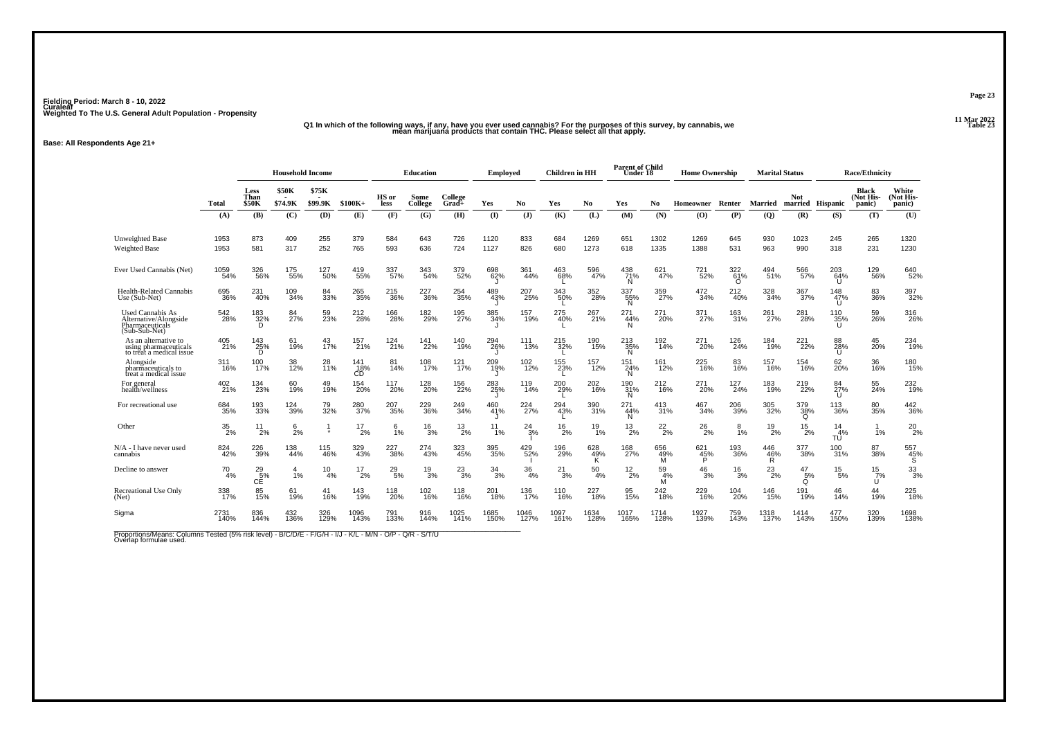Fielding Period: March 8 - 10, 2022
Curaleaf
Weighted To The U.S. General Adult Population - Propensity

11 Mar 2022
Table 23

**Q1 In which of the following ways, if any, have you ever used cannabis? For the purposes of this survey, by cannabis, we mean marijuana products that contain THC. Please select all that apply.**

**Base: All Respondents Age 21+**

| | Total | Household Income | | | | Education | | | Employed | | Children in HH | | Parent of Child Under 18 | | Home Ownership | | Marital Status | | Race/Ethnicity | | |
|---|---|---|---|---|---|---|---|---|---|---|---|---|---|---|---|---|---|---|---|---|---|
| | | Less Than $50K | $50K - $74.9K | $75K - $99.9K | $100K+ | HS or less | Some College | College Grad+ | Yes | No | Yes | No | Yes | No | Homeowner | Renter | Married | Not married | Hispanic | Black (Not His-panic) | White (Not His-panic) |
| | (A) | (B) | (C) | (D) | (E) | (F) | (G) | (H) | (I) | (J) | (K) | (L) | (M) | (N) | (O) | (P) | (Q) | (R) | (S) | (T) | (U) |
| Unweighted Base | 1953 | 873 | 409 | 255 | 379 | 584 | 643 | 726 | 1120 | 833 | 684 | 1269 | 651 | 1302 | 1269 | 645 | 930 | 1023 | 245 | 265 | 1320 |
| Weighted Base | 1953 | 581 | 317 | 252 | 765 | 593 | 636 | 724 | 1127 | 826 | 680 | 1273 | 618 | 1335 | 1388 | 531 | 963 | 990 | 318 | 231 | 1230 |
| Ever Used Cannabis (Net) | 1059 54% | 326 56% | 175 55% | 127 50% | 419 55% | 337 57% | 343 54% | 379 52% | 698 62% J | 361 44% | 463 68% L | 596 47% | 438 71% N | 621 47% | 721 52% | 322 61% O | 494 51% | 566 57% | 203 64% U | 129 56% | 640 52% |
| Health-Related Cannabis Use (Sub-Net) | 695 36% | 231 40% | 109 34% | 84 33% | 265 35% | 215 36% | 227 36% | 254 35% | 489 43% J | 207 25% | 343 50% L | 352 28% | 337 55% N | 359 27% | 472 34% | 212 40% | 328 34% | 367 37% | 148 47% U | 83 36% | 397 32% |
| Used Cannabis As Alternative/Alongside Pharmaceuticals (Sub-Sub-Net) | 542 28% | 183 32% D | 84 27% | 59 23% | 212 28% | 166 28% | 182 29% | 195 27% | 385 34% J | 157 19% | 275 40% L | 267 21% | 271 44% N | 271 20% | 371 27% | 163 31% | 261 27% | 281 28% | 110 35% U | 59 26% | 316 26% |
| As an alternative to using pharmaceuticals to treat a medical issue | 405 21% | 143 25% D | 61 19% | 43 17% | 157 21% | 124 21% | 141 22% | 140 19% | 294 26% J | 111 13% | 215 32% L | 190 15% | 213 35% N | 192 14% | 271 20% | 126 24% | 184 19% | 221 22% | 88 28% U | 45 20% | 234 19% |
| Alongside pharmaceuticals to treat a medical issue | 311 16% | 100 17% | 38 12% | 28 11% | 141 18% CD | 81 14% | 108 17% | 121 17% | 209 19% J | 102 12% | 155 23% L | 157 12% | 151 24% N | 161 12% | 225 16% | 83 16% | 157 16% | 154 16% | 62 20% | 36 16% | 180 15% |
| For general health/wellness | 402 21% | 134 23% | 60 19% | 49 19% | 154 20% | 117 20% | 128 20% | 156 22% | 283 25% J | 119 14% | 200 29% L | 202 16% | 190 31% N | 212 16% | 271 20% | 127 24% | 183 19% | 219 22% | 84 27% U | 55 24% | 232 19% |
| For recreational use | 684 35% | 193 33% | 124 39% | 79 32% | 280 37% | 207 35% | 229 36% | 249 34% | 460 41% J | 224 27% | 294 43% L | 390 31% | 271 44% N | 413 31% | 467 34% | 206 39% | 305 32% | 379 38% Q | 113 36% | 80 35% | 442 36% |
| Other | 35 2% | 11 2% | 6 2% | 1 * | 17 2% | 6 1% | 16 3% | 13 2% | 11 1% | 24 3% I | 16 2% | 19 1% | 13 2% | 22 2% | 26 2% | 8 1% | 19 2% | 15 2% | 14 4% TU | 1 1% | 20 2% |
| N/A - I have never used cannabis | 824 42% | 226 39% | 138 44% | 115 46% | 329 43% | 227 38% | 274 43% | 323 45% | 395 35% | 429 52% I | 196 29% | 628 49% K | 168 27% | 656 49% M | 621 45% P | 193 36% | 446 46% R | 377 38% | 100 31% | 87 38% | 557 45% S |
| Decline to answer | 70 4% | 29 5% CE | 4 1% | 10 4% | 17 2% | 29 5% | 19 3% | 23 3% | 34 3% | 36 4% | 21 3% | 50 4% | 12 2% | 59 4% M | 46 3% | 16 3% | 23 2% | 47 5% Q | 15 5% | 15 7% U | 33 3% |
| Recreational Use Only (Net) | 338 17% | 85 15% | 61 19% | 41 16% | 143 19% | 118 20% | 102 16% | 118 16% | 201 18% | 136 17% | 110 16% | 227 18% | 95 15% | 242 18% | 229 16% | 104 20% | 146 15% | 191 19% | 46 14% | 44 19% | 225 18% |
| Sigma | 2731 140% | 836 144% | 432 136% | 326 129% | 1096 143% | 791 133% | 916 144% | 1025 141% | 1685 150% | 1046 127% | 1097 161% | 1634 128% | 1017 165% | 1714 128% | 1927 139% | 759 143% | 1318 137% | 1414 143% | 477 150% | 320 139% | 1698 138% |

Proportions/Means: Columns Tested (5% risk level) - B/C/D/E - F/G/H - I/J - K/L - M/N - O/P - Q/R - S/T/U
Overlap formulae used.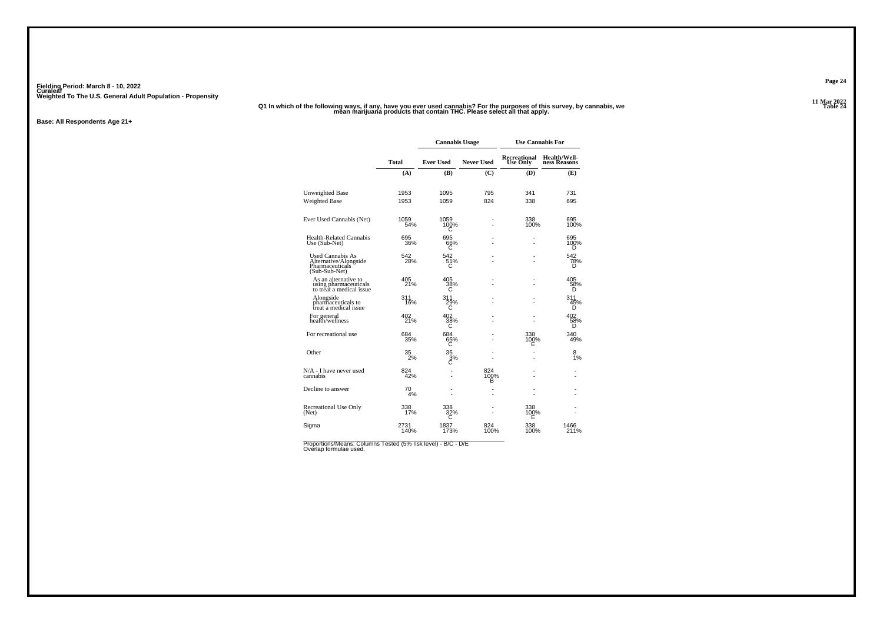Fielding Period: March 8 - 10, 2022
Curaleaf
Weighted To The U.S. General Adult Population - Propensity

11 Mar 2022
Table 24

**Q1 In which of the following ways, if any, have you ever used cannabis? For the purposes of this survey, by cannabis, we mean marijuana products that contain THC. Please select all that apply.**

**Base: All Respondents Age 21+**

| | Total | Cannabis Usage | | Use Cannabis For | |
|---|---|---|---|---|---|
| | | Ever Used | Never Used | Recreational Use Only | Health/Well-ness Reasons |
| | (A) | (B) | (C) | (D) | (E) |
| Unweighted Base | 1953 | 1095 | 795 | 341 | 731 |
| Weighted Base | 1953 | 1059 | 824 | 338 | 695 |
| Ever Used Cannabis (Net) | 1059<br>54% | 1059<br>100%<br>C | -<br>- | 338<br>100% | 695<br>100% |
| Health-Related Cannabis Use (Sub-Net) | 695<br>36% | 695<br>66%<br>C | -<br>- | -<br>- | 695<br>100%<br>D |
| Used Cannabis As Alternative/Alongside Pharmaceuticals (Sub-Sub-Net) | 542<br>28% | 542<br>51%<br>C | -<br>- | -<br>- | 542<br>78%<br>D |
| As an alternative to using pharmaceuticals to treat a medical issue | 405<br>21% | 405<br>38%<br>C | -<br>- | -<br>- | 405<br>58%<br>D |
| Alongside pharmaceuticals to treat a medical issue | 311<br>16% | 311<br>29%<br>C | -<br>- | -<br>- | 311<br>45%<br>D |
| For general health/wellness | 402<br>21% | 402<br>38%<br>C | -<br>- | -<br>- | 402<br>58%<br>D |
| For recreational use | 684<br>35% | 684<br>65%<br>C | -<br>- | 338<br>100%<br>E | 340<br>49% |
| Other | 35<br>2% | 35<br>3%<br>C | -<br>- | -<br>- | 8<br>1% |
| N/A - I have never used cannabis | 824<br>42% | -<br>- | 824<br>100%<br>B | -<br>- | -<br>- |
| Decline to answer | 70<br>4% | -<br>- | -<br>- | -<br>- | -<br>- |
| Recreational Use Only (Net) | 338<br>17% | 338<br>32%<br>C | -<br>- | 338<br>100%<br>E | -<br>- |
| Sigma | 2731<br>140% | 1837<br>173% | 824<br>100% | 338<br>100% | 1466<br>211% |

Proportions/Means: Columns Tested (5% risk level) - B/C - D/E
Overlap formulae used.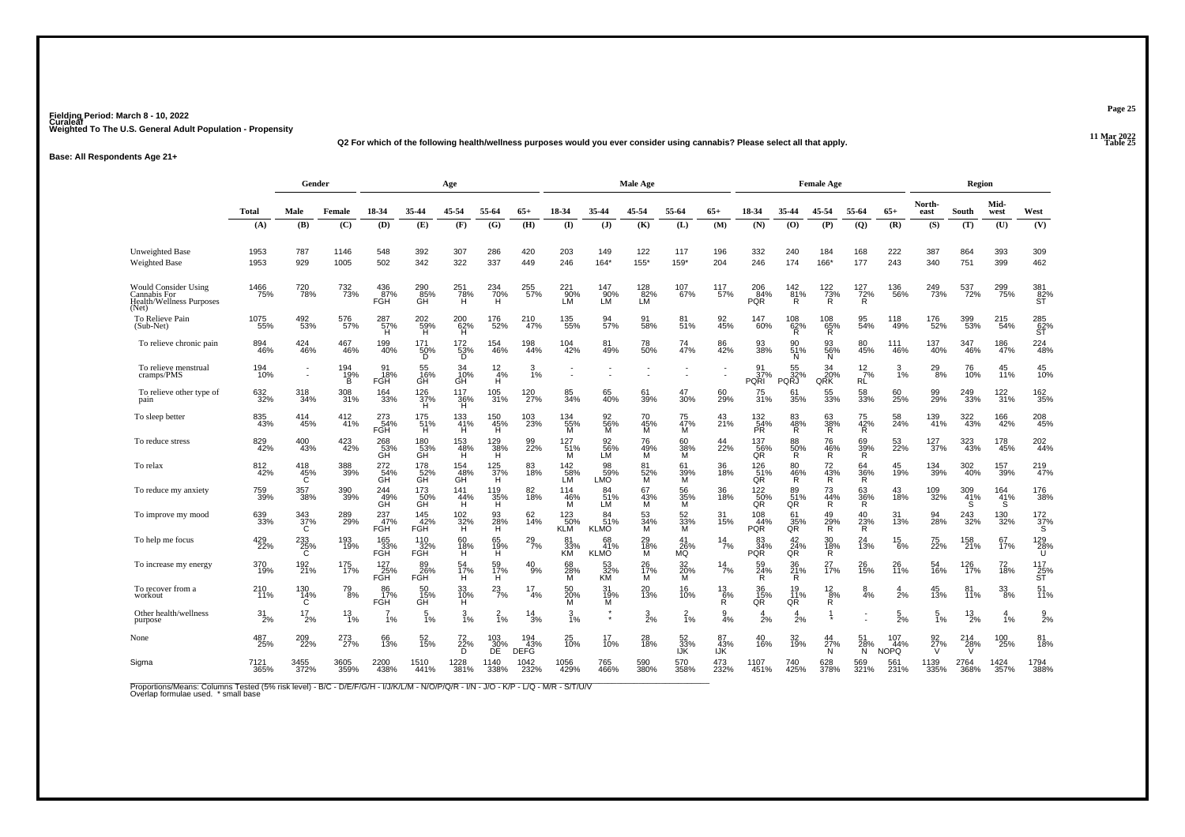Fielding Period: March 8 - 10, 2022
Curaleaf
Weighted To The U.S. General Adult Population - Propensity

**Q2 For which of the following health/wellness purposes would you ever consider using cannabis? Please select all that apply.**

Table 25

**Base: All Respondents Age 21+**

| | Total | Gender | | Age | | | | | Male Age | | | | | Female Age | | | | | Region | | | |
|---|---|---|---|---|---|---|---|---|---|---|---|---|---|---|---|---|---|---|---|---|---|---|
| | | Male | Female | 18-34 | 35-44 | 45-54 | 55-64 | 65+ | 18-34 | 35-44 | 45-54 | 55-64 | 65+ | 18-34 | 35-44 | 45-54 | 55-64 | 65+ | North-east | South | Mid-west | West |
| | (A) | (B) | (C) | (D) | (E) | (F) | (G) | (H) | (I) | (J) | (K) | (L) | (M) | (N) | (O) | (P) | (Q) | (R) | (S) | (T) | (U) | (V) |
| Unweighted Base | 1953 | 787 | 1146 | 548 | 392 | 307 | 286 | 420 | 203 | 149 | 122 | 117 | 196 | 332 | 240 | 184 | 168 | 222 | 387 | 864 | 393 | 309 |
| Weighted Base | 1953 | 929 | 1005 | 502 | 342 | 322 | 337 | 449 | 246 | 164* | 155* | 159* | 204 | 246 | 174 | 166* | 177 | 243 | 340 | 751 | 399 | 462 |
| Would Consider Using Cannabis For Health/Wellness Purposes (Net) | 1466 75% | 720 78% | 732 73% | 436 87% FGH | 290 85% GH | 251 78% H | 234 70% H | 255 57% | 221 90% LM | 147 90% LM | 128 82% LM | 107 67% | 117 57% | 206 84% PQR | 142 81% R | 122 73% R | 127 72% R | 136 56% | 249 73% | 537 72% | 299 75% | 381 82% ST |
| To Relieve Pain (Sub-Net) | 1075 55% | 492 53% | 576 57% | 287 57% H | 202 59% H | 200 62% H | 176 52% | 210 47% | 135 55% | 94 57% | 91 58% | 81 51% | 92 45% | 147 60% | 108 62% R | 108 65% R | 95 54% | 118 49% | 176 52% | 399 53% | 215 54% | 285 62% ST |
| To relieve chronic pain | 894 46% | 424 46% | 467 46% | 199 40% | 171 50% D | 172 53% D | 154 46% | 198 44% | 104 42% | 81 49% | 78 50% | 74 47% | 86 42% | 93 38% | 90 51% N | 93 56% N | 80 45% | 111 46% | 137 40% | 347 46% | 186 47% | 224 48% |
| To relieve menstrual cramps/PMS | 194 10% | - - | 194 19% B | 91 18% FGH | 55 16% GH | 34 10% GH | 12 4% H | 3 1% | - - | - - | - - | - - | - - | 91 37% PQRl | 55 32% PQRJ | 34 20% QRK | 12 7% RL | 3 1% | 29 8% | 76 10% | 45 11% | 45 10% |
| To relieve other type of pain | 632 32% | 318 34% | 308 31% | 164 33% | 126 37% H | 117 36% H | 105 31% | 120 27% | 85 34% | 65 40% | 61 39% | 47 30% | 60 29% | 75 31% | 61 35% | 55 33% | 58 33% | 60 25% | 99 29% | 249 33% | 122 31% | 162 35% |
| To sleep better | 835 43% | 414 45% | 412 41% | 273 54% FGH | 175 51% H | 133 41% H | 150 45% H | 103 23% | 134 55% M | 92 56% M | 70 45% M | 75 47% M | 43 21% | 132 54% PR | 83 48% R | 63 38% R | 75 42% R | 58 24% | 139 41% | 322 43% | 166 42% | 208 45% |
| To reduce stress | 829 42% | 400 43% | 423 42% | 268 53% GH | 180 53% GH | 153 48% H | 129 38% H | 99 22% | 127 51% M | 92 56% LM | 76 49% M | 60 38% M | 44 22% | 137 56% QR | 88 50% R | 76 46% R | 69 39% R | 53 22% | 127 37% | 323 43% | 178 45% | 202 44% |
| To relax | 812 42% | 418 45% C | 388 39% | 272 54% GH | 178 52% GH | 154 48% GH | 125 37% H | 83 18% | 142 58% LM | 98 59% LMO | 81 52% M | 61 39% M | 36 18% | 126 51% QR | 80 46% R | 72 43% R | 64 36% R | 45 19% | 134 39% | 302 40% | 157 39% | 219 47% |
| To reduce my anxiety | 759 39% | 357 38% | 390 39% | 244 49% GH | 173 50% GH | 141 44% H | 119 35% H | 82 18% | 114 46% M | 84 51% LM | 67 43% M | 56 35% M | 36 18% | 122 50% QR | 89 51% QR | 73 44% R | 63 36% R | 43 18% | 109 32% | 309 41% S | 164 41% S | 176 38% |
| To improve my mood | 639 33% | 343 37% C | 289 29% | 237 47% FGH | 145 42% FGH | 102 32% H | 93 28% H | 62 14% | 123 50% KLM | 84 51% KLMO | 53 34% M | 52 33% M | 31 15% | 108 44% PQR | 61 35% QR | 49 29% R | 40 23% R | 31 13% | 94 28% | 243 32% | 130 32% | 172 37% S |
| To help me focus | 429 22% | 233 25% C | 193 19% | 165 33% FGH | 110 32% FGH | 60 18% H | 65 19% H | 29 7% | 81 33% KM | 68 41% KLMO | 29 18% M | 41 26% MQ | 14 7% | 83 34% PQR | 42 24% QR | 30 18% R | 24 13% | 15 6% | 75 22% | 158 21% | 67 17% | 129 28% U |
| To increase my energy | 370 19% | 192 21% | 175 17% | 127 25% FGH | 89 26% FGH | 54 17% H | 59 17% H | 40 9% | 68 28% M | 53 32% KM | 26 17% M | 32 20% M | 14 7% | 59 24% R | 36 21% R | 27 17% | 26 15% | 26 11% | 54 16% | 126 17% | 72 18% | 117 25% ST |
| To recover from a workout | 210 11% | 130 14% C | 79 8% | 86 17% FGH | 50 15% GH | 33 10% H | 23 7% | 17 4% | 50 20% M | 31 19% M | 20 13% | 16 10% | 13 6% R | 36 15% QR | 19 11% QR | 12 8% R | 8 4% | 4 2% | 45 13% | 81 11% | 33 8% | 51 11% |
| Other health/wellness purpose | 31 2% | 17 2% | 13 1% | 7 1% | 5 1% | 3 1% | 2 1% | 14 3% | 3 1% | * * | 3 2% | 2 1% | 9 4% | 4 2% | 4 2% | 1 * | - - | 5 2% | 5 1% | 13 2% | 4 1% | 9 2% |
| None | 487 25% | 209 22% | 273 27% | 66 13% | 52 15% | 72 22% D | 103 30% DE | 194 43% DEFG | 25 10% | 17 10% | 28 18% | 52 33% IJK | 87 43% IJK | 40 16% | 32 19% | 44 27% N | 51 28% N | 107 44% NOPQ | 92 27% V | 214 28% V | 100 25% | 81 18% |
| Sigma | 7121 365% | 3455 372% | 3605 359% | 2200 438% | 1510 441% | 1228 381% | 1140 338% | 1042 232% | 1056 429% | 765 466% | 590 380% | 570 358% | 473 232% | 1107 451% | 740 425% | 628 378% | 569 321% | 561 231% | 1139 335% | 2764 368% | 1424 357% | 1794 388% |

Proportions/Means: Columns Tested (5% risk level) - B/C - D/E/F/G/H - I/J/K/L/M - N/O/P/Q/R - I/N - J/O - K/P - L/Q - M/R - S/T/U/V
Overlap formulae used. * small base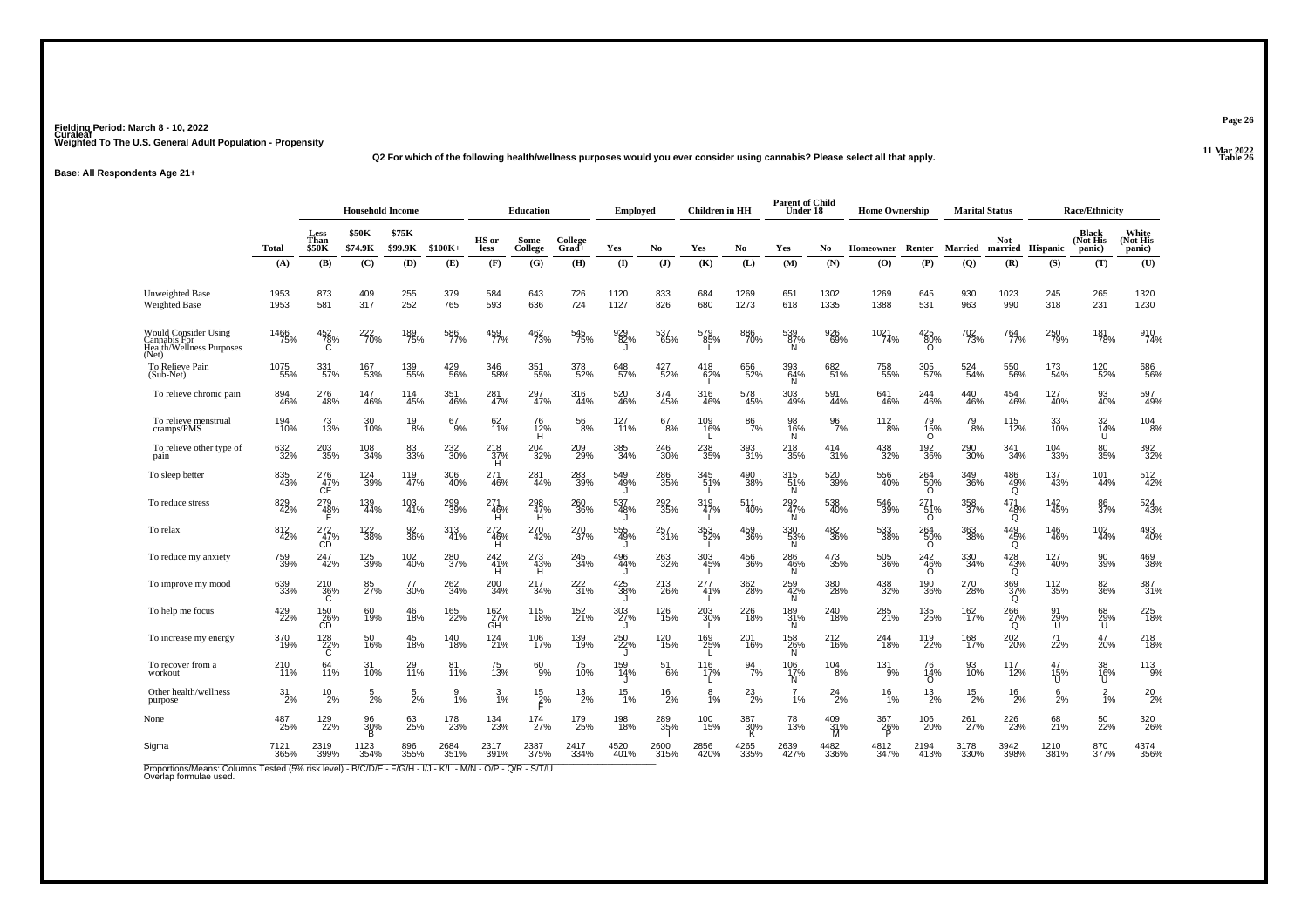Fielding Period: March 8 - 10, 2022
Curaleaf
Weighted To The U.S. General Adult Population - Propensity

11 Mar 2022
Table 26

**Q2 For which of the following health/wellness purposes would you ever consider using cannabis? Please select all that apply.**

**Base: All Respondents Age 21+**

| | Total | Household Income | | | | Education | | | Employed | | Children in HH | | Parent of Child Under 18 | | Home Ownership | | Marital Status | | Race/Ethnicity | | |
|---|---|---|---|---|---|---|---|---|---|---|---|---|---|---|---|---|---|---|---|---|---|
| | Total | Less Than $50K | $50K - $74.9K | $75K - $99.9K | $100K+ | HS or less | Some College | College Grad+ | Yes | No | Yes | No | Yes | No | Homeowner | Renter | Married | Not married | Hispanic | Black (Not His-panic) | White (Not His-panic) |
| | (A) | (B) | (C) | (D) | (E) | (F) | (G) | (H) | (I) | (J) | (K) | (L) | (M) | (N) | (O) | (P) | (Q) | (R) | (S) | (T) | (U) |
| Unweighted Base | 1953 | 873 | 409 | 255 | 379 | 584 | 643 | 726 | 1120 | 833 | 684 | 1269 | 651 | 1302 | 1269 | 645 | 930 | 1023 | 245 | 265 | 1320 |
| Weighted Base | 1953 | 581 | 317 | 252 | 765 | 593 | 636 | 724 | 1127 | 826 | 680 | 1273 | 618 | 1335 | 1388 | 531 | 963 | 990 | 318 | 231 | 1230 |
| Would Consider Using Cannabis For Health/Wellness Purposes (Net) | 1466 75% | 452 78% C | 222 70% | 189 75% | 586 77% | 459 77% | 462 73% | 545 75% | 929 82% J | 537 65% | 579 85% L | 886 70% | 539 87% N | 926 69% | 1021 74% | 425 80% O | 702 73% | 764 77% | 250 79% | 181 78% | 910 74% |
| To Relieve Pain (Sub-Net) | 1075 55% | 331 57% | 167 53% | 139 55% | 429 56% | 346 58% | 351 55% | 378 52% | 648 57% | 427 52% | 418 62% L | 656 52% | 393 64% N | 682 51% | 758 55% | 305 57% | 524 54% | 550 56% | 173 54% | 120 52% | 686 56% |
| To relieve chronic pain | 894 46% | 276 48% | 147 46% | 114 45% | 351 46% | 281 47% | 297 47% | 316 44% | 520 46% | 374 45% | 316 46% | 578 45% | 303 49% | 591 44% | 641 46% | 244 46% | 440 46% | 454 46% | 127 40% | 93 40% | 597 49% |
| To relieve menstrual cramps/PMS | 194 10% | 73 13% | 30 10% | 19 8% | 67 9% | 62 11% | 76 12% H | 56 8% | 127 11% | 67 8% | 109 16% L | 86 7% | 98 16% N | 96 7% | 112 8% | 79 15% O | 79 8% | 115 12% | 33 10% | 32 14% U | 104 8% |
| To relieve other type of pain | 632 32% | 203 35% | 108 34% | 83 33% | 232 30% | 218 37% H | 204 32% | 209 29% | 385 34% | 246 30% | 238 35% | 393 31% | 218 35% | 414 31% | 438 32% | 192 36% | 290 30% | 341 34% | 104 33% | 80 35% | 392 32% |
| To sleep better | 835 43% | 276 47% CE | 124 39% | 119 47% | 306 40% | 271 46% | 281 44% | 283 39% | 549 49% J | 286 35% | 345 51% L | 490 38% | 315 51% N | 520 39% | 556 40% | 264 50% O | 349 36% | 486 49% Q | 137 43% | 101 44% | 512 42% |
| To reduce stress | 829 42% | 279 48% E | 139 44% | 103 41% | 299 39% | 271 46% H | 298 47% H | 260 36% | 537 48% J | 292 35% | 319 47% L | 511 40% | 292 47% N | 538 40% | 546 39% | 271 51% O | 358 37% | 471 48% Q | 142 45% | 86 37% | 524 43% |
| To relax | 812 42% | 272 47% CD | 122 38% | 92 36% | 313 41% | 272 46% H | 270 42% | 270 37% | 555 49% J | 257 31% | 353 52% L | 459 36% | 330 53% N | 482 36% | 533 38% | 264 50% O | 363 38% | 449 45% Q | 146 46% | 102 44% | 493 40% |
| To reduce my anxiety | 759 39% | 247 42% | 125 39% | 102 40% | 280 37% | 242 41% H | 273 43% H | 245 34% | 496 44% J | 263 32% | 303 45% L | 456 36% | 286 46% N | 473 35% | 505 36% | 242 46% O | 330 34% | 428 43% Q | 127 40% | 90 39% | 469 38% |
| To improve my mood | 639 33% | 210 36% C | 85 27% | 77 30% | 262 34% | 200 34% | 217 34% | 222 31% | 425 38% J | 213 26% | 277 41% L | 362 28% | 259 42% N | 380 28% | 438 32% | 190 36% | 270 28% | 369 37% Q | 112 35% | 82 36% | 387 31% |
| To help me focus | 429 22% | 150 26% CD | 60 19% | 46 18% | 165 22% | 162 27% GH | 115 18% | 152 21% | 303 27% J | 126 15% | 203 30% L | 226 18% | 189 31% N | 240 18% | 285 21% | 135 25% | 162 17% | 266 27% Q | 91 29% U | 68 29% U | 225 18% |
| To increase my energy | 370 19% | 128 22% C | 50 16% | 45 18% | 140 18% | 124 21% | 106 17% | 139 19% | 250 22% J | 120 15% | 169 25% L | 201 16% | 158 26% N | 212 16% | 244 18% | 119 22% | 168 17% | 202 20% | 71 22% | 47 20% | 218 18% |
| To recover from a workout | 210 11% | 64 11% | 31 10% | 29 11% | 81 11% | 75 13% | 60 9% | 75 10% | 159 14% J | 51 6% | 116 17% L | 94 7% | 106 17% N | 104 8% | 131 9% | 76 14% O | 93 10% | 117 12% | 47 15% U | 38 16% U | 113 9% |
| Other health/wellness purpose | 31 2% | 10 2% | 5 2% | 5 2% | 9 1% | 3 1% | 15 2% F | 13 2% | 15 1% | 16 2% | 8 1% | 23 2% | 7 1% | 24 2% | 16 1% | 13 2% | 15 2% | 16 2% | 6 2% | 2 1% | 20 2% |
| None | 487 25% | 129 22% | 96 30% B | 63 25% | 178 23% | 134 23% | 174 27% | 179 25% | 198 18% | 289 35% I | 100 15% | 387 30% K | 78 13% | 409 31% M | 367 26% P | 106 20% | 261 27% | 226 23% | 68 21% | 50 22% | 320 26% |
| Sigma | 7121 365% | 2319 399% | 1123 354% | 896 355% | 2684 351% | 2317 391% | 2387 375% | 2417 334% | 4520 401% | 2600 315% | 2856 420% | 4265 335% | 2639 427% | 4482 336% | 4812 347% | 2194 413% | 3178 330% | 3942 398% | 1210 381% | 870 377% | 4374 356% |

Proportions/Means: Columns Tested (5% risk level) - B/C/D/E - F/G/H - I/J - K/L - M/N - O/P - Q/R - S/T/U
Overlap formulae used.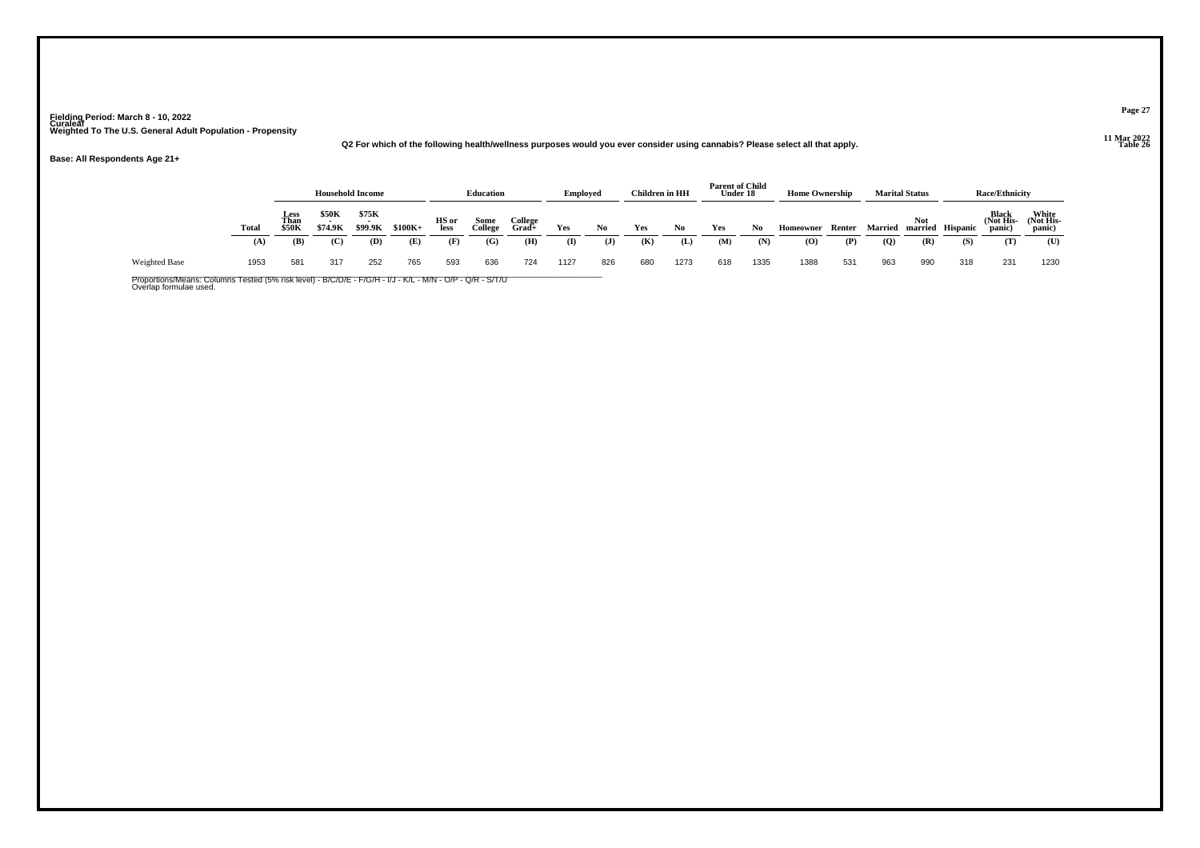Fielding Period: March 8 - 10, 2022
Curaleaf
Weighted To The U.S. General Adult Population - Propensity

11 Mar 2022
Table 26

Q2 For which of the following health/wellness purposes would you ever consider using cannabis? Please select all that apply.

Base: All Respondents Age 21+

| | | Household Income | | | | Education | | | Employed | | Children in HH | | Parent of Child Under 18 | | Home Ownership | | Marital Status | | Race/Ethnicity | | |
|---|---|---|---|---|---|---|---|---|---|---|---|---|---|---|---|---|---|---|---|---|---|
| | Total | Less Than $50K | $50K - $74.9K | $75K - $99.9K | $100K+ | HS or less | Some College | College Grad+ | Yes | No | Yes | No | Yes | No | Homeowner | Renter | Married | Not married | Hispanic | Black (Not His-panic) | White (Not His-panic) |
| | (A) | (B) | (C) | (D) | (E) | (F) | (G) | (H) | (I) | (J) | (K) | (L) | (M) | (N) | (O) | (P) | (Q) | (R) | (S) | (T) | (U) |
| Weighted Base | 1953 | 581 | 317 | 252 | 765 | 593 | 636 | 724 | 1127 | 826 | 680 | 1273 | 618 | 1335 | 1388 | 531 | 963 | 990 | 318 | 231 | 1230 |

Proportions/Means: Columns Tested (5% risk level) - B/C/D/E - F/G/H - I/J - K/L - M/N - O/P - Q/R - S/T/U
Overlap formulae used.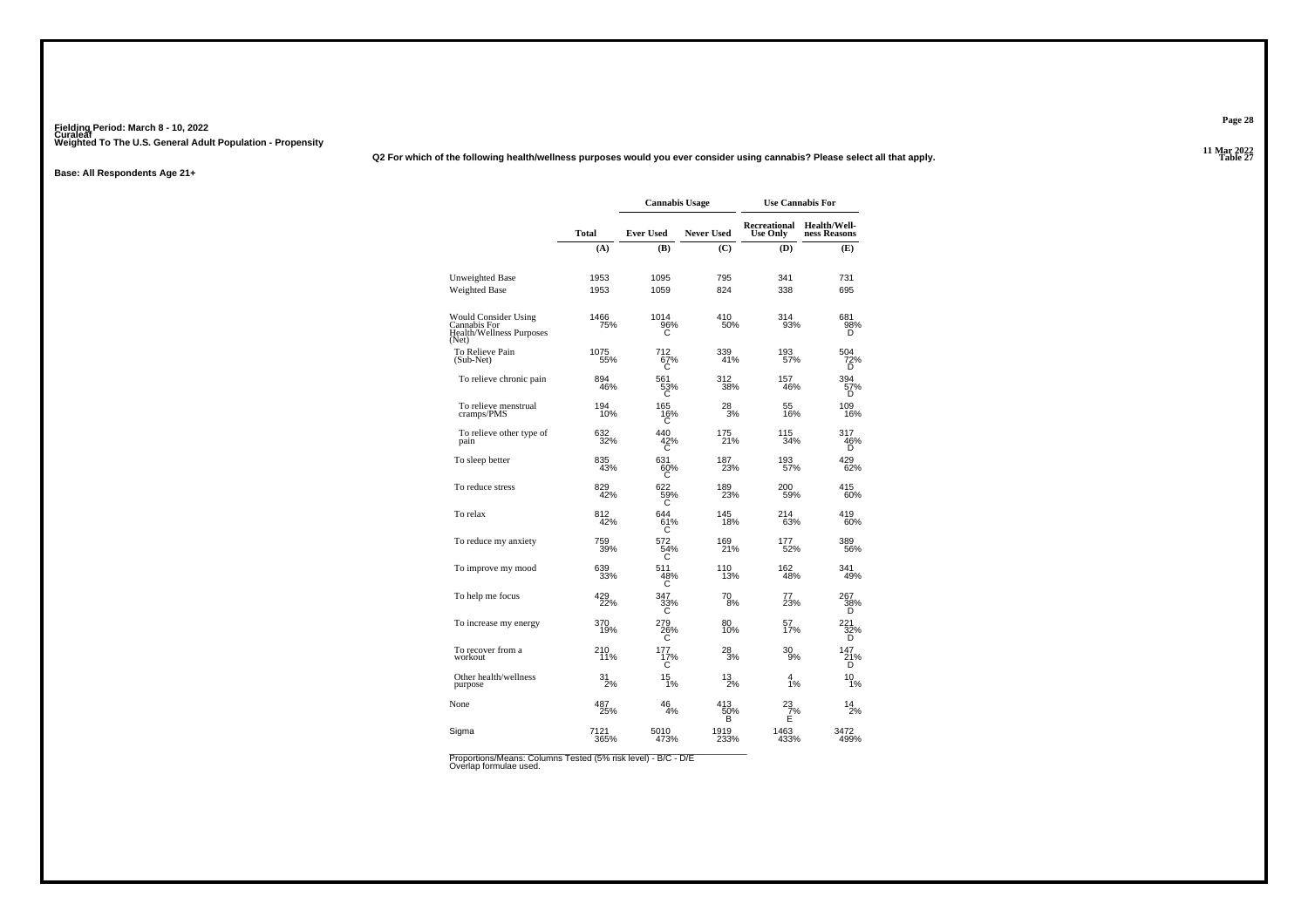Fielding Period: March 8 - 10, 2022
Curaleaf
Weighted To The U.S. General Adult Population - Propensity

11 Mar 2022
Table 27

**Q2 For which of the following health/wellness purposes would you ever consider using cannabis? Please select all that apply.**

**Base: All Respondents Age 21+**

| | Total | Cannabis Usage | | Use Cannabis For | |
|---|---|---|---|---|---|
| | | Ever Used | Never Used | Recreational Use Only | Health/Well-ness Reasons |
| | (A) | (B) | (C) | (D) | (E) |
| Unweighted Base | 1953 | 1095 | 795 | 341 | 731 |
| Weighted Base | 1953 | 1059 | 824 | 338 | 695 |
| Would Consider Using Cannabis For Health/Wellness Purposes (Net) | 1466<br>75% | 1014<br>96%<br>C | 410<br>50% | 314<br>93% | 681<br>98%<br>D |
| To Relieve Pain (Sub-Net) | 1075<br>55% | 712<br>67%<br>C | 339<br>41% | 193<br>57% | 504<br>72%<br>D |
| To relieve chronic pain | 894<br>46% | 561<br>53%<br>C | 312<br>38% | 157<br>46% | 394<br>57%<br>D |
| To relieve menstrual cramps/PMS | 194<br>10% | 165<br>16%<br>C | 28<br>3% | 55<br>16% | 109<br>16% |
| To relieve other type of pain | 632<br>32% | 440<br>42%<br>C | 175<br>21% | 115<br>34% | 317<br>46%<br>D |
| To sleep better | 835<br>43% | 631<br>60%<br>C | 187<br>23% | 193<br>57% | 429<br>62% |
| To reduce stress | 829<br>42% | 622<br>59%<br>C | 189<br>23% | 200<br>59% | 415<br>60% |
| To relax | 812<br>42% | 644<br>61%<br>C | 145<br>18% | 214<br>63% | 419<br>60% |
| To reduce my anxiety | 759<br>39% | 572<br>54%<br>C | 169<br>21% | 177<br>52% | 389<br>56% |
| To improve my mood | 639<br>33% | 511<br>48%<br>C | 110<br>13% | 162<br>48% | 341<br>49% |
| To help me focus | 429<br>22% | 347<br>33%<br>C | 70<br>8% | 77<br>23% | 267<br>38%<br>D |
| To increase my energy | 370<br>19% | 279<br>26%<br>C | 80<br>10% | 57<br>17% | 221<br>32%<br>D |
| To recover from a workout | 210<br>11% | 177<br>17%<br>C | 28<br>3% | 30<br>9% | 147<br>21%<br>D |
| Other health/wellness purpose | 31<br>2% | 15<br>1% | 13<br>2% | 4<br>1% | 10<br>1% |
| None | 487<br>25% | 46<br>4% | 413<br>50%<br>B | 23<br>7%<br>E | 14<br>2% |
| Sigma | 7121<br>365% | 5010<br>473% | 1919<br>233% | 1463<br>433% | 3472<br>499% |

Proportions/Means: Columns Tested (5% risk level) - B/C - D/E
Overlap formulae used.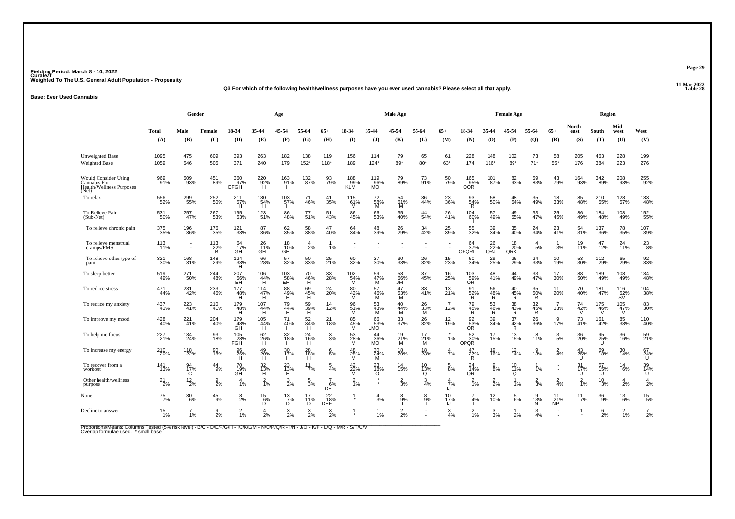Fielding Period: March 8 - 10, 2022
Curaleaf
Weighted To The U.S. General Adult Population - Propensity

11 Mar 2022
Table 28

### Q3 For which of the following health/wellness purposes have you ever used cannabis? Please select all that apply.

**Base: Ever Used Cannabis**

| | Total | Gender | | Age | | | | | Male Age | | | | | Female Age | | | | | Region | | | |
|---|---|---|---|---|---|---|---|---|---|---|---|---|---|---|---|---|---|---|---|---|---|---|
| | | Male | Female | 18-34 | 35-44 | 45-54 | 55-64 | 65+ | 18-34 | 35-44 | 45-54 | 55-64 | 65+ | 18-34 | 35-44 | 45-54 | 55-64 | 65+ | North-east | South | Mid-west | West |
| | (A) | (B) | (C) | (D) | (E) | (F) | (G) | (H) | (I) | (J) | (K) | (L) | (M) | (N) | (O) | (P) | (Q) | (R) | (S) | (T) | (U) | (V) |
| Unweighted Base | 1095 | 475 | 609 | 393 | 263 | 182 | 138 | 119 | 156 | 114 | 79 | 65 | 61 | 228 | 148 | 102 | 73 | 58 | 205 | 463 | 228 | 199 |
| Weighted Base | 1059 | 546 | 505 | 371 | 240 | 179 | 152* | 118* | 189 | 124* | 89* | 80* | 63* | 174 | 116* | 89* | 71* | 55* | 176 | 384 | 223 | 276 |
| Would Consider Using Cannabis For Health/Wellness Purposes (Net) | 969 91% | 509 93% | 451 89% | 360 97% EFGH | 220 92% H | 163 91% H | 132 87% | 93 79% | 188 99% KLM | 119 96% MO | 79 89% | 73 91% | 50 79% | 165 95% OQR | 101 87% | 82 93% | 59 83% | 43 79% | 164 93% | 342 89% | 208 93% | 255 92% |
| To relax | 556 52% | 299 55% | 252 50% | 211 57% H | 130 54% H | 103 57% H | 71 46% | 41 35% | 115 61% M | 72 58% M | 54 61% M | 36 44% | 23 36% | 93 54% R | 58 50% | 48 54% | 35 49% | 18 33% | 85 48% | 210 55% | 128 57% | 133 48% |
| To Relieve Pain (Sub-Net) | 531 50% | 257 47% | 267 53% | 195 53% | 123 51% | 86 48% | 77 51% | 51 43% | 86 45% | 66 53% | 35 40% | 44 54% | 26 41% | 104 60% I | 57 49% | 49 55% | 33 47% | 25 45% | 86 49% | 184 48% | 108 49% | 152 55% |
| To relieve chronic pain | 375 35% | 196 36% | 176 35% | 121 33% | 87 36% | 62 35% | 58 38% | 47 40% | 64 34% | 48 39% | 26 29% | 34 42% | 25 39% | 55 32% | 39 34% | 35 40% | 24 34% | 23 41% | 54 31% | 137 36% | 78 35% | 107 39% |
| To relieve menstrual cramps/PMS | 113 11% | - - | 113 22% B | 64 17% GH | 26 11% GH | 18 10% GH | 4 2% | 1 1% | - - | - - | - - | - - | - - | 64 37% OPQRI | 26 22% QRJ | 18 20% QRK | 4 5% | 1 3% | 19 11% | 47 12% | 24 11% | 23 8% |
| To relieve other type of pain | 321 30% | 168 31% | 148 29% | 124 33% H | 66 28% | 57 32% | 50 33% | 25 21% | 60 32% | 37 30% | 30 33% | 26 32% | 15 23% | 60 34% | 29 25% | 26 29% | 24 33% | 10 19% | 53 30% | 112 29% | 65 29% | 92 33% |
| To sleep better | 519 49% | 271 50% | 244 48% | 207 56% EH | 106 44% H | 103 58% EH | 70 46% H | 33 28% | 102 54% M | 59 47% M | 58 66% JM | 37 45% | 16 25% | 103 59% OR | 48 41% | 44 49% | 33 47% | 17 30% | 88 50% | 189 49% | 108 49% | 134 48% |
| To reduce stress | 471 44% | 231 42% | 233 46% | 177 48% H | 114 47% H | 88 49% H | 69 45% H | 24 20% | 80 42% M | 57 46% M | 47 53% M | 33 41% | 13 21% | 91 52% R | 56 48% R | 40 45% R | 35 50% R | 11 20% | 70 40% | 181 47% | 116 52% SV | 104 38% |
| To reduce my anxiety | 437 41% | 223 41% | 210 41% | 179 48% H | 107 44% H | 79 44% H | 59 39% H | 14 12% | 96 51% M | 53 43% M | 40 44% M | 26 33% M | 7 12% | 79 45% R | 53 46% R | 38 43% R | 32 45% R | 7 13% | 74 42% V | 175 46% V | 105 47% V | 83 30% |
| To improve my mood | 428 40% | 221 41% | 204 40% | 179 48% GH | 105 44% H | 71 40% H | 52 34% H | 21 18% | 85 45% M | 66 53% LMO | 33 37% | 26 32% | 12 19% | 92 53% OR | 39 34% | 37 42% R | 26 36% | 9 17% | 73 41% | 161 42% | 85 38% | 110 40% |
| To help me focus | 227 21% | 134 24% | 93 18% | 105 28% FGH | 62 26% H | 32 18% H | 24 16% H | 3 3% | 53 28% M | 44 36% MO | 19 21% M | 17 21% M | * 1% | 52 30% OPQR | 17 15% | 13 15% | 8 11% | 3 5% | 36 20% | 95 25% U | 36 16% | 59 21% |
| To increase my energy | 210 20% | 118 22% | 90 18% | 96 26% H | 49 20% H | 30 17% H | 28 18% H | 6 5% | 48 25% M | 30 24% M | 18 20% | 18 23% | 4 7% | 47 27% R | 19 16% | 12 14% | 9 13% | 2 4% | 43 25% U | 69 18% | 30 14% | 67 24% U |
| To recover from a workout | 141 13% | 94 17% C | 44 9% | 70 19% GH | 32 13% H | 23 13% H | 11 7% | 5 4% | 42 22% M | 23 18% O | 14 15% | 10 13% Q | 5 8% | 24 14% QR | 9 8% | 10 11% Q | 1 1% | - - | 31 17% U | 57 15% U | 14 6% | 39 14% U |
| Other health/wellness purpose | 21 2% | 12 2% | 9 2% | 4 1% | 2 1% | 3 2% | 5 3% | 7 6% DE | 2 1% | * * | 2 3% | 3 4% | 4 7% IJ | 2 1% | 2 2% | 1 1% | 2 3% | 2 4% | 2 1% | 10 3% | 4 2% | 4 2% |
| None | 75 7% | 30 6% | 45 9% | 8 2% | 15 6% D | 13 7% D | 17 11% D | 22 18% DEF | 1 * | 4 3% | 8 9% I | 8 9% I | 10 17% IJ | 7 4% I | 12 10% | 5 6% | 9 13% N | 11 21% NP | 11 7% | 36 9% | 13 6% | 15 5% |
| Decline to answer | 15 1% | 7 1% | 9 2% | 2 1% | 4 2% | 3 2% | 3 2% | 3 2% | 1 * | 1 1% | 2 2% | - - | 3 4% | 2 1% | 3 3% | 1 2% | 3 4% | - - | 1 * | 6 2% | 2 1% | 7 2% |

Proportions/Means: Columns Tested (5% risk level) - B/C - D/E/F/G/H - I/J/K/L/M - N/O/P/Q/R - I/N - J/O - K/P - L/Q - M/R - S/T/U/V
Overlap formulae used. * small base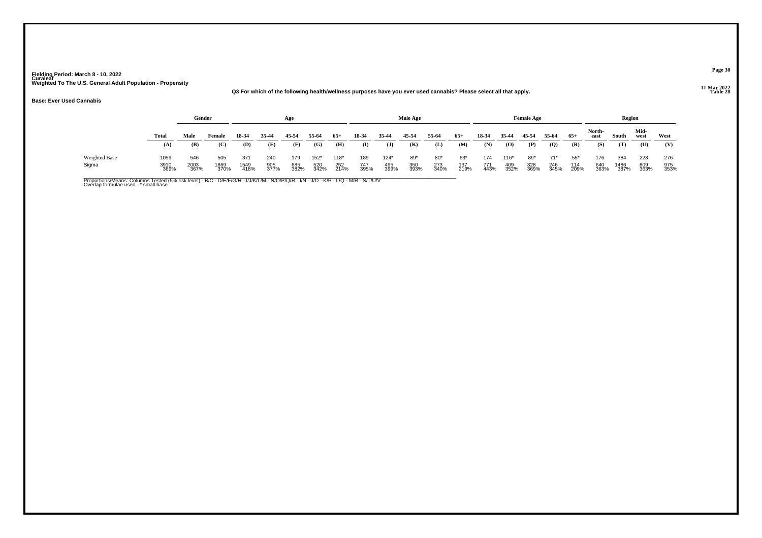Fielding Period: March 8 - 10, 2022
Curaleaf
Weighted To The U.S. General Adult Population - Propensity

11 Mar 2022
Table 28

Q3 For which of the following health/wellness purposes have you ever used cannabis? Please select all that apply.

Base: Ever Used Cannabis

| | Total | Gender | | Age | | | | | Male Age | | | | | Female Age | | | | | Region | | | |
|---|---|---|---|---|---|---|---|---|---|---|---|---|---|---|---|---|---|---|---|---|---|---|
| | Total | Male | Female | 18-34 | 35-44 | 45-54 | 55-64 | 65+ | 18-34 | 35-44 | 45-54 | 55-64 | 65+ | 18-34 | 35-44 | 45-54 | 55-64 | 65+ | North-east | South | Mid-west | West |
| | (A) | (B) | (C) | (D) | (E) | (F) | (G) | (H) | (I) | (J) | (K) | (L) | (M) | (N) | (O) | (P) | (Q) | (R) | (S) | (T) | (U) | (V) |
| Weighted Base | 1059 | 546 | 505 | 371 | 240 | 179 | 152* | 118* | 189 | 124* | 89* | 80* | 63* | 174 | 116* | 89* | 71* | 55* | 176 | 384 | 223 | 276 |
| Sigma | 3910 369% | 2003 367% | 1869 370% | 1549 418% | 905 377% | 685 382% | 520 342% | 252 214% | 747 395% | 495 399% | 350 393% | 273 340% | 137 219% | 771 443% | 409 352% | 328 369% | 246 345% | 114 209% | 640 363% | 1486 387% | 809 363% | 975 353% |

Proportions/Means: Columns Tested (5% risk level) - B/C - D/E/F/G/H - I/J/K/L/M - N/O/P/Q/R - I/N - J/O - K/P - L/Q - M/R - S/T/U/V
Overlap formulae used. * small base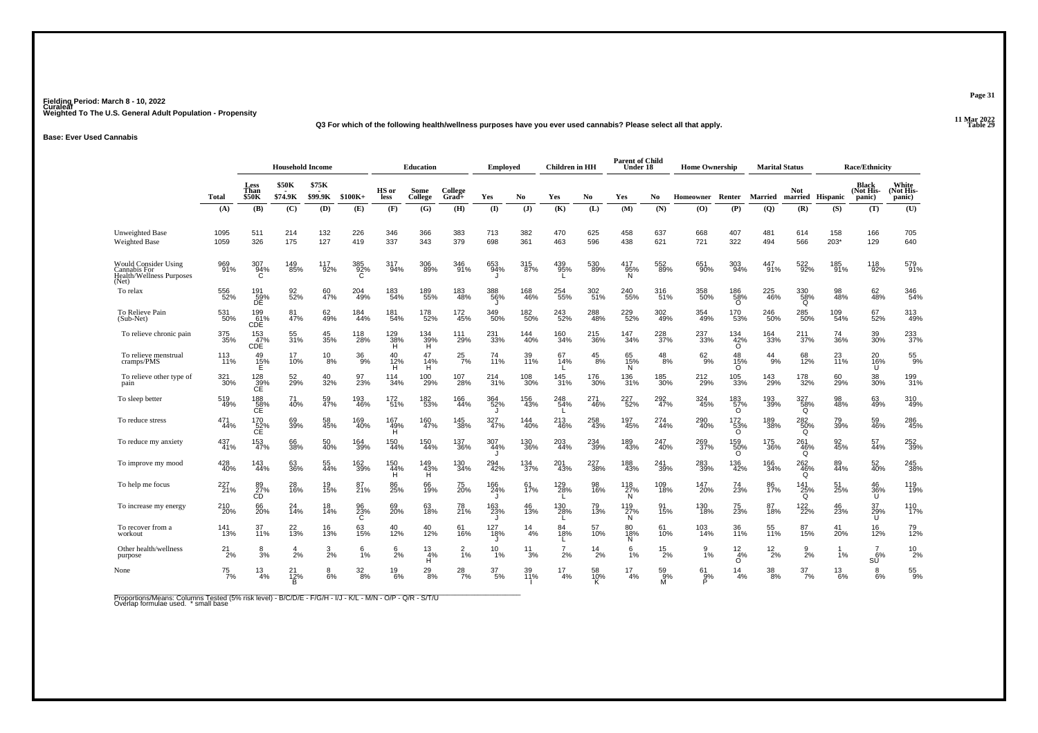Fielding Period: March 8 - 10, 2022
Curaleaf
Weighted To The U.S. General Adult Population - Propensity

11 Mar 2022
Table 29

**Q3 For which of the following health/wellness purposes have you ever used cannabis? Please select all that apply.**

**Base: Ever Used Cannabis**

| | Total | Household Income | | | | Education | | | Employed | | Children in HH | | Parent of Child Under 18 | | Home Ownership | | Marital Status | | Race/Ethnicity | | |
|---|---|---|---|---|---|---|---|---|---|---|---|---|---|---|---|---|---|---|---|---|---|
| | | Less Than $50K | $50K - $74.9K | $75K - $99.9K | $100K+ | HS or less | Some College | College Grad+ | Yes | No | Yes | No | Yes | No | Homeowner | Renter | Married | Not married | Hispanic | Black (Not Hispanic) | White (Not Hispanic) |
| | (A) | (B) | (C) | (D) | (E) | (F) | (G) | (H) | (I) | (J) | (K) | (L) | (M) | (N) | (O) | (P) | (Q) | (R) | (S) | (T) | (U) |
| Unweighted Base | 1095 | 511 | 214 | 132 | 226 | 346 | 366 | 383 | 713 | 382 | 470 | 625 | 458 | 637 | 668 | 407 | 481 | 614 | 158 | 166 | 705 |
| Weighted Base | 1059 | 326 | 175 | 127 | 419 | 337 | 343 | 379 | 698 | 361 | 463 | 596 | 438 | 621 | 721 | 322 | 494 | 566 | 203* | 129 | 640 |
| Would Consider Using Cannabis For Health/Wellness Purposes (Net) | 969 91% | 307 94% C | 149 85% | 117 92% | 385 92% C | 317 94% | 306 89% | 346 91% | 653 94% J | 315 87% | 439 95% L | 530 89% | 417 95% N | 552 89% | 651 90% | 303 94% | 447 91% | 522 92% | 185 91% | 118 92% | 579 91% |
| To relax | 556 52% | 191 59% DE | 92 52% | 60 47% | 204 49% | 183 54% | 189 55% | 183 48% | 388 56% J | 168 46% | 254 55% | 302 51% | 240 55% | 316 51% | 358 50% | 186 58% O | 225 46% | 330 58% Q | 98 48% | 62 48% | 346 54% |
| To Relieve Pain (Sub-Net) | 531 50% | 199 61% CDE | 81 47% | 62 49% | 184 44% | 181 54% | 178 52% | 172 45% | 349 50% | 182 50% | 243 52% | 288 48% | 229 52% | 302 49% | 354 49% | 170 53% | 246 50% | 285 50% | 109 54% | 67 52% | 313 49% |
| To relieve chronic pain | 375 35% | 153 47% CDE | 55 31% | 45 35% | 118 28% | 129 38% H | 134 39% H | 111 29% | 231 33% | 144 40% | 160 34% | 215 36% | 147 34% | 228 37% | 237 33% | 134 42% O | 164 33% | 211 37% | 74 36% | 39 30% | 233 37% |
| To relieve menstrual cramps/PMS | 113 11% | 49 15% E | 17 10% | 10 8% | 36 9% | 40 12% H | 47 14% H | 25 7% | 74 11% | 39 11% | 67 14% L | 45 8% | 65 15% N | 48 8% | 62 9% | 48 15% O | 44 9% | 68 12% | 23 11% | 20 16% U | 55 9% |
| To relieve other type of pain | 321 30% | 128 39% CE | 52 29% | 40 32% | 97 23% | 114 34% | 100 29% | 107 28% | 214 31% | 108 30% | 145 31% | 176 30% | 136 31% | 185 30% | 212 29% | 105 33% | 143 29% | 178 32% | 60 29% | 38 30% | 199 31% |
| To sleep better | 519 49% | 188 58% CE | 71 40% | 59 47% | 193 46% | 172 51% | 182 53% | 166 44% | 364 52% J | 156 43% | 248 54% L | 271 46% | 227 52% | 292 47% | 324 45% | 183 57% O | 193 39% | 327 58% Q | 98 48% | 63 49% | 310 49% |
| To reduce stress | 471 44% | 170 52% CE | 69 39% | 58 45% | 169 40% | 167 49% H | 160 47% | 145 38% | 327 47% | 144 40% | 213 46% | 258 43% | 197 45% | 274 44% | 290 40% | 172 53% O | 189 38% | 282 50% Q | 79 39% | 59 46% | 286 45% |
| To reduce my anxiety | 437 41% | 153 47% | 66 38% | 50 40% | 164 39% | 150 44% | 150 44% | 137 36% | 307 44% J | 130 36% | 203 44% | 234 39% | 189 43% | 247 40% | 269 37% | 159 50% O | 175 36% | 261 46% Q | 92 45% | 57 44% | 252 39% |
| To improve my mood | 428 40% | 143 44% | 63 36% | 55 44% | 162 39% | 150 44% H | 149 43% H | 130 34% | 294 42% | 134 37% | 201 43% | 227 38% | 188 43% | 241 39% | 283 39% | 136 42% | 166 34% | 262 46% Q | 89 44% | 52 40% | 245 38% |
| To help me focus | 227 21% | 89 27% CD | 28 16% | 19 15% | 87 21% | 86 25% | 66 19% | 75 20% | 166 24% J | 61 17% | 129 28% L | 98 16% | 118 27% N | 109 18% | 147 20% | 74 23% | 86 17% | 141 25% Q | 51 25% | 46 36% U | 119 19% |
| To increase my energy | 210 20% | 66 20% | 24 14% | 18 14% | 96 23% C | 69 20% | 63 18% | 78 21% | 163 23% J | 46 13% | 130 28% L | 79 13% | 119 27% N | 91 15% | 130 18% | 75 23% | 87 18% | 122 22% | 46 23% | 37 29% U | 110 17% |
| To recover from a workout | 141 13% | 37 11% | 22 13% | 16 13% | 63 15% | 40 12% | 40 12% | 61 16% | 127 18% J | 14 4% | 84 18% L | 57 10% | 80 18% N | 61 10% | 103 14% | 36 11% | 55 11% | 87 15% | 41 20% | 16 12% | 79 12% |
| Other health/wellness purpose | 21 2% | 8 3% | 4 2% | 3 2% | 6 1% | 6 2% | 13 4% H | 2 1% | 10 1% | 11 3% | 7 2% | 14 2% | 6 1% | 15 2% | 9 1% | 12 4% O | 12 2% | 9 2% | 1 1% | 7 6% SU | 10 2% |
| None | 75 7% | 13 4% | 21 12% B | 8 6% | 32 8% | 19 6% | 29 8% | 28 7% | 37 5% | 39 11% I | 17 4% | 58 10% K | 17 4% | 59 9% M | 61 9% P | 14 4% | 38 8% | 37 7% | 13 6% | 8 6% | 55 9% |

Proportions/Means: Columns Tested (5% risk level) - B/C/D/E - F/G/H - I/J - K/L - M/N - O/P - Q/R - S/T/U
Overlap formulae used. * small base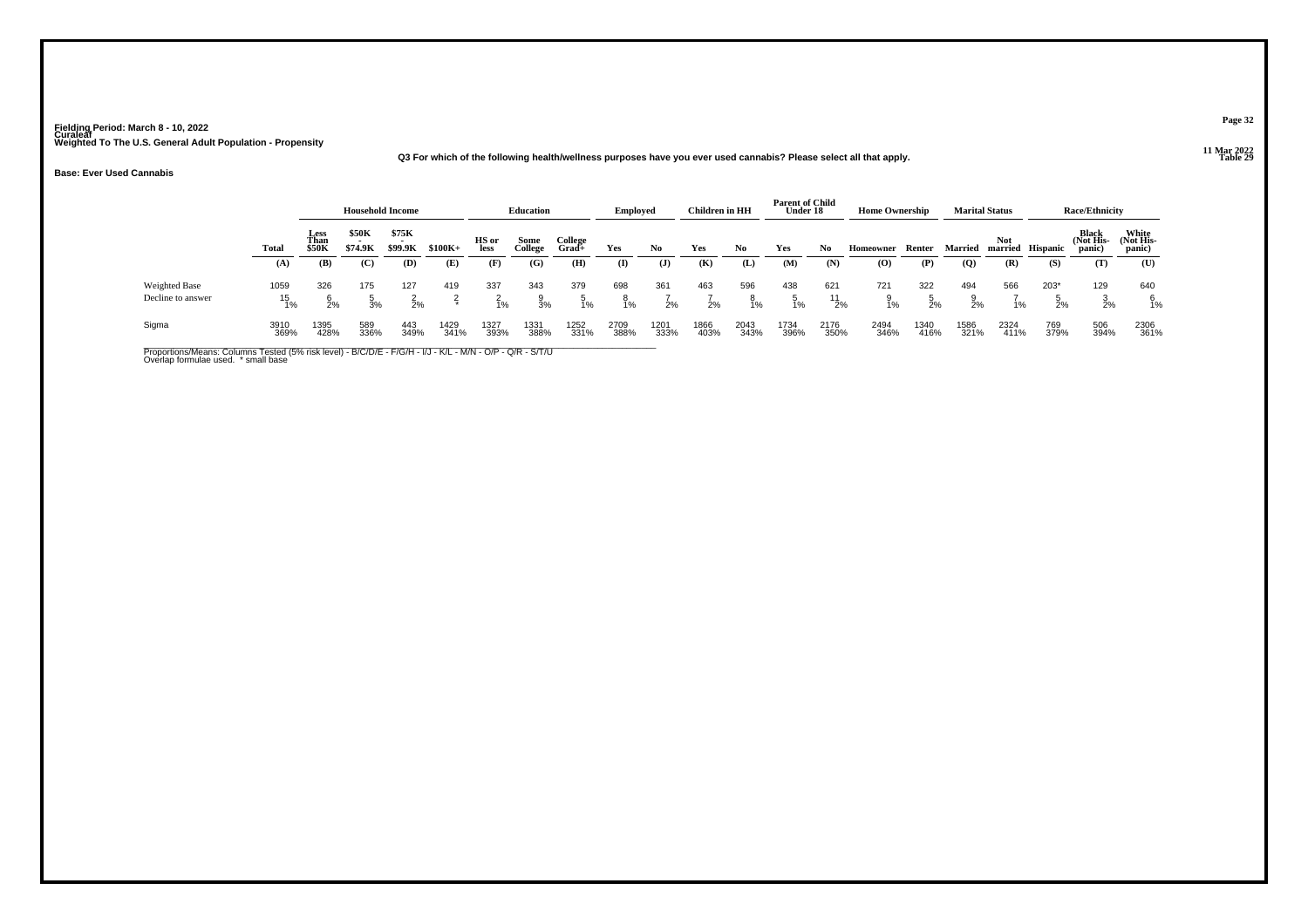Fielding Period: March 8 - 10, 2022
Curaleaf
Weighted To The U.S. General Adult Population - Propensity

Q3 For which of the following health/wellness purposes have you ever used cannabis? Please select all that apply.

Table 29

**Base: Ever Used Cannabis**

| | Total | Household Income | | | | Education | | | Employed | | Children in HH | | Parent of Child Under 18 | | Home Ownership | | Marital Status | | Race/Ethnicity | | |
|---|---|---|---|---|---|---|---|---|---|---|---|---|---|---|---|---|---|---|---|---|---|
| | | Less Than $50K | $50K - $74.9K | $75K - $99.9K | $100K+ | HS or less | Some College | College Grad+ | Yes | No | Yes | No | Yes | No | Homeowner | Renter | Married | Not married | Hispanic | Black (Not Hispanic) | White (Not Hispanic) |
| | (A) | (B) | (C) | (D) | (E) | (F) | (G) | (H) | (I) | (J) | (K) | (L) | (M) | (N) | (O) | (P) | (Q) | (R) | (S) | (T) | (U) |
| Weighted Base | 1059 | 326 | 175 | 127 | 419 | 337 | 343 | 379 | 698 | 361 | 463 | 596 | 438 | 621 | 721 | 322 | 494 | 566 | 203* | 129 | 640 |
| Decline to answer | 15 | 6 | 5 | 2 | 2 | 2 | 9 | 5 | 8 | 7 | 7 | 8 | 5 | 11 | 9 | 5 | 9 | 7 | 5 | 3 | 6 |
| | 1% | 2% | 3% | 2% | * | 1% | 3% | 1% | 1% | 2% | 2% | 1% | 1% | 2% | 1% | 2% | 2% | 1% | 2% | 2% | 1% |
| Sigma | 3910 | 1395 | 589 | 443 | 1429 | 1327 | 1331 | 1252 | 2709 | 1201 | 1866 | 2043 | 1734 | 2176 | 2494 | 1340 | 1586 | 2324 | 769 | 506 | 2306 |
| | 369% | 428% | 336% | 349% | 341% | 393% | 388% | 331% | 388% | 333% | 403% | 343% | 396% | 350% | 346% | 416% | 321% | 411% | 379% | 394% | 361% |

Proportions/Means: Columns Tested (5% risk level) - B/C/D/E - F/G/H - I/J - K/L - M/N - O/P - Q/R - S/T/U
Overlap formulae used. * small base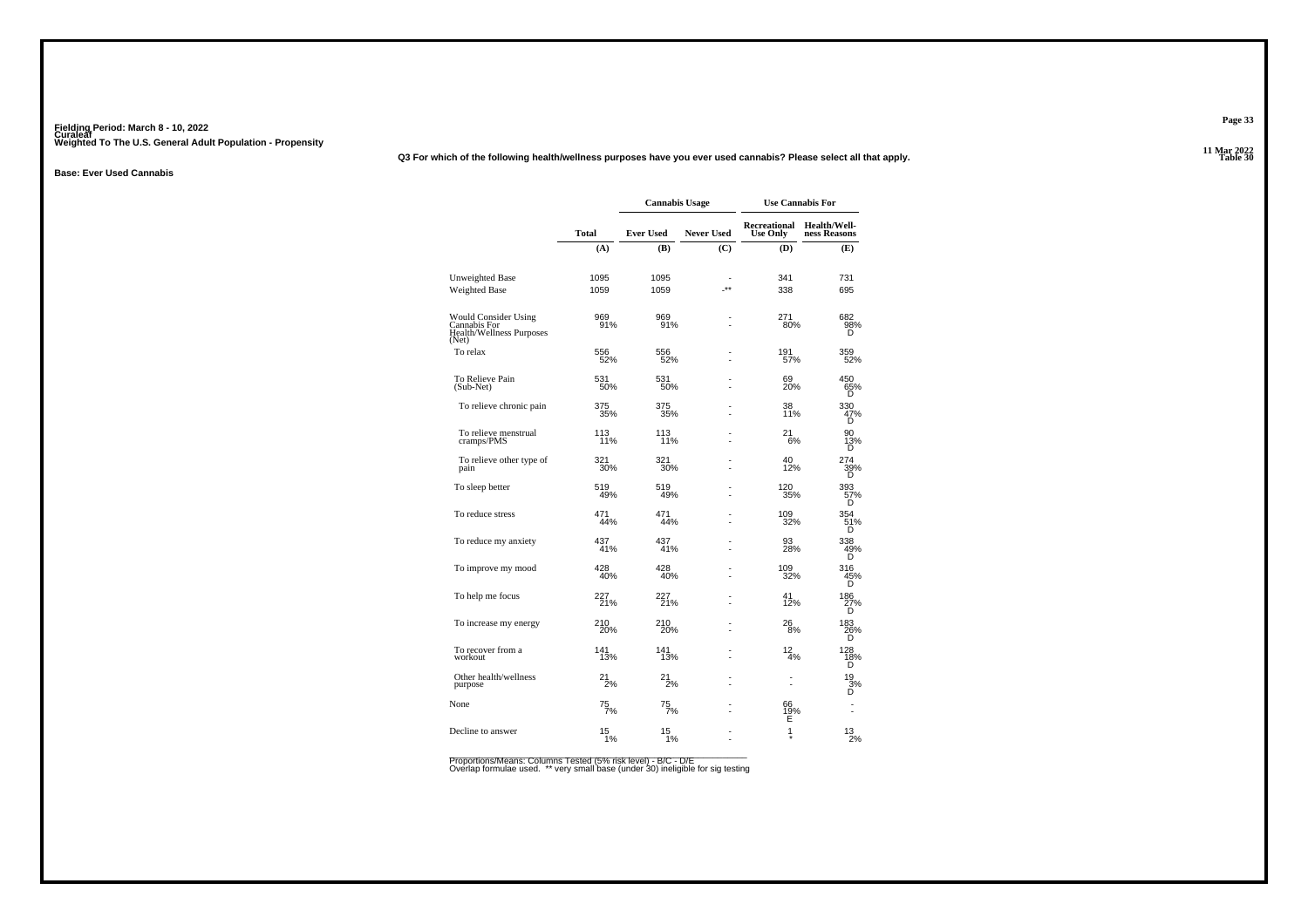Fielding Period: March 8 - 10, 2022
Curaleaf
Weighted To The U.S. General Adult Population - Propensity

11 Mar 2022
Table 30

**Q3 For which of the following health/wellness purposes have you ever used cannabis? Please select all that apply.**

**Base: Ever Used Cannabis**

| | Total | Cannabis Usage | | Use Cannabis For | |
|---|---|---|---|---|---|
| | | Ever Used | Never Used | Recreational Use Only | Health/Well-ness Reasons |
| | (A) | (B) | (C) | (D) | (E) |
| Unweighted Base | 1095 | 1095 | - | 341 | 731 |
| Weighted Base | 1059 | 1059 | -** | 338 | 695 |
| Would Consider Using Cannabis For Health/Wellness Purposes (Net) | 969 91% | 969 91% | - - | 271 80% | 682 98% D |
| To relax | 556 52% | 556 52% | - - | 191 57% | 359 52% |
| To Relieve Pain (Sub-Net) | 531 50% | 531 50% | - - | 69 20% | 450 65% D |
| To relieve chronic pain | 375 35% | 375 35% | - - | 38 11% | 330 47% D |
| To relieve menstrual cramps/PMS | 113 11% | 113 11% | - - | 21 6% | 90 13% D |
| To relieve other type of pain | 321 30% | 321 30% | - - | 40 12% | 274 39% D |
| To sleep better | 519 49% | 519 49% | - - | 120 35% | 393 57% D |
| To reduce stress | 471 44% | 471 44% | - - | 109 32% | 354 51% D |
| To reduce my anxiety | 437 41% | 437 41% | - - | 93 28% | 338 49% D |
| To improve my mood | 428 40% | 428 40% | - - | 109 32% | 316 45% D |
| To help me focus | 227 21% | 227 21% | - - | 41 12% | 186 27% D |
| To increase my energy | 210 20% | 210 20% | - - | 26 8% | 183 26% D |
| To recover from a workout | 141 13% | 141 13% | - - | 12 4% | 128 18% D |
| Other health/wellness purpose | 21 2% | 21 2% | - - | - - | 19 3% D |
| None | 75 7% | 75 7% | - - | 66 19% E | - - |
| Decline to answer | 15 1% | 15 1% | - - | 1 * | 13 2% |

Proportions/Means: Columns Tested (5% risk level) - B/C - D/E
Overlap formulae used. ** very small base (under 30) ineligible for sig testing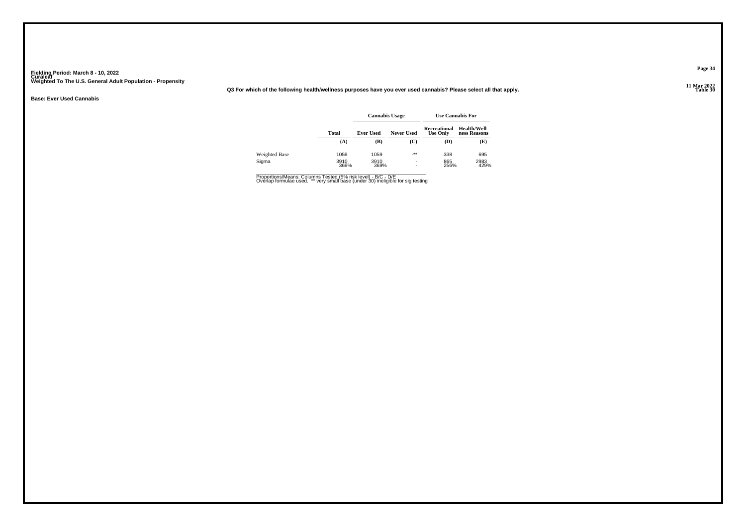Fielding Period: March 8 - 10, 2022
Curaleaf
Weighted To The U.S. General Adult Population - Propensity

Table 30

**Q3 For which of the following health/wellness purposes have you ever used cannabis? Please select all that apply.**

**Base: Ever Used Cannabis**

| | Total | Cannabis Usage | | Use Cannabis For | |
|---|---|---|---|---|---|
| | | Ever Used | Never Used | Recreational Use Only | Health/Well-ness Reasons |
| | (A) | (B) | (C) | (D) | (E) |
| Weighted Base | 1059 | 1059 | -** | 338 | 695 |
| Sigma | 3910<br>369% | 3910<br>369% | -<br>- | 865<br>256% | 2983<br>429% |

Proportions/Means: Columns Tested (5% risk level) - B/C - D/E
Overlap formulae used. ** very small base (under 30) ineligible for sig testing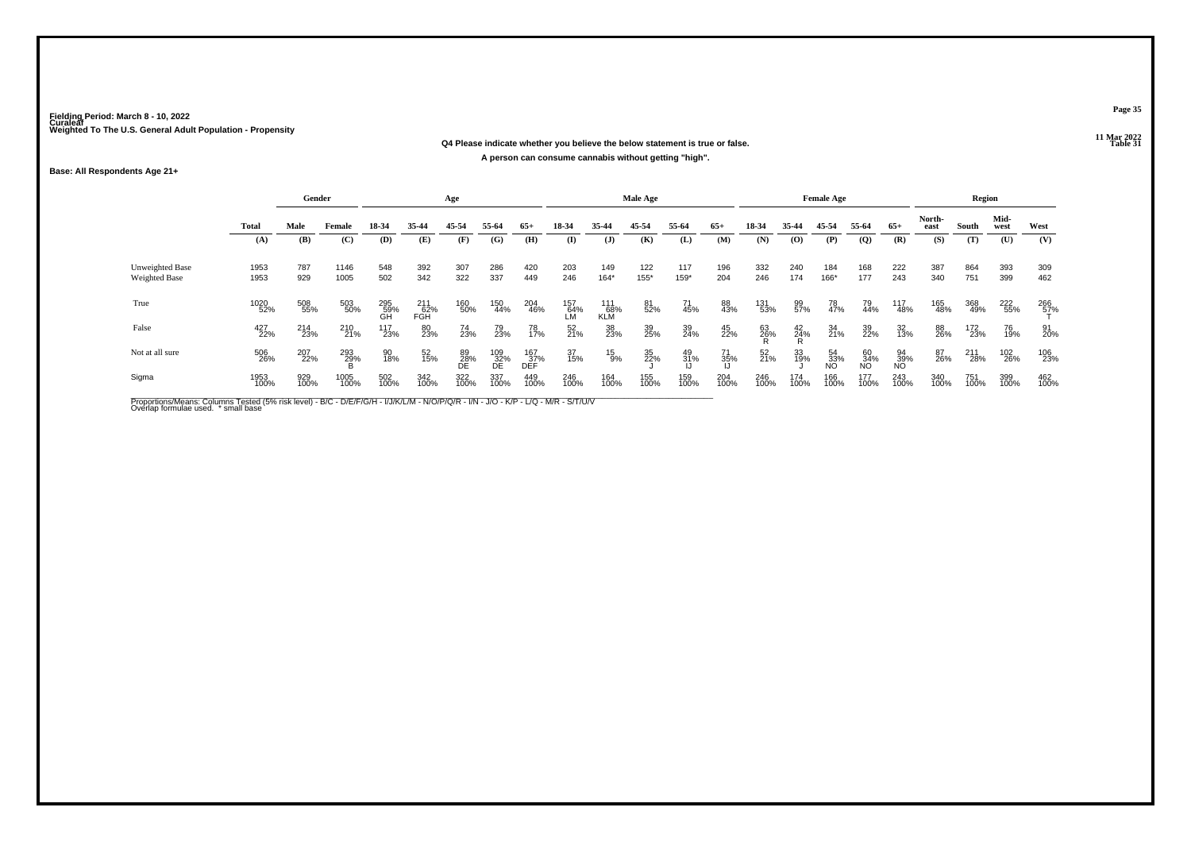Fielding Period: March 8 - 10, 2022
Curaleaf
Weighted To The U.S. General Adult Population - Propensity

11 Mar 2022
Table 31

**Q4 Please indicate whether you believe the below statement is true or false.**

**A person can consume cannabis without getting "high".**

**Base: All Respondents Age 21+**

| | Total | Gender | | Age | | | | | Male Age | | | | | Female Age | | | | | Region | | | |
|---|---|---|---|---|---|---|---|---|---|---|---|---|---|---|---|---|---|---|---|---|---|---|
| | Total | Male | Female | 18-34 | 35-44 | 45-54 | 55-64 | 65+ | 18-34 | 35-44 | 45-54 | 55-64 | 65+ | 18-34 | 35-44 | 45-54 | 55-64 | 65+ | North-east | South | Mid-west | West |
| | (A) | (B) | (C) | (D) | (E) | (F) | (G) | (H) | (I) | (J) | (K) | (L) | (M) | (N) | (O) | (P) | (Q) | (R) | (S) | (T) | (U) | (V) |
| Unweighted Base | 1953 | 787 | 1146 | 548 | 392 | 307 | 286 | 420 | 203 | 149 | 122 | 117 | 196 | 332 | 240 | 184 | 168 | 222 | 387 | 864 | 393 | 309 |
| Weighted Base | 1953 | 929 | 1005 | 502 | 342 | 322 | 337 | 449 | 246 | 164* | 155* | 159* | 204 | 246 | 174 | 166* | 177 | 243 | 340 | 751 | 399 | 462 |
| True | 1020 52% | 508 55% | 503 50% | 295 59% GH | 211 62% FGH | 160 50% | 150 44% | 204 46% | 157 64% LM | 111 68% KLM | 81 52% | 71 45% | 88 43% | 131 53% | 99 57% | 78 47% | 79 44% | 117 48% | 165 48% | 368 49% | 222 55% | 266 57% T |
| False | 427 22% | 214 23% | 210 21% | 117 23% | 80 23% | 74 23% | 79 23% | 78 17% | 52 21% | 38 23% | 39 25% | 39 24% | 45 22% | 63 26% R | 42 24% R | 34 21% | 39 22% | 32 13% | 88 26% | 172 23% | 76 19% | 91 20% |
| Not at all sure | 506 26% | 207 22% | 293 29% B | 90 18% | 52 15% | 89 28% DE | 109 32% DE | 167 37% DEF | 37 15% | 15 9% | 35 22% J | 49 31% IJ | 71 35% IJ | 52 21% | 33 19% | 54 33% NO | 60 34% NO | 94 39% NO | 87 26% | 211 28% | 102 26% | 106 23% |
| Sigma | 1953 100% | 929 100% | 1005 100% | 502 100% | 342 100% | 322 100% | 337 100% | 449 100% | 246 100% | 164 100% | 155 100% | 159 100% | 204 100% | 246 100% | 174 100% | 166 100% | 177 100% | 243 100% | 340 100% | 751 100% | 399 100% | 462 100% |

Proportions/Means: Columns Tested (5% risk level) - B/C - D/E/F/G/H - I/J/K/L/M - N/O/P/Q/R - I/N - J/O - K/P - L/Q - M/R - S/T/U/V
Overlap formulae used. * small base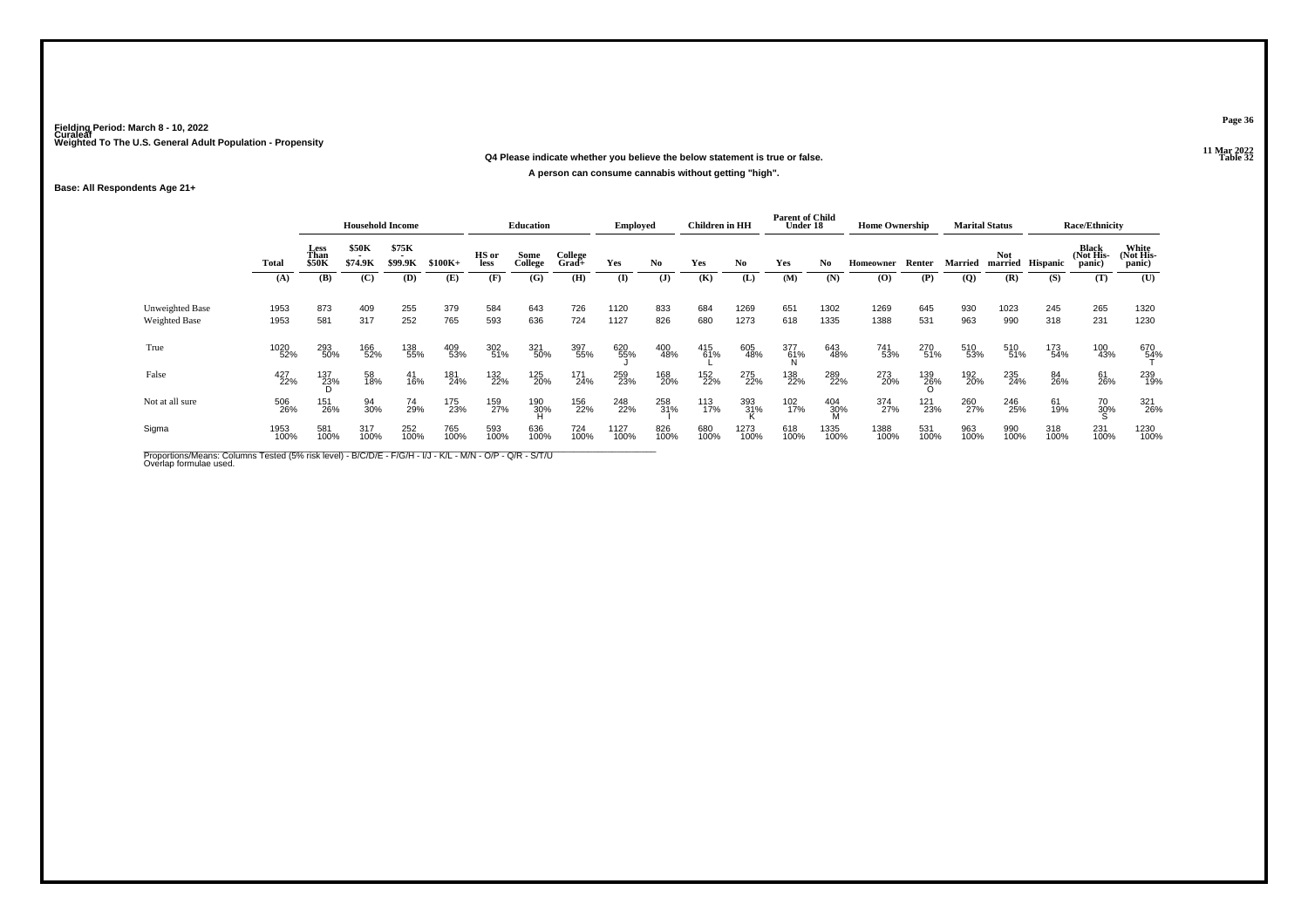Fielding Period: March 8 - 10, 2022
Curaleaf
Weighted To The U.S. General Adult Population - Propensity

11 Mar 2022
Table 32

**Q4 Please indicate whether you believe the below statement is true or false.**

**A person can consume cannabis without getting "high".**

**Base: All Respondents Age 21+**

| | Total | Household Income | | | | Education | | | Employed | | Children in HH | | Parent of Child Under 18 | | Home Ownership | | Marital Status | | Race/Ethnicity | | |
|---|---|---|---|---|---|---|---|---|---|---|---|---|---|---|---|---|---|---|---|---|---|
| | | Less Than $50K | $50K - $74.9K | $75K - $99.9K | $100K+ | HS or less | Some College | College Grad+ | Yes | No | Yes | No | Yes | No | Homeowner | Renter | Married | Not married | Hispanic | Black (Not Hispanic) | White (Not Hispanic) |
| | (A) | (B) | (C) | (D) | (E) | (F) | (G) | (H) | (I) | (J) | (K) | (L) | (M) | (N) | (O) | (P) | (Q) | (R) | (S) | (T) | (U) |
| Unweighted Base | 1953 | 873 | 409 | 255 | 379 | 584 | 643 | 726 | 1120 | 833 | 684 | 1269 | 651 | 1302 | 1269 | 645 | 930 | 1023 | 245 | 265 | 1320 |
| Weighted Base | 1953 | 581 | 317 | 252 | 765 | 593 | 636 | 724 | 1127 | 826 | 680 | 1273 | 618 | 1335 | 1388 | 531 | 963 | 990 | 318 | 231 | 1230 |
| True | 1020 52% | 293 50% | 166 52% | 138 55% | 409 53% | 302 51% | 321 50% | 397 55% | 620 55% J | 400 48% | 415 61% L | 605 48% | 377 61% N | 643 48% | 741 53% | 270 51% | 510 53% | 510 51% | 173 54% | 100 43% | 670 54% T |
| False | 427 22% | 137 23% D | 58 18% | 41 16% | 181 24% | 132 22% | 125 20% | 171 24% | 259 23% | 168 20% | 152 22% | 275 22% | 138 22% | 289 22% | 273 20% | 139 26% O | 192 20% | 235 24% | 84 26% | 61 26% | 239 19% |
| Not at all sure | 506 26% | 151 26% | 94 30% | 74 29% | 175 23% | 159 27% | 190 30% H | 156 22% | 248 22% | 258 31% I | 113 17% | 393 31% K | 102 17% | 404 30% M | 374 27% | 121 23% | 260 27% | 246 25% | 61 19% | 70 30% S | 321 26% |
| Sigma | 1953 100% | 581 100% | 317 100% | 252 100% | 765 100% | 593 100% | 636 100% | 724 100% | 1127 100% | 826 100% | 680 100% | 1273 100% | 618 100% | 1335 100% | 1388 100% | 531 100% | 963 100% | 990 100% | 318 100% | 231 100% | 1230 100% |

Proportions/Means: Columns Tested (5% risk level) - B/C/D/E - F/G/H - I/J - K/L - M/N - O/P - Q/R - S/T/U
Overlap formulae used.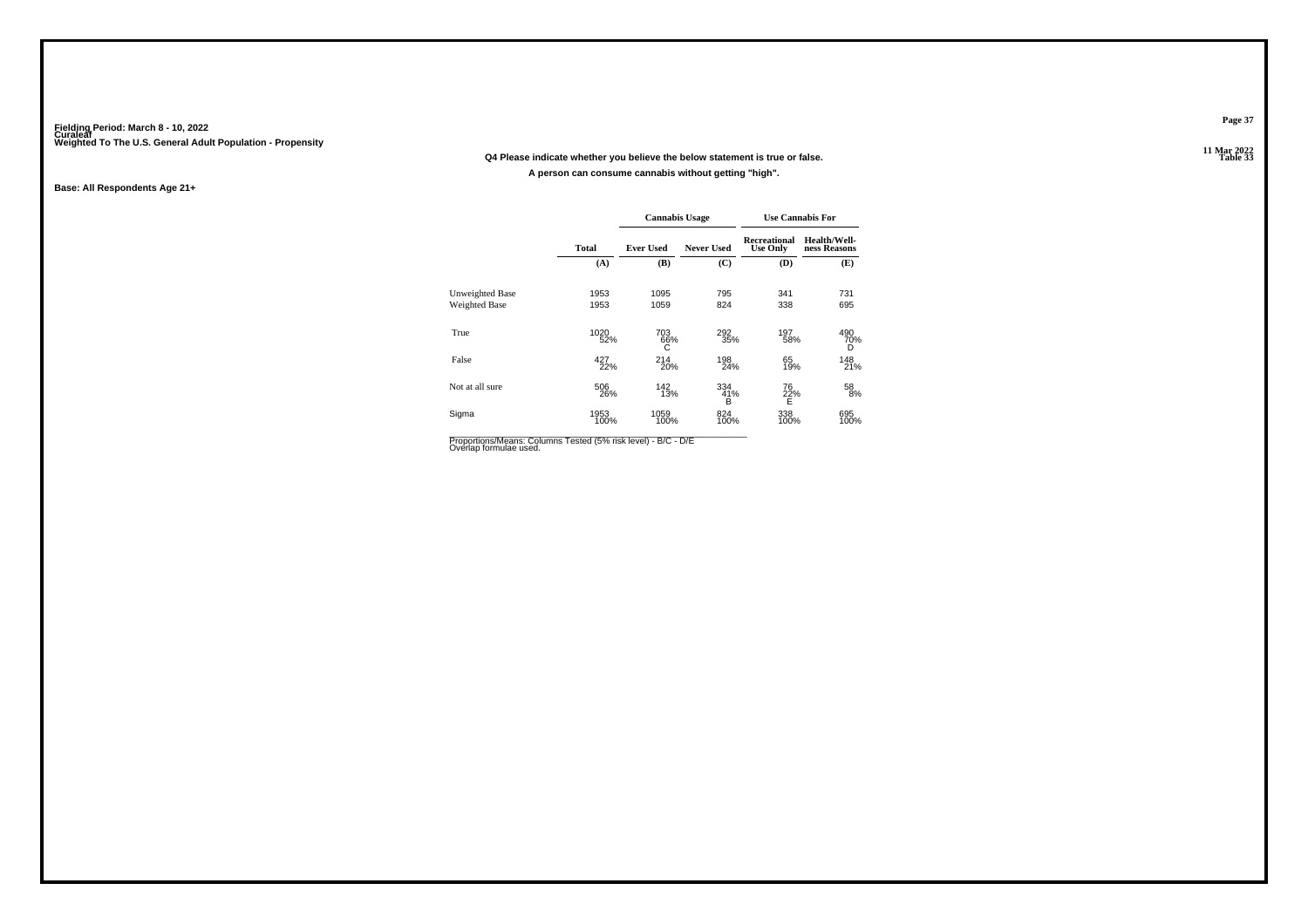Fielding Period: March 8 - 10, 2022
Curaleaf
Weighted To The U.S. General Adult Population - Propensity

**Q4 Please indicate whether you believe the below statement is true or false.**

**A person can consume cannabis without getting "high".**

**Base: All Respondents Age 21+**

| | Total | Cannabis Usage | | Use Cannabis For | |
|---|---|---|---|---|---|
| | | Ever Used | Never Used | Recreational Use Only | Health/Well-ness Reasons |
| | (A) | (B) | (C) | (D) | (E) |
| Unweighted Base | 1953 | 1095 | 795 | 341 | 731 |
| Weighted Base | 1953 | 1059 | 824 | 338 | 695 |
| True | 1020 | 703 | 292 | 197 | 490 |
| | 52% | 66% | 35% | 58% | 70% |
| | | C | | | D |
| False | 427 | 214 | 198 | 65 | 148 |
| | 22% | 20% | 24% | 19% | 21% |
| Not at all sure | 506 | 142 | 334 | 76 | 58 |
| | 26% | 13% | 41% | 22% | 8% |
| | | | B | E | |
| Sigma | 1953 | 1059 | 824 | 338 | 695 |
| | 100% | 100% | 100% | 100% | 100% |

Proportions/Means: Columns Tested (5% risk level) - B/C - D/E
Overlap formulae used.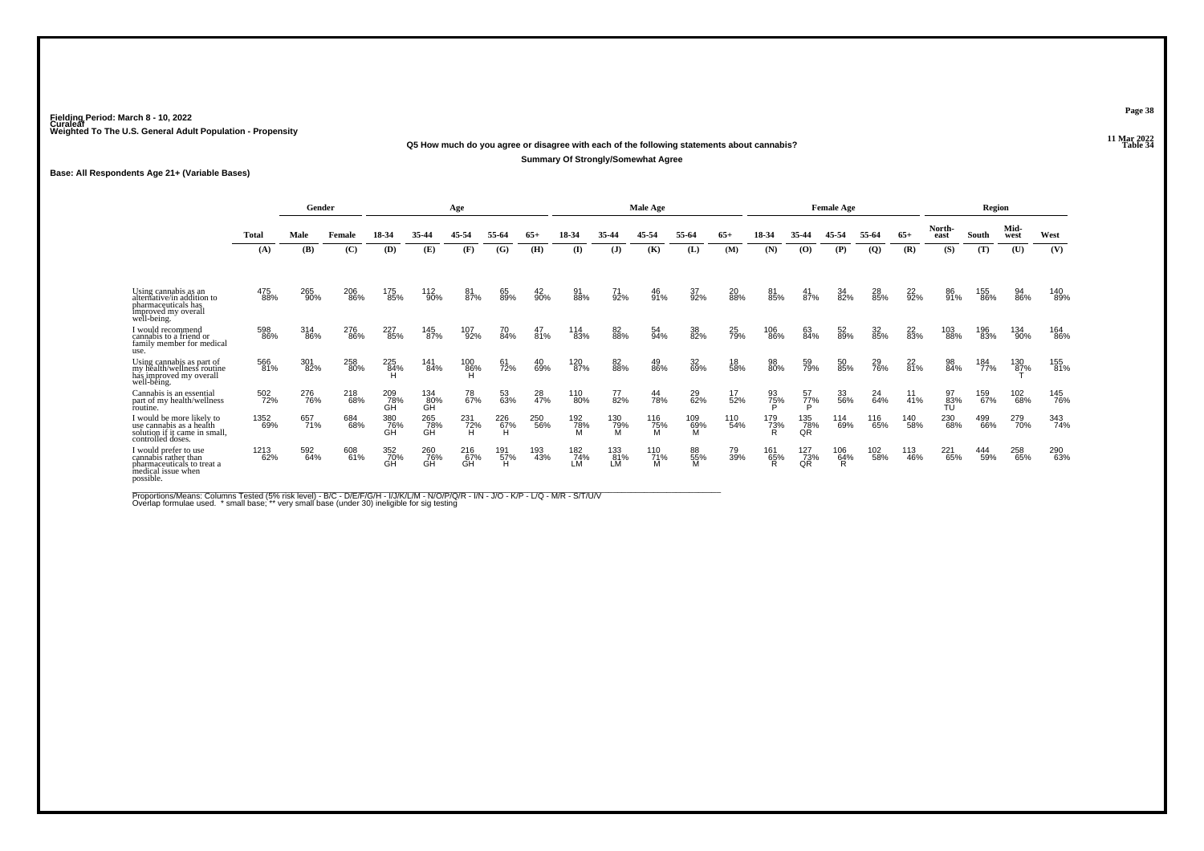Fielding Period: March 8 - 10, 2022
Curaleaf
Weighted To The U.S. General Adult Population - Propensity

11 Mar 2022
Table 34

**Q5 How much do you agree or disagree with each of the following statements about cannabis?**

**Summary Of Strongly/Somewhat Agree**

**Base: All Respondents Age 21+ (Variable Bases)**

| | Total | Gender | | Age | | | | | Male Age | | | | | Female Age | | | | | Region | | | |
|---|---|---|---|---|---|---|---|---|---|---|---|---|---|---|---|---|---|---|---|---|---|---|
| | | Male | Female | 18-34 | 35-44 | 45-54 | 55-64 | 65+ | 18-34 | 35-44 | 45-54 | 55-64 | 65+ | 18-34 | 35-44 | 45-54 | 55-64 | 65+ | North-east | South | Mid-west | West |
| | (A) | (B) | (C) | (D) | (E) | (F) | (G) | (H) | (I) | (J) | (K) | (L) | (M) | (N) | (O) | (P) | (Q) | (R) | (S) | (T) | (U) | (V) |
| Using cannabis as an alternative/in addition to pharmaceuticals has improved my overall well-being. | 475 88% | 265 90% | 206 86% | 175 85% | 112 90% | 81 87% | 65 89% | 42 90% | 91 88% | 71 92% | 46 91% | 37 92% | 20 88% | 81 85% | 41 87% | 34 82% | 28 85% | 22 92% | 86 91% | 155 86% | 94 86% | 140 89% |
| I would recommend cannabis to a friend or family member for medical use. | 598 86% | 314 86% | 276 86% | 227 85% | 145 87% | 107 92% | 70 84% | 47 81% | 114 83% | 82 88% | 54 94% | 38 82% | 25 79% | 106 86% | 63 84% | 52 89% | 32 85% | 22 83% | 103 88% | 196 83% | 134 90% | 164 86% |
| Using cannabis as part of my health/wellness routine has improved my overall well-being. | 566 81% | 301 82% | 258 80% | 225 84% H | 141 84% | 100 86% H | 61 72% | 40 69% | 120 87% | 82 88% | 49 86% | 32 69% | 18 58% | 98 80% | 59 79% | 50 85% | 29 76% | 22 81% | 98 84% | 184 77% | 130 87% T | 155 81% |
| Cannabis is an essential part of my health/wellness routine. | 502 72% | 276 76% | 218 68% | 209 78% GH | 134 80% GH | 78 67% | 53 63% | 28 47% | 110 80% | 77 82% | 44 78% | 29 62% | 17 52% | 93 75% P | 57 77% P | 33 56% | 24 64% | 11 41% | 97 83% TU | 159 67% | 102 68% | 145 76% |
| I would be more likely to use cannabis as a health solution if it came in small, controlled doses. | 1352 69% | 657 71% | 684 68% | 380 76% GH | 265 78% GH | 231 72% H | 226 67% H | 250 56% | 192 78% M | 130 79% M | 116 75% M | 109 69% M | 110 54% | 179 73% R | 135 78% QR | 114 69% | 116 65% | 140 58% | 230 68% | 499 66% | 279 70% | 343 74% |
| I would prefer to use cannabis rather than pharmaceuticals to treat a medical issue when possible. | 1213 62% | 592 64% | 608 61% | 352 70% GH | 260 76% GH | 216 67% GH | 191 57% H | 193 43% | 182 74% LM | 133 81% LM | 110 71% M | 88 55% M | 79 39% | 161 65% R | 127 73% QR | 106 64% R | 102 58% | 113 46% | 221 65% | 444 59% | 258 65% | 290 63% |

Proportions/Means: Columns Tested (5% risk level) - B/C - D/E/F/G/H - I/J/K/L/M - N/O/P/Q/R - I/N - J/O - K/P - L/Q - M/R - S/T/U/V
Overlap formulae used. * small base; ** very small base (under 30) ineligible for sig testing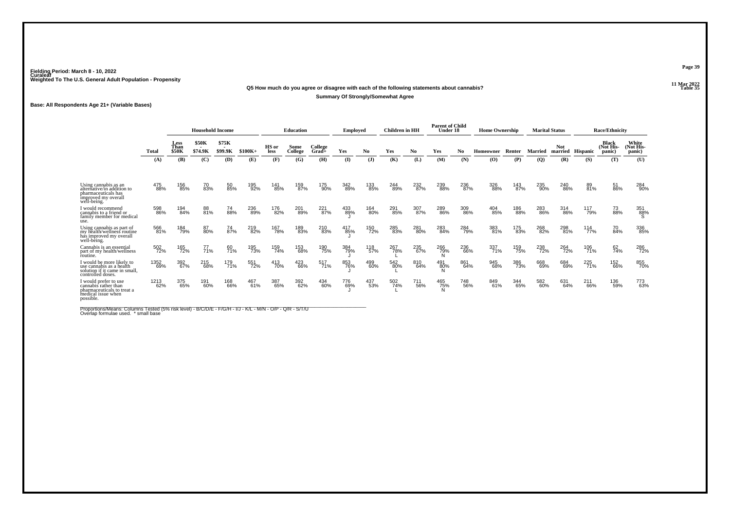Fielding Period: March 8 - 10, 2022
Curaleaf
Weighted To The U.S. General Adult Population - Propensity

11 Mar 2022
Table 35

**Q5 How much do you agree or disagree with each of the following statements about cannabis?**

**Summary Of Strongly/Somewhat Agree**

**Base: All Respondents Age 21+ (Variable Bases)**

| | | Household Income | | | | Education | | | Employed | | Children in HH | | Parent of Child Under 18 | | Home Ownership | | Marital Status | | Race/Ethnicity | | |
|---|---|---|---|---|---|---|---|---|---|---|---|---|---|---|---|---|---|---|---|---|---|
| | Total | Less Than $50K | $50K - $74.9K | $75K - $99.9K | $100K+ | HS or less | Some College | College Grad+ | Yes | No | Yes | No | Yes | No | Homeowner | Renter | Married | Not married | Hispanic | Black (Not Hispanic) | White (Not Hispanic) |
| | (A) | (B) | (C) | (D) | (E) | (F) | (G) | (H) | (I) | (J) | (K) | (L) | (M) | (N) | (O) | (P) | (Q) | (R) | (S) | (T) | (U) |
| Using cannabis as an alternative/in addition to pharmaceuticals has improved my overall well-being. | 475 88% | 156 85% | 70 83% | 50 85% | 195 92% | 141 85% | 159 87% | 175 90% | 342 89% | 133 85% | 244 89% | 232 87% | 239 88% | 236 87% | 326 88% | 143 87% | 235 90% | 240 86% | 89 81% | 51 86% | 284 90% |
| I would recommend cannabis to a friend or family member for medical use. | 598 86% | 194 84% | 88 81% | 74 88% | 236 89% | 176 82% | 201 89% | 221 87% | 433 89% J | 164 80% | 291 85% | 307 87% | 289 86% | 309 86% | 404 85% | 186 88% | 283 86% | 314 86% | 117 79% | 73 88% | 351 88% S |
| Using cannabis as part of my health/wellness routine has improved my overall well-being. | 566 81% | 184 79% | 87 80% | 74 87% | 219 82% | 167 78% | 189 83% | 210 83% | 417 85% J | 150 72% | 285 83% | 281 80% | 283 84% | 284 79% | 383 81% | 175 83% | 268 82% | 298 81% | 114 77% | 70 84% | 336 85% |
| Cannabis is an essential part of my health/wellness routine. | 502 72% | 165 72% | 77 71% | 60 71% | 195 73% | 159 74% | 153 68% | 190 75% | 384 79% J | 118 57% | 267 78% L | 235 67% | 266 79% N | 236 66% | 337 71% | 159 75% | 238 72% | 264 72% | 106 71% | 62 74% | 286 72% |
| I would be more likely to use cannabis as a health solution if it came in small, controlled doses. | 1352 69% | 392 67% | 215 68% | 179 71% | 551 72% | 413 70% | 423 66% | 517 71% | 853 76% J | 499 60% | 542 80% L | 810 64% | 491 80% N | 861 64% | 945 68% | 386 73% | 668 69% | 684 69% | 225 71% | 152 66% | 855 70% |
| I would prefer to use cannabis rather than pharmaceuticals to treat a medical issue when possible. | 1213 62% | 375 65% | 191 60% | 168 66% | 467 61% | 387 65% | 392 62% | 434 60% | 776 69% J | 437 53% | 502 74% L | 711 56% | 465 75% N | 748 56% | 849 61% | 344 65% | 582 60% | 631 64% | 211 66% | 136 59% | 773 63% |

Proportions/Means: Columns Tested (5% risk level) - B/C/D/E - F/G/H - I/J - K/L - M/N - O/P - Q/R - S/T/U
Overlap formulae used. * small base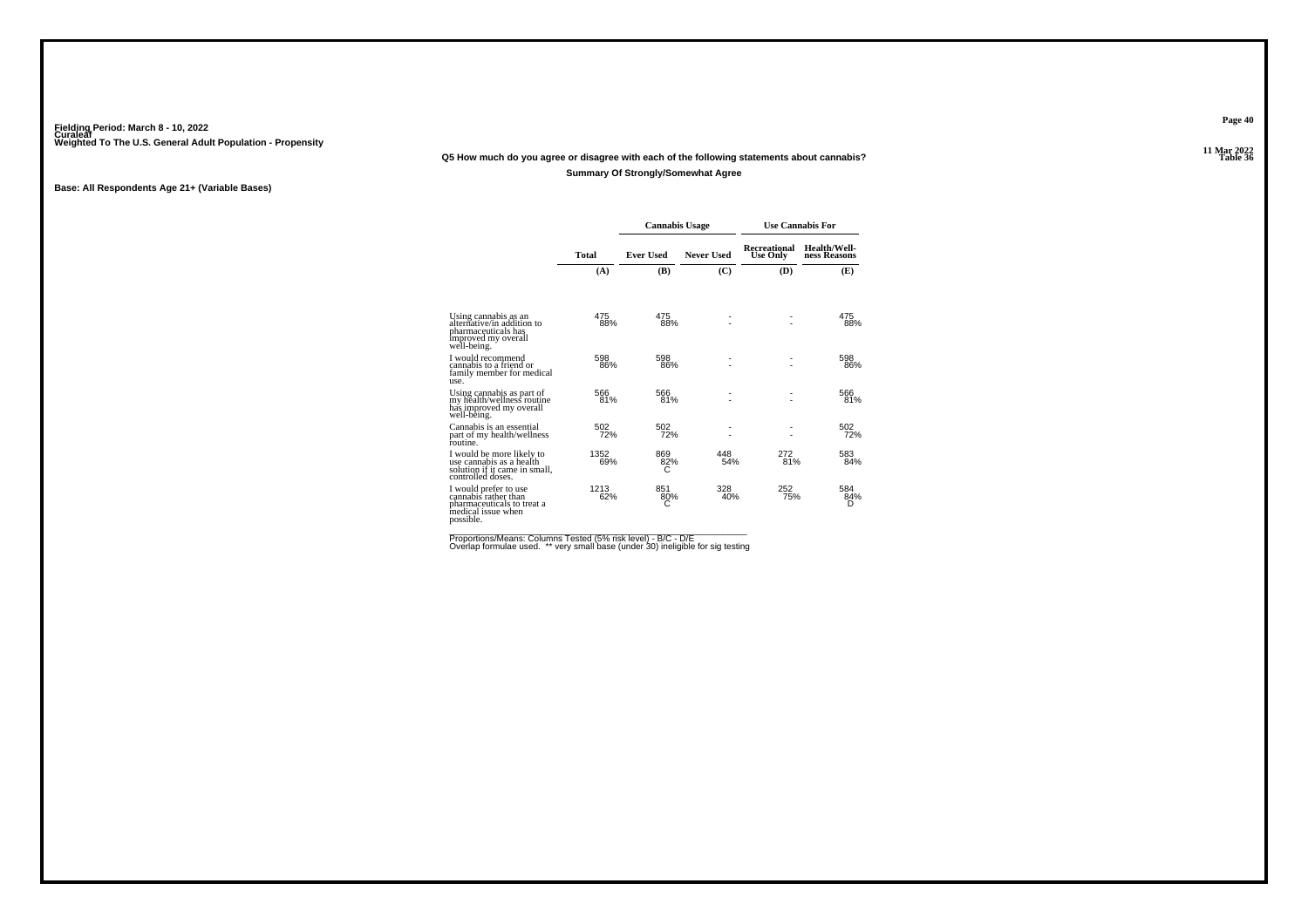Fielding Period: March 8 - 10, 2022
Curaleaf
Weighted To The U.S. General Adult Population - Propensity

Table 36

**Q5 How much do you agree or disagree with each of the following statements about cannabis?**

**Summary Of Strongly/Somewhat Agree**

**Base: All Respondents Age 21+ (Variable Bases)**

| | | Cannabis Usage | | Use Cannabis For | |
|---|---|---|---|---|---|
| | Total | Ever Used | Never Used | Recreational Use Only | Health/Wellness Reasons |
| | (A) | (B) | (C) | (D) | (E) |
| Using cannabis as an alternative/in addition to pharmaceuticals has improved my overall well-being. | 475<br>88% | 475<br>88% | -<br>- | -<br>- | 475<br>88% |
| I would recommend cannabis to a friend or family member for medical use. | 598<br>86% | 598<br>86% | -<br>- | -<br>- | 598<br>86% |
| Using cannabis as part of my health/wellness routine has improved my overall well-being. | 566<br>81% | 566<br>81% | -<br>- | -<br>- | 566<br>81% |
| Cannabis is an essential part of my health/wellness routine. | 502<br>72% | 502<br>72% | -<br>- | -<br>- | 502<br>72% |
| I would be more likely to use cannabis as a health solution if it came in small, controlled doses. | 1352<br>69% | 869<br>82%<br>C | 448<br>54% | 272<br>81% | 583<br>84% |
| I would prefer to use cannabis rather than pharmaceuticals to treat a medical issue when possible. | 1213<br>62% | 851<br>80%<br>C | 328<br>40% | 252<br>75% | 584<br>84%<br>D |

Proportions/Means: Columns Tested (5% risk level) - B/C - D/E
Overlap formulae used. ** very small base (under 30) ineligible for sig testing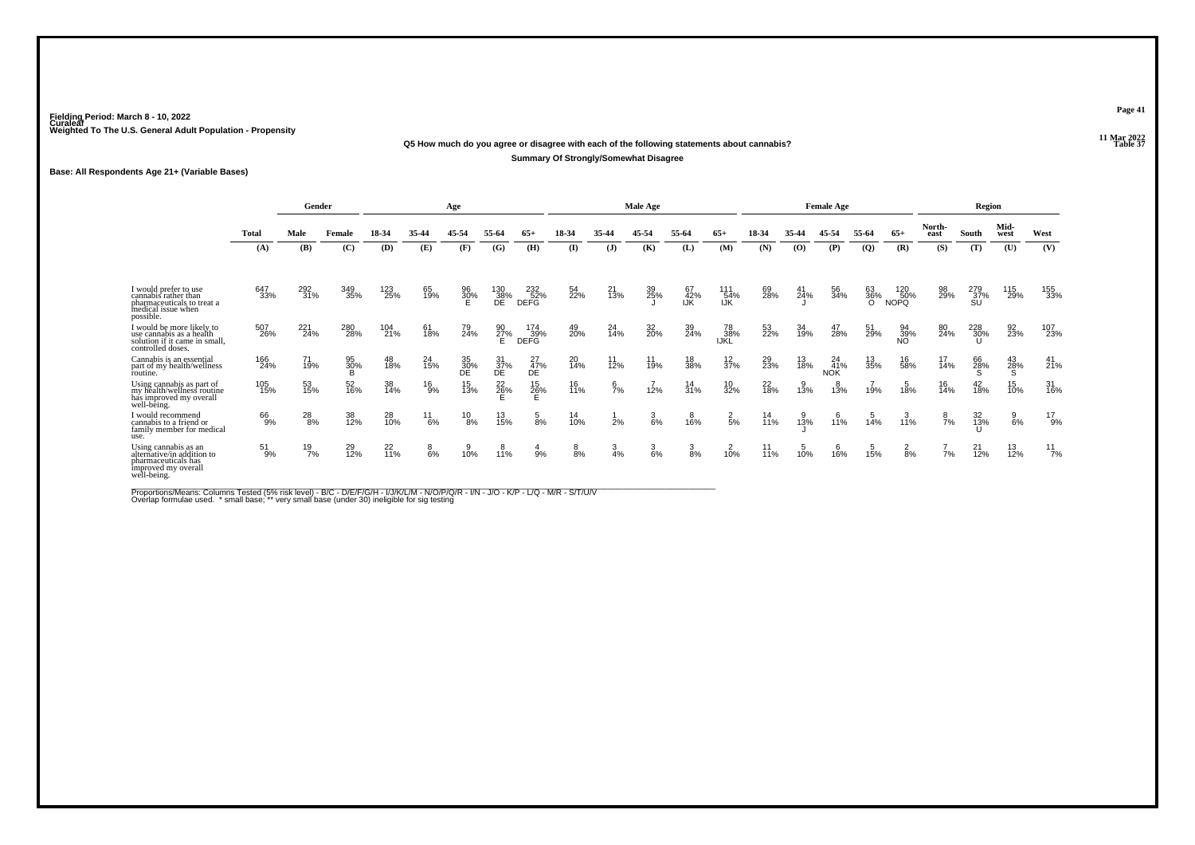Fielding Period: March 8 - 10, 2022
Curaleaf
Weighted To The U.S. General Adult Population - Propensity

11 Mar 2022
Table 37

**Q5 How much do you agree or disagree with each of the following statements about cannabis?**

**Summary Of Strongly/Somewhat Disagree**

**Base: All Respondents Age 21+ (Variable Bases)**

| | Total | Gender | | Age | | | | | Male Age | | | | | Female Age | | | | | Region | | | |
|---|---|---|---|---|---|---|---|---|---|---|---|---|---|---|---|---|---|---|---|---|---|---|
| | Total | Male | Female | 18-34 | 35-44 | 45-54 | 55-64 | 65+ | 18-34 | 35-44 | 45-54 | 55-64 | 65+ | 18-34 | 35-44 | 45-54 | 55-64 | 65+ | North-east | South | Mid-west | West |
| | (A) | (B) | (C) | (D) | (E) | (F) | (G) | (H) | (I) | (J) | (K) | (L) | (M) | (N) | (O) | (P) | (Q) | (R) | (S) | (T) | (U) | (V) |
| I would prefer to use cannabis rather than pharmaceuticals to treat a medical issue when possible. | 647 33% | 292 31% | 349 35% | 123 25% | 65 19% | 96 30% E | 130 38% DE | 232 52% DEFG | 54 22% | 21 13% | 39 25% J | 67 42% IJK | 111 54% IJK | 69 28% | 41 24% J | 56 34% | 63 36% O | 120 50% NOPQ | 98 29% | 279 37% SU | 115 29% | 155 33% |
| I would be more likely to use cannabis as a health solution if it came in small, controlled doses. | 507 26% | 221 24% | 280 28% | 104 21% | 61 18% | 79 24% | 90 27% E | 174 39% DEFG | 49 20% | 24 14% | 32 20% | 39 24% | 78 38% IJKL | 53 22% | 34 19% | 47 28% | 51 29% | 94 39% NO | 80 24% | 228 30% U | 92 23% | 107 23% |
| Cannabis is an essential part of my health/wellness routine. | 166 24% | 71 19% | 95 30% B | 48 18% | 24 15% | 35 30% DE | 31 37% DE | 27 47% DE | 20 14% | 11 12% | 11 19% | 18 38% | 12 37% | 29 23% | 13 18% | 24 41% NOK | 13 35% | 16 58% | 17 14% | 66 28% S | 43 28% S | 41 21% |
| Using cannabis as part of my health/wellness routine has improved my overall well-being. | 105 15% | 53 15% | 52 16% | 38 14% | 16 9% | 15 13% | 22 26% E | 15 26% E | 16 11% | 6 7% | 7 12% | 14 31% | 10 32% | 22 18% | 9 13% | 8 13% | 7 19% | 5 18% | 16 14% | 42 18% | 15 10% | 31 16% |
| I would recommend cannabis to a friend or family member for medical use. | 66 9% | 28 8% | 38 12% | 28 10% | 11 6% | 10 8% | 13 15% | 5 8% | 14 10% | 1 2% | 3 6% | 8 16% | 2 5% | 14 11% | 9 13% J | 6 11% | 5 14% | 3 11% | 8 7% | 32 13% U | 9 6% | 17 9% |
| Using cannabis as an alternative/in addition to pharmaceuticals has improved my overall well-being. | 51 9% | 19 7% | 29 12% | 22 11% | 8 6% | 9 10% | 8 11% | 4 9% | 8 8% | 3 4% | 3 6% | 3 8% | 2 10% | 11 11% | 5 10% | 6 16% | 5 15% | 2 8% | 7 7% | 21 12% | 13 12% | 11 7% |

Proportions/Means: Columns Tested (5% risk level) - B/C - D/E/F/G/H - I/J/K/L/M - N/O/P/Q/R - I/N - J/O - K/P - L/Q - M/R - S/T/U/V
Overlap formulae used. * small base; ** very small base (under 30) ineligible for sig testing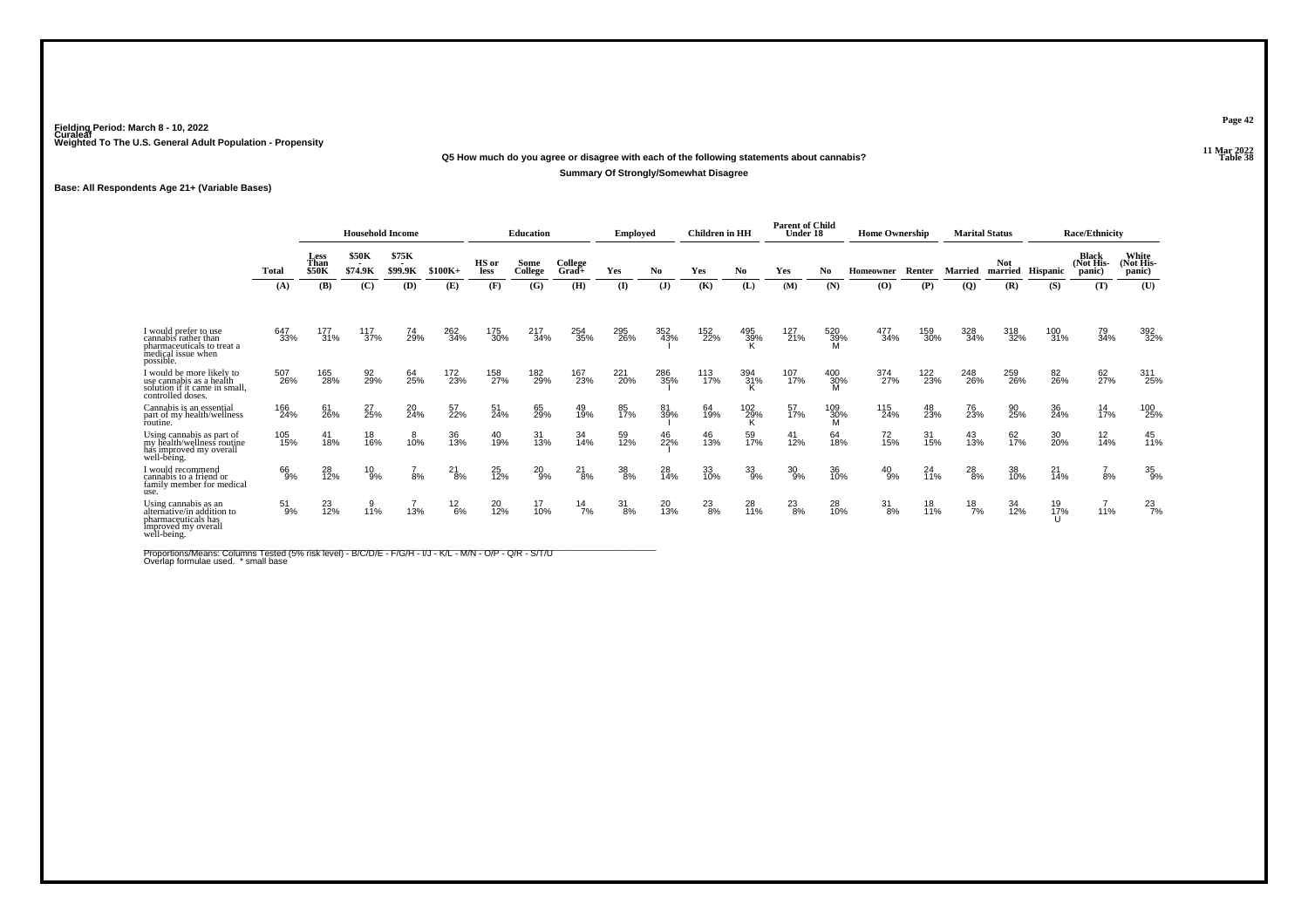Fielding Period: March 8 - 10, 2022
Curaleaf
Weighted To The U.S. General Adult Population - Propensity

11 Mar 2022
Table 38

**Q5 How much do you agree or disagree with each of the following statements about cannabis?**

**Summary Of Strongly/Somewhat Disagree**

**Base: All Respondents Age 21+ (Variable Bases)**

| | Total | Household Income | | | | Education | | | Employed | | Children in HH | | Parent of Child Under 18 | | Home Ownership | | Marital Status | | Race/Ethnicity | | |
|---|---|---|---|---|---|---|---|---|---|---|---|---|---|---|---|---|---|---|---|---|---|
| | | Less Than $50K | $50K - $74.9K | $75K - $99.9K | $100K+ | HS or less | Some College | College Grad+ | Yes | No | Yes | No | Yes | No | Homeowner | Renter | Married | Not married | Hispanic | Black (Not His-panic) | White (Not His-panic) |
| | (A) | (B) | (C) | (D) | (E) | (F) | (G) | (H) | (I) | (J) | (K) | (L) | (M) | (N) | (O) | (P) | (Q) | (R) | (S) | (T) | (U) |
| I would prefer to use cannabis rather than pharmaceuticals to treat a medical issue when possible. | 647 33% | 177 31% | 117 37% | 74 29% | 262 34% | 175 30% | 217 34% | 254 35% | 295 26% | 352 43% I | 152 22% | 495 39% K | 127 21% | 520 39% M | 477 34% | 159 30% | 328 34% | 318 32% | 100 31% | 79 34% | 392 32% |
| I would be more likely to use cannabis as a health solution if it came in small, controlled doses. | 507 26% | 165 28% | 92 29% | 64 25% | 172 23% | 158 27% | 182 29% | 167 23% | 221 20% | 286 35% I | 113 17% | 394 31% K | 107 17% | 400 30% M | 374 27% | 122 23% | 248 26% | 259 26% | 82 26% | 62 27% | 311 25% |
| Cannabis is an essential part of my health/wellness routine. | 166 24% | 61 26% | 27 25% | 20 24% | 57 22% | 51 24% | 65 29% | 49 19% | 85 17% | 81 39% I | 64 19% | 102 29% K | 57 17% | 109 30% M | 115 24% | 48 23% | 76 23% | 90 25% | 36 24% | 14 17% | 100 25% |
| Using cannabis as part of my health/wellness routine has improved my overall well-being. | 105 15% | 41 18% | 18 16% | 8 10% | 36 13% | 40 19% | 31 13% | 34 14% | 59 12% | 46 22% I | 46 13% | 59 17% | 41 12% | 64 18% | 72 15% | 31 15% | 43 13% | 62 17% | 30 20% | 12 14% | 45 11% |
| I would recommend cannabis to a friend or family member for medical use. | 66 9% | 28 12% | 10 9% | 7 8% | 21 8% | 25 12% | 20 9% | 21 8% | 38 8% | 28 14% | 33 10% | 33 9% | 30 9% | 36 10% | 40 9% | 24 11% | 28 8% | 38 10% | 21 14% | 7 8% | 35 9% |
| Using cannabis as an alternative/in addition to pharmaceuticals has improved my overall well-being. | 51 9% | 23 12% | 9 11% | 7 13% | 12 6% | 20 12% | 17 10% | 14 7% | 31 8% | 20 13% | 23 8% | 28 11% | 23 8% | 28 10% | 31 8% | 18 11% | 18 7% | 34 12% | 19 17% U | 7 11% | 23 7% |

Proportions/Means: Columns Tested (5% risk level) - B/C/D/E - F/G/H - I/J - K/L - M/N - O/P - Q/R - S/T/U
Overlap formulae used. * small base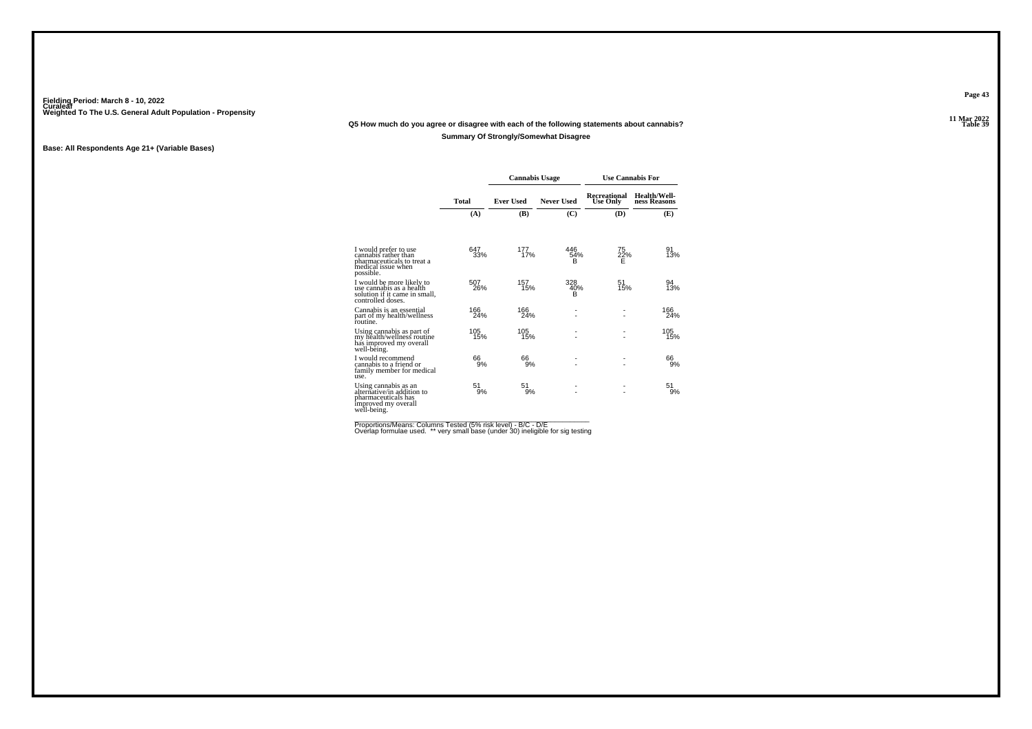Fielding Period: March 8 - 10, 2022
Curaleaf
Weighted To The U.S. General Adult Population - Propensity

11 Mar 2022
Table 39

**Q5 How much do you agree or disagree with each of the following statements about cannabis?**

**Summary Of Strongly/Somewhat Disagree**

**Base: All Respondents Age 21+ (Variable Bases)**

| | | Cannabis Usage | | Use Cannabis For | |
|---|---|---|---|---|---|
| | Total | Ever Used | Never Used | Recreational Use Only | Health/Wellness Reasons |
| | (A) | (B) | (C) | (D) | (E) |
| I would prefer to use cannabis rather than pharmaceuticals to treat a medical issue when possible. | 647<br>33% | 177<br>17% | 446<br>54%<br>B | 75<br>22%<br>E | 91<br>13% |
| I would be more likely to use cannabis as a health solution if it came in small, controlled doses. | 507<br>26% | 157<br>15% | 328<br>40%<br>B | 51<br>15% | 94<br>13% |
| Cannabis is an essential part of my health/wellness routine. | 166<br>24% | 166<br>24% | -<br>- | -<br>- | 166<br>24% |
| Using cannabis as part of my health/wellness routine has improved my overall well-being. | 105<br>15% | 105<br>15% | -<br>- | -<br>- | 105<br>15% |
| I would recommend cannabis to a friend or family member for medical use. | 66<br>9% | 66<br>9% | -<br>- | -<br>- | 66<br>9% |
| Using cannabis as an alternative/in addition to pharmaceuticals has improved my overall well-being. | 51<br>9% | 51<br>9% | -<br>- | -<br>- | 51<br>9% |

Proportions/Means: Columns Tested (5% risk level) - B/C - D/E
Overlap formulae used. ** very small base (under 30) ineligible for sig testing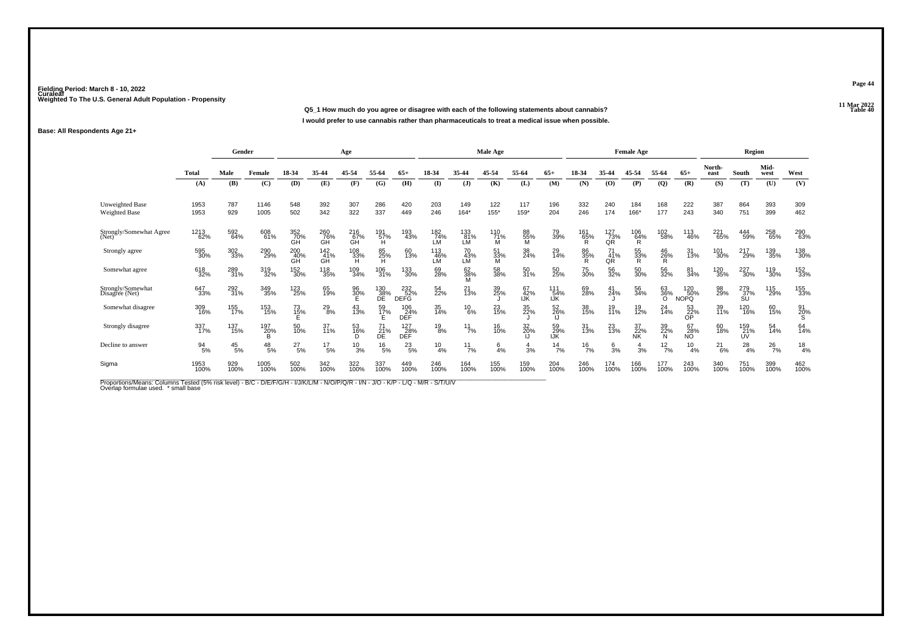Fielding Period: March 8 - 10, 2022
Curaleaf
Weighted To The U.S. General Adult Population - Propensity

11 Mar 2022
Table 40

**Q5_1 How much do you agree or disagree with each of the following statements about cannabis?**

**I would prefer to use cannabis rather than pharmaceuticals to treat a medical issue when possible.**

**Base: All Respondents Age 21+**

| | Total | Gender | | Age | | | | | Male Age | | | | | Female Age | | | | | Region | | | |
|---|---|---|---|---|---|---|---|---|---|---|---|---|---|---|---|---|---|---|---|---|---|---|
| | | Male | Female | 18-34 | 35-44 | 45-54 | 55-64 | 65+ | 18-34 | 35-44 | 45-54 | 55-64 | 65+ | 18-34 | 35-44 | 45-54 | 55-64 | 65+ | North-east | South | Mid-west | West |
| | (A) | (B) | (C) | (D) | (E) | (F) | (G) | (H) | (I) | (J) | (K) | (L) | (M) | (N) | (O) | (P) | (Q) | (R) | (S) | (T) | (U) | (V) |
| Unweighted Base | 1953 | 787 | 1146 | 548 | 392 | 307 | 286 | 420 | 203 | 149 | 122 | 117 | 196 | 332 | 240 | 184 | 168 | 222 | 387 | 864 | 393 | 309 |
| Weighted Base | 1953 | 929 | 1005 | 502 | 342 | 322 | 337 | 449 | 246 | 164* | 155* | 159* | 204 | 246 | 174 | 166* | 177 | 243 | 340 | 751 | 399 | 462 |
| Strongly/Somewhat Agree (Net) | 1213 62% | 592 64% | 608 61% | 352 70% GH | 260 76% GH | 216 67% GH | 191 57% H | 193 43% | 182 74% LM | 133 81% LM | 110 71% M | 88 55% M | 79 39% | 161 65% R | 127 73% QR | 106 64% R | 102 58% | 113 46% | 221 65% | 444 59% | 258 65% | 290 63% |
| Strongly agree | 595 30% | 302 33% | 290 29% | 200 40% GH | 142 41% GH | 108 33% H | 85 25% H | 60 13% | 113 46% LM | 70 43% LM | 51 33% M | 38 24% | 29 14% | 86 35% R | 71 41% QR | 55 33% R | 46 26% R | 31 13% | 101 30% | 217 29% | 139 35% | 138 30% |
| Somewhat agree | 618 32% | 289 31% | 319 32% | 152 30% | 118 35% | 109 34% | 106 31% | 133 30% | 69 28% | 62 38% M | 58 38% | 50 31% | 50 25% | 75 30% | 56 32% | 50 30% | 56 32% | 81 34% | 120 35% | 227 30% | 119 30% | 152 33% |
| Strongly/Somewhat Disagree (Net) | 647 33% | 292 31% | 349 35% | 123 25% | 65 19% | 96 30% E | 130 38% DE | 232 52% DEFG | 54 22% | 21 13% | 39 25% J | 67 42% IJK | 111 54% IJK | 69 28% | 41 24% J | 56 34% | 63 36% O | 120 50% NOPQ | 98 29% | 279 37% SU | 115 29% | 155 33% |
| Somewhat disagree | 309 16% | 155 17% | 153 15% | 73 15% E | 29 8% | 43 13% | 59 17% E | 106 24% DEF | 35 14% | 10 6% | 23 15% | 35 22% J | 52 26% IJ | 38 15% | 19 11% | 19 12% | 24 14% | 53 22% OP | 39 11% | 120 16% | 60 15% | 91 20% S |
| Strongly disagree | 337 17% | 137 15% | 197 20% B | 50 10% | 37 11% | 53 16% D | 71 21% DE | 127 28% DEF | 19 8% | 11 7% | 16 10% | 32 20% IJ | 59 29% IJK | 31 13% | 23 13% | 37 22% NK | 39 22% N | 67 28% NO | 60 18% | 159 21% UV | 54 14% | 64 14% |
| Decline to answer | 94 5% | 45 5% | 48 5% | 27 5% | 17 5% | 10 3% | 16 5% | 23 5% | 10 4% | 11 7% | 6 4% | 4 3% | 14 7% | 16 7% | 6 3% | 4 3% | 12 7% | 10 4% | 21 6% | 28 4% | 26 7% | 18 4% |
| Sigma | 1953 100% | 929 100% | 1005 100% | 502 100% | 342 100% | 322 100% | 337 100% | 449 100% | 246 100% | 164 100% | 155 100% | 159 100% | 204 100% | 246 100% | 174 100% | 166 100% | 177 100% | 243 100% | 340 100% | 751 100% | 399 100% | 462 100% |

Proportions/Means: Columns Tested (5% risk level) - B/C - D/E/F/G/H - I/J/K/L/M - N/O/P/Q/R - I/N - J/O - K/P - L/Q - M/R - S/T/U/V
Overlap formulae used. * small base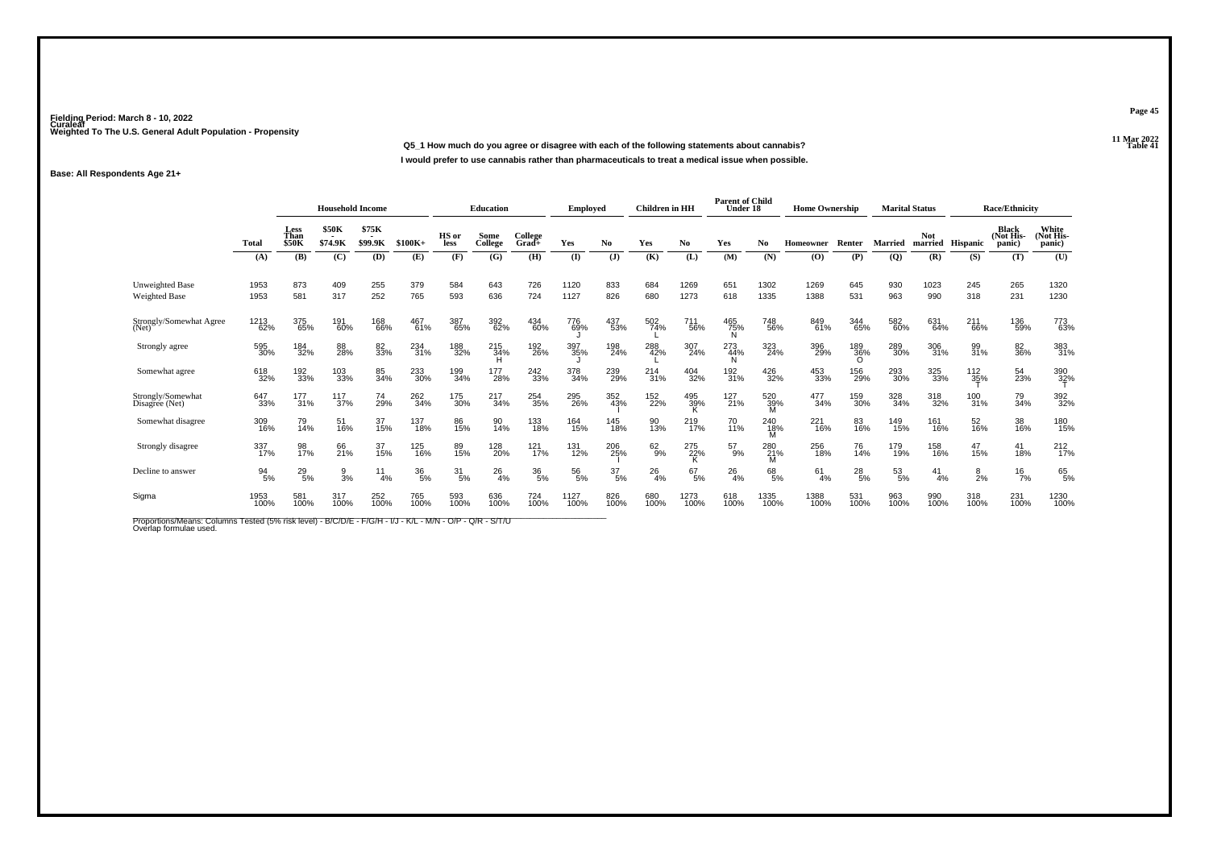Fielding Period: March 8 - 10, 2022
Curaleaf
Weighted To The U.S. General Adult Population - Propensity

11 Mar 2022
Table 41

**Q5_1 How much do you agree or disagree with each of the following statements about cannabis?**

**I would prefer to use cannabis rather than pharmaceuticals to treat a medical issue when possible.**

**Base: All Respondents Age 21+**

| | | Household Income | | | | Education | | | Employed | | Children in HH | | Parent of Child Under 18 | | Home Ownership | | Marital Status | | Race/Ethnicity | | |
|---|---|---|---|---|---|---|---|---|---|---|---|---|---|---|---|---|---|---|---|---|---|
| | Total | Less Than $50K | $50K - $74.9K | $75K - $99.9K | $100K+ | HS or less | Some College | College Grad+ | Yes | No | Yes | No | Yes | No | Homeowner | Renter | Married | Not married | Hispanic | Black (Not Hispanic) | White (Not Hispanic) |
| | (A) | (B) | (C) | (D) | (E) | (F) | (G) | (H) | (I) | (J) | (K) | (L) | (M) | (N) | (O) | (P) | (Q) | (R) | (S) | (T) | (U) |
| Unweighted Base | 1953 | 873 | 409 | 255 | 379 | 584 | 643 | 726 | 1120 | 833 | 684 | 1269 | 651 | 1302 | 1269 | 645 | 930 | 1023 | 245 | 265 | 1320 |
| Weighted Base | 1953 | 581 | 317 | 252 | 765 | 593 | 636 | 724 | 1127 | 826 | 680 | 1273 | 618 | 1335 | 1388 | 531 | 963 | 990 | 318 | 231 | 1230 |
| Strongly/Somewhat Agree (Net) | 1213 62% | 375 65% | 191 60% | 168 66% | 467 61% | 387 65% | 392 62% | 434 60% | 776 69% J | 437 53% | 502 74% L | 711 56% | 465 75% N | 748 56% | 849 61% | 344 65% | 582 60% | 631 64% | 211 66% | 136 59% | 773 63% |
| Strongly agree | 595 30% | 184 32% | 88 28% | 82 33% | 234 31% | 188 32% | 215 34% H | 192 26% | 397 35% J | 198 24% | 288 42% L | 307 24% | 273 44% N | 323 24% | 396 29% | 189 36% O | 289 30% | 306 31% | 99 31% | 82 36% | 383 31% |
| Somewhat agree | 618 32% | 192 33% | 103 33% | 85 34% | 233 30% | 199 34% | 177 28% | 242 33% | 378 34% | 239 29% | 214 31% | 404 32% | 192 31% | 426 32% | 453 33% | 156 29% | 293 30% | 325 33% | 112 35% T | 54 23% | 390 32% T |
| Strongly/Somewhat Disagree (Net) | 647 33% | 177 31% | 117 37% | 74 29% | 262 34% | 175 30% | 217 34% | 254 35% | 295 26% | 352 43% I | 152 22% | 495 39% K | 127 21% | 520 39% M | 477 34% | 159 30% | 328 34% | 318 32% | 100 31% | 79 34% | 392 32% |
| Somewhat disagree | 309 16% | 79 14% | 51 16% | 37 15% | 137 18% | 86 15% | 90 14% | 133 18% | 164 15% | 145 18% | 90 13% | 219 17% | 70 11% | 240 18% M | 221 16% | 83 16% | 149 15% | 161 16% | 52 16% | 38 16% | 180 15% |
| Strongly disagree | 337 17% | 98 17% | 66 21% | 37 15% | 125 16% | 89 15% | 128 20% | 121 17% | 131 12% | 206 25% I | 62 9% | 275 22% K | 57 9% | 280 21% M | 256 18% | 76 14% | 179 19% | 158 16% | 47 15% | 41 18% | 212 17% |
| Decline to answer | 94 5% | 29 5% | 9 3% | 11 4% | 36 5% | 31 5% | 26 4% | 36 5% | 56 5% | 37 5% | 26 4% | 67 5% | 26 4% | 68 5% | 61 4% | 28 5% | 53 5% | 41 4% | 8 2% | 16 7% | 65 5% |
| Sigma | 1953 100% | 581 100% | 317 100% | 252 100% | 765 100% | 593 100% | 636 100% | 724 100% | 1127 100% | 826 100% | 680 100% | 1273 100% | 618 100% | 1335 100% | 1388 100% | 531 100% | 963 100% | 990 100% | 318 100% | 231 100% | 1230 100% |

Proportions/Means: Columns Tested (5% risk level) - B/C/D/E - F/G/H - I/J - K/L - M/N - O/P - Q/R - S/T/U
Overlap formulae used.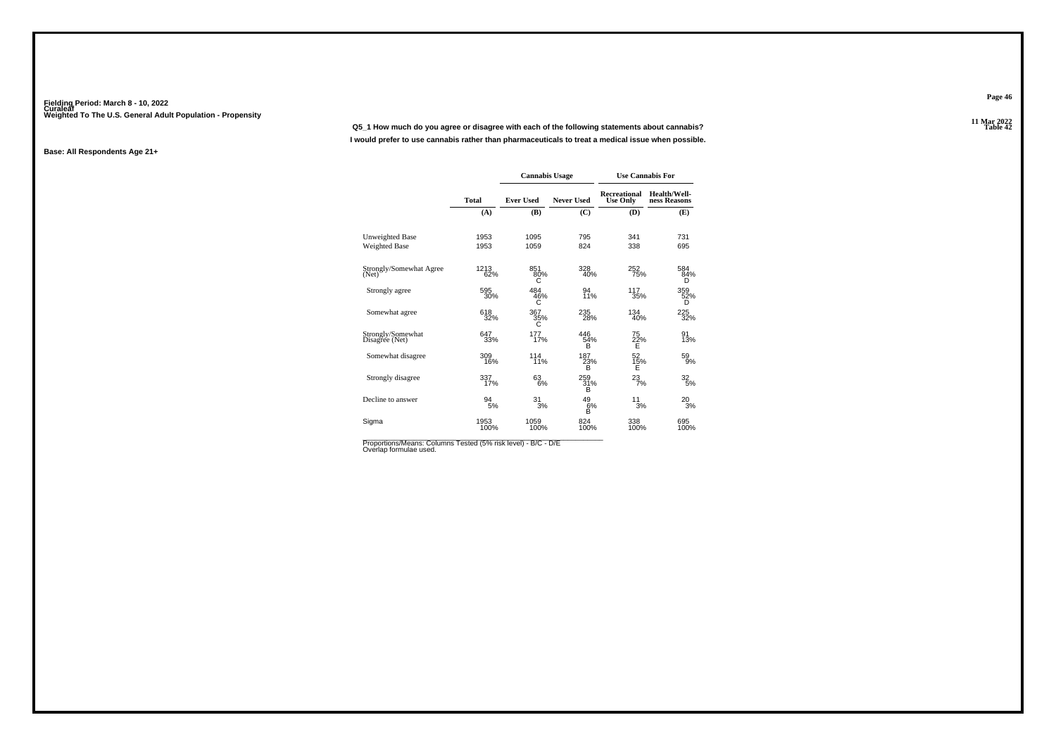Fielding Period: March 8 - 10, 2022
Curaleaf
Weighted To The U.S. General Adult Population - Propensity

11 Mar 2022
Table 42

**Q5_1 How much do you agree or disagree with each of the following statements about cannabis?**

**I would prefer to use cannabis rather than pharmaceuticals to treat a medical issue when possible.**

**Base: All Respondents Age 21+**

| | | Cannabis Usage | | Use Cannabis For | |
|---|---|---|---|---|---|
| | Total | Ever Used | Never Used | Recreational Use Only | Health/Wellness Reasons |
| | (A) | (B) | (C) | (D) | (E) |
| Unweighted Base | 1953 | 1095 | 795 | 341 | 731 |
| Weighted Base | 1953 | 1059 | 824 | 338 | 695 |
| Strongly/Somewhat Agree (Net) | 1213<br>62% | 851<br>80%<br>C | 328<br>40% | 252<br>75% | 584<br>84%<br>D |
| Strongly agree | 595<br>30% | 484<br>46%<br>C | 94<br>11% | 117<br>35% | 359<br>52%<br>D |
| Somewhat agree | 618<br>32% | 367<br>35%<br>C | 235<br>28% | 134<br>40% | 225<br>32% |
| Strongly/Somewhat Disagree (Net) | 647<br>33% | 177<br>17% | 446<br>54%<br>B | 75<br>22%<br>E | 91<br>13% |
| Somewhat disagree | 309<br>16% | 114<br>11% | 187<br>23%<br>B | 52<br>15%<br>E | 59<br>9% |
| Strongly disagree | 337<br>17% | 63<br>6% | 259<br>31%<br>B | 23<br>7% | 32<br>5% |
| Decline to answer | 94<br>5% | 31<br>3% | 49<br>6%<br>B | 11<br>3% | 20<br>3% |
| Sigma | 1953<br>100% | 1059<br>100% | 824<br>100% | 338<br>100% | 695<br>100% |

Proportions/Means: Columns Tested (5% risk level) - B/C - D/E
Overlap formulae used.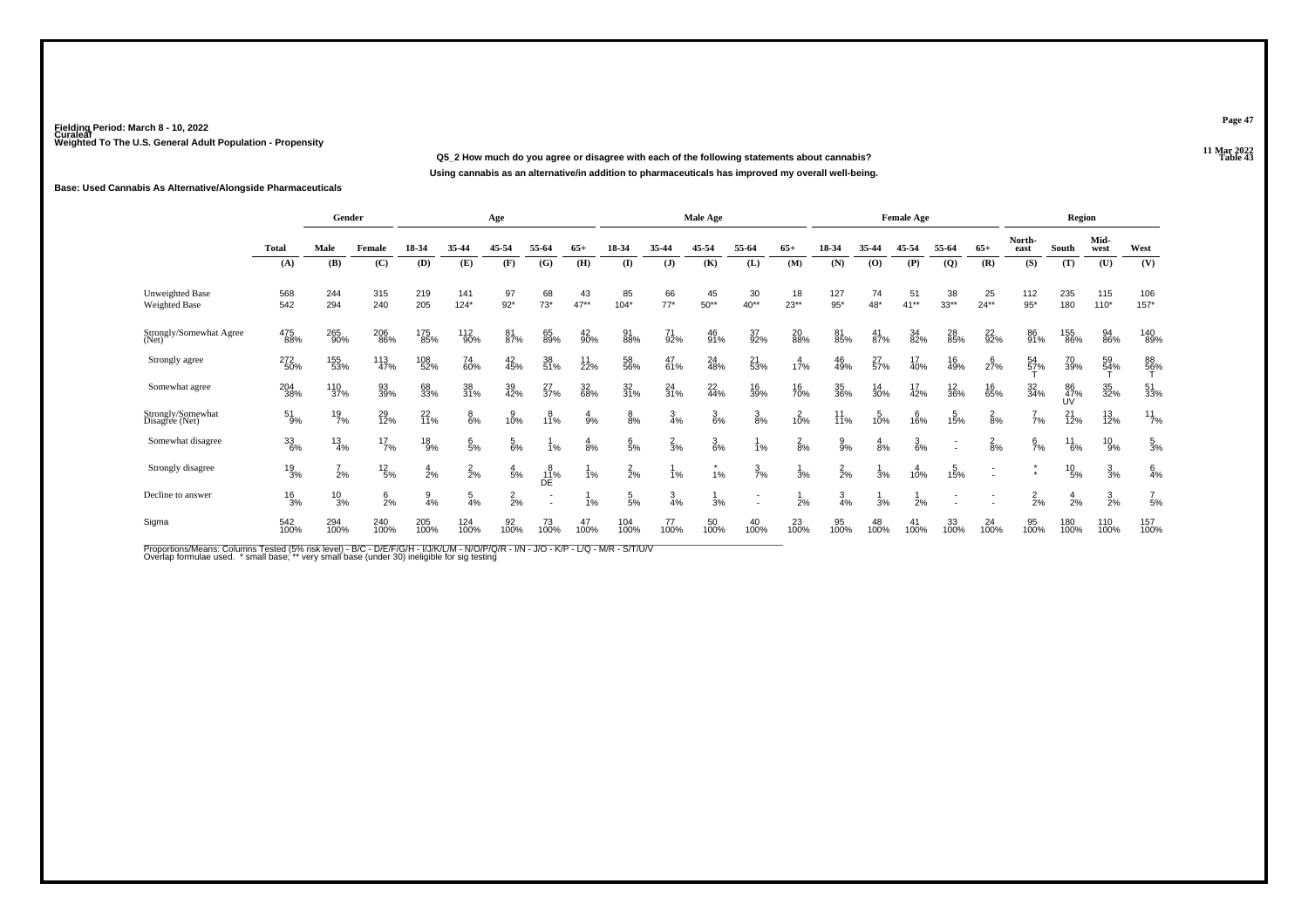Fielding Period: March 8 - 10, 2022
Curaleaf
Weighted To The U.S. General Adult Population - Propensity

11 Mar 2022
Table 43

**Q5_2 How much do you agree or disagree with each of the following statements about cannabis?**

**Using cannabis as an alternative/in addition to pharmaceuticals has improved my overall well-being.**

**Base: Used Cannabis As Alternative/Alongside Pharmaceuticals**

| | Total | Gender | | Age | | | | | Male Age | | | | | Female Age | | | | | Region | | | |
|---|---|---|---|---|---|---|---|---|---|---|---|---|---|---|---|---|---|---|---|---|---|---|
| | Total | Male | Female | 18-34 | 35-44 | 45-54 | 55-64 | 65+ | 18-34 | 35-44 | 45-54 | 55-64 | 65+ | 18-34 | 35-44 | 45-54 | 55-64 | 65+ | North-east | South | Mid-west | West |
| | (A) | (B) | (C) | (D) | (E) | (F) | (G) | (H) | (I) | (J) | (K) | (L) | (M) | (N) | (O) | (P) | (Q) | (R) | (S) | (T) | (U) | (V) |
| Unweighted Base | 568 | 244 | 315 | 219 | 141 | 97 | 68 | 43 | 85 | 66 | 45 | 30 | 18 | 127 | 74 | 51 | 38 | 25 | 112 | 235 | 115 | 106 |
| Weighted Base | 542 | 294 | 240 | 205 | 124* | 92* | 73* | 47** | 104* | 77* | 50** | 40** | 23** | 95* | 48* | 41** | 33** | 24** | 95* | 180 | 110* | 157* |
| Strongly/Somewhat Agree (Net) | 475<br>88% | 265<br>90% | 206<br>86% | 175<br>85% | 112<br>90% | 81<br>87% | 65<br>89% | 42<br>90% | 91<br>88% | 71<br>92% | 46<br>91% | 37<br>92% | 20<br>88% | 81<br>85% | 41<br>87% | 34<br>82% | 28<br>85% | 22<br>92% | 86<br>91% | 155<br>86% | 94<br>86% | 140<br>89% |
| Strongly agree | 272<br>50% | 155<br>53% | 113<br>47% | 108<br>52% | 74<br>60% | 42<br>45% | 38<br>51% | 11<br>22% | 58<br>56% | 47<br>61% | 24<br>48% | 21<br>53% | 4<br>17% | 46<br>49% | 27<br>57% | 17<br>40% | 16<br>49% | 6<br>27% | 54<br>57%<br>T | 70<br>39% | 59<br>54%<br>T | 88<br>56%<br>T |
| Somewhat agree | 204<br>38% | 110<br>37% | 93<br>39% | 68<br>33% | 38<br>31% | 39<br>42% | 27<br>37% | 32<br>68% | 32<br>31% | 24<br>31% | 22<br>44% | 16<br>39% | 16<br>70% | 35<br>36% | 14<br>30% | 17<br>42% | 12<br>36% | 16<br>65% | 32<br>34% | 86<br>47%<br>UV | 35<br>32% | 51<br>33% |
| Strongly/Somewhat Disagree (Net) | 51<br>9% | 19<br>7% | 29<br>12% | 22<br>11% | 8<br>6% | 9<br>10% | 8<br>11% | 4<br>9% | 8<br>8% | 3<br>4% | 3<br>6% | 3<br>8% | 2<br>10% | 11<br>11% | 5<br>10% | 6<br>16% | 5<br>15% | 2<br>8% | 7<br>7% | 21<br>12% | 13<br>12% | 11<br>7% |
| Somewhat disagree | 33<br>6% | 13<br>4% | 17<br>7% | 18<br>9% | 6<br>5% | 5<br>6% | 1<br>1% | 4<br>8% | 6<br>5% | 2<br>3% | 3<br>6% | 1<br>1% | 2<br>8% | 9<br>9% | 4<br>8% | 3<br>6% | -<br>- | 2<br>8% | 6<br>7% | 11<br>6% | 10<br>9% | 5<br>3% |
| Strongly disagree | 19<br>3% | 7<br>2% | 12<br>5% | 4<br>2% | 2<br>2% | 4<br>5% | 8<br>11%<br>DE | 1<br>1% | 2<br>2% | 1<br>1% | *<br>1% | 3<br>7% | 1<br>3% | 2<br>2% | 1<br>3% | 4<br>10% | 5<br>15% | -<br>- | *<br>* | 10<br>5% | 3<br>3% | 6<br>4% |
| Decline to answer | 16<br>3% | 10<br>3% | 6<br>2% | 9<br>4% | 5<br>4% | 2<br>2% | -<br>- | 1<br>1% | 5<br>5% | 3<br>4% | 1<br>3% | -<br>- | 1<br>2% | 3<br>4% | 1<br>3% | 1<br>2% | -<br>- | -<br>- | 2<br>2% | 4<br>2% | 3<br>2% | 7<br>5% |
| Sigma | 542<br>100% | 294<br>100% | 240<br>100% | 205<br>100% | 124<br>100% | 92<br>100% | 73<br>100% | 47<br>100% | 104<br>100% | 77<br>100% | 50<br>100% | 40<br>100% | 23<br>100% | 95<br>100% | 48<br>100% | 41<br>100% | 33<br>100% | 24<br>100% | 95<br>100% | 180<br>100% | 110<br>100% | 157<br>100% |

Proportions/Means: Columns Tested (5% risk level) - B/C - D/E/F/G/H - I/J/K/L/M - N/O/P/Q/R - I/N - J/O - K/P - L/Q - M/R - S/T/U/V
Overlap formulae used. * small base; ** very small base (under 30) ineligible for sig testing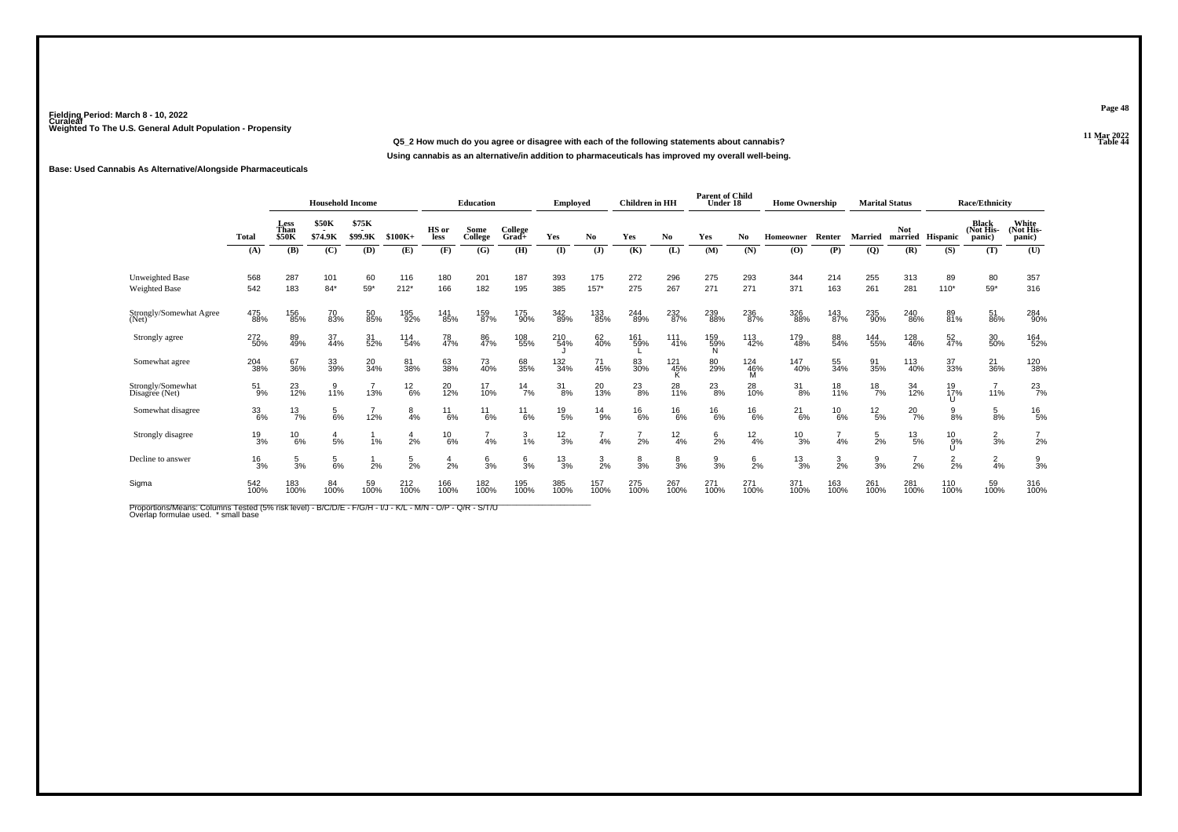Fielding Period: March 8 - 10, 2022
Curaleaf
Weighted To The U.S. General Adult Population - Propensity

11 Mar 2022
Table 44

**Q5_2 How much do you agree or disagree with each of the following statements about cannabis?**

**Using cannabis as an alternative/in addition to pharmaceuticals has improved my overall well-being.**

**Base: Used Cannabis As Alternative/Alongside Pharmaceuticals**

| | | Household Income | | | | Education | | | Employed | | Children in HH | | Parent of Child Under 18 | | Home Ownership | | Marital Status | | Race/Ethnicity | | |
|---|---|---|---|---|---|---|---|---|---|---|---|---|---|---|---|---|---|---|---|---|---|
| | Total | Less Than $50K | $50K - $74.9K | $75K - $99.9K | $100K+ | HS or less | Some College | College Grad+ | Yes | No | Yes | No | Yes | No | Homeowner | Renter | Married | Not married | Hispanic | Black (Not Hispanic) | White (Not Hispanic) |
| | (A) | (B) | (C) | (D) | (E) | (F) | (G) | (H) | (I) | (J) | (K) | (L) | (M) | (N) | (O) | (P) | (Q) | (R) | (S) | (T) | (U) |
| Unweighted Base | 568 | 287 | 101 | 60 | 116 | 180 | 201 | 187 | 393 | 175 | 272 | 296 | 275 | 293 | 344 | 214 | 255 | 313 | 89 | 80 | 357 |
| Weighted Base | 542 | 183 | 84* | 59* | 212* | 166 | 182 | 195 | 385 | 157* | 275 | 267 | 271 | 271 | 371 | 163 | 261 | 281 | 110* | 59* | 316 |
| Strongly/Somewhat Agree (Net) | 475 88% | 156 85% | 70 83% | 50 85% | 195 92% | 141 85% | 159 87% | 175 90% | 342 89% | 133 85% | 244 89% | 232 87% | 239 88% | 236 87% | 326 88% | 143 87% | 235 90% | 240 86% | 89 81% | 51 86% | 284 90% |
| Strongly agree | 272 50% | 89 49% | 37 44% | 31 52% | 114 54% | 78 47% | 86 47% | 108 55% | 210 54% J | 62 40% | 161 59% L | 111 41% | 159 59% N | 113 42% | 179 48% | 88 54% | 144 55% | 128 46% | 52 47% | 30 50% | 164 52% |
| Somewhat agree | 204 38% | 67 36% | 33 39% | 20 34% | 81 38% | 63 38% | 73 40% | 68 35% | 132 34% | 71 45% | 83 30% | 121 45% K | 80 29% | 124 46% M | 147 40% | 55 34% | 91 35% | 113 40% | 37 33% | 21 36% | 120 38% |
| Strongly/Somewhat Disagree (Net) | 51 9% | 23 12% | 9 11% | 7 13% | 12 6% | 20 12% | 17 10% | 14 7% | 31 8% | 20 13% | 23 8% | 28 11% | 23 8% | 28 10% | 31 8% | 18 11% | 18 7% | 34 12% | 19 17% U | 7 11% | 23 7% |
| Somewhat disagree | 33 6% | 13 7% | 5 6% | 7 12% | 8 4% | 11 6% | 11 6% | 11 6% | 19 5% | 14 9% | 16 6% | 16 6% | 16 6% | 16 6% | 21 6% | 10 6% | 12 5% | 20 7% | 9 8% | 5 8% | 16 5% |
| Strongly disagree | 19 3% | 10 6% | 4 5% | 1 1% | 4 2% | 10 6% | 7 4% | 3 1% | 12 3% | 7 4% | 7 2% | 12 4% | 6 2% | 12 4% | 10 3% | 7 4% | 5 2% | 13 5% | 10 9% U | 2 3% | 7 2% |
| Decline to answer | 16 3% | 5 3% | 5 6% | 1 2% | 5 2% | 4 2% | 6 3% | 6 3% | 13 3% | 3 2% | 8 3% | 8 3% | 9 3% | 6 2% | 13 3% | 3 2% | 9 3% | 7 2% | 2 2% | 2 4% | 9 3% |
| Sigma | 542 100% | 183 100% | 84 100% | 59 100% | 212 100% | 166 100% | 182 100% | 195 100% | 385 100% | 157 100% | 275 100% | 267 100% | 271 100% | 271 100% | 371 100% | 163 100% | 261 100% | 281 100% | 110 100% | 59 100% | 316 100% |

Proportions/Means: Columns Tested (5% risk level) - B/C/D/E - F/G/H - I/J - K/L - M/N - O/P - Q/R - S/T/U
Overlap formulae used. * small base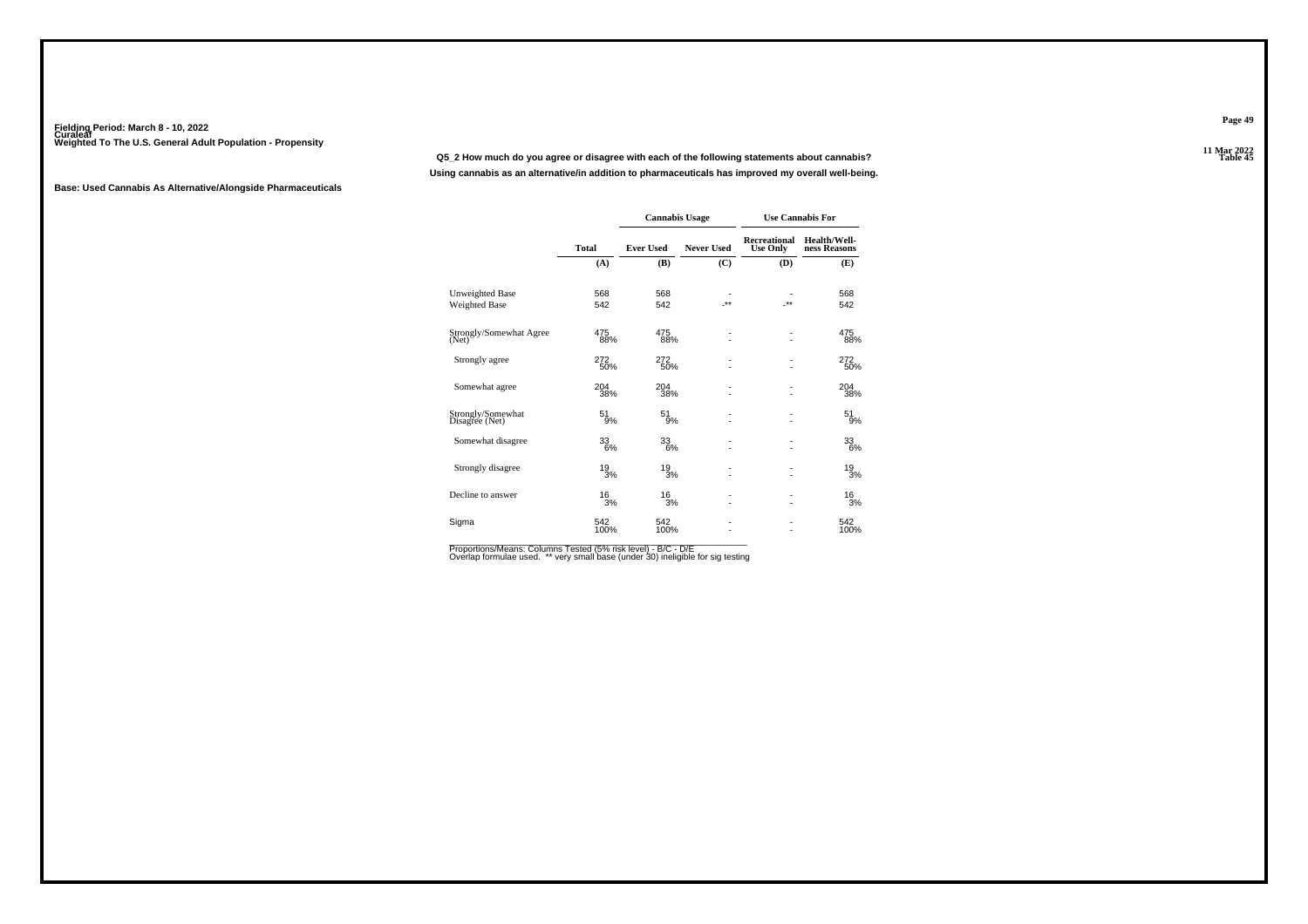Fielding Period: March 8 - 10, 2022
Curaleaf
Weighted To The U.S. General Adult Population - Propensity

11 Mar 2022
Table 45

**Q5_2 How much do you agree or disagree with each of the following statements about cannabis?**

**Using cannabis as an alternative/in addition to pharmaceuticals has improved my overall well-being.**

**Base: Used Cannabis As Alternative/Alongside Pharmaceuticals**

| | Total | Cannabis Usage | | Use Cannabis For | |
|---|---|---|---|---|---|
| | | Ever Used | Never Used | Recreational Use Only | Health/Wellness Reasons |
| | (A) | (B) | (C) | (D) | (E) |
| Unweighted Base | 568 | 568 | - | - | 568 |
| Weighted Base | 542 | 542 | -** | -** | 542 |
| Strongly/Somewhat Agree (Net) | 475 | 475 | - | - | 475 |
| | 88% | 88% | - | - | 88% |
| Strongly agree | 272 | 272 | - | - | 272 |
| | 50% | 50% | - | - | 50% |
| Somewhat agree | 204 | 204 | - | - | 204 |
| | 38% | 38% | - | - | 38% |
| Strongly/Somewhat Disagree (Net) | 51 | 51 | - | - | 51 |
| | 9% | 9% | - | - | 9% |
| Somewhat disagree | 33 | 33 | - | - | 33 |
| | 6% | 6% | - | - | 6% |
| Strongly disagree | 19 | 19 | - | - | 19 |
| | 3% | 3% | - | - | 3% |
| Decline to answer | 16 | 16 | - | - | 16 |
| | 3% | 3% | - | - | 3% |
| Sigma | 542 | 542 | - | - | 542 |
| | 100% | 100% | - | - | 100% |

Proportions/Means: Columns Tested (5% risk level) - B/C - D/E
Overlap formulae used. ** very small base (under 30) ineligible for sig testing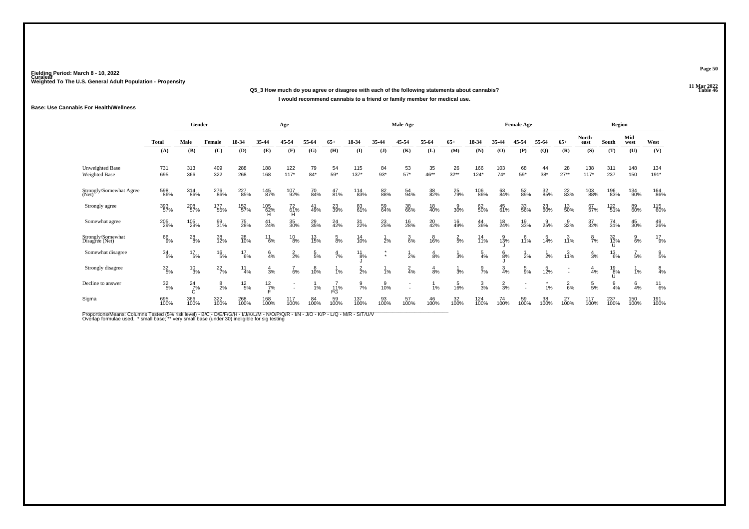Fielding Period: March 8 - 10, 2022
Curaleaf
Weighted To The U.S. General Adult Population - Propensity

11 Mar 2022
Table 46

**Q5_3 How much do you agree or disagree with each of the following statements about cannabis?**

**I would recommend cannabis to a friend or family member for medical use.**

**Base: Use Cannabis For Health/Wellness**

| | Total | Gender | | Age | | | | | Male Age | | | | | Female Age | | | | | Region | | | |
|---|---|---|---|---|---|---|---|---|---|---|---|---|---|---|---|---|---|---|---|---|---|---|
| | | Male | Female | 18-34 | 35-44 | 45-54 | 55-64 | 65+ | 18-34 | 35-44 | 45-54 | 55-64 | 65+ | 18-34 | 35-44 | 45-54 | 55-64 | 65+ | North-east | South | Mid-west | West |
| | (A) | (B) | (C) | (D) | (E) | (F) | (G) | (H) | (I) | (J) | (K) | (L) | (M) | (N) | (O) | (P) | (Q) | (R) | (S) | (T) | (U) | (V) |
| Unweighted Base | 731 | 313 | 409 | 288 | 188 | 122 | 79 | 54 | 115 | 84 | 53 | 35 | 26 | 166 | 103 | 68 | 44 | 28 | 138 | 311 | 148 | 134 |
| Weighted Base | 695 | 366 | 322 | 268 | 168 | 117* | 84* | 59* | 137* | 93* | 57* | 46** | 32** | 124* | 74* | 59* | 38* | 27** | 117* | 237 | 150 | 191* |
| Strongly/Somewhat Agree (Net) | 598 86% | 314 86% | 276 86% | 227 85% | 145 87% | 107 92% | 70 84% | 47 81% | 114 83% | 82 88% | 54 94% | 38 82% | 25 79% | 106 86% | 63 84% | 52 89% | 32 85% | 22 83% | 103 88% | 196 83% | 134 90% | 164 86% |
| Strongly agree | 393 57% | 208 57% | 177 55% | 152 57% | 105 62% H | 72 61% H | 41 49% | 23 39% | 83 61% | 59 64% | 38 66% | 18 40% | 9 30% | 62 50% | 45 61% | 33 56% | 23 60% | 13 50% | 67 57% | 122 51% | 89 60% | 115 60% |
| Somewhat agree | 205 29% | 105 29% | 99 31% | 75 28% | 41 24% | 35 30% | 29 35% | 24 42% | 31 22% | 23 25% | 16 28% | 20 42% | 16 49% | 44 36% | 18 24% | 19 33% | 9 25% | 9 32% | 37 32% | 74 31% | 45 30% | 49 26% |
| Strongly/Somewhat Disagree (Net) | 66 9% | 28 8% | 38 12% | 28 10% | 11 6% | 10 8% | 13 15% | 5 8% | 14 10% | 1 2% | 3 6% | 8 16% | 2 5% | 14 11% | 9 13% J | 6 11% | 5 14% | 3 11% | 8 7% | 32 13% U | 9 6% | 17 9% |
| Somewhat disagree | 34 5% | 17 5% | 16 5% | 17 6% | 6 4% | 2 2% | 5 5% | 4 7% | 11 8% J | * * | 1 2% | 4 8% | 1 3% | 5 4% | 6 8% J | 1 2% | 1 2% | 3 11% | 4 3% | 13 6% | 7 5% | 9 5% |
| Strongly disagree | 32 5% | 10 3% | 22 7% | 11 4% | 4 3% | 7 6% | 8 10% | 1 1% | 2 2% | 1 1% | 2 4% | 4 8% | 1 3% | 9 7% | 3 4% | 5 9% | 5 12% | - - | 4 4% | 19 8% U | 1 1% | 8 4% |
| Decline to answer | 32 5% | 24 7% C | 8 2% | 12 5% | 12 7% F | - - | 1 1% | 7 11% FG | 9 7% | 9 10% | - - | 1 1% | 5 16% | 3 3% | 2 3% | - - | * 1% | 2 6% | 5 5% | 9 4% | 6 4% | 11 6% |
| Sigma | 695 100% | 366 100% | 322 100% | 268 100% | 168 100% | 117 100% | 84 100% | 59 100% | 137 100% | 93 100% | 57 100% | 46 100% | 32 100% | 124 100% | 74 100% | 59 100% | 38 100% | 27 100% | 117 100% | 237 100% | 150 100% | 191 100% |

Proportions/Means: Columns Tested (5% risk level) - B/C - D/E/F/G/H - I/J/K/L/M - N/O/P/Q/R - I/N - J/O - K/P - L/Q - M/R - S/T/U/V
Overlap formulae used. * small base; ** very small base (under 30) ineligible for sig testing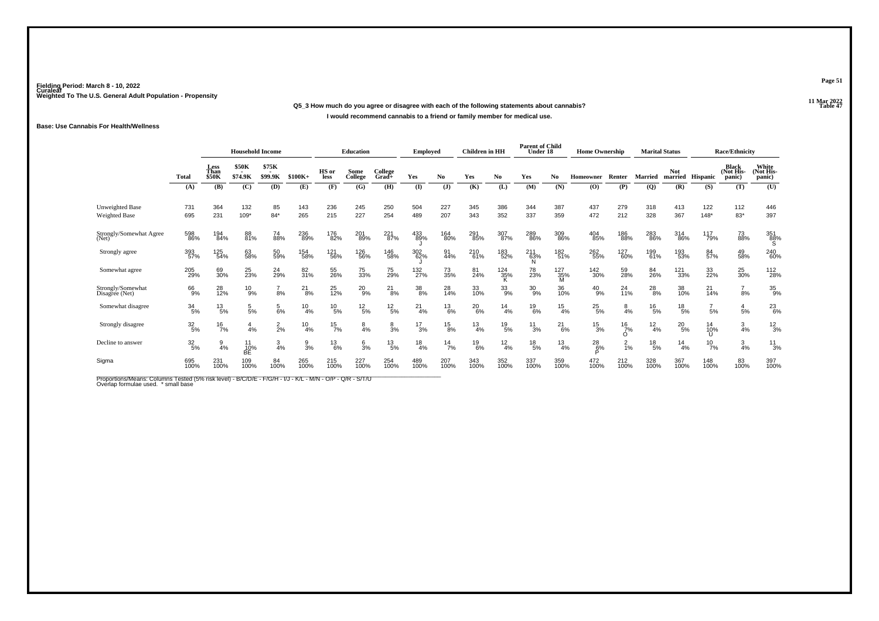Fielding Period: March 8 - 10, 2022
Curaleaf
Weighted To The U.S. General Adult Population - Propensity

11 Mar 2022
Table 47

**Q5_3 How much do you agree or disagree with each of the following statements about cannabis?**

**I would recommend cannabis to a friend or family member for medical use.**

**Base: Use Cannabis For Health/Wellness**

| | Total | Household Income | | | | Education | | | Employed | | Children in HH | | Parent of Child Under 18 | | Home Ownership | | Marital Status | | Race/Ethnicity | | |
|---|---|---|---|---|---|---|---|---|---|---|---|---|---|---|---|---|---|---|---|---|---|
| | | Less Than $50K | $50K - $74.9K | $75K - $99.9K | $100K+ | HS or less | Some College | College Grad+ | Yes | No | Yes | No | Yes | No | Homeowner | Renter | Married | Not married | Hispanic | Black (Not Hispanic) | White (Not Hispanic) |
| | (A) | (B) | (C) | (D) | (E) | (F) | (G) | (H) | (I) | (J) | (K) | (L) | (M) | (N) | (O) | (P) | (Q) | (R) | (S) | (T) | (U) |
| Unweighted Base | 731 | 364 | 132 | 85 | 143 | 236 | 245 | 250 | 504 | 227 | 345 | 386 | 344 | 387 | 437 | 279 | 318 | 413 | 122 | 112 | 446 |
| Weighted Base | 695 | 231 | 109* | 84* | 265 | 215 | 227 | 254 | 489 | 207 | 343 | 352 | 337 | 359 | 472 | 212 | 328 | 367 | 148* | 83* | 397 |
| Strongly/Somewhat Agree (Net) | 598 86% | 194 84% | 88 81% | 74 88% | 236 89% | 176 82% | 201 89% | 221 87% | 433 89% J | 164 80% | 291 85% | 307 87% | 289 86% | 309 86% | 404 85% | 186 88% | 283 86% | 314 86% | 117 79% | 73 88% | 351 88% S |
| Strongly agree | 393 57% | 125 54% | 63 58% | 50 59% | 154 58% | 121 56% | 126 56% | 146 58% | 302 62% J | 91 44% | 210 61% | 183 52% | 211 63% N | 182 51% | 262 55% | 127 60% | 199 61% | 193 53% | 84 57% | 49 58% | 240 60% |
| Somewhat agree | 205 29% | 69 30% | 25 23% | 24 29% | 82 31% | 55 26% | 75 33% | 75 29% | 132 27% | 73 35% | 81 24% | 124 35% K | 78 23% | 127 35% M | 142 30% | 59 28% | 84 26% | 121 33% | 33 22% | 25 30% | 112 28% |
| Strongly/Somewhat Disagree (Net) | 66 9% | 28 12% | 10 9% | 7 8% | 21 8% | 25 12% | 20 9% | 21 8% | 38 8% | 28 14% | 33 10% | 33 9% | 30 9% | 36 10% | 40 9% | 24 11% | 28 8% | 38 10% | 21 14% | 7 8% | 35 9% |
| Somewhat disagree | 34 5% | 13 5% | 5 5% | 5 6% | 10 4% | 10 5% | 12 5% | 12 5% | 21 4% | 13 6% | 20 6% | 14 4% | 19 6% | 15 4% | 25 5% | 8 4% | 16 5% | 18 5% | 7 5% | 4 5% | 23 6% |
| Strongly disagree | 32 5% | 16 7% | 4 4% | 2 2% | 10 4% | 15 7% | 8 4% | 8 3% | 17 3% | 15 8% | 13 4% | 19 5% | 11 3% | 21 6% | 15 3% | 16 7% O | 12 4% | 20 5% | 14 10% U | 3 4% | 12 3% |
| Decline to answer | 32 5% | 9 4% | 11 10% BE | 3 4% | 9 3% | 13 6% | 6 3% | 13 5% | 18 4% | 14 7% | 19 6% | 12 4% | 18 5% | 13 4% | 28 6% P | 2 1% | 18 5% | 14 4% | 10 7% | 3 4% | 11 3% |
| Sigma | 695 100% | 231 100% | 109 100% | 84 100% | 265 100% | 215 100% | 227 100% | 254 100% | 489 100% | 207 100% | 343 100% | 352 100% | 337 100% | 359 100% | 472 100% | 212 100% | 328 100% | 367 100% | 148 100% | 83 100% | 397 100% |

Proportions/Means: Columns Tested (5% risk level) - B/C/D/E - F/G/H - I/J - K/L - M/N - O/P - Q/R - S/T/U
Overlap formulae used. * small base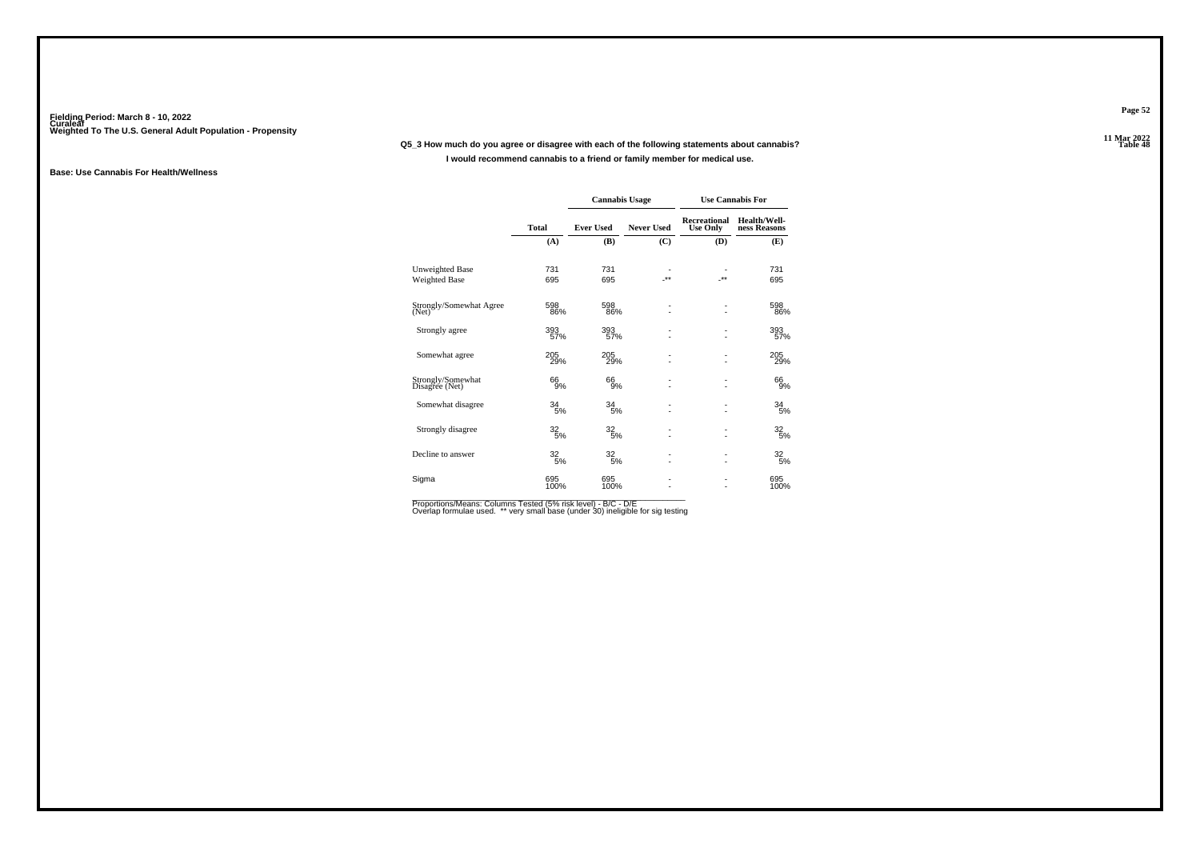Fielding Period: March 8 - 10, 2022
Curaleaf
Weighted To The U.S. General Adult Population - Propensity

11 Mar 2022
Table 48

**Q5_3 How much do you agree or disagree with each of the following statements about cannabis?**

**I would recommend cannabis to a friend or family member for medical use.**

**Base: Use Cannabis For Health/Wellness**

| | Total | Cannabis Usage | | Use Cannabis For | |
|---|---|---|---|---|---|
| | | Ever Used | Never Used | Recreational Use Only | Health/Well-ness Reasons |
| | (A) | (B) | (C) | (D) | (E) |
| Unweighted Base | 731 | 731 | - | - | 731 |
| Weighted Base | 695 | 695 | -** | -** | 695 |
| Strongly/Somewhat Agree (Net) | 598 | 598 | - | - | 598 |
| | 86% | 86% | - | - | 86% |
| Strongly agree | 393 | 393 | - | - | 393 |
| | 57% | 57% | - | - | 57% |
| Somewhat agree | 205 | 205 | - | - | 205 |
| | 29% | 29% | - | - | 29% |
| Strongly/Somewhat Disagree (Net) | 66 | 66 | - | - | 66 |
| | 9% | 9% | - | - | 9% |
| Somewhat disagree | 34 | 34 | - | - | 34 |
| | 5% | 5% | - | - | 5% |
| Strongly disagree | 32 | 32 | - | - | 32 |
| | 5% | 5% | - | - | 5% |
| Decline to answer | 32 | 32 | - | - | 32 |
| | 5% | 5% | - | - | 5% |
| Sigma | 695 | 695 | - | - | 695 |
| | 100% | 100% | - | - | 100% |

Proportions/Means: Columns Tested (5% risk level) - B/C - D/E
Overlap formulae used. ** very small base (under 30) ineligible for sig testing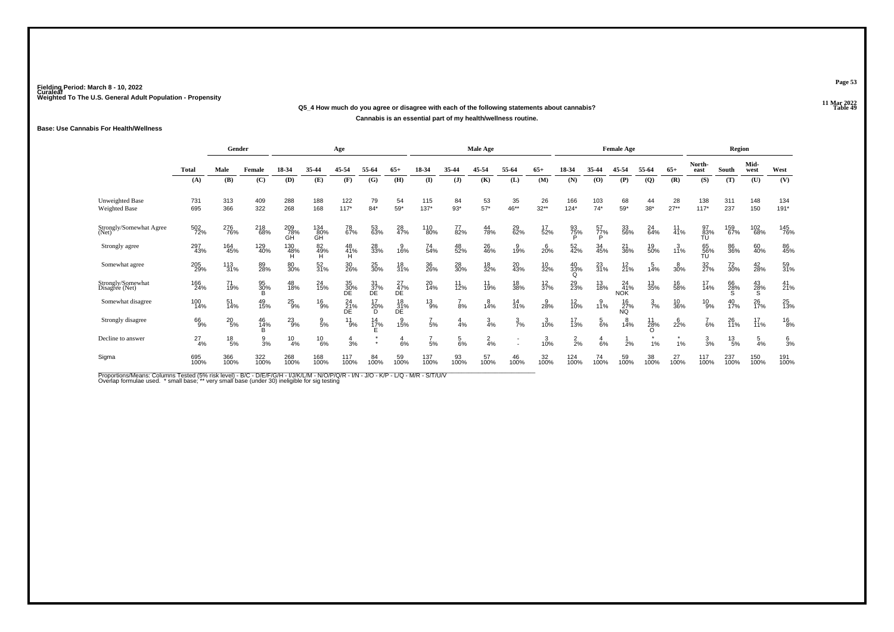Fielding Period: March 8 - 10, 2022
Curaleaf
Weighted To The U.S. General Adult Population - Propensity

11 Mar 2022
Table 49

**Q5_4 How much do you agree or disagree with each of the following statements about cannabis?**

**Cannabis is an essential part of my health/wellness routine.**

**Base: Use Cannabis For Health/Wellness**

| | Total | Gender | | Age | | | | | Male Age | | | | | Female Age | | | | | Region | | | |
|---|---|---|---|---|---|---|---|---|---|---|---|---|---|---|---|---|---|---|---|---|---|---|
| | Total | Male | Female | 18-34 | 35-44 | 45-54 | 55-64 | 65+ | 18-34 | 35-44 | 45-54 | 55-64 | 65+ | 18-34 | 35-44 | 45-54 | 55-64 | 65+ | North-east | South | Mid-west | West |
| | (A) | (B) | (C) | (D) | (E) | (F) | (G) | (H) | (I) | (J) | (K) | (L) | (M) | (N) | (O) | (P) | (Q) | (R) | (S) | (T) | (U) | (V) |
| Unweighted Base | 731 | 313 | 409 | 288 | 188 | 122 | 79 | 54 | 115 | 84 | 53 | 35 | 26 | 166 | 103 | 68 | 44 | 28 | 138 | 311 | 148 | 134 |
| Weighted Base | 695 | 366 | 322 | 268 | 168 | 117* | 84* | 59* | 137* | 93* | 57* | 46** | 32** | 124* | 74* | 59* | 38* | 27** | 117* | 237 | 150 | 191* |
| Strongly/Somewhat Agree (Net) | 502 72% | 276 76% | 218 68% | 209 78% GH | 134 80% GH | 78 67% | 53 63% | 28 47% | 110 80% | 77 82% | 44 78% | 29 62% | 17 52% | 93 75% P | 57 77% P | 33 56% | 24 64% | 11 41% | 97 83% TU | 159 67% | 102 68% | 145 76% |
| Strongly agree | 297 43% | 164 45% | 129 40% | 130 48% H | 82 49% H | 48 41% H | 28 33% | 9 16% | 74 54% | 48 52% | 26 46% | 9 19% | 6 20% | 52 42% | 34 45% | 21 36% | 19 50% | 3 11% | 65 56% TU | 86 36% | 60 40% | 86 45% |
| Somewhat agree | 205 29% | 113 31% | 89 28% | 80 30% | 52 31% | 30 26% | 25 30% | 18 31% | 36 26% | 28 30% | 18 32% | 20 43% | 10 32% | 40 33% Q | 23 31% | 12 21% | 5 14% | 8 30% | 32 27% | 72 30% | 42 28% | 59 31% |
| Strongly/Somewhat Disagree (Net) | 166 24% | 71 19% | 95 30% B | 48 18% | 24 15% | 35 30% DE | 31 37% DE | 27 47% DE | 20 14% | 11 12% | 11 19% | 18 38% | 12 37% | 29 23% | 13 18% | 24 41% NOK | 13 35% | 16 58% | 17 14% | 66 28% S | 43 28% S | 41 21% |
| Somewhat disagree | 100 14% | 51 14% | 49 15% | 25 9% | 16 9% | 24 21% DE | 17 20% D | 18 31% DE | 13 9% | 7 8% | 8 14% | 14 31% | 9 28% | 12 10% | 9 11% | 16 27% NQ | 3 7% | 10 36% | 10 9% | 40 17% | 26 17% | 25 13% |
| Strongly disagree | 66 9% | 20 5% | 46 14% B | 23 9% | 9 5% | 11 9% | 14 17% E | 9 15% | 7 5% | 4 4% | 3 4% | 3 7% | 3 10% | 17 13% | 5 6% | 8 14% | 11 28% O | 6 22% | 7 6% | 26 11% | 17 11% | 16 8% |
| Decline to answer | 27 4% | 18 5% | 9 3% | 10 4% | 10 6% | 4 3% | * * | 4 6% | 7 5% | 5 6% | 2 4% | - - | 3 10% | 2 2% | 4 6% | 1 2% | * 1% | * 1% | 3 3% | 13 5% | 5 4% | 6 3% |
| Sigma | 695 100% | 366 100% | 322 100% | 268 100% | 168 100% | 117 100% | 84 100% | 59 100% | 137 100% | 93 100% | 57 100% | 46 100% | 32 100% | 124 100% | 74 100% | 59 100% | 38 100% | 27 100% | 117 100% | 237 100% | 150 100% | 191 100% |

Proportions/Means: Columns Tested (5% risk level) - B/C - D/E/F/G/H - I/J/K/L/M - N/O/P/Q/R - I/N - J/O - K/P - L/Q - M/R - S/T/U/V
Overlap formulae used. * small base; ** very small base (under 30) ineligible for sig testing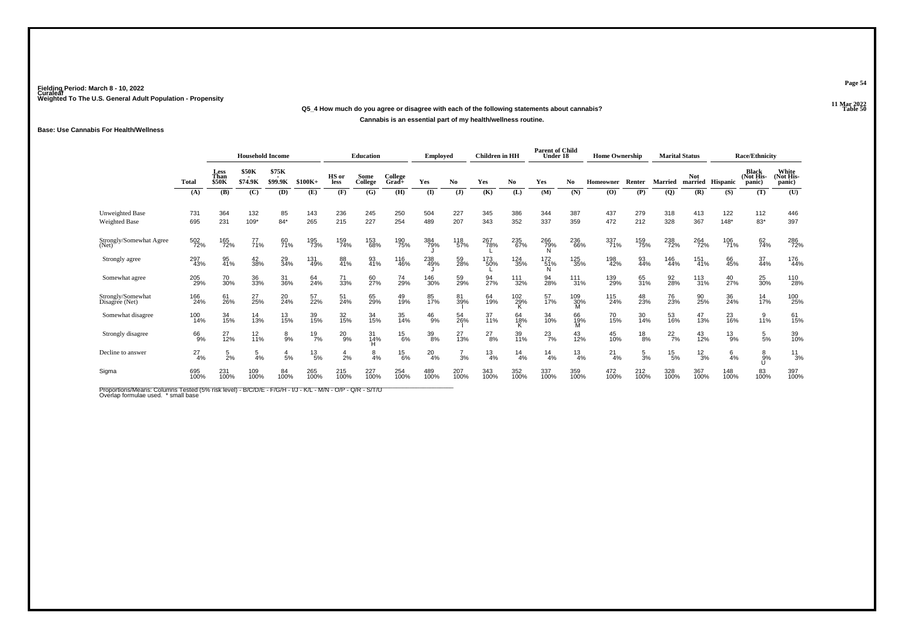Fielding Period: March 8 - 10, 2022
Curaleaf
Weighted To The U.S. General Adult Population - Propensity

11 Mar 2022
Table 50

**Q5_4 How much do you agree or disagree with each of the following statements about cannabis?**

**Cannabis is an essential part of my health/wellness routine.**

**Base: Use Cannabis For Health/Wellness**

| | Total | Household Income | | | | Education | | | Employed | | Children in HH | | Parent of Child Under 18 | | Home Ownership | | Marital Status | | Race/Ethnicity | | |
|---|---|---|---|---|---|---|---|---|---|---|---|---|---|---|---|---|---|---|---|---|---|
| | Total | Less Than $50K | $50K - $74.9K | $75K - $99.9K | $100K+ | HS or less | Some College | College Grad+ | Yes | No | Yes | No | Yes | No | Homeowner | Renter | Married | Not married | Hispanic | Black (Not Hispanic) | White (Not Hispanic) |
| | (A) | (B) | (C) | (D) | (E) | (F) | (G) | (H) | (I) | (J) | (K) | (L) | (M) | (N) | (O) | (P) | (Q) | (R) | (S) | (T) | (U) |
| Unweighted Base | 731 | 364 | 132 | 85 | 143 | 236 | 245 | 250 | 504 | 227 | 345 | 386 | 344 | 387 | 437 | 279 | 318 | 413 | 122 | 112 | 446 |
| Weighted Base | 695 | 231 | 109* | 84* | 265 | 215 | 227 | 254 | 489 | 207 | 343 | 352 | 337 | 359 | 472 | 212 | 328 | 367 | 148* | 83* | 397 |
| Strongly/Somewhat Agree (Net) | 502 72% | 165 72% | 77 71% | 60 71% | 195 73% | 159 74% | 153 68% | 190 75% | 384 79% J | 118 57% | 267 78% L | 235 67% | 266 79% N | 236 66% | 337 71% | 159 75% | 238 72% | 264 72% | 106 71% | 62 74% | 286 72% |
| Strongly agree | 297 43% | 95 41% | 42 38% | 29 34% | 131 49% | 88 41% | 93 41% | 116 46% | 238 49% J | 59 28% | 173 50% L | 124 35% | 172 51% N | 125 35% | 198 42% | 93 44% | 146 44% | 151 41% | 66 45% | 37 44% | 176 44% |
| Somewhat agree | 205 29% | 70 30% | 36 33% | 31 36% | 64 24% | 71 33% | 60 27% | 74 29% | 146 30% | 59 29% | 94 27% | 111 32% | 94 28% | 111 31% | 139 29% | 65 31% | 92 28% | 113 31% | 40 27% | 25 30% | 110 28% |
| Strongly/Somewhat Disagree (Net) | 166 24% | 61 26% | 27 25% | 20 24% | 57 22% | 51 24% | 65 29% | 49 19% | 85 17% | 81 39% I | 64 19% | 102 29% K | 57 17% | 109 30% M | 115 24% | 48 23% | 76 23% | 90 25% | 36 24% | 14 17% | 100 25% |
| Somewhat disagree | 100 14% | 34 15% | 14 13% | 13 15% | 39 15% | 32 15% | 34 15% | 35 14% | 46 9% | 54 26% I | 37 11% | 64 18% K | 34 10% | 66 19% M | 70 15% | 30 14% | 53 16% | 47 13% | 23 16% | 9 11% | 61 15% |
| Strongly disagree | 66 9% | 27 12% | 12 11% | 8 9% | 19 7% | 20 9% | 31 14% H | 15 6% | 39 8% | 27 13% | 27 8% | 39 11% | 23 7% | 43 12% | 45 10% | 18 8% | 22 7% | 43 12% | 13 9% | 5 5% | 39 10% |
| Decline to answer | 27 4% | 5 2% | 5 4% | 4 5% | 13 5% | 4 2% | 8 4% | 15 6% | 20 4% | 7 3% | 13 4% | 14 4% | 14 4% | 13 4% | 21 4% | 5 3% | 15 5% | 12 3% | 6 4% | 8 9% U | 11 3% |
| Sigma | 695 100% | 231 100% | 109 100% | 84 100% | 265 100% | 215 100% | 227 100% | 254 100% | 489 100% | 207 100% | 343 100% | 352 100% | 337 100% | 359 100% | 472 100% | 212 100% | 328 100% | 367 100% | 148 100% | 83 100% | 397 100% |

Proportions/Means: Columns Tested (5% risk level) - B/C/D/E - F/G/H - I/J - K/L - M/N - O/P - Q/R - S/T/U
Overlap formulae used. * small base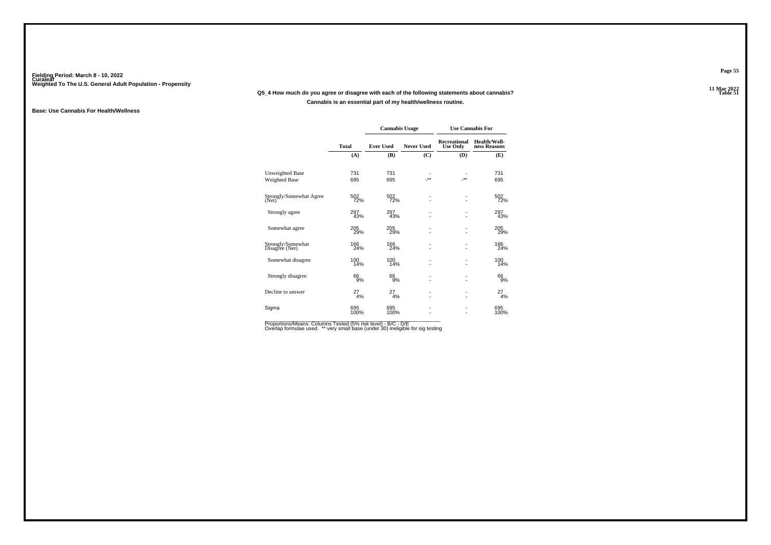Fielding Period: March 8 - 10, 2022
Curaleaf
Weighted To The U.S. General Adult Population - Propensity

11 Mar 2022
Table 51

**Q5_4 How much do you agree or disagree with each of the following statements about cannabis?**

**Cannabis is an essential part of my health/wellness routine.**

**Base: Use Cannabis For Health/Wellness**

| | Total | Cannabis Usage | | Use Cannabis For | |
|---|---|---|---|---|---|
| | | Ever Used | Never Used | Recreational Use Only | Health/Well-ness Reasons |
| | (A) | (B) | (C) | (D) | (E) |
| Unweighted Base | 731 | 731 | - | - | 731 |
| Weighted Base | 695 | 695 | -** | -** | 695 |
| Strongly/Somewhat Agree (Net) | 502 | 502 | - | - | 502 |
| | 72% | 72% | - | - | 72% |
| Strongly agree | 297 | 297 | - | - | 297 |
| | 43% | 43% | - | - | 43% |
| Somewhat agree | 205 | 205 | - | - | 205 |
| | 29% | 29% | - | - | 29% |
| Strongly/Somewhat Disagree (Net) | 166 | 166 | - | - | 166 |
| | 24% | 24% | - | - | 24% |
| Somewhat disagree | 100 | 100 | - | - | 100 |
| | 14% | 14% | - | - | 14% |
| Strongly disagree | 66 | 66 | - | - | 66 |
| | 9% | 9% | - | - | 9% |
| Decline to answer | 27 | 27 | - | - | 27 |
| | 4% | 4% | - | - | 4% |
| Sigma | 695 | 695 | - | - | 695 |
| | 100% | 100% | - | - | 100% |

Proportions/Means: Columns Tested (5% risk level) - B/C - D/E
Overlap formulae used. ** very small base (under 30) ineligible for sig testing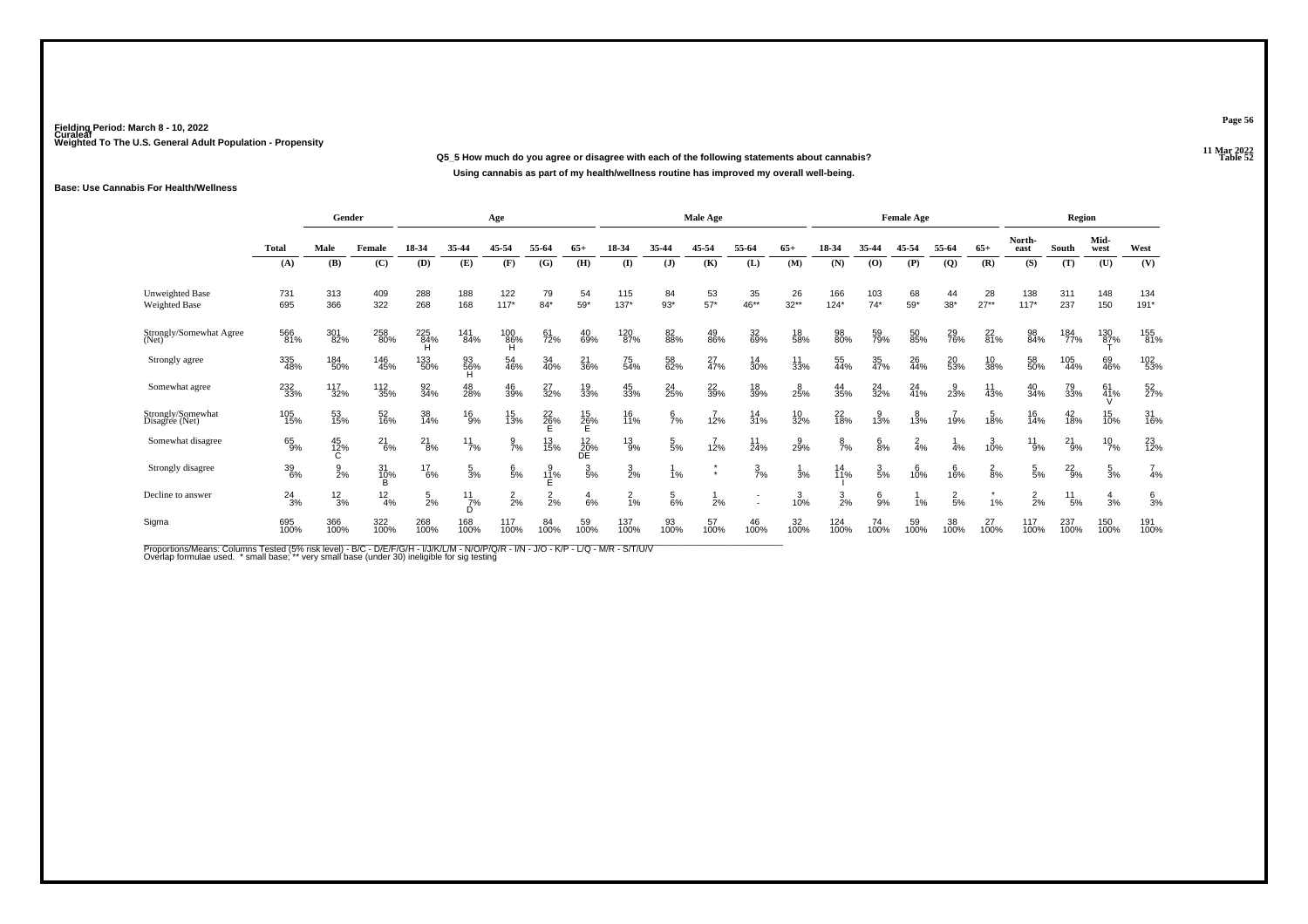Fielding Period: March 8 - 10, 2022
Curaleaf
Weighted To The U.S. General Adult Population - Propensity

11 Mar 2022
Table 52

**Q5_5 How much do you agree or disagree with each of the following statements about cannabis?**

**Using cannabis as part of my health/wellness routine has improved my overall well-being.**

**Base: Use Cannabis For Health/Wellness**

| | Total | Gender | | Age | | | | | Male Age | | | | | Female Age | | | | | Region | | | |
|---|---|---|---|---|---|---|---|---|---|---|---|---|---|---|---|---|---|---|---|---|---|---|
| | Total | Male | Female | 18-34 | 35-44 | 45-54 | 55-64 | 65+ | 18-34 | 35-44 | 45-54 | 55-64 | 65+ | 18-34 | 35-44 | 45-54 | 55-64 | 65+ | North-east | South | Mid-west | West |
| | (A) | (B) | (C) | (D) | (E) | (F) | (G) | (H) | (I) | (J) | (K) | (L) | (M) | (N) | (O) | (P) | (Q) | (R) | (S) | (T) | (U) | (V) |
| Unweighted Base | 731 | 313 | 409 | 288 | 188 | 122 | 79 | 54 | 115 | 84 | 53 | 35 | 26 | 166 | 103 | 68 | 44 | 28 | 138 | 311 | 148 | 134 |
| Weighted Base | 695 | 366 | 322 | 268 | 168 | 117* | 84* | 59* | 137* | 93* | 57* | 46** | 32** | 124* | 74* | 59* | 38* | 27** | 117* | 237 | 150 | 191* |
| Strongly/Somewhat Agree (Net) | 566 81% | 301 82% | 258 80% | 225 84% H | 141 84% | 100 86% H | 61 72% | 40 69% | 120 87% | 82 88% | 49 86% | 32 69% | 18 58% | 98 80% | 59 79% | 50 85% | 29 76% | 22 81% | 98 84% | 184 77% | 130 87% T | 155 81% |
| Strongly agree | 335 48% | 184 50% | 146 45% | 133 50% | 93 56% H | 54 46% | 34 40% | 21 36% | 75 54% | 58 62% | 27 47% | 14 30% | 11 33% | 55 44% | 35 47% | 26 44% | 20 53% | 10 38% | 58 50% | 105 44% | 69 46% | 102 53% |
| Somewhat agree | 232 33% | 117 32% | 112 35% | 92 34% | 48 28% | 46 39% | 27 32% | 19 33% | 45 33% | 24 25% | 22 39% | 18 39% | 8 25% | 44 35% | 24 32% | 24 41% | 9 23% | 11 43% | 40 34% | 79 33% | 61 41% V | 52 27% |
| Strongly/Somewhat Disagree (Net) | 105 15% | 53 15% | 52 16% | 38 14% | 16 9% | 15 13% | 22 26% E | 15 26% E | 16 11% | 6 7% | 7 12% | 14 31% | 10 32% | 22 18% | 9 13% | 8 13% | 7 19% | 5 18% | 16 14% | 42 18% | 15 10% | 31 16% |
| Somewhat disagree | 65 9% | 45 12% C | 21 6% | 21 8% | 11 7% | 9 7% | 13 15% | 12 20% DE | 13 9% | 5 5% | 7 12% | 11 24% | 9 29% | 8 7% | 6 8% | 2 4% | 1 4% | 3 10% | 11 9% | 21 9% | 10 7% | 23 12% |
| Strongly disagree | 39 6% | 9 2% | 31 10% B | 17 6% | 5 3% | 6 5% | 9 11% E | 3 5% | 3 2% | 1 1% | * * | 3 7% | 1 3% | 14 11% I | 3 5% | 6 10% | 6 16% | 2 8% | 5 5% | 22 9% | 5 3% | 7 4% |
| Decline to answer | 24 3% | 12 3% | 12 4% | 5 2% | 11 7% D | 2 2% | 2 2% | 4 6% | 2 1% | 5 6% | 1 2% | - - | 3 10% | 3 2% | 6 9% | 1 1% | 2 5% | * 1% | 2 2% | 11 5% | 4 3% | 6 3% |
| Sigma | 695 100% | 366 100% | 322 100% | 268 100% | 168 100% | 117 100% | 84 100% | 59 100% | 137 100% | 93 100% | 57 100% | 46 100% | 32 100% | 124 100% | 74 100% | 59 100% | 38 100% | 27 100% | 117 100% | 237 100% | 150 100% | 191 100% |

Proportions/Means: Columns Tested (5% risk level) - B/C - D/E/F/G/H - I/J/K/L/M - N/O/P/Q/R - I/N - J/O - K/P - L/Q - M/R - S/T/U/V
Overlap formulae used. * small base; ** very small base (under 30) ineligible for sig testing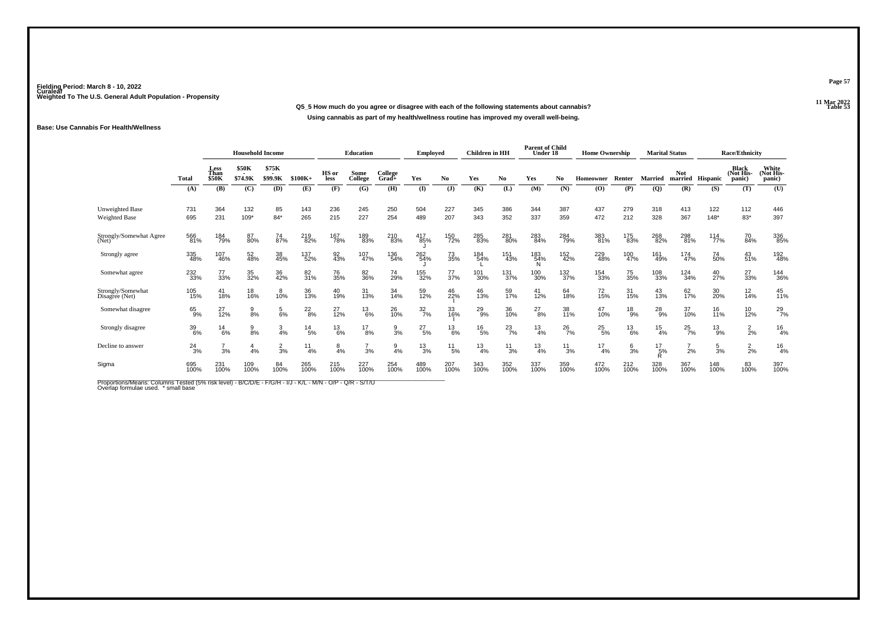Fielding Period: March 8 - 10, 2022
Curaleaf
Weighted To The U.S. General Adult Population - Propensity

11 Mar 2022
Table 53

**Q5_5 How much do you agree or disagree with each of the following statements about cannabis?**

**Using cannabis as part of my health/wellness routine has improved my overall well-being.**

**Base: Use Cannabis For Health/Wellness**

| | Total | Household Income | | | | Education | | | Employed | | Children in HH | | Parent of Child Under 18 | | Home Ownership | | Marital Status | | Race/Ethnicity | | |
|---|---|---|---|---|---|---|---|---|---|---|---|---|---|---|---|---|---|---|---|---|---|
| | Total | Less Than $50K | $50K - $74.9K | $75K - $99.9K | $100K+ | HS or less | Some College | College Grad+ | Yes | No | Yes | No | Yes | No | Homeowner | Renter | Married | Not married | Hispanic | Black (Not Hispanic) | White (Not Hispanic) |
| | (A) | (B) | (C) | (D) | (E) | (F) | (G) | (H) | (I) | (J) | (K) | (L) | (M) | (N) | (O) | (P) | (Q) | (R) | (S) | (T) | (U) |
| Unweighted Base | 731 | 364 | 132 | 85 | 143 | 236 | 245 | 250 | 504 | 227 | 345 | 386 | 344 | 387 | 437 | 279 | 318 | 413 | 122 | 112 | 446 |
| Weighted Base | 695 | 231 | 109* | 84* | 265 | 215 | 227 | 254 | 489 | 207 | 343 | 352 | 337 | 359 | 472 | 212 | 328 | 367 | 148* | 83* | 397 |
| Strongly/Somewhat Agree (Net) | 566 81% | 184 79% | 87 80% | 74 87% | 219 82% | 167 78% | 189 83% | 210 83% | 417 85% J | 150 72% | 285 83% | 281 80% | 283 84% | 284 79% | 383 81% | 175 83% | 268 82% | 298 81% | 114 77% | 70 84% | 336 85% |
| Strongly agree | 335 48% | 107 46% | 52 48% | 38 45% | 137 52% | 92 43% | 107 47% | 136 54% | 262 54% J | 73 35% | 184 54% L | 151 43% | 183 54% N | 152 42% | 229 48% | 100 47% | 161 49% | 174 47% | 74 50% | 43 51% | 192 48% |
| Somewhat agree | 232 33% | 77 33% | 35 32% | 36 42% | 82 31% | 76 35% | 82 36% | 74 29% | 155 32% | 77 37% | 101 30% | 131 37% | 100 30% | 132 37% | 154 33% | 75 35% | 108 33% | 124 34% | 40 27% | 27 33% | 144 36% |
| Strongly/Somewhat Disagree (Net) | 105 15% | 41 18% | 18 16% | 8 10% | 36 13% | 40 19% | 31 13% | 34 14% | 59 12% | 46 22% I | 46 13% | 59 17% | 41 12% | 64 18% | 72 15% | 31 15% | 43 13% | 62 17% | 30 20% | 12 14% | 45 11% |
| Somewhat disagree | 65 9% | 27 12% | 9 8% | 5 6% | 22 8% | 27 12% | 13 6% | 26 10% | 32 7% | 33 16% I | 29 9% | 36 10% | 27 8% | 38 11% | 47 10% | 18 9% | 28 9% | 37 10% | 16 11% | 10 12% | 29 7% |
| Strongly disagree | 39 6% | 14 6% | 9 8% | 3 4% | 14 5% | 13 6% | 17 8% | 9 3% | 27 5% | 13 6% | 16 5% | 23 7% | 13 4% | 26 7% | 25 5% | 13 6% | 15 4% | 25 7% | 13 9% | 2 2% | 16 4% |
| Decline to answer | 24 3% | 7 3% | 4 4% | 2 3% | 11 4% | 8 4% | 7 3% | 9 4% | 13 3% | 11 5% | 13 4% | 11 3% | 13 4% | 11 3% | 17 4% | 6 3% | 17 5% R | 7 2% | 5 3% | 2 2% | 16 4% |
| Sigma | 695 100% | 231 100% | 109 100% | 84 100% | 265 100% | 215 100% | 227 100% | 254 100% | 489 100% | 207 100% | 343 100% | 352 100% | 337 100% | 359 100% | 472 100% | 212 100% | 328 100% | 367 100% | 148 100% | 83 100% | 397 100% |

Proportions/Means: Columns Tested (5% risk level) - B/C/D/E - F/G/H - I/J - K/L - M/N - O/P - Q/R - S/T/U
Overlap formulae used. * small base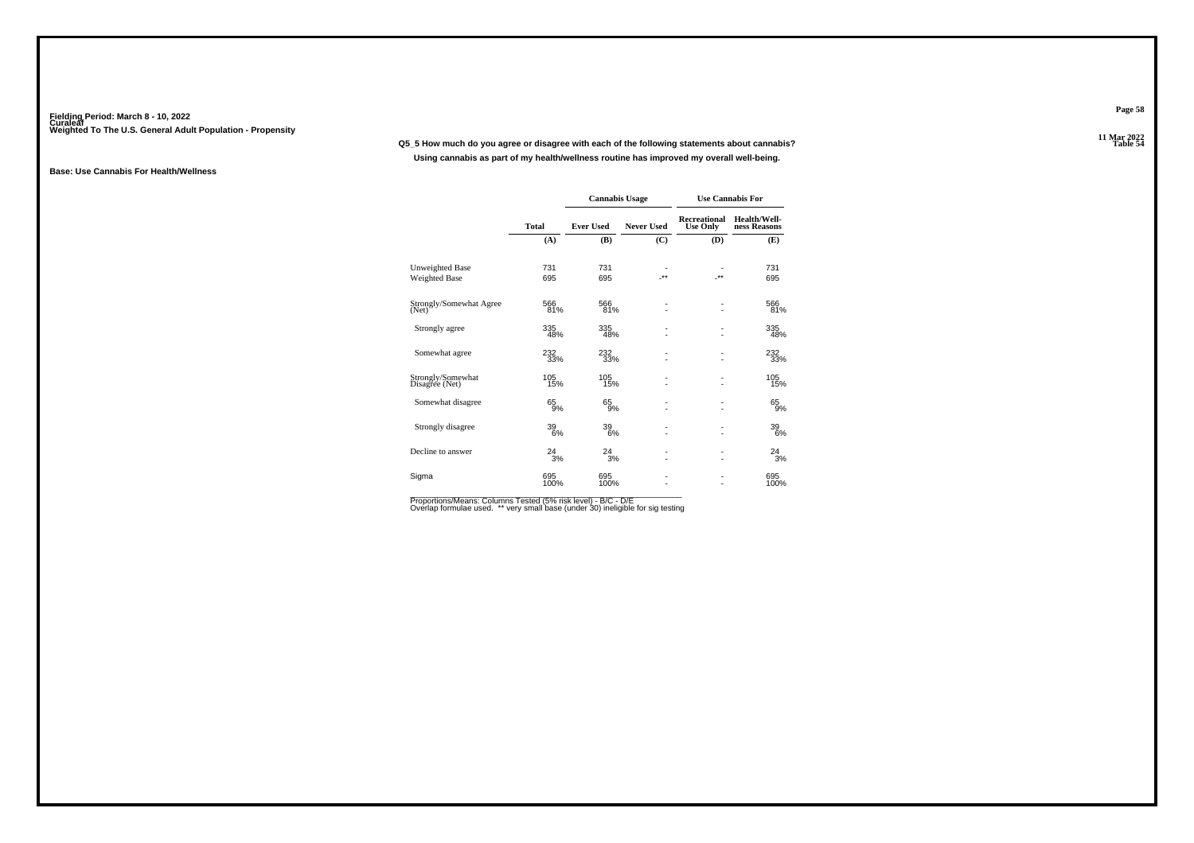Fielding Period: March 8 - 10, 2022
Curaleaf
Weighted To The U.S. General Adult Population - Propensity

**Table 54**

**Q5_5 How much do you agree or disagree with each of the following statements about cannabis?**

**Using cannabis as part of my health/wellness routine has improved my overall well-being.**

**Base: Use Cannabis For Health/Wellness**

| | Total | Cannabis Usage | | Use Cannabis For | |
|---|---|---|---|---|---|
| | Total | Ever Used | Never Used | Recreational Use Only | Health/Well-ness Reasons |
| | (A) | (B) | (C) | (D) | (E) |
| Unweighted Base | 731 | 731 | - | - | 731 |
| Weighted Base | 695 | 695 | -** | -** | 695 |
| Strongly/Somewhat Agree (Net) | 566 | 566 | - | - | 566 |
| | 81% | 81% | - | - | 81% |
| Strongly agree | 335 | 335 | - | - | 335 |
| | 48% | 48% | - | - | 48% |
| Somewhat agree | 232 | 232 | - | - | 232 |
| | 33% | 33% | - | - | 33% |
| Strongly/Somewhat Disagree (Net) | 105 | 105 | - | - | 105 |
| | 15% | 15% | - | - | 15% |
| Somewhat disagree | 65 | 65 | - | - | 65 |
| | 9% | 9% | - | - | 9% |
| Strongly disagree | 39 | 39 | - | - | 39 |
| | 6% | 6% | - | - | 6% |
| Decline to answer | 24 | 24 | - | - | 24 |
| | 3% | 3% | - | - | 3% |
| Sigma | 695 | 695 | - | - | 695 |
| | 100% | 100% | - | - | 100% |

Proportions/Means: Columns Tested (5% risk level) - B/C - D/E
Overlap formulae used. ** very small base (under 30) ineligible for sig testing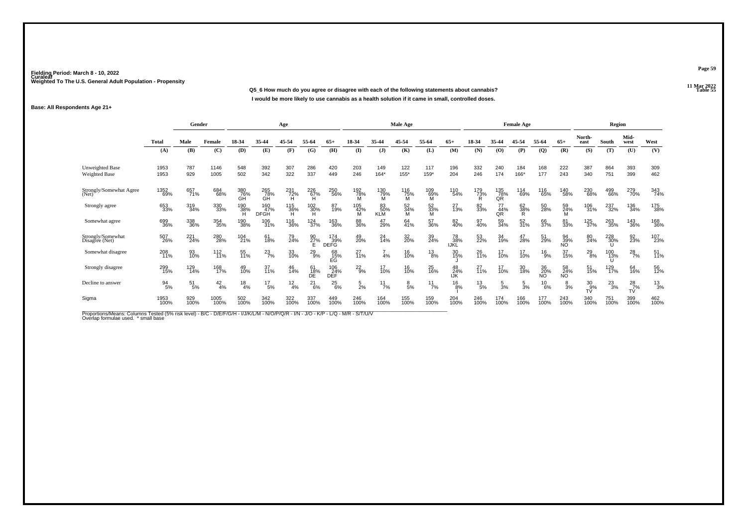Fielding Period: March 8 - 10, 2022
Curaleaf
Weighted To The U.S. General Adult Population - Propensity

11 Mar 2022
Table 55

**Q5_6 How much do you agree or disagree with each of the following statements about cannabis?**

**I would be more likely to use cannabis as a health solution if it came in small, controlled doses.**

**Base: All Respondents Age 21+**

| | Total | Gender | | Age | | | | | Male Age | | | | | Female Age | | | | | Region | | | |
|---|---|---|---|---|---|---|---|---|---|---|---|---|---|---|---|---|---|---|---|---|---|---|
| | Total | Male | Female | 18-34 | 35-44 | 45-54 | 55-64 | 65+ | 18-34 | 35-44 | 45-54 | 55-64 | 65+ | 18-34 | 35-44 | 45-54 | 55-64 | 65+ | North-east | South | Mid-west | West |
| | (A) | (B) | (C) | (D) | (E) | (F) | (G) | (H) | (I) | (J) | (K) | (L) | (M) | (N) | (O) | (P) | (Q) | (R) | (S) | (T) | (U) | (V) |
| Unweighted Base | 1953 | 787 | 1146 | 548 | 392 | 307 | 286 | 420 | 203 | 149 | 122 | 117 | 196 | 332 | 240 | 184 | 168 | 222 | 387 | 864 | 393 | 309 |
| Weighted Base | 1953 | 929 | 1005 | 502 | 342 | 322 | 337 | 449 | 246 | 164* | 155* | 159* | 204 | 246 | 174 | 166* | 177 | 243 | 340 | 751 | 399 | 462 |
| Strongly/Somewhat Agree (Net) | 1352 69% | 657 71% | 684 68% | 380 76% GH | 265 78% GH | 231 72% H | 226 67% H | 250 56% | 192 78% M | 130 79% M | 116 75% M | 109 69% M | 110 54% | 179 73% R | 135 78% QR | 114 69% | 116 65% | 140 58% | 230 68% | 499 66% | 279 70% | 343 74% |
| Strongly agree | 653 33% | 319 34% | 330 33% | 190 38% H | 160 47% DFGH | 115 36% H | 102 30% H | 87 19% | 105 42% M | 83 50% KLM | 52 34% M | 52 33% M | 27 13% | 82 33% | 77 44% QR | 62 38% R | 50 28% | 59 24% M | 106 31% | 237 32% | 136 34% | 175 38% |
| Somewhat agree | 699 36% | 338 36% | 354 35% | 190 38% | 106 31% | 116 36% | 124 37% | 163 36% | 88 36% | 47 29% | 64 41% | 57 36% | 82 40% | 97 40% | 59 34% | 52 31% | 66 37% | 81 33% | 125 37% | 263 35% | 143 36% | 168 36% |
| Strongly/Somewhat Disagree (Net) | 507 26% | 221 24% | 280 28% | 104 21% | 61 18% | 79 24% | 90 27% E | 174 39% DEFG | 49 20% | 24 14% | 32 20% | 39 24% | 78 38% IJKL | 53 22% | 34 19% | 47 28% | 51 29% | 94 39% NO | 80 24% | 228 30% U | 92 23% | 107 23% |
| Somewhat disagree | 208 11% | 93 10% | 112 11% | 55 11% | 23 7% | 33 10% | 29 9% | 68 15% EG | 27 11% | 7 4% | 16 10% | 13 8% | 30 15% J | 26 11% | 17 10% | 17 10% | 16 9% | 37 15% | 29 8% | 100 13% U | 28 7% | 51 11% |
| Strongly disagree | 299 15% | 129 14% | 168 17% | 49 10% | 37 11% | 46 14% | 61 18% DE | 106 24% DEF | 22 9% | 17 10% | 16 10% | 25 16% | 48 24% IJK | 27 11% | 17 10% | 30 18% | 36 20% NO | 58 24% NO | 51 15% | 129 17% | 64 16% | 56 12% |
| Decline to answer | 94 5% | 51 5% | 42 4% | 18 4% | 17 5% | 12 4% | 21 6% | 25 6% | 5 2% | 11 7% | 8 5% | 11 7% | 16 8% I | 13 5% | 5 3% | 5 3% | 10 6% | 8 3% | 30 9% TV | 23 3% | 28 7% TV | 13 3% |
| Sigma | 1953 100% | 929 100% | 1005 100% | 502 100% | 342 100% | 322 100% | 337 100% | 449 100% | 246 100% | 164 100% | 155 100% | 159 100% | 204 100% | 246 100% | 174 100% | 166 100% | 177 100% | 243 100% | 340 100% | 751 100% | 399 100% | 462 100% |

Proportions/Means: Columns Tested (5% risk level) - B/C - D/E/F/G/H - I/J/K/L/M - N/O/P/Q/R - I/N - J/O - K/P - L/Q - M/R - S/T/U/V
Overlap formulae used. * small base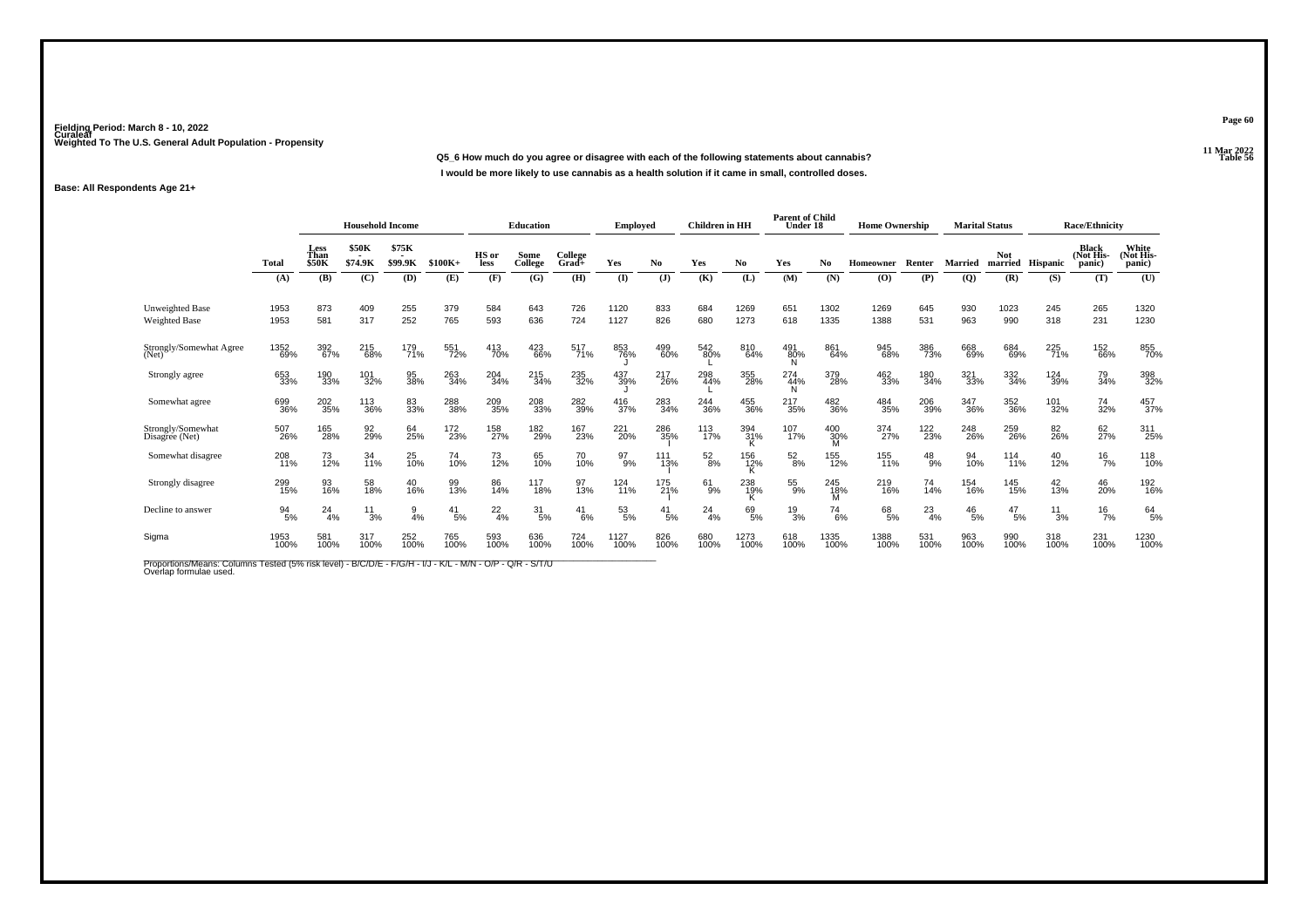Fielding Period: March 8 - 10, 2022
Curaleaf
Weighted To The U.S. General Adult Population - Propensity

11 Mar 2022
Table 56

**Q5_6 How much do you agree or disagree with each of the following statements about cannabis?**

**I would be more likely to use cannabis as a health solution if it came in small, controlled doses.**

**Base: All Respondents Age 21+**

| | | Household Income | | | | Education | | | Employed | | Children in HH | | Parent of Child Under 18 | | Home Ownership | | Marital Status | | Race/Ethnicity | | |
|---|---|---|---|---|---|---|---|---|---|---|---|---|---|---|---|---|---|---|---|---|---|
| | Total | Less Than $50K | $50K - $74.9K | $75K - $99.9K | $100K+ | HS or less | Some College | College Grad+ | Yes | No | Yes | No | Yes | No | Homeowner | Renter | Married | Not married | Hispanic | Black (Not Hispanic) | White (Not Hispanic) |
| | (A) | (B) | (C) | (D) | (E) | (F) | (G) | (H) | (I) | (J) | (K) | (L) | (M) | (N) | (O) | (P) | (Q) | (R) | (S) | (T) | (U) |
| Unweighted Base | 1953 | 873 | 409 | 255 | 379 | 584 | 643 | 726 | 1120 | 833 | 684 | 1269 | 651 | 1302 | 1269 | 645 | 930 | 1023 | 245 | 265 | 1320 |
| Weighted Base | 1953 | 581 | 317 | 252 | 765 | 593 | 636 | 724 | 1127 | 826 | 680 | 1273 | 618 | 1335 | 1388 | 531 | 963 | 990 | 318 | 231 | 1230 |
| Strongly/Somewhat Agree (Net) | 1352 69% | 392 67% | 215 68% | 179 71% | 551 72% | 413 70% | 423 66% | 517 71% | 853 76% J | 499 60% | 542 80% L | 810 64% | 491 80% N | 861 64% | 945 68% | 386 73% | 668 69% | 684 69% | 225 71% | 152 66% | 855 70% |
| Strongly agree | 653 33% | 190 33% | 101 32% | 95 38% | 263 34% | 204 34% | 215 34% | 235 32% | 437 39% J | 217 26% | 298 44% L | 355 28% | 274 44% N | 379 28% | 462 33% | 180 34% | 321 33% | 332 34% | 124 39% | 79 34% | 398 32% |
| Somewhat agree | 699 36% | 202 35% | 113 36% | 83 33% | 288 38% | 209 35% | 208 33% | 282 39% | 416 37% | 283 34% | 244 36% | 455 36% | 217 35% | 482 36% | 484 35% | 206 39% | 347 36% | 352 36% | 101 32% | 74 32% | 457 37% |
| Strongly/Somewhat Disagree (Net) | 507 26% | 165 28% | 92 29% | 64 25% | 172 23% | 158 27% | 182 29% | 167 23% | 221 20% | 286 35% I | 113 17% | 394 31% K | 107 17% | 400 30% M | 374 27% | 122 23% | 248 26% | 259 26% | 82 26% | 62 27% | 311 25% |
| Somewhat disagree | 208 11% | 73 12% | 34 11% | 25 10% | 74 10% | 73 12% | 65 10% | 70 10% | 97 9% | 111 13% I | 52 8% | 156 12% K | 52 8% | 155 12% | 155 11% | 48 9% | 94 10% | 114 11% | 40 12% | 16 7% | 118 10% |
| Strongly disagree | 299 15% | 93 16% | 58 18% | 40 16% | 99 13% | 86 14% | 117 18% | 97 13% | 124 11% | 175 21% I | 61 9% | 238 19% K | 55 9% | 245 18% M | 219 16% | 74 14% | 154 16% | 145 15% | 42 13% | 46 20% | 192 16% |
| Decline to answer | 94 5% | 24 4% | 11 3% | 9 4% | 41 5% | 22 4% | 31 5% | 41 6% | 53 5% | 41 5% | 24 4% | 69 5% | 19 3% | 74 6% | 68 5% | 23 4% | 46 5% | 47 5% | 11 3% | 16 7% | 64 5% |
| Sigma | 1953 100% | 581 100% | 317 100% | 252 100% | 765 100% | 593 100% | 636 100% | 724 100% | 1127 100% | 826 100% | 680 100% | 1273 100% | 618 100% | 1335 100% | 1388 100% | 531 100% | 963 100% | 990 100% | 318 100% | 231 100% | 1230 100% |

Proportions/Means: Columns Tested (5% risk level) - B/C/D/E - F/G/H - I/J - K/L - M/N - O/P - Q/R - S/T/U
Overlap formulae used.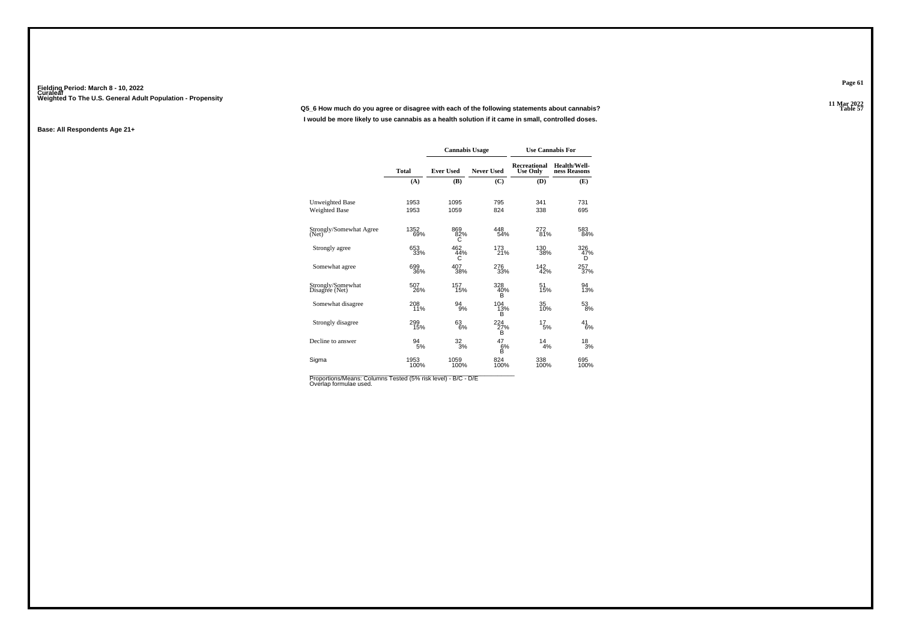Fielding Period: March 8 - 10, 2022
Curaleaf
Weighted To The U.S. General Adult Population - Propensity

**Q5_6 How much do you agree or disagree with each of the following statements about cannabis?**
**I would be more likely to use cannabis as a health solution if it came in small, controlled doses.**

**Base: All Respondents Age 21+**

| | | Cannabis Usage | | Use Cannabis For | |
|---|---|---|---|---|---|
| | Total | Ever Used | Never Used | Recreational Use Only | Health/Wellness Reasons |
| | (A) | (B) | (C) | (D) | (E) |
| Unweighted Base | 1953 | 1095 | 795 | 341 | 731 |
| Weighted Base | 1953 | 1059 | 824 | 338 | 695 |
| Strongly/Somewhat Agree (Net) | 1352 69% | 869 82% C | 448 54% | 272 81% | 583 84% |
| Strongly agree | 653 33% | 462 44% C | 173 21% | 130 38% | 326 47% D |
| Somewhat agree | 699 36% | 407 38% | 276 33% | 142 42% | 257 37% |
| Strongly/Somewhat Disagree (Net) | 507 26% | 157 15% | 328 40% B | 51 15% | 94 13% |
| Somewhat disagree | 208 11% | 94 9% | 104 13% B | 35 10% | 53 8% |
| Strongly disagree | 299 15% | 63 6% | 224 27% B | 17 5% | 41 6% |
| Decline to answer | 94 5% | 32 3% | 47 6% B | 14 4% | 18 3% |
| Sigma | 1953 100% | 1059 100% | 824 100% | 338 100% | 695 100% |

Proportions/Means: Columns Tested (5% risk level) - B/C - D/E
Overlap formulae used.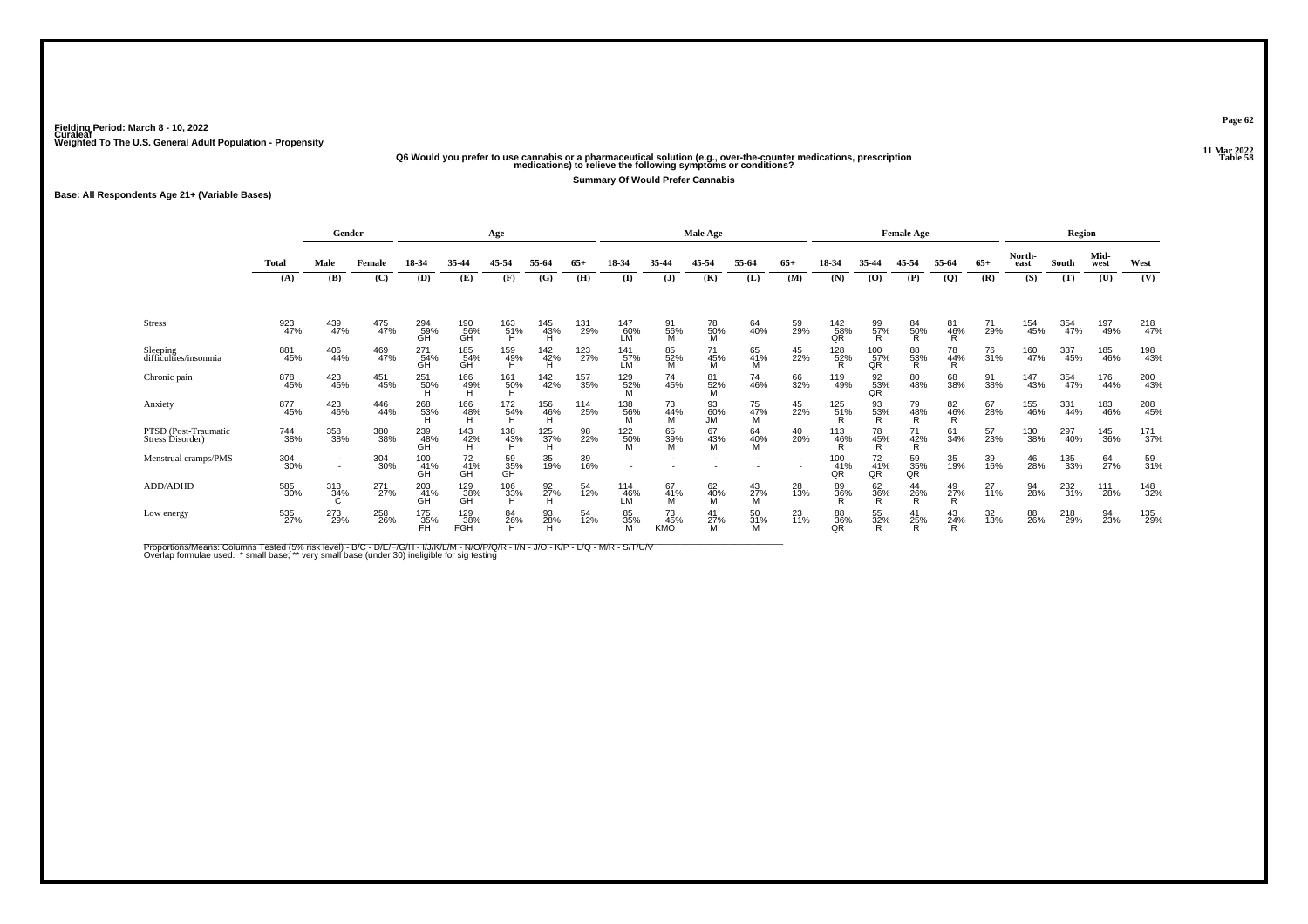Fielding Period: March 8 - 10, 2022
Curaleaf
Weighted To The U.S. General Adult Population - Propensity

11 Mar 2022
Table 58

**Q6 Would you prefer to use cannabis or a pharmaceutical solution (e.g., over-the-counter medications, prescription medications) to relieve the following symptoms or conditions?**

**Summary Of Would Prefer Cannabis**

**Base: All Respondents Age 21+ (Variable Bases)**

| | Total | Gender | | Age | | | | | Male Age | | | | | Female Age | | | | | Region | | | |
|---|---|---|---|---|---|---|---|---|---|---|---|---|---|---|---|---|---|---|---|---|---|---|
| | | Male | Female | 18-34 | 35-44 | 45-54 | 55-64 | 65+ | 18-34 | 35-44 | 45-54 | 55-64 | 65+ | 18-34 | 35-44 | 45-54 | 55-64 | 65+ | North-east | South | Mid-west | West |
| | (A) | (B) | (C) | (D) | (E) | (F) | (G) | (H) | (I) | (J) | (K) | (L) | (M) | (N) | (O) | (P) | (Q) | (R) | (S) | (T) | (U) | (V) |
| Stress | 923 47% | 439 47% | 475 47% | 294 59% GH | 190 56% GH | 163 51% H | 145 43% H | 131 29% | 147 60% LM | 91 56% M | 78 50% M | 64 40% | 59 29% | 142 58% QR | 99 57% R | 84 50% R | 81 46% R | 71 29% | 154 45% | 354 47% | 197 49% | 218 47% |
| Sleeping difficulties/insomnia | 881 45% | 406 44% | 469 47% | 271 54% GH | 185 54% GH | 159 49% H | 142 42% H | 123 27% | 141 57% LM | 85 52% M | 71 45% M | 65 41% M | 45 22% | 128 52% R | 100 57% QR | 88 53% R | 78 44% R | 76 31% | 160 47% | 337 45% | 185 46% | 198 43% |
| Chronic pain | 878 45% | 423 45% | 451 45% | 251 50% H | 166 49% H | 161 50% H | 142 42% | 157 35% | 129 52% M | 74 45% | 81 52% M | 74 46% | 66 32% | 119 49% | 92 53% QR | 80 48% | 68 38% | 91 38% | 147 43% | 354 47% | 176 44% | 200 43% |
| Anxiety | 877 45% | 423 46% | 446 44% | 268 53% H | 166 48% H | 172 54% H | 156 46% H | 114 25% | 138 56% M | 73 44% M | 93 60% JM | 75 47% M | 45 22% | 125 51% R | 93 53% R | 79 48% R | 82 46% R | 67 28% | 155 46% | 331 44% | 183 46% | 208 45% |
| PTSD (Post-Traumatic Stress Disorder) | 744 38% | 358 38% | 380 38% | 239 48% GH | 143 42% H | 138 43% H | 125 37% H | 98 22% | 122 50% M | 65 39% M | 67 43% M | 64 40% M | 40 20% | 113 46% R | 78 45% R | 71 42% R | 61 34% | 57 23% | 130 38% | 297 40% | 145 36% | 171 37% |
| Menstrual cramps/PMS | 304 30% | - | 304 30% | 100 41% GH | 72 41% GH | 59 35% GH | 35 19% | 39 16% | - | - | - | - | - | 100 41% QR | 72 41% QR | 59 35% QR | 35 19% | 39 16% | 46 28% | 135 33% | 64 27% | 59 31% |
| ADD/ADHD | 585 30% | 313 34% C | 271 27% | 203 41% GH | 129 38% GH | 106 33% H | 92 27% H | 54 12% | 114 46% LM | 67 41% M | 62 40% M | 43 27% M | 28 13% | 89 36% R | 62 36% R | 44 26% R | 49 27% R | 27 11% | 94 28% | 232 31% | 111 28% | 148 32% |
| Low energy | 535 27% | 273 29% | 258 26% | 175 35% FH | 129 38% FGH | 84 26% H | 93 28% H | 54 12% | 85 35% M | 73 45% KMO | 41 27% M | 50 31% M | 23 11% | 88 36% QR | 55 32% R | 41 25% R | 43 24% R | 32 13% | 88 26% | 218 29% | 94 23% | 135 29% |

Proportions/Means: Columns Tested (5% risk level) - B/C - D/E/F/G/H - I/J/K/L/M - N/O/P/Q/R - I/N - J/O - K/P - L/Q - M/R - S/T/U/V
Overlap formulae used. * small base; ** very small base (under 30) ineligible for sig testing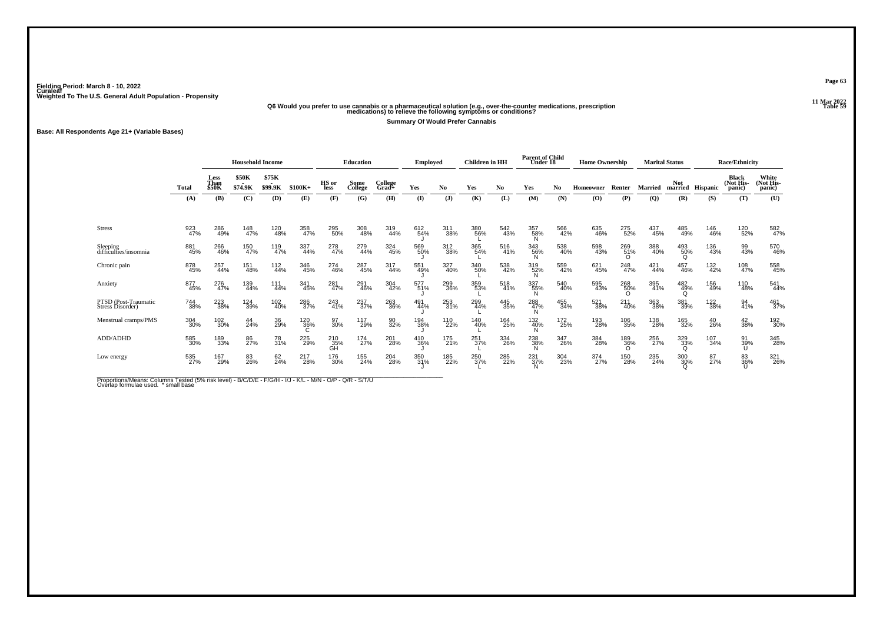Fielding Period: March 8 - 10, 2022
Curaleaf
Weighted To The U.S. General Adult Population - Propensity

11 Mar 2022
Table 59

**Q6 Would you prefer to use cannabis or a pharmaceutical solution (e.g., over-the-counter medications, prescription medications) to relieve the following symptoms or conditions?**

**Summary Of Would Prefer Cannabis**

**Base: All Respondents Age 21+ (Variable Bases)**

| | | Household Income | | | | Education | | | Employed | | Children in HH | | Parent of Child Under 18 | | Home Ownership | | Marital Status | | Race/Ethnicity | | |
|---|---|---|---|---|---|---|---|---|---|---|---|---|---|---|---|---|---|---|---|---|---|
| | Total | Less Than $50K | $50K - $74.9K | $75K - $99.9K | $100K+ | HS or less | Some College | College Grad+ | Yes | No | Yes | No | Yes | No | Homeowner | Renter | Married | Not married | Hispanic | Black (Not Hispanic) | White (Not Hispanic) |
| | (A) | (B) | (C) | (D) | (E) | (F) | (G) | (H) | (I) | (J) | (K) | (L) | (M) | (N) | (O) | (P) | (Q) | (R) | (S) | (T) | (U) |
| Stress | 923 47% | 286 49% | 148 47% | 120 48% | 358 47% | 295 50% | 308 48% | 319 44% | 612 54% J | 311 38% | 380 56% L | 542 43% | 357 58% N | 566 42% | 635 46% | 275 52% | 437 45% | 485 49% | 146 46% | 120 52% | 582 47% |
| Sleeping difficulties/insomnia | 881 45% | 266 46% | 150 47% | 119 47% | 337 44% | 278 47% | 279 44% | 324 45% | 569 50% J | 312 38% | 365 54% L | 516 41% | 343 56% N | 538 40% | 598 43% | 269 51% O | 388 40% | 493 50% Q | 136 43% | 99 43% | 570 46% |
| Chronic pain | 878 45% | 257 44% | 151 48% | 112 44% | 346 45% | 274 46% | 287 45% | 317 44% | 551 49% J | 327 40% | 340 50% L | 538 42% | 319 52% N | 559 42% | 621 45% | 248 47% | 421 44% | 457 46% | 132 42% | 108 47% | 558 45% |
| Anxiety | 877 45% | 276 47% | 139 44% | 111 44% | 341 45% | 281 47% | 291 46% | 304 42% | 577 51% J | 299 36% | 359 53% L | 518 41% | 337 55% N | 540 40% | 595 43% | 268 50% O | 395 41% | 482 49% Q | 156 49% | 110 48% | 541 44% |
| PTSD (Post-Traumatic Stress Disorder) | 744 38% | 223 38% | 124 39% | 102 40% | 286 37% | 243 41% | 237 37% | 263 36% | 491 44% J | 253 31% | 299 44% L | 445 35% | 288 47% N | 455 34% | 521 38% | 211 40% | 363 38% | 381 39% | 122 38% | 94 41% | 461 37% |
| Menstrual cramps/PMS | 304 30% | 102 30% | 44 24% | 36 29% | 120 36% C | 97 30% | 117 29% | 90 32% | 194 38% J | 110 22% | 140 40% L | 164 25% | 132 40% N | 172 25% | 193 28% | 106 35% | 138 28% | 165 32% | 40 26% | 42 38% | 192 30% |
| ADD/ADHD | 585 30% | 189 33% | 86 27% | 78 31% | 225 29% | 210 35% GH | 174 27% | 201 28% | 410 36% J | 175 21% | 251 37% L | 334 26% | 238 38% N | 347 26% | 384 28% | 189 36% O | 256 27% | 329 33% Q | 107 34% | 91 39% U | 345 28% |
| Low energy | 535 27% | 167 29% | 83 26% | 62 24% | 217 28% | 176 30% | 155 24% | 204 28% | 350 31% J | 185 22% | 250 37% L | 285 22% | 231 37% N | 304 23% | 374 27% | 150 28% | 235 24% | 300 30% Q | 87 27% | 83 36% U | 321 26% |

Proportions/Means: Columns Tested (5% risk level) - B/C/D/E - F/G/H - I/J - K/L - M/N - O/P - Q/R - S/T/U
Overlap formulae used. * small base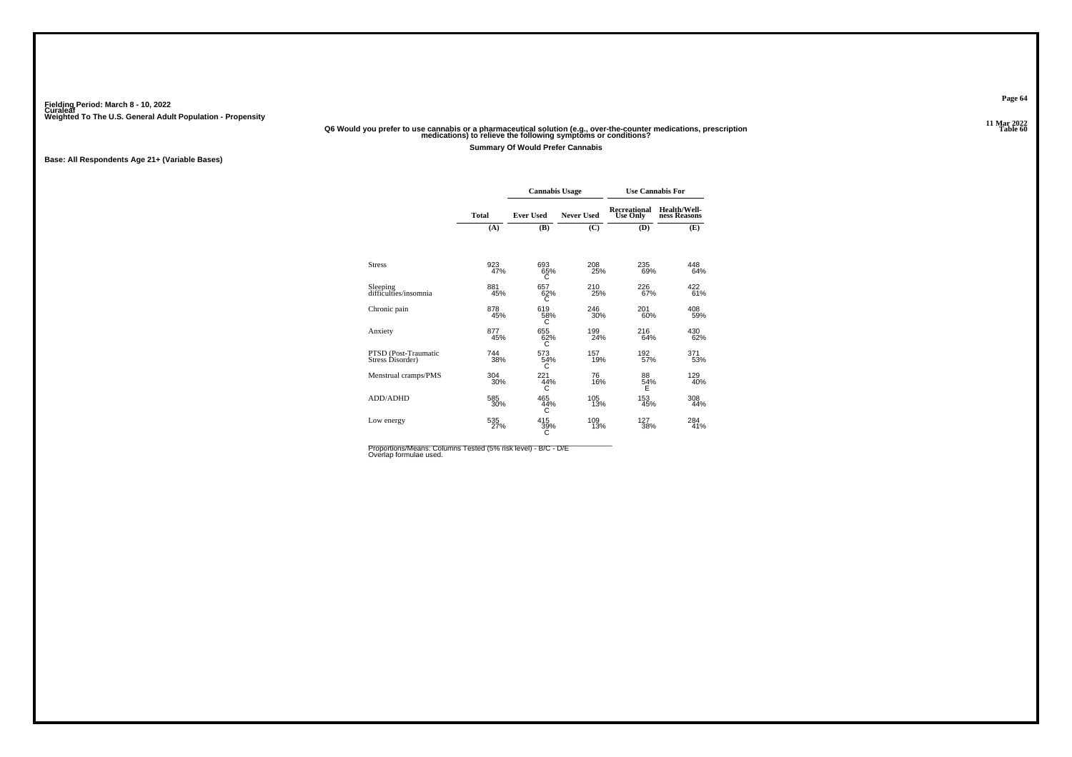Fielding Period: March 8 - 10, 2022
Curaleaf
Weighted To The U.S. General Adult Population - Propensity

11 Mar 2022
Table 60

**Q6 Would you prefer to use cannabis or a pharmaceutical solution (e.g., over-the-counter medications, prescription medications) to relieve the following symptoms or conditions?**

**Summary Of Would Prefer Cannabis**

**Base: All Respondents Age 21+ (Variable Bases)**

| | | Cannabis Usage | | Use Cannabis For | |
|---|---|---|---|---|---|
| | Total | Ever Used | Never Used | Recreational Use Only | Health/Wellness Reasons |
| | (A) | (B) | (C) | (D) | (E) |
| Stress | 923<br>47% | 693<br>65%<br>C | 208<br>25% | 235<br>69% | 448<br>64% |
| Sleeping difficulties/insomnia | 881<br>45% | 657<br>62%<br>C | 210<br>25% | 226<br>67% | 422<br>61% |
| Chronic pain | 878<br>45% | 619<br>58%<br>C | 246<br>30% | 201<br>60% | 408<br>59% |
| Anxiety | 877<br>45% | 655<br>62%<br>C | 199<br>24% | 216<br>64% | 430<br>62% |
| PTSD (Post-Traumatic Stress Disorder) | 744<br>38% | 573<br>54%<br>C | 157<br>19% | 192<br>57% | 371<br>53% |
| Menstrual cramps/PMS | 304<br>30% | 221<br>44%<br>C | 76<br>16% | 88<br>54%<br>E | 129<br>40% |
| ADD/ADHD | 585<br>30% | 465<br>44%<br>C | 105<br>13% | 153<br>45% | 308<br>44% |
| Low energy | 535<br>27% | 415<br>39%<br>C | 109<br>13% | 127<br>38% | 284<br>41% |

Proportions/Means: Columns Tested (5% risk level) - B/C - D/E
Overlap formulae used.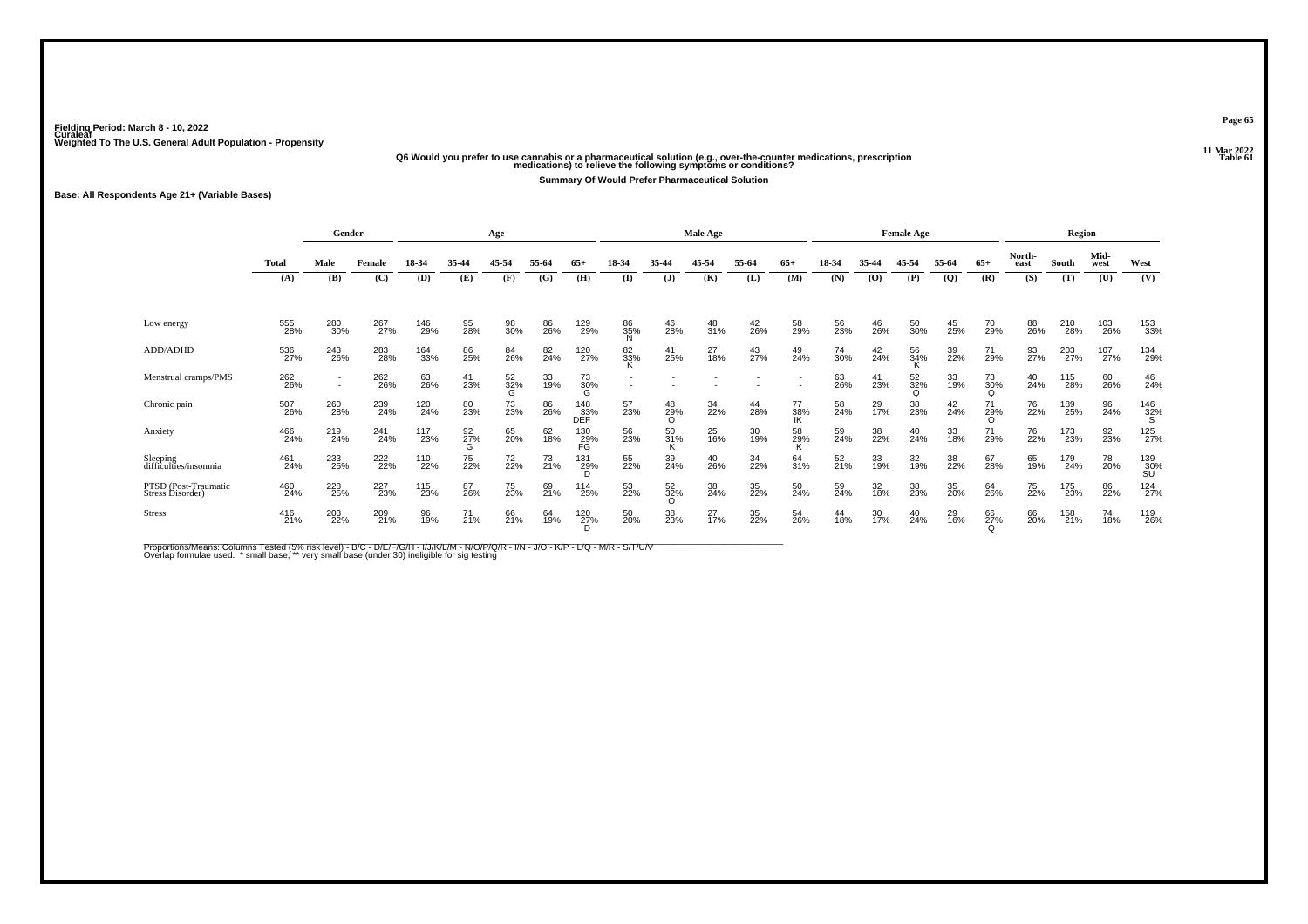Fielding Period: March 8 - 10, 2022
Curaleaf
Weighted To The U.S. General Adult Population - Propensity

11 Mar 2022
Table 61

**Q6 Would you prefer to use cannabis or a pharmaceutical solution (e.g., over-the-counter medications, prescription medications) to relieve the following symptoms or conditions?**

**Summary Of Would Prefer Pharmaceutical Solution**

**Base: All Respondents Age 21+ (Variable Bases)**

| | Total | Gender | | Age | | | | | Male Age | | | | | Female Age | | | | | Region | | | |
|---|---|---|---|---|---|---|---|---|---|---|---|---|---|---|---|---|---|---|---|---|---|---|
| | Total | Male | Female | 18-34 | 35-44 | 45-54 | 55-64 | 65+ | 18-34 | 35-44 | 45-54 | 55-64 | 65+ | 18-34 | 35-44 | 45-54 | 55-64 | 65+ | North-east | South | Mid-west | West |
| | (A) | (B) | (C) | (D) | (E) | (F) | (G) | (H) | (I) | (J) | (K) | (L) | (M) | (N) | (O) | (P) | (Q) | (R) | (S) | (T) | (U) | (V) |
| Low energy | 555 28% | 280 30% | 267 27% | 146 29% | 95 28% | 98 30% | 86 26% | 129 29% | 86 35% N | 46 28% | 48 31% | 42 26% | 58 29% | 56 23% | 46 26% | 50 30% | 45 25% | 70 29% | 88 26% | 210 28% | 103 26% | 153 33% |
| ADD/ADHD | 536 27% | 243 26% | 283 28% | 164 33% | 86 25% | 84 26% | 82 24% | 120 27% | 82 33% K | 41 25% | 27 18% | 43 27% | 49 24% | 74 30% | 42 24% | 56 34% K | 39 22% | 71 29% | 93 27% | 203 27% | 107 27% | 134 29% |
| Menstrual cramps/PMS | 262 26% | - - | 262 26% | 63 26% | 41 23% | 52 32% G | 33 19% | 73 30% G | - - | - - | - - | - - | - - | 63 26% | 41 23% | 52 32% Q | 33 19% | 73 30% Q | 40 24% | 115 28% | 60 26% | 46 24% |
| Chronic pain | 507 26% | 260 28% | 239 24% | 120 24% | 80 23% | 73 23% | 86 26% | 148 33% DEF | 57 23% | 48 29% O | 34 22% | 44 28% | 77 38% IK | 58 24% | 29 17% | 38 23% | 42 24% | 71 29% O | 76 22% | 189 25% | 96 24% | 146 32% S |
| Anxiety | 466 24% | 219 24% | 241 24% | 117 23% | 92 27% G | 65 20% | 62 18% | 130 29% FG | 56 23% | 50 31% K | 25 16% | 30 19% | 58 29% K | 59 24% | 38 22% | 40 24% | 33 18% | 71 29% | 76 22% | 173 23% | 92 23% | 125 27% |
| Sleeping difficulties/insomnia | 461 24% | 233 25% | 222 22% | 110 22% | 75 22% | 72 22% | 73 21% | 131 29% D | 55 22% | 39 24% | 40 26% | 34 22% | 64 31% | 52 21% | 33 19% | 32 19% | 38 22% | 67 28% | 65 19% | 179 24% | 78 20% | 139 30% SU |
| PTSD (Post-Traumatic Stress Disorder) | 460 24% | 228 25% | 227 23% | 115 23% | 87 26% | 75 23% | 69 21% | 114 25% | 53 22% | 52 32% O | 38 24% | 35 22% | 50 24% | 59 24% | 32 18% | 38 23% | 35 20% | 64 26% | 75 22% | 175 23% | 86 22% | 124 27% |
| Stress | 416 21% | 203 22% | 209 21% | 96 19% | 71 21% | 66 21% | 64 19% | 120 27% D | 50 20% | 38 23% | 27 17% | 35 22% | 54 26% | 44 18% | 30 17% | 40 24% | 29 16% | 66 27% Q | 66 20% | 158 21% | 74 18% | 119 26% |

Proportions/Means: Columns Tested (5% risk level) - B/C - D/E/F/G/H - I/J/K/L/M - N/O/P/Q/R - I/N - J/O - K/P - L/Q - M/R - S/T/U/V
Overlap formulae used. * small base; ** very small base (under 30) ineligible for sig testing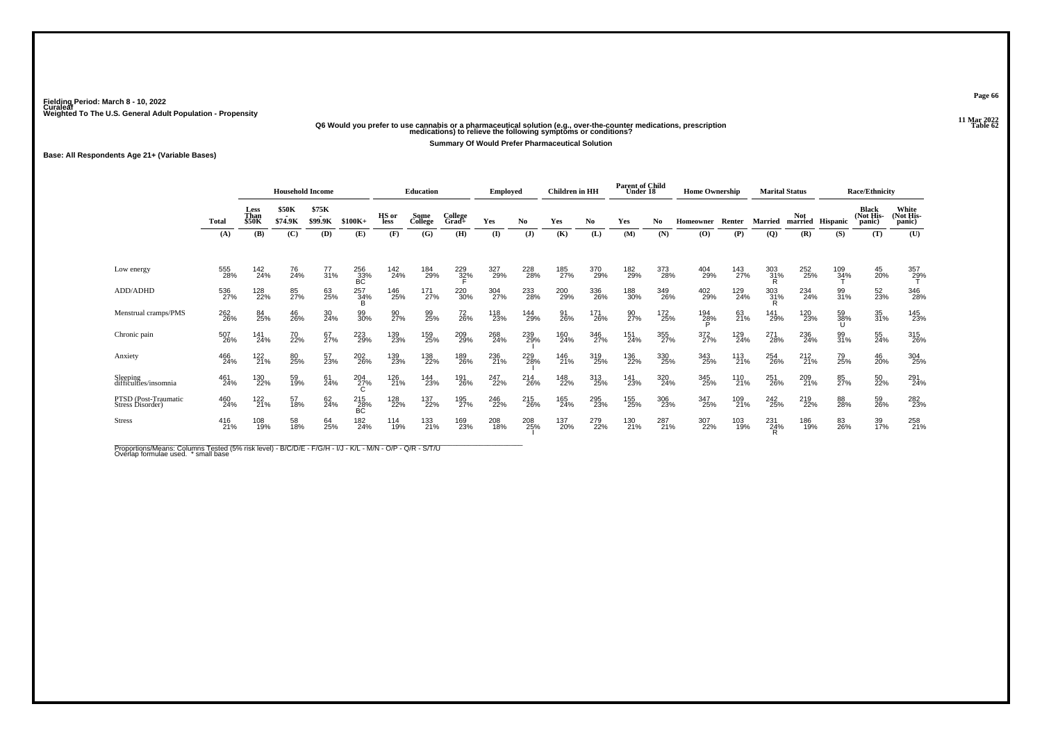Fielding Period: March 8 - 10, 2022
Curaleaf
Weighted To The U.S. General Adult Population - Propensity

11 Mar 2022
Table 62

**Q6 Would you prefer to use cannabis or a pharmaceutical solution (e.g., over-the-counter medications, prescription medications) to relieve the following symptoms or conditions?**

**Summary Of Would Prefer Pharmaceutical Solution**

**Base: All Respondents Age 21+ (Variable Bases)**

| | Total | Household Income | | | | Education | | | Employed | | Children in HH | | Parent of Child Under 18 | | Home Ownership | | Marital Status | | Race/Ethnicity | | |
|---|---|---|---|---|---|---|---|---|---|---|---|---|---|---|---|---|---|---|---|---|---|
| | | Less Than $50K | $50K - $74.9K | $75K - $99.9K | $100K+ | HS or less | Some College | College Grad+ | Yes | No | Yes | No | Yes | No | Homeowner | Renter | Married | Not married | Hispanic | Black (Not Hispanic) | White (Not Hispanic) |
| | (A) | (B) | (C) | (D) | (E) | (F) | (G) | (H) | (I) | (J) | (K) | (L) | (M) | (N) | (O) | (P) | (Q) | (R) | (S) | (T) | (U) |
| Low energy | 555 28% | 142 24% | 76 24% | 77 31% | 256 33% BC | 142 24% | 184 29% | 229 32% F | 327 29% | 228 28% | 185 27% | 370 29% | 182 29% | 373 28% | 404 29% | 143 27% | 303 31% R | 252 25% | 109 34% T | 45 20% | 357 29% T |
| ADD/ADHD | 536 27% | 128 22% | 85 27% | 63 25% | 257 34% B | 146 25% | 171 27% | 220 30% | 304 27% | 233 28% | 200 29% | 336 26% | 188 30% | 349 26% | 402 29% | 129 24% | 303 31% R | 234 24% | 99 31% | 52 23% | 346 28% |
| Menstrual cramps/PMS | 262 26% | 84 25% | 46 26% | 30 24% | 99 30% | 90 27% | 99 25% | 72 26% | 118 23% | 144 29% | 91 26% | 171 26% | 90 27% | 172 25% | 194 28% P | 63 21% | 141 29% | 120 23% | 59 38% U | 35 31% | 145 23% |
| Chronic pain | 507 26% | 141 24% | 70 22% | 67 27% | 223 29% | 139 23% | 159 25% | 209 29% | 268 24% | 239 29% | 160 24% | 346 27% | 151 24% | 355 27% | 372 27% | 129 24% | 271 28% | 236 24% | 99 31% | 55 24% | 315 26% |
| Anxiety | 466 24% | 122 21% | 80 25% | 57 23% | 202 26% | 139 23% | 138 22% | 189 26% | 236 21% | 229 28% I | 146 21% | 319 25% | 136 22% | 330 25% | 343 25% | 113 21% | 254 26% | 212 21% | 79 25% | 46 20% | 304 25% |
| Sleeping difficulties/insomnia | 461 24% | 130 22% | 59 19% | 61 24% | 204 27% C | 126 21% | 144 23% | 191 26% | 247 22% | 214 26% | 148 22% | 313 25% | 141 23% | 320 24% | 345 25% | 110 21% | 251 26% | 209 21% | 85 27% | 50 22% | 291 24% |
| PTSD (Post-Traumatic Stress Disorder) | 460 24% | 122 21% | 57 18% | 62 24% | 215 28% BC | 128 22% | 137 22% | 195 27% | 246 22% | 215 26% | 165 24% | 295 23% | 155 25% | 306 23% | 347 25% | 109 21% | 242 25% | 219 22% | 88 28% | 59 26% | 282 23% |
| Stress | 416 21% | 108 19% | 58 18% | 64 25% | 182 24% | 114 19% | 133 21% | 169 23% | 208 18% | 208 25% I | 137 20% | 279 22% | 130 21% | 287 21% | 307 22% | 103 19% | 231 24% R | 186 19% | 83 26% | 39 17% | 258 21% |

Proportions/Means: Columns Tested (5% risk level) - B/C/D/E - F/G/H - I/J - K/L - M/N - O/P - Q/R - S/T/U
Overlap formulae used. * small base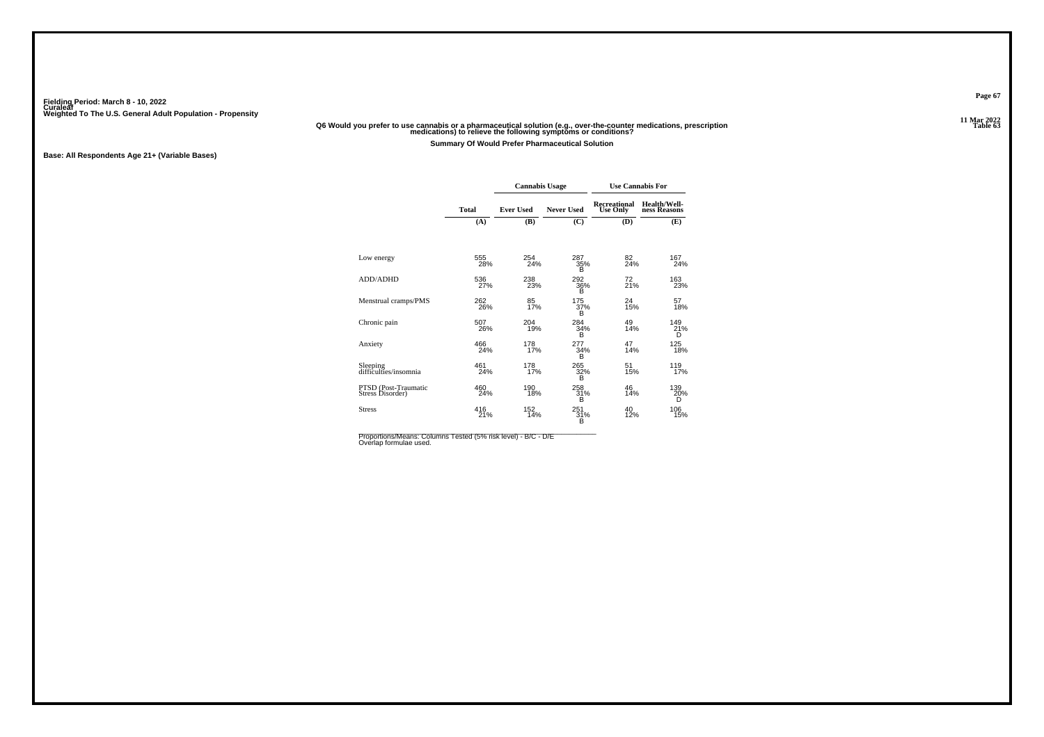Fielding Period: March 8 - 10, 2022
Curaleaf
Weighted To The U.S. General Adult Population - Propensity

Table 63

**Q6 Would you prefer to use cannabis or a pharmaceutical solution (e.g., over-the-counter medications, prescription medications) to relieve the following symptoms or conditions?**

**Summary Of Would Prefer Pharmaceutical Solution**

**Base: All Respondents Age 21+ (Variable Bases)**

| | | Cannabis Usage | | Use Cannabis For | |
|---|---|---|---|---|---|
| | Total | Ever Used | Never Used | Recreational Use Only | Health/Well-ness Reasons |
| | (A) | (B) | (C) | (D) | (E) |
| Low energy | 555<br>28% | 254<br>24% | 287<br>35%<br>B | 82<br>24% | 167<br>24% |
| ADD/ADHD | 536<br>27% | 238<br>23% | 292<br>36%<br>B | 72<br>21% | 163<br>23% |
| Menstrual cramps/PMS | 262<br>26% | 85<br>17% | 175<br>37%<br>B | 24<br>15% | 57<br>18% |
| Chronic pain | 507<br>26% | 204<br>19% | 284<br>34%<br>B | 49<br>14% | 149<br>21%<br>D |
| Anxiety | 466<br>24% | 178<br>17% | 277<br>34%<br>B | 47<br>14% | 125<br>18% |
| Sleeping difficulties/insomnia | 461<br>24% | 178<br>17% | 265<br>32%<br>B | 51<br>15% | 119<br>17% |
| PTSD (Post-Traumatic Stress Disorder) | 460<br>24% | 190<br>18% | 258<br>31%<br>B | 46<br>14% | 139<br>20%<br>D |
| Stress | 416<br>21% | 152<br>14% | 251<br>31%<br>B | 40<br>12% | 106<br>15% |

Proportions/Means: Columns Tested (5% risk level) - B/C - D/E
Overlap formulae used.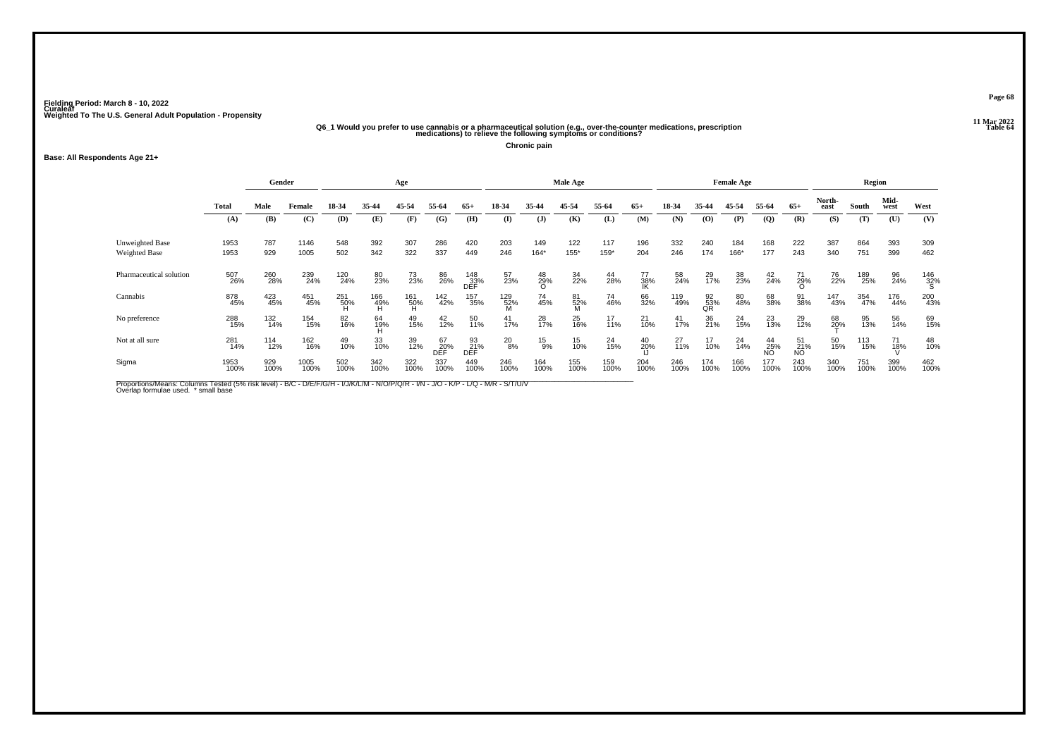Fielding Period: March 8 - 10, 2022
Curaleaf
Weighted To The U.S. General Adult Population - Propensity

11 Mar 2022
Table 64

### Q6_1 Would you prefer to use cannabis or a pharmaceutical solution (e.g., over-the-counter medications, prescription medications) to relieve the following symptoms or conditions?

**Chronic pain**

**Base: All Respondents Age 21+**

| | Total | Gender | | Age | | | | | Male Age | | | | | Female Age | | | | | Region | | | |
|---|---|---|---|---|---|---|---|---|---|---|---|---|---|---|---|---|---|---|---|---|---|---|
| | | Male | Female | 18-34 | 35-44 | 45-54 | 55-64 | 65+ | 18-34 | 35-44 | 45-54 | 55-64 | 65+ | 18-34 | 35-44 | 45-54 | 55-64 | 65+ | North-east | South | Mid-west | West |
| | (A) | (B) | (C) | (D) | (E) | (F) | (G) | (H) | (I) | (J) | (K) | (L) | (M) | (N) | (O) | (P) | (Q) | (R) | (S) | (T) | (U) | (V) |
| Unweighted Base | 1953 | 787 | 1146 | 548 | 392 | 307 | 286 | 420 | 203 | 149 | 122 | 117 | 196 | 332 | 240 | 184 | 168 | 222 | 387 | 864 | 393 | 309 |
| Weighted Base | 1953 | 929 | 1005 | 502 | 342 | 322 | 337 | 449 | 246 | 164* | 155* | 159* | 204 | 246 | 174 | 166* | 177 | 243 | 340 | 751 | 399 | 462 |
| Pharmaceutical solution | 507<br>26% | 260<br>28% | 239<br>24% | 120<br>24% | 80<br>23% | 73<br>23% | 86<br>26% | 148<br>33%<br>DEF | 57<br>23% | 48<br>29%<br>O | 34<br>22% | 44<br>28% | 77<br>38%<br>IK | 58<br>24% | 29<br>17% | 38<br>23% | 42<br>24% | 71<br>29%<br>O | 76<br>22% | 189<br>25% | 96<br>24% | 146<br>32%<br>S |
| Cannabis | 878<br>45% | 423<br>45% | 451<br>45% | 251<br>50%<br>H | 166<br>49%<br>H | 161<br>50%<br>H | 142<br>42% | 157<br>35% | 129<br>52%<br>M | 74<br>45% | 81<br>52%<br>M | 74<br>46% | 66<br>32% | 119<br>49% | 92<br>53%<br>QR | 80<br>48% | 68<br>38% | 91<br>38% | 147<br>43% | 354<br>47% | 176<br>44% | 200<br>43% |
| No preference | 288<br>15% | 132<br>14% | 154<br>15% | 82<br>16% | 64<br>19%<br>H | 49<br>15% | 42<br>12% | 50<br>11% | 41<br>17% | 28<br>17% | 25<br>16% | 17<br>11% | 21<br>10% | 41<br>17% | 36<br>21% | 24<br>15% | 23<br>13% | 29<br>12% | 68<br>20%<br>T | 95<br>13% | 56<br>14% | 69<br>15% |
| Not at all sure | 281<br>14% | 114<br>12% | 162<br>16% | 49<br>10% | 33<br>10% | 39<br>12% | 67<br>20%<br>DEF | 93<br>21%<br>DEF | 20<br>8% | 15<br>9% | 15<br>10% | 24<br>15% | 40<br>20%<br>IJ | 27<br>11% | 17<br>10% | 24<br>14% | 44<br>25%<br>NO | 51<br>21%<br>NO | 50<br>15% | 113<br>15% | 71<br>18%<br>V | 48<br>10% |
| Sigma | 1953<br>100% | 929<br>100% | 1005<br>100% | 502<br>100% | 342<br>100% | 322<br>100% | 337<br>100% | 449<br>100% | 246<br>100% | 164<br>100% | 155<br>100% | 159<br>100% | 204<br>100% | 246<br>100% | 174<br>100% | 166<br>100% | 177<br>100% | 243<br>100% | 340<br>100% | 751<br>100% | 399<br>100% | 462<br>100% |

Proportions/Means: Columns Tested (5% risk level) - B/C - D/E/F/G/H - I/J/K/L/M - N/O/P/Q/R - I/N - J/O - K/P - L/Q - M/R - S/T/U/V
Overlap formulae used. * small base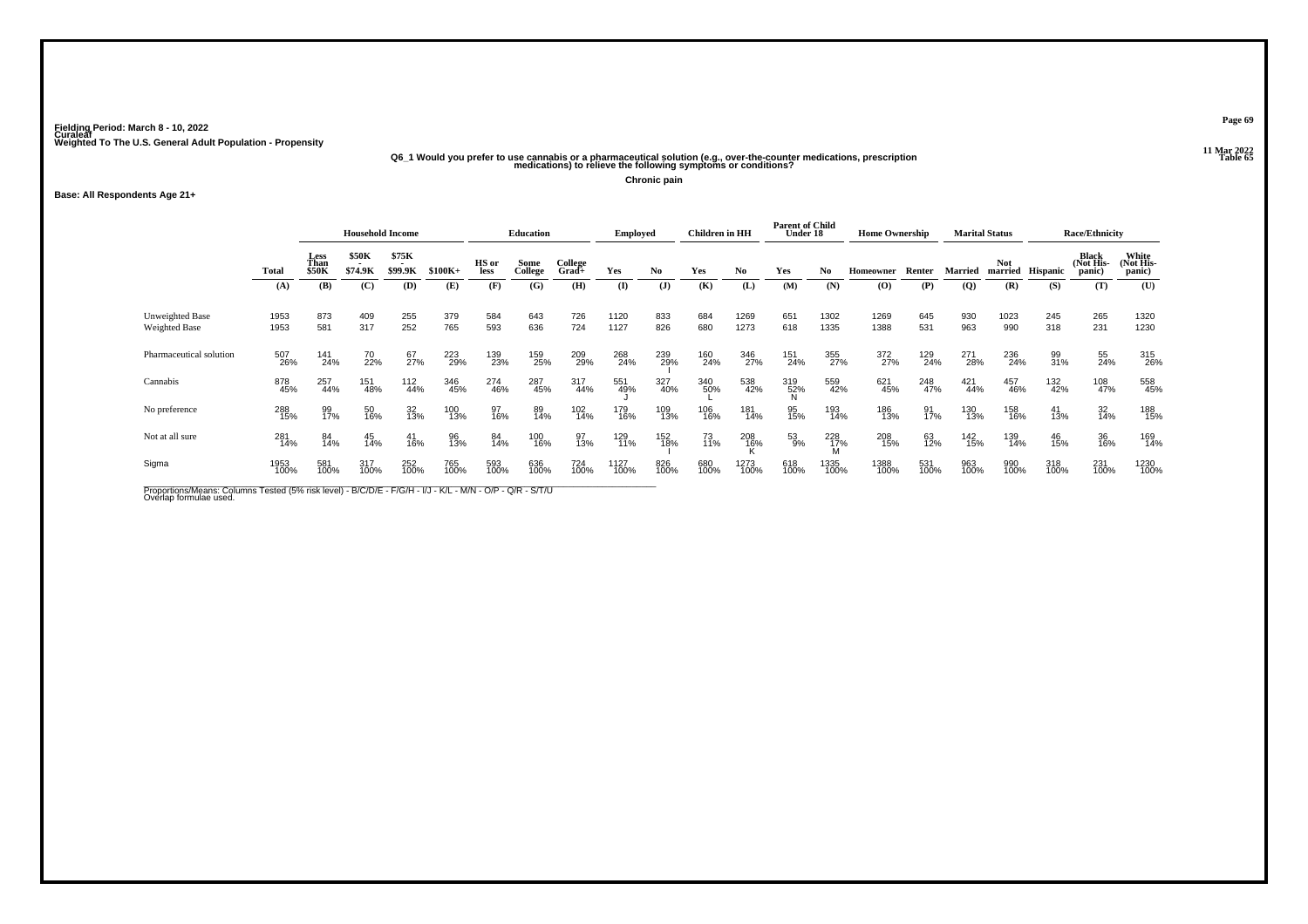Fielding Period: March 8 - 10, 2022
Curaleaf
Weighted To The U.S. General Adult Population - Propensity

11 Mar 2022
Table 65

**Q6_1 Would you prefer to use cannabis or a pharmaceutical solution (e.g., over-the-counter medications, prescription medications) to relieve the following symptoms or conditions?**

**Chronic pain**

**Base: All Respondents Age 21+**

| | | Household Income | | | | Education | | | Employed | | Children in HH | | Parent of Child Under 18 | | Home Ownership | | Marital Status | | Race/Ethnicity | | |
|---|---|---|---|---|---|---|---|---|---|---|---|---|---|---|---|---|---|---|---|---|---|
| | Total | Less Than $50K | $50K - $74.9K | $75K - $99.9K | $100K+ | HS or less | Some College | College Grad+ | Yes | No | Yes | No | Yes | No | Homeowner | Renter | Married | Not married | Hispanic | Black (Not His-panic) | White (Not His-panic) |
| | (A) | (B) | (C) | (D) | (E) | (F) | (G) | (H) | (I) | (J) | (K) | (L) | (M) | (N) | (O) | (P) | (Q) | (R) | (S) | (T) | (U) |
| Unweighted Base | 1953 | 873 | 409 | 255 | 379 | 584 | 643 | 726 | 1120 | 833 | 684 | 1269 | 651 | 1302 | 1269 | 645 | 930 | 1023 | 245 | 265 | 1320 |
| Weighted Base | 1953 | 581 | 317 | 252 | 765 | 593 | 636 | 724 | 1127 | 826 | 680 | 1273 | 618 | 1335 | 1388 | 531 | 963 | 990 | 318 | 231 | 1230 |
| Pharmaceutical solution | 507<br>26% | 141<br>24% | 70<br>22% | 67<br>27% | 223<br>29% | 139<br>23% | 159<br>25% | 209<br>29% | 268<br>24% | 239<br>29%<br>I | 160<br>24% | 346<br>27% | 151<br>24% | 355<br>27% | 372<br>27% | 129<br>24% | 271<br>28% | 236<br>24% | 99<br>31% | 55<br>24% | 315<br>26% |
| Cannabis | 878<br>45% | 257<br>44% | 151<br>48% | 112<br>44% | 346<br>45% | 274<br>46% | 287<br>45% | 317<br>44% | 551<br>49%<br>J | 327<br>40% | 340<br>50%<br>L | 538<br>42% | 319<br>52%<br>N | 559<br>42% | 621<br>45% | 248<br>47% | 421<br>44% | 457<br>46% | 132<br>42% | 108<br>47% | 558<br>45% |
| No preference | 288<br>15% | 99<br>17% | 50<br>16% | 32<br>13% | 100<br>13% | 97<br>16% | 89<br>14% | 102<br>14% | 179<br>16% | 109<br>13% | 106<br>16% | 181<br>14% | 95<br>15% | 193<br>14% | 186<br>13% | 91<br>17% | 130<br>13% | 158<br>16% | 41<br>13% | 32<br>14% | 188<br>15% |
| Not at all sure | 281<br>14% | 84<br>14% | 45<br>14% | 41<br>16% | 96<br>13% | 84<br>14% | 100<br>16% | 97<br>13% | 129<br>11% | 152<br>18%<br>I | 73<br>11% | 208<br>16%<br>K | 53<br>9% | 228<br>17%<br>M | 208<br>15% | 63<br>12% | 142<br>15% | 139<br>14% | 46<br>15% | 36<br>16% | 169<br>14% |
| Sigma | 1953<br>100% | 581<br>100% | 317<br>100% | 252<br>100% | 765<br>100% | 593<br>100% | 636<br>100% | 724<br>100% | 1127<br>100% | 826<br>100% | 680<br>100% | 1273<br>100% | 618<br>100% | 1335<br>100% | 1388<br>100% | 531<br>100% | 963<br>100% | 990<br>100% | 318<br>100% | 231<br>100% | 1230<br>100% |

Proportions/Means: Columns Tested (5% risk level) - B/C/D/E - F/G/H - I/J - K/L - M/N - O/P - Q/R - S/T/U
Overlap formulae used.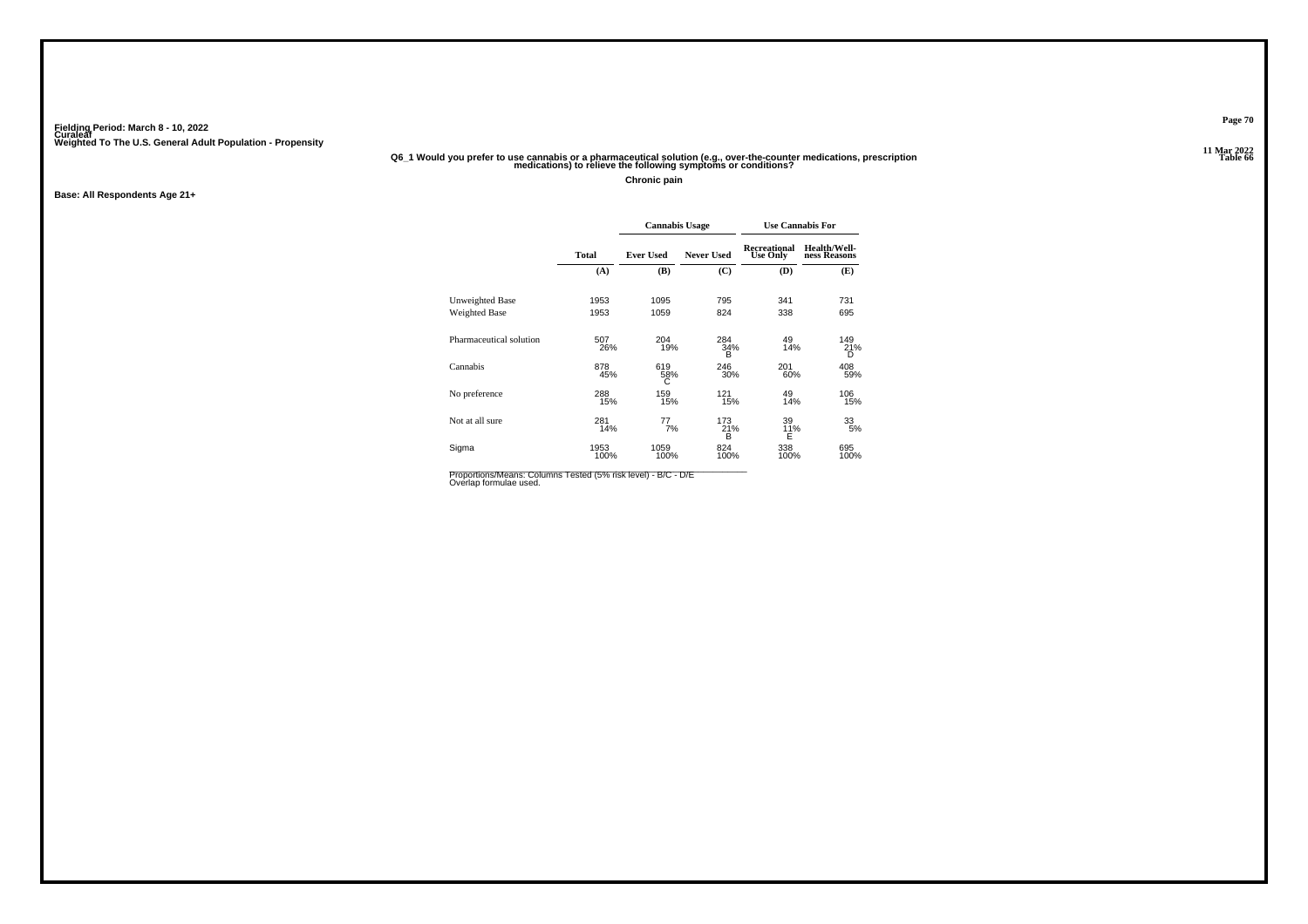Fielding Period: March 8 - 10, 2022
Curaleaf
Weighted To The U.S. General Adult Population - Propensity

Table 66

**Q6_1 Would you prefer to use cannabis or a pharmaceutical solution (e.g., over-the-counter medications, prescription medications) to relieve the following symptoms or conditions?**

**Chronic pain**

**Base: All Respondents Age 21+**

| | Total | Cannabis Usage | | Use Cannabis For | |
|---|---|---|---|---|---|
| | | Ever Used | Never Used | Recreational Use Only | Health/Well-ness Reasons |
| | (A) | (B) | (C) | (D) | (E) |
| Unweighted Base | 1953 | 1095 | 795 | 341 | 731 |
| Weighted Base | 1953 | 1059 | 824 | 338 | 695 |
| Pharmaceutical solution | 507<br>26% | 204<br>19% | 284<br>34%<br>B | 49<br>14% | 149<br>21%<br>D |
| Cannabis | 878<br>45% | 619<br>58%<br>C | 246<br>30% | 201<br>60% | 408<br>59% |
| No preference | 288<br>15% | 159<br>15% | 121<br>15% | 49<br>14% | 106<br>15% |
| Not at all sure | 281<br>14% | 77<br>7% | 173<br>21%<br>B | 39<br>11%<br>E | 33<br>5% |
| Sigma | 1953<br>100% | 1059<br>100% | 824<br>100% | 338<br>100% | 695<br>100% |

Proportions/Means: Columns Tested (5% risk level) - B/C - D/E
Overlap formulae used.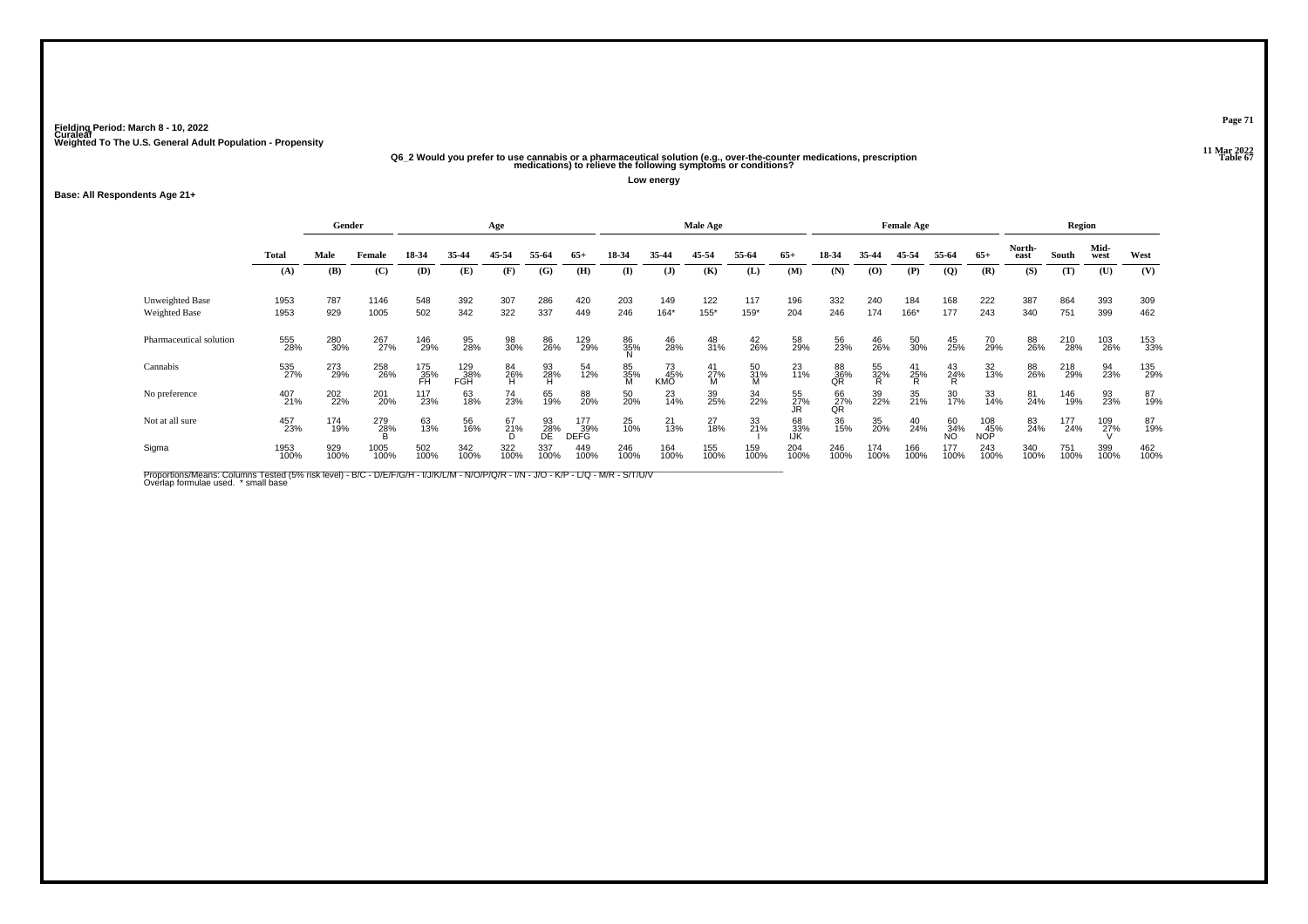Fielding Period: March 8 - 10, 2022
Curaleaf
Weighted To The U.S. General Adult Population - Propensity

11 Mar 2022
Table 67

**Q6_2 Would you prefer to use cannabis or a pharmaceutical solution (e.g., over-the-counter medications, prescription medications) to relieve the following symptoms or conditions?**

**Low energy**

**Base: All Respondents Age 21+**

| | Total | Gender | | Age | | | | | Male Age | | | | | Female Age | | | | | Region | | | |
|---|---|---|---|---|---|---|---|---|---|---|---|---|---|---|---|---|---|---|---|---|---|---|
| | Total | Male | Female | 18-34 | 35-44 | 45-54 | 55-64 | 65+ | 18-34 | 35-44 | 45-54 | 55-64 | 65+ | 18-34 | 35-44 | 45-54 | 55-64 | 65+ | North-east | South | Mid-west | West |
| | (A) | (B) | (C) | (D) | (E) | (F) | (G) | (H) | (I) | (J) | (K) | (L) | (M) | (N) | (O) | (P) | (Q) | (R) | (S) | (T) | (U) | (V) |
| Unweighted Base | 1953 | 787 | 1146 | 548 | 392 | 307 | 286 | 420 | 203 | 149 | 122 | 117 | 196 | 332 | 240 | 184 | 168 | 222 | 387 | 864 | 393 | 309 |
| Weighted Base | 1953 | 929 | 1005 | 502 | 342 | 322 | 337 | 449 | 246 | 164* | 155* | 159* | 204 | 246 | 174 | 166* | 177 | 243 | 340 | 751 | 399 | 462 |
| Pharmaceutical solution | 555<br>28% | 280<br>30% | 267<br>27% | 146<br>29% | 95<br>28% | 98<br>30% | 86<br>26% | 129<br>29% | 86<br>35%<br>N | 46<br>28% | 48<br>31% | 42<br>26% | 58<br>29% | 56<br>23% | 46<br>26% | 50<br>30% | 45<br>25% | 70<br>29% | 88<br>26% | 210<br>28% | 103<br>26% | 153<br>33% |
| Cannabis | 535<br>27% | 273<br>29% | 258<br>26% | 175<br>35%<br>FH | 129<br>38%<br>FGH | 84<br>26%<br>H | 93<br>28%<br>H | 54<br>12% | 85<br>35%<br>M | 73<br>45%<br>KMO | 41<br>27%<br>M | 50<br>31%<br>M | 23<br>11% | 88<br>36%<br>QR | 55<br>32%<br>R | 41<br>25%<br>R | 43<br>24%<br>R | 32<br>13% | 88<br>26% | 218<br>29% | 94<br>23% | 135<br>29% |
| No preference | 407<br>21% | 202<br>22% | 201<br>20% | 117<br>23% | 63<br>18% | 74<br>23% | 65<br>19% | 88<br>20% | 50<br>20% | 23<br>14% | 39<br>25% | 34<br>22% | 55<br>27%<br>JR | 66<br>27%<br>QR | 39<br>22% | 35<br>21% | 30<br>17% | 33<br>14% | 81<br>24% | 146<br>19% | 93<br>23% | 87<br>19% |
| Not at all sure | 457<br>23% | 174<br>19% | 279<br>28%<br>B | 63<br>13% | 56<br>16% | 67<br>21%<br>D | 93<br>28%<br>DE | 177<br>39%<br>DEFG | 25<br>10% | 21<br>13% | 27<br>18% | 33<br>21%<br>I | 68<br>33%<br>IJK | 36<br>15% | 35<br>20% | 40<br>24% | 60<br>34%<br>NO | 108<br>45%<br>NOP | 83<br>24% | 177<br>24% | 109<br>27%<br>V | 87<br>19% |
| Sigma | 1953<br>100% | 929<br>100% | 1005<br>100% | 502<br>100% | 342<br>100% | 322<br>100% | 337<br>100% | 449<br>100% | 246<br>100% | 164<br>100% | 155<br>100% | 159<br>100% | 204<br>100% | 246<br>100% | 174<br>100% | 166<br>100% | 177<br>100% | 243<br>100% | 340<br>100% | 751<br>100% | 399<br>100% | 462<br>100% |

Proportions/Means: Columns Tested (5% risk level) - B/C - D/E/F/G/H - I/J/K/L/M - N/O/P/Q/R - I/N - J/O - K/P - L/Q - M/R - S/T/U/V
Overlap formulae used. * small base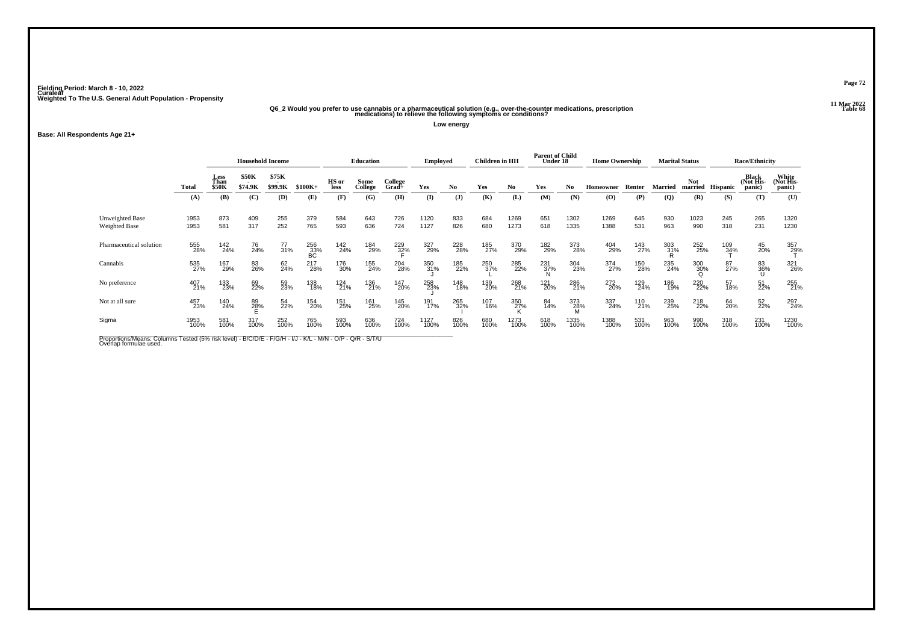Fielding Period: March 8 - 10, 2022
Curaleaf
Weighted To The U.S. General Adult Population - Propensity

11 Mar 2022
Table 68

**Q6_2 Would you prefer to use cannabis or a pharmaceutical solution (e.g., over-the-counter medications, prescription medications) to relieve the following symptoms or conditions?**

**Low energy**

**Base: All Respondents Age 21+**

| | Total | Household Income | | | | Education | | | Employed | | Children in HH | | Parent of Child Under 18 | | Home Ownership | | Marital Status | | Race/Ethnicity | | |
|---|---|---|---|---|---|---|---|---|---|---|---|---|---|---|---|---|---|---|---|---|---|
| | | Less Than $50K | $50K - $74.9K | $75K - $99.9K | $100K+ | HS or less | Some College | College Grad+ | Yes | No | Yes | No | Yes | No | Homeowner | Renter | Married | Not married | Hispanic | Black (Not His-panic) | White (Not His-panic) |
| | (A) | (B) | (C) | (D) | (E) | (F) | (G) | (H) | (I) | (J) | (K) | (L) | (M) | (N) | (O) | (P) | (Q) | (R) | (S) | (T) | (U) |
| Unweighted Base | 1953 | 873 | 409 | 255 | 379 | 584 | 643 | 726 | 1120 | 833 | 684 | 1269 | 651 | 1302 | 1269 | 645 | 930 | 1023 | 245 | 265 | 1320 |
| Weighted Base | 1953 | 581 | 317 | 252 | 765 | 593 | 636 | 724 | 1127 | 826 | 680 | 1273 | 618 | 1335 | 1388 | 531 | 963 | 990 | 318 | 231 | 1230 |
| Pharmaceutical solution | 555 28% | 142 24% | 76 24% | 77 31% | 256 33% BC | 142 24% | 184 29% | 229 32% F | 327 29% | 228 28% | 185 27% | 370 29% | 182 29% | 373 28% | 404 29% | 143 27% | 303 31% R | 252 25% | 109 34% T | 45 20% | 357 29% T |
| Cannabis | 535 27% | 167 29% | 83 26% | 62 24% | 217 28% | 176 30% | 155 24% | 204 28% | 350 31% J | 185 22% | 250 37% L | 285 22% | 231 37% N | 304 23% | 374 27% | 150 28% | 235 24% | 300 30% Q | 87 27% | 83 36% U | 321 26% |
| No preference | 407 21% | 133 23% | 69 22% | 59 23% | 138 18% | 124 21% | 136 21% | 147 20% | 258 23% J | 148 18% | 139 20% | 268 21% | 121 20% | 286 21% | 272 20% | 129 24% | 186 19% | 220 22% | 57 18% | 51 22% | 255 21% |
| Not at all sure | 457 23% | 140 24% | 89 28% E | 54 22% | 154 20% | 151 25% | 161 25% | 145 20% | 191 17% | 265 32% I | 107 16% | 350 27% K | 84 14% | 373 28% M | 337 24% | 110 21% | 239 25% | 218 22% | 64 20% | 52 22% | 297 24% |
| Sigma | 1953 100% | 581 100% | 317 100% | 252 100% | 765 100% | 593 100% | 636 100% | 724 100% | 1127 100% | 826 100% | 680 100% | 1273 100% | 618 100% | 1335 100% | 1388 100% | 531 100% | 963 100% | 990 100% | 318 100% | 231 100% | 1230 100% |

Proportions/Means: Columns Tested (5% risk level) - B/C/D/E - F/G/H - I/J - K/L - M/N - O/P - Q/R - S/T/U
Overlap formulae used.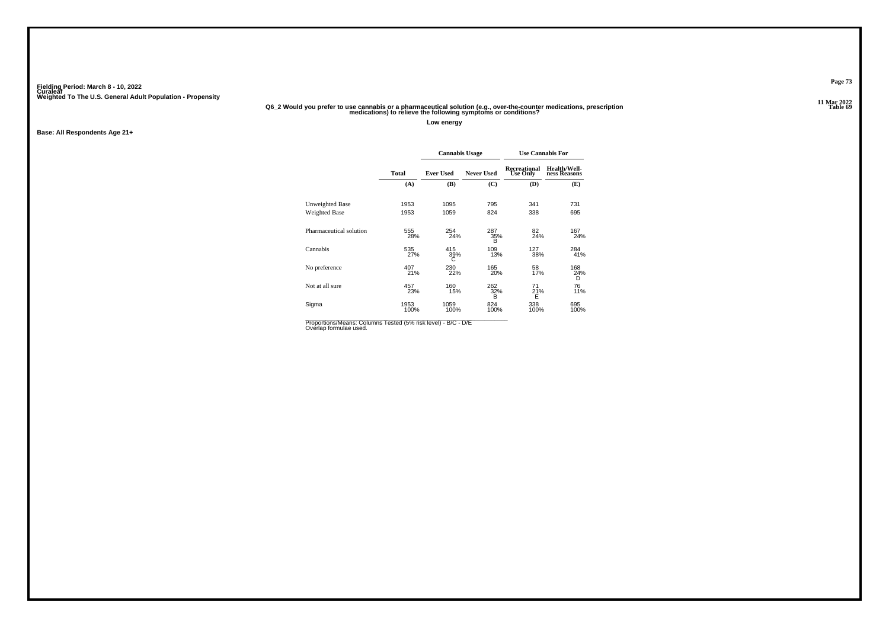Fielding Period: March 8 - 10, 2022
Curaleaf
Weighted To The U.S. General Adult Population - Propensity

Table 69

**Q6_2 Would you prefer to use cannabis or a pharmaceutical solution (e.g., over-the-counter medications, prescription medications) to relieve the following symptoms or conditions?**

**Low energy**

**Base: All Respondents Age 21+**

| | | Cannabis Usage | | Use Cannabis For | |
|---|---|---|---|---|---|
| | Total | Ever Used | Never Used | Recreational Use Only | Health/Wellness Reasons |
| | (A) | (B) | (C) | (D) | (E) |
| Unweighted Base | 1953 | 1095 | 795 | 341 | 731 |
| Weighted Base | 1953 | 1059 | 824 | 338 | 695 |
| Pharmaceutical solution | 555<br>28% | 254<br>24% | 287<br>35%<br>B | 82<br>24% | 167<br>24% |
| Cannabis | 535<br>27% | 415<br>39%<br>C | 109<br>13% | 127<br>38% | 284<br>41% |
| No preference | 407<br>21% | 230<br>22% | 165<br>20% | 58<br>17% | 168<br>24%<br>D |
| Not at all sure | 457<br>23% | 160<br>15% | 262<br>32%<br>B | 71<br>21%<br>E | 76<br>11% |
| Sigma | 1953<br>100% | 1059<br>100% | 824<br>100% | 338<br>100% | 695<br>100% |

Proportions/Means: Columns Tested (5% risk level) - B/C - D/E
Overlap formulae used.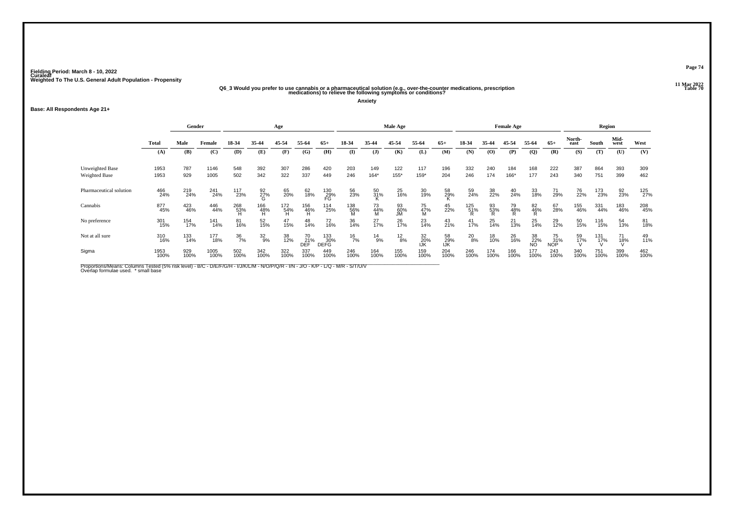Fielding Period: March 8 - 10, 2022
Curaleaf
Weighted To The U.S. General Adult Population - Propensity

11 Mar 2022
Table 70

**Q6_3 Would you prefer to use cannabis or a pharmaceutical solution (e.g., over-the-counter medications, prescription medications) to relieve the following symptoms or conditions?**

**Anxiety**

**Base: All Respondents Age 21+**

| | Total | Gender | | Age | | | | | Male Age | | | | | Female Age | | | | | Region | | | |
|---|---|---|---|---|---|---|---|---|---|---|---|---|---|---|---|---|---|---|---|---|---|---|
| | | Male | Female | 18-34 | 35-44 | 45-54 | 55-64 | 65+ | 18-34 | 35-44 | 45-54 | 55-64 | 65+ | 18-34 | 35-44 | 45-54 | 55-64 | 65+ | North-east | South | Mid-west | West |
| | (A) | (B) | (C) | (D) | (E) | (F) | (G) | (H) | (I) | (J) | (K) | (L) | (M) | (N) | (O) | (P) | (Q) | (R) | (S) | (T) | (U) | (V) |
| Unweighted Base | 1953 | 787 | 1146 | 548 | 392 | 307 | 286 | 420 | 203 | 149 | 122 | 117 | 196 | 332 | 240 | 184 | 168 | 222 | 387 | 864 | 393 | 309 |
| Weighted Base | 1953 | 929 | 1005 | 502 | 342 | 322 | 337 | 449 | 246 | 164* | 155* | 159* | 204 | 246 | 174 | 166* | 177 | 243 | 340 | 751 | 399 | 462 |
| Pharmaceutical solution | 466 24% | 219 24% | 241 24% | 117 23% | 92 27% G | 65 20% | 62 18% | 130 29% FG | 56 23% | 50 31% K | 25 16% | 30 19% | 58 29% K | 59 24% | 38 22% | 40 24% | 33 18% | 71 29% | 76 22% | 173 23% | 92 23% | 125 27% |
| Cannabis | 877 45% | 423 46% | 446 44% | 268 53% H | 166 48% H | 172 54% H | 156 46% H | 114 25% | 138 56% M | 73 44% M | 93 60% JM | 75 47% M | 45 22% | 125 51% R | 93 53% R | 79 48% R | 82 46% R | 67 28% | 155 46% | 331 44% | 183 46% | 208 45% |
| No preference | 301 15% | 154 17% | 141 14% | 81 16% | 52 15% | 47 15% | 48 14% | 72 16% | 36 14% | 27 17% | 26 17% | 23 14% | 43 21% | 41 17% | 25 14% | 21 13% | 25 14% | 29 12% | 50 15% | 116 15% | 54 13% | 81 18% |
| Not at all sure | 310 16% | 133 14% | 177 18% | 36 7% | 32 9% | 38 12% | 70 21% DEF | 133 30% DEFG | 16 7% | 14 9% | 12 8% | 32 20% IJK | 58 29% IJK | 20 8% | 18 10% | 26 16% | 38 22% NO | 75 31% NOP | 59 17% V | 131 17% V | 71 18% V | 49 11% |
| Sigma | 1953 100% | 929 100% | 1005 100% | 502 100% | 342 100% | 322 100% | 337 100% | 449 100% | 246 100% | 164 100% | 155 100% | 159 100% | 204 100% | 246 100% | 174 100% | 166 100% | 177 100% | 243 100% | 340 100% | 751 100% | 399 100% | 462 100% |

Proportions/Means: Columns Tested (5% risk level) - B/C - D/E/F/G/H - I/J/K/L/M - N/O/P/Q/R - I/N - J/O - K/P - L/Q - M/R - S/T/U/V
Overlap formulae used. * small base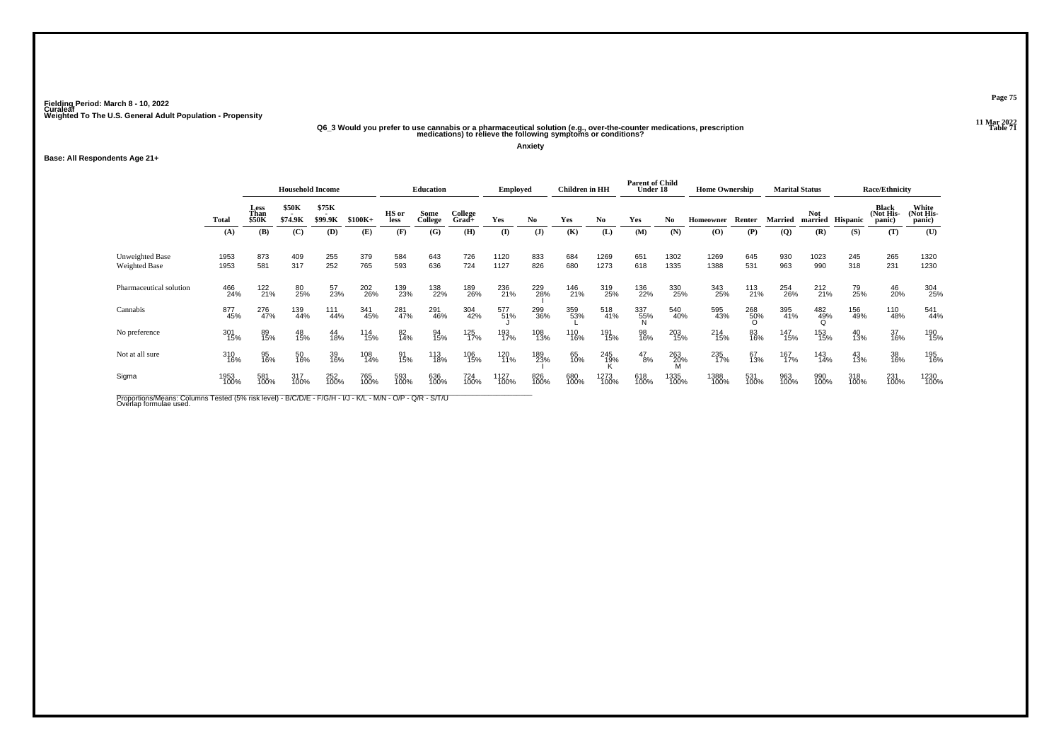Fielding Period: March 8 - 10, 2022
Curaleaf
Weighted To The U.S. General Adult Population - Propensity

11 Mar 2022
Table 71

Q6_3 Would you prefer to use cannabis or a pharmaceutical solution (e.g., over-the-counter medications, prescription medications) to relieve the following symptoms or conditions?

Anxiety

Base: All Respondents Age 21+

| | Total | Household Income: Less Than $50K | Household Income: $50K - $74.9K | Household Income: $75K - $99.9K | Household Income: $100K+ | Education: HS or less | Education: Some College | Education: College Grad+ | Employed: Yes | Employed: No | Children in HH: Yes | Children in HH: No | Parent of Child Under 18: Yes | Parent of Child Under 18: No | Home Ownership: Homeowner | Home Ownership: Renter | Marital Status: Married | Marital Status: Not married | Race/Ethnicity: Hispanic | Race/Ethnicity: Black (Not Hispanic) | Race/Ethnicity: White (Not Hispanic) |
|---|---|---|---|---|---|---|---|---|---|---|---|---|---|---|---|---|---|---|---|---|---|
| | (A) | (B) | (C) | (D) | (E) | (F) | (G) | (H) | (I) | (J) | (K) | (L) | (M) | (N) | (O) | (P) | (Q) | (R) | (S) | (T) | (U) |
| Unweighted Base | 1953 | 873 | 409 | 255 | 379 | 584 | 643 | 726 | 1120 | 833 | 684 | 1269 | 651 | 1302 | 1269 | 645 | 930 | 1023 | 245 | 265 | 1320 |
| Weighted Base | 1953 | 581 | 317 | 252 | 765 | 593 | 636 | 724 | 1127 | 826 | 680 | 1273 | 618 | 1335 | 1388 | 531 | 963 | 990 | 318 | 231 | 1230 |
| Pharmaceutical solution | 466 24% | 122 21% | 80 25% | 57 23% | 202 26% | 139 23% | 138 22% | 189 26% | 236 21% | 229 28% I | 146 21% | 319 25% | 136 22% | 330 25% | 343 25% | 113 21% | 254 26% | 212 21% | 79 25% | 46 20% | 304 25% |
| Cannabis | 877 45% | 276 47% | 139 44% | 111 44% | 341 45% | 281 47% | 291 46% | 304 42% | 577 51% J | 299 36% | 359 53% L | 518 41% | 337 55% N | 540 40% | 595 43% | 268 50% O | 395 41% | 482 49% Q | 156 49% | 110 48% | 541 44% |
| No preference | 301 15% | 89 15% | 48 15% | 44 18% | 114 15% | 82 14% | 94 15% | 125 17% | 193 17% | 108 13% | 110 16% | 191 15% | 98 16% | 203 15% | 214 15% | 83 16% | 147 15% | 153 15% | 40 13% | 37 16% | 190 15% |
| Not at all sure | 310 16% | 95 16% | 50 16% | 39 16% | 108 14% | 91 15% | 113 18% | 106 15% | 120 11% | 189 23% I | 65 10% | 245 19% K | 47 8% | 263 20% M | 235 17% | 67 13% | 167 17% | 143 14% | 43 13% | 38 16% | 195 16% |
| Sigma | 1953 100% | 581 100% | 317 100% | 252 100% | 765 100% | 593 100% | 636 100% | 724 100% | 1127 100% | 826 100% | 680 100% | 1273 100% | 618 100% | 1335 100% | 1388 100% | 531 100% | 963 100% | 990 100% | 318 100% | 231 100% | 1230 100% |

Proportions/Means: Columns Tested (5% risk level) - B/C/D/E - F/G/H - I/J - K/L - M/N - O/P - Q/R - S/T/U
Overlap formulae used.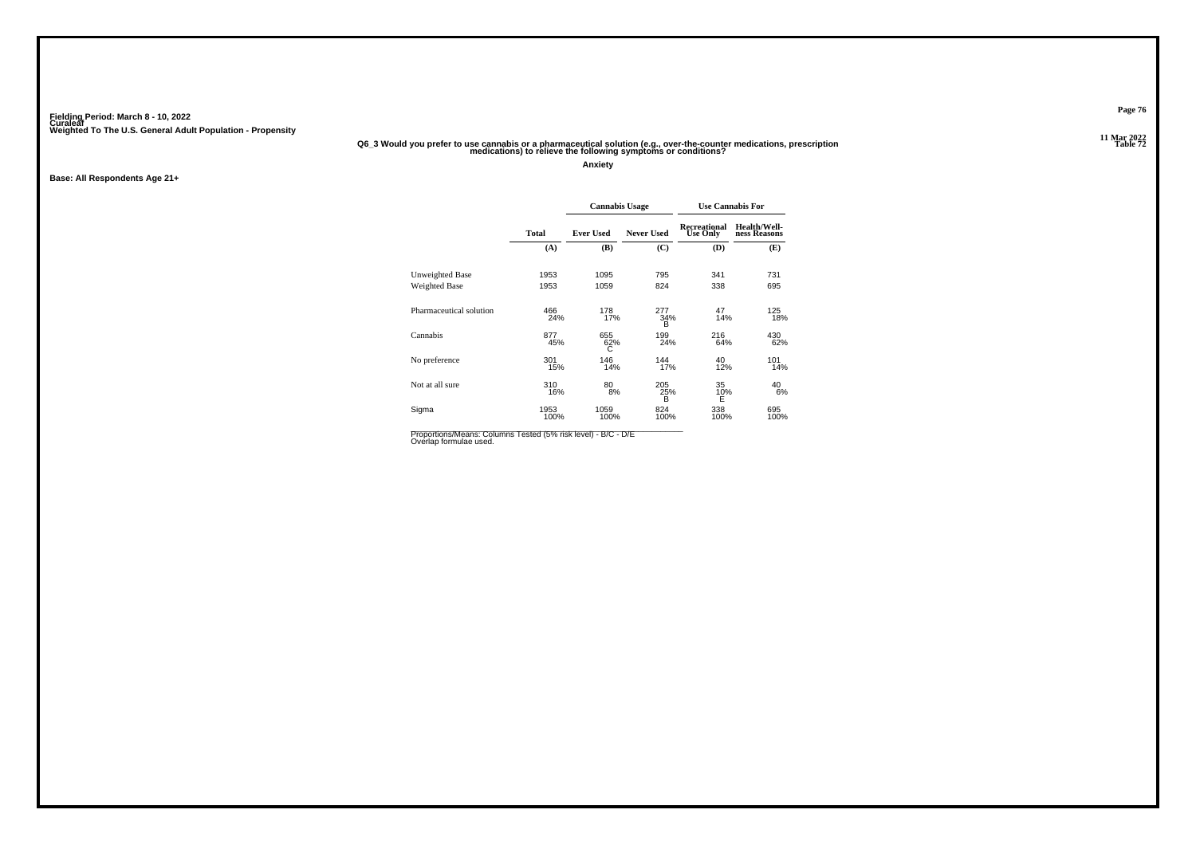Fielding Period: March 8 - 10, 2022
Curaleaf
Weighted To The U.S. General Adult Population - Propensity

Table 72

## Q6_3 Would you prefer to use cannabis or a pharmaceutical solution (e.g., over-the-counter medications, prescription medications) to relieve the following symptoms or conditions?

**Anxiety**

**Base: All Respondents Age 21+**

| | Total | Cannabis Usage | | Use Cannabis For | |
|---|---|---|---|---|---|
| | | Ever Used | Never Used | Recreational Use Only | Health/Wellness Reasons |
| | (A) | (B) | (C) | (D) | (E) |
| Unweighted Base | 1953 | 1095 | 795 | 341 | 731 |
| Weighted Base | 1953 | 1059 | 824 | 338 | 695 |
| Pharmaceutical solution | 466<br>24% | 178<br>17% | 277<br>34%<br>B | 47<br>14% | 125<br>18% |
| Cannabis | 877<br>45% | 655<br>62%<br>C | 199<br>24% | 216<br>64% | 430<br>62% |
| No preference | 301<br>15% | 146<br>14% | 144<br>17% | 40<br>12% | 101<br>14% |
| Not at all sure | 310<br>16% | 80<br>8% | 205<br>25%<br>B | 35<br>10%<br>E | 40<br>6% |
| Sigma | 1953<br>100% | 1059<br>100% | 824<br>100% | 338<br>100% | 695<br>100% |

Proportions/Means: Columns Tested (5% risk level) - B/C - D/E
Overlap formulae used.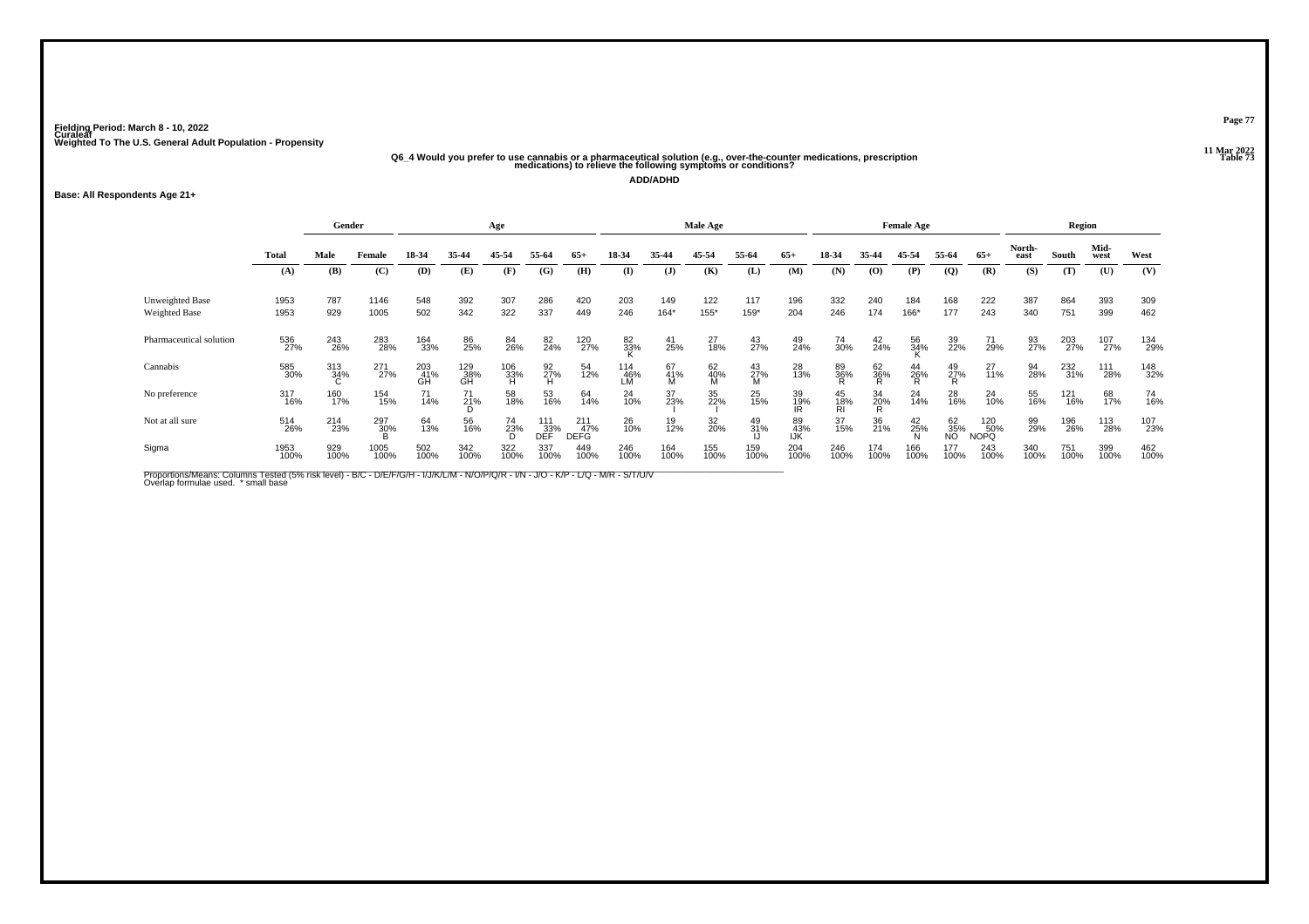Fielding Period: March 8 - 10, 2022
Curaleaf
Weighted To The U.S. General Adult Population - Propensity

11 Mar 2022
Table 73

**Q6_4 Would you prefer to use cannabis or a pharmaceutical solution (e.g., over-the-counter medications, prescription medications) to relieve the following symptoms or conditions?**

**ADD/ADHD**

**Base: All Respondents Age 21+**

| | Total | Gender | | Age | | | | | Male Age | | | | | Female Age | | | | | Region | | | |
|---|---|---|---|---|---|---|---|---|---|---|---|---|---|---|---|---|---|---|---|---|---|---|
| | Total | Male | Female | 18-34 | 35-44 | 45-54 | 55-64 | 65+ | 18-34 | 35-44 | 45-54 | 55-64 | 65+ | 18-34 | 35-44 | 45-54 | 55-64 | 65+ | North-east | South | Mid-west | West |
| | (A) | (B) | (C) | (D) | (E) | (F) | (G) | (H) | (I) | (J) | (K) | (L) | (M) | (N) | (O) | (P) | (Q) | (R) | (S) | (T) | (U) | (V) |
| Unweighted Base | 1953 | 787 | 1146 | 548 | 392 | 307 | 286 | 420 | 203 | 149 | 122 | 117 | 196 | 332 | 240 | 184 | 168 | 222 | 387 | 864 | 393 | 309 |
| Weighted Base | 1953 | 929 | 1005 | 502 | 342 | 322 | 337 | 449 | 246 | 164* | 155* | 159* | 204 | 246 | 174 | 166* | 177 | 243 | 340 | 751 | 399 | 462 |
| Pharmaceutical solution | 536 27% | 243 26% | 283 28% | 164 33% | 86 25% | 84 26% | 82 24% | 120 27% | 82 33% K | 41 25% | 27 18% | 43 27% | 49 24% | 74 30% | 42 24% | 56 34% K | 39 22% | 71 29% | 93 27% | 203 27% | 107 27% | 134 29% |
| Cannabis | 585 30% | 313 34% C | 271 27% | 203 41% GH | 129 38% GH | 106 33% H | 92 27% H | 54 12% | 114 46% LM | 67 41% M | 62 40% M | 43 27% M | 28 13% | 89 36% R | 62 36% R | 44 26% R | 49 27% R | 27 11% | 94 28% | 232 31% | 111 28% | 148 32% |
| No preference | 317 16% | 160 17% | 154 15% | 71 14% | 71 21% D | 58 18% | 53 16% | 64 14% | 24 10% | 37 23% I | 35 22% I | 25 15% | 39 19% IR | 45 18% RI | 34 20% R | 24 14% | 28 16% | 24 10% | 55 16% | 121 16% | 68 17% | 74 16% |
| Not at all sure | 514 26% | 214 23% | 297 30% B | 64 13% | 56 16% | 74 23% D | 111 33% DEF | 211 47% DEFG | 26 10% | 19 12% | 32 20% | 49 31% IJ | 89 43% IJK | 37 15% | 36 21% | 42 25% N | 62 35% NO | 120 50% NOPQ | 99 29% | 196 26% | 113 28% | 107 23% |
| Sigma | 1953 100% | 929 100% | 1005 100% | 502 100% | 342 100% | 322 100% | 337 100% | 449 100% | 246 100% | 164 100% | 155 100% | 159 100% | 204 100% | 246 100% | 174 100% | 166 100% | 177 100% | 243 100% | 340 100% | 751 100% | 399 100% | 462 100% |

Proportions/Means: Columns Tested (5% risk level) - B/C - D/E/F/G/H - I/J/K/L/M - N/O/P/Q/R - I/N - J/O - K/P - L/Q - M/R - S/T/U/V
Overlap formulae used. * small base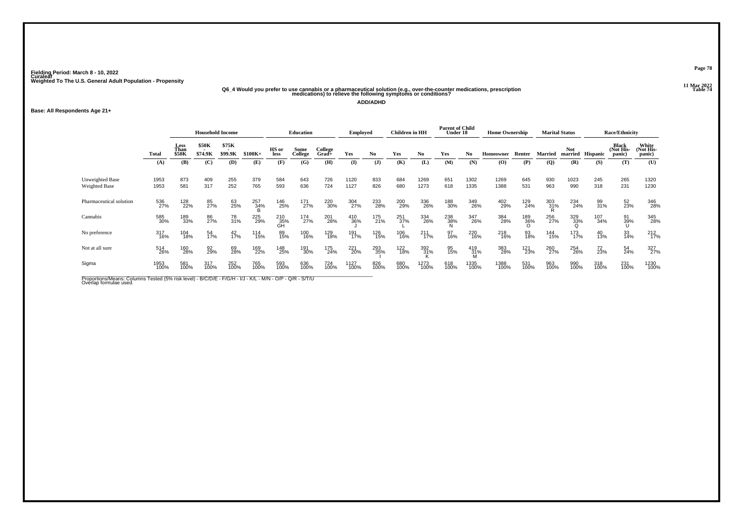Fielding Period: March 8 - 10, 2022
Curaleaf
Weighted To The U.S. General Adult Population - Propensity

11 Mar 2022
Table 74

Q6_4 Would you prefer to use cannabis or a pharmaceutical solution (e.g., over-the-counter medications, prescription medications) to relieve the following symptoms or conditions?

ADD/ADHD

Base: All Respondents Age 21+

| | Total | Household Income | | | | Education | | | Employed | | Children in HH | | Parent of Child Under 18 | | Home Ownership | | Marital Status | | Race/Ethnicity | | |
|---|---|---|---|---|---|---|---|---|---|---|---|---|---|---|---|---|---|---|---|---|---|
| | Total | Less Than $50K | $50K - $74.9K | $75K - $99.9K | $100K+ | HS or less | Some College | College Grad+ | Yes | No | Yes | No | Yes | No | Homeowner | Renter | Married | Not married | Hispanic | Black (Not Hispanic) | White (Not Hispanic) |
| | (A) | (B) | (C) | (D) | (E) | (F) | (G) | (H) | (I) | (J) | (K) | (L) | (M) | (N) | (O) | (P) | (Q) | (R) | (S) | (T) | (U) |
| Unweighted Base | 1953 | 873 | 409 | 255 | 379 | 584 | 643 | 726 | 1120 | 833 | 684 | 1269 | 651 | 1302 | 1269 | 645 | 930 | 1023 | 245 | 265 | 1320 |
| Weighted Base | 1953 | 581 | 317 | 252 | 765 | 593 | 636 | 724 | 1127 | 826 | 680 | 1273 | 618 | 1335 | 1388 | 531 | 963 | 990 | 318 | 231 | 1230 |
| Pharmaceutical solution | 536 27% | 128 22% | 85 27% | 63 25% | 257 34% B | 146 25% | 171 27% | 220 30% | 304 27% | 233 28% | 200 29% | 336 26% | 188 30% | 349 26% | 402 29% | 129 24% | 303 31% R | 234 24% | 99 31% | 52 23% | 346 28% |
| Cannabis | 585 30% | 189 33% | 86 27% | 78 31% | 225 29% | 210 35% GH | 174 27% | 201 28% | 410 36% J | 175 21% | 251 37% L | 334 26% | 238 38% N | 347 26% | 384 28% | 189 36% O | 256 27% | 329 33% Q | 107 34% | 91 39% U | 345 28% |
| No preference | 317 16% | 104 18% | 54 17% | 42 17% | 114 15% | 89 15% | 100 16% | 129 18% | 191 17% | 126 15% | 106 16% | 211 17% | 97 16% | 220 16% | 218 16% | 93 18% | 144 15% | 173 17% | 40 13% | 33 14% | 212 17% |
| Not at all sure | 514 26% | 160 28% | 92 29% | 69 28% | 169 22% | 148 25% | 191 30% | 175 24% | 221 20% | 293 35% I | 122 18% | 392 31% K | 95 15% | 419 31% M | 383 28% | 121 23% | 260 27% | 254 26% | 72 23% | 54 24% | 327 27% |
| Sigma | 1953 100% | 581 100% | 317 100% | 252 100% | 765 100% | 593 100% | 636 100% | 724 100% | 1127 100% | 826 100% | 680 100% | 1273 100% | 618 100% | 1335 100% | 1388 100% | 531 100% | 963 100% | 990 100% | 318 100% | 231 100% | 1230 100% |

Proportions/Means: Columns Tested (5% risk level) - B/C/D/E - F/G/H - I/J - K/L - M/N - O/P - Q/R - S/T/U
Overlap formulae used.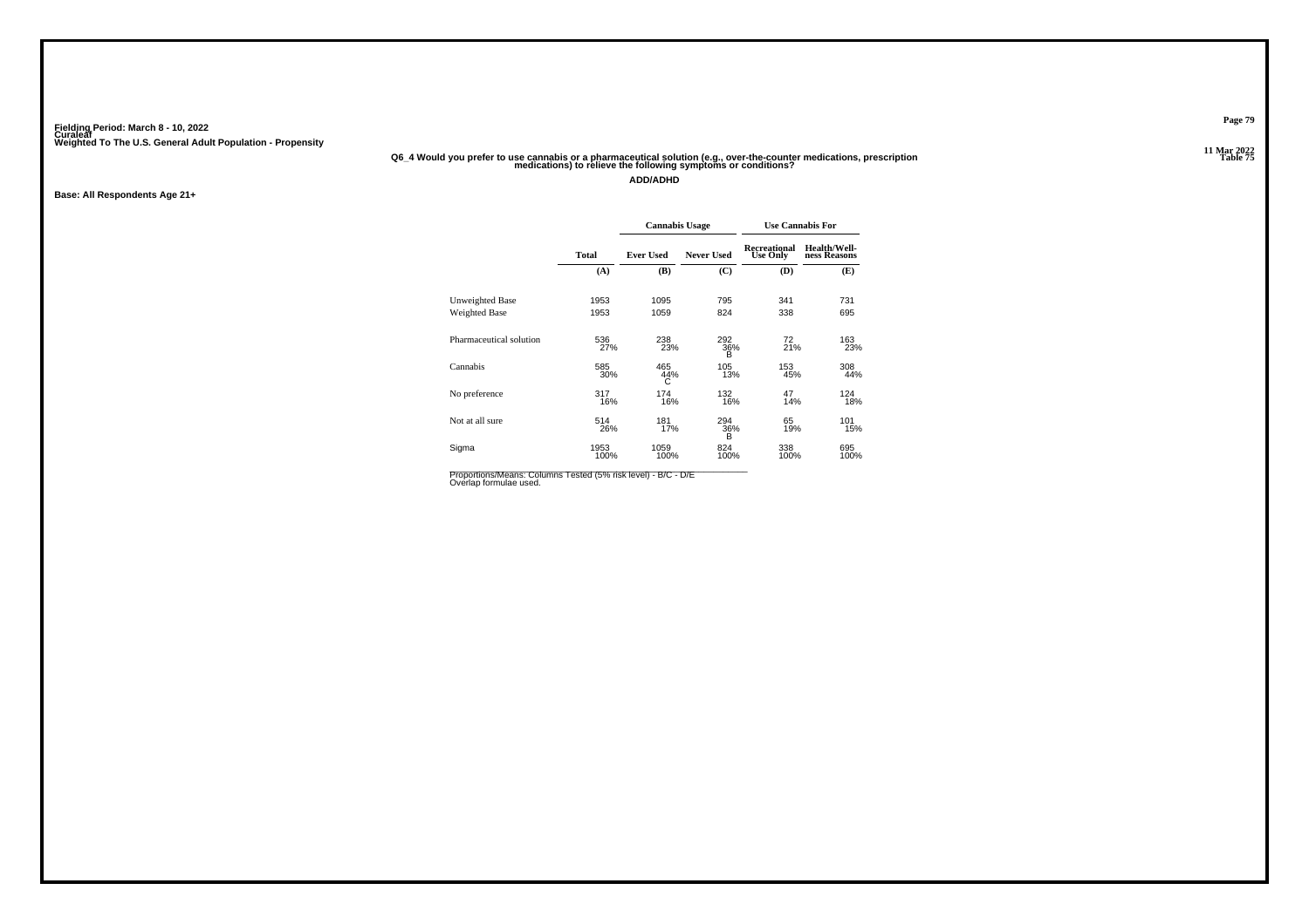Fielding Period: March 8 - 10, 2022
Curaleaf
Weighted To The U.S. General Adult Population - Propensity

11 Mar 2022
Table 75

**Q6_4 Would you prefer to use cannabis or a pharmaceutical solution (e.g., over-the-counter medications, prescription medications) to relieve the following symptoms or conditions?**

**ADD/ADHD**

**Base: All Respondents Age 21+**

| | | Cannabis Usage | | Use Cannabis For | |
|---|---|---|---|---|---|
| | Total | Ever Used | Never Used | Recreational Use Only | Health/Wellness Reasons |
| | (A) | (B) | (C) | (D) | (E) |
| Unweighted Base | 1953 | 1095 | 795 | 341 | 731 |
| Weighted Base | 1953 | 1059 | 824 | 338 | 695 |
| Pharmaceutical solution | 536<br>27% | 238<br>23% | 292<br>36%<br>B | 72<br>21% | 163<br>23% |
| Cannabis | 585<br>30% | 465<br>44%<br>C | 105<br>13% | 153<br>45% | 308<br>44% |
| No preference | 317<br>16% | 174<br>16% | 132<br>16% | 47<br>14% | 124<br>18% |
| Not at all sure | 514<br>26% | 181<br>17% | 294<br>36%<br>B | 65<br>19% | 101<br>15% |
| Sigma | 1953<br>100% | 1059<br>100% | 824<br>100% | 338<br>100% | 695<br>100% |

Proportions/Means: Columns Tested (5% risk level) - B/C - D/E
Overlap formulae used.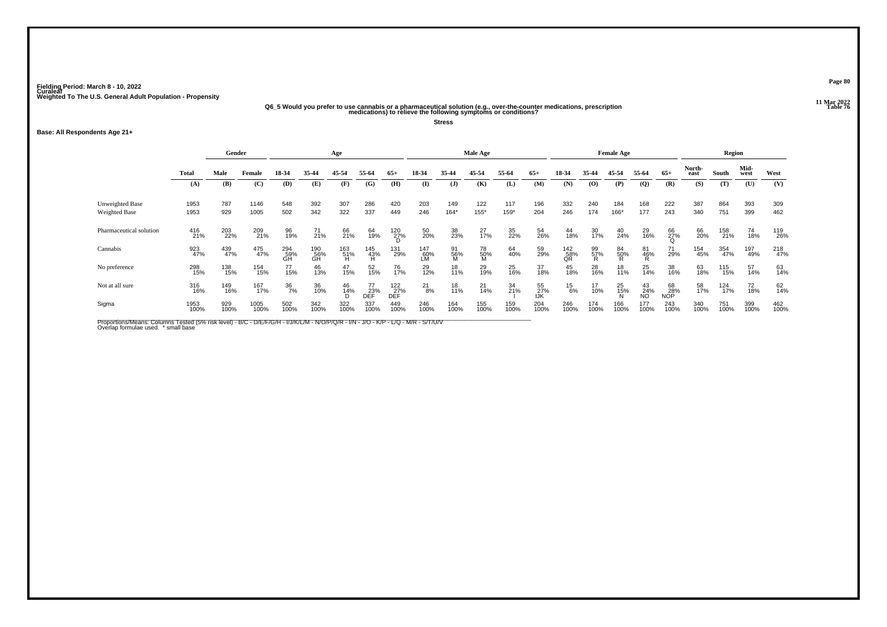Fielding Period: March 8 - 10, 2022
Curaleaf
Weighted To The U.S. General Adult Population - Propensity

11 Mar 2022
Table 76

**Q6_5 Would you prefer to use cannabis or a pharmaceutical solution (e.g., over-the-counter medications, prescription medications) to relieve the following symptoms or conditions?**

**Stress**

**Base: All Respondents Age 21+**

| | Total | Gender | | Age | | | | | Male Age | | | | | Female Age | | | | | Region | | | |
|---|---|---|---|---|---|---|---|---|---|---|---|---|---|---|---|---|---|---|---|---|---|---|
| | Total | Male | Female | 18-34 | 35-44 | 45-54 | 55-64 | 65+ | 18-34 | 35-44 | 45-54 | 55-64 | 65+ | 18-34 | 35-44 | 45-54 | 55-64 | 65+ | North-east | South | Mid-west | West |
| | (A) | (B) | (C) | (D) | (E) | (F) | (G) | (H) | (I) | (J) | (K) | (L) | (M) | (N) | (O) | (P) | (Q) | (R) | (S) | (T) | (U) | (V) |
| Unweighted Base | 1953 | 787 | 1146 | 548 | 392 | 307 | 286 | 420 | 203 | 149 | 122 | 117 | 196 | 332 | 240 | 184 | 168 | 222 | 387 | 864 | 393 | 309 |
| Weighted Base | 1953 | 929 | 1005 | 502 | 342 | 322 | 337 | 449 | 246 | 164* | 155* | 159* | 204 | 246 | 174 | 166* | 177 | 243 | 340 | 751 | 399 | 462 |
| Pharmaceutical solution | 416 21% | 203 22% | 209 21% | 96 19% | 71 21% | 66 21% | 64 19% | 120 27% D | 50 20% | 38 23% | 27 17% | 35 22% | 54 26% | 44 18% | 30 17% | 40 24% | 29 16% | 66 27% Q | 66 20% | 158 21% | 74 18% | 119 26% |
| Cannabis | 923 47% | 439 47% | 475 47% | 294 59% GH | 190 56% GH | 163 51% H | 145 43% H | 131 29% | 147 60% LM | 91 56% M | 78 50% M | 64 40% | 59 29% | 142 58% QR | 99 57% R | 84 50% R | 81 46% R | 71 29% | 154 45% | 354 47% | 197 49% | 218 47% |
| No preference | 298 15% | 138 15% | 154 15% | 77 15% | 46 13% | 47 15% | 52 15% | 76 17% | 29 12% | 18 11% | 29 19% | 25 16% | 37 18% | 45 18% | 28 16% | 18 11% | 25 14% | 38 16% | 63 18% | 115 15% | 57 14% | 63 14% |
| Not at all sure | 316 16% | 149 16% | 167 17% | 36 7% | 36 10% | 46 14% D | 77 23% DEF | 122 27% DEF | 21 8% | 18 11% | 21 14% | 34 21% I | 55 27% IJK | 15 6% | 17 10% | 25 15% N | 43 24% NO | 68 28% NOP | 58 17% | 124 17% | 72 18% | 62 14% |
| Sigma | 1953 100% | 929 100% | 1005 100% | 502 100% | 342 100% | 322 100% | 337 100% | 449 100% | 246 100% | 164 100% | 155 100% | 159 100% | 204 100% | 246 100% | 174 100% | 166 100% | 177 100% | 243 100% | 340 100% | 751 100% | 399 100% | 462 100% |

Proportions/Means: Columns Tested (5% risk level) - B/C - D/E/F/G/H - I/J/K/L/M - N/O/P/Q/R - I/N - J/O - K/P - L/Q - M/R - S/T/U/V
Overlap formulae used. * small base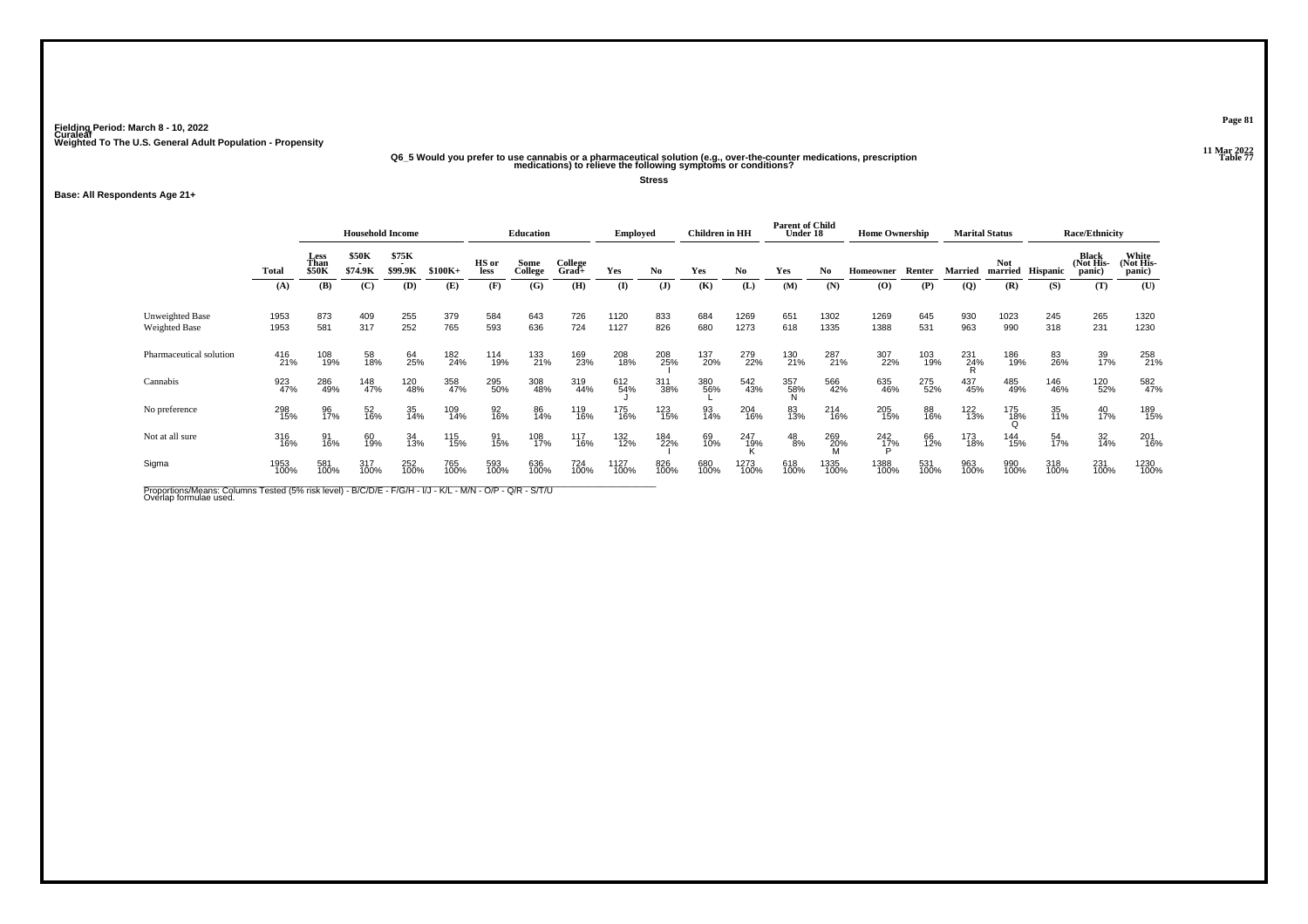Fielding Period: March 8 - 10, 2022
Curaleaf
Weighted To The U.S. General Adult Population - Propensity

11 Mar 2022
Table 77

**Q6_5 Would you prefer to use cannabis or a pharmaceutical solution (e.g., over-the-counter medications, prescription medications) to relieve the following symptoms or conditions?**

**Stress**

**Base: All Respondents Age 21+**

| | Total | Household Income | | | | Education | | | Employed | | Children in HH | | Parent of Child Under 18 | | Home Ownership | | Marital Status | | Race/Ethnicity | | |
|---|---|---|---|---|---|---|---|---|---|---|---|---|---|---|---|---|---|---|---|---|---|
| | Total | Less Than $50K | $50K - $74.9K | $75K - $99.9K | $100K+ | HS or less | Some College | College Grad+ | Yes | No | Yes | No | Yes | No | Homeowner | Renter | Married | Not married | Hispanic | Black (Not His-panic) | White (Not His-panic) |
| | (A) | (B) | (C) | (D) | (E) | (F) | (G) | (H) | (I) | (J) | (K) | (L) | (M) | (N) | (O) | (P) | (Q) | (R) | (S) | (T) | (U) |
| Unweighted Base | 1953 | 873 | 409 | 255 | 379 | 584 | 643 | 726 | 1120 | 833 | 684 | 1269 | 651 | 1302 | 1269 | 645 | 930 | 1023 | 245 | 265 | 1320 |
| Weighted Base | 1953 | 581 | 317 | 252 | 765 | 593 | 636 | 724 | 1127 | 826 | 680 | 1273 | 618 | 1335 | 1388 | 531 | 963 | 990 | 318 | 231 | 1230 |
| Pharmaceutical solution | 416<br>21% | 108<br>19% | 58<br>18% | 64<br>25% | 182<br>24% | 114<br>19% | 133<br>21% | 169<br>23% | 208<br>18% | 208<br>25%<br>I | 137<br>20% | 279<br>22% | 130<br>21% | 287<br>21% | 307<br>22% | 103<br>19% | 231<br>24%<br>R | 186<br>19% | 83<br>26% | 39<br>17% | 258<br>21% |
| Cannabis | 923<br>47% | 286<br>49% | 148<br>47% | 120<br>48% | 358<br>47% | 295<br>50% | 308<br>48% | 319<br>44% | 612<br>54%<br>J | 311<br>38% | 380<br>56%<br>L | 542<br>43% | 357<br>58%<br>N | 566<br>42% | 635<br>46% | 275<br>52% | 437<br>45% | 485<br>49% | 146<br>46% | 120<br>52% | 582<br>47% |
| No preference | 298<br>15% | 96<br>17% | 52<br>16% | 35<br>14% | 109<br>14% | 92<br>16% | 86<br>14% | 119<br>16% | 175<br>16% | 123<br>15% | 93<br>14% | 204<br>16% | 83<br>13% | 214<br>16% | 205<br>15% | 88<br>16% | 122<br>13% | 175<br>18%<br>Q | 35<br>11% | 40<br>17% | 189<br>15% |
| Not at all sure | 316<br>16% | 91<br>16% | 60<br>19% | 34<br>13% | 115<br>15% | 91<br>15% | 108<br>17% | 117<br>16% | 132<br>12% | 184<br>22%<br>I | 69<br>10% | 247<br>19%<br>K | 48<br>8% | 269<br>20%<br>M | 242<br>17%<br>P | 66<br>12% | 173<br>18% | 144<br>15% | 54<br>17% | 32<br>14% | 201<br>16% |
| Sigma | 1953<br>100% | 581<br>100% | 317<br>100% | 252<br>100% | 765<br>100% | 593<br>100% | 636<br>100% | 724<br>100% | 1127<br>100% | 826<br>100% | 680<br>100% | 1273<br>100% | 618<br>100% | 1335<br>100% | 1388<br>100% | 531<br>100% | 963<br>100% | 990<br>100% | 318<br>100% | 231<br>100% | 1230<br>100% |

Proportions/Means: Columns Tested (5% risk level) - B/C/D/E - F/G/H - I/J - K/L - M/N - O/P - Q/R - S/T/U
Overlap formulae used.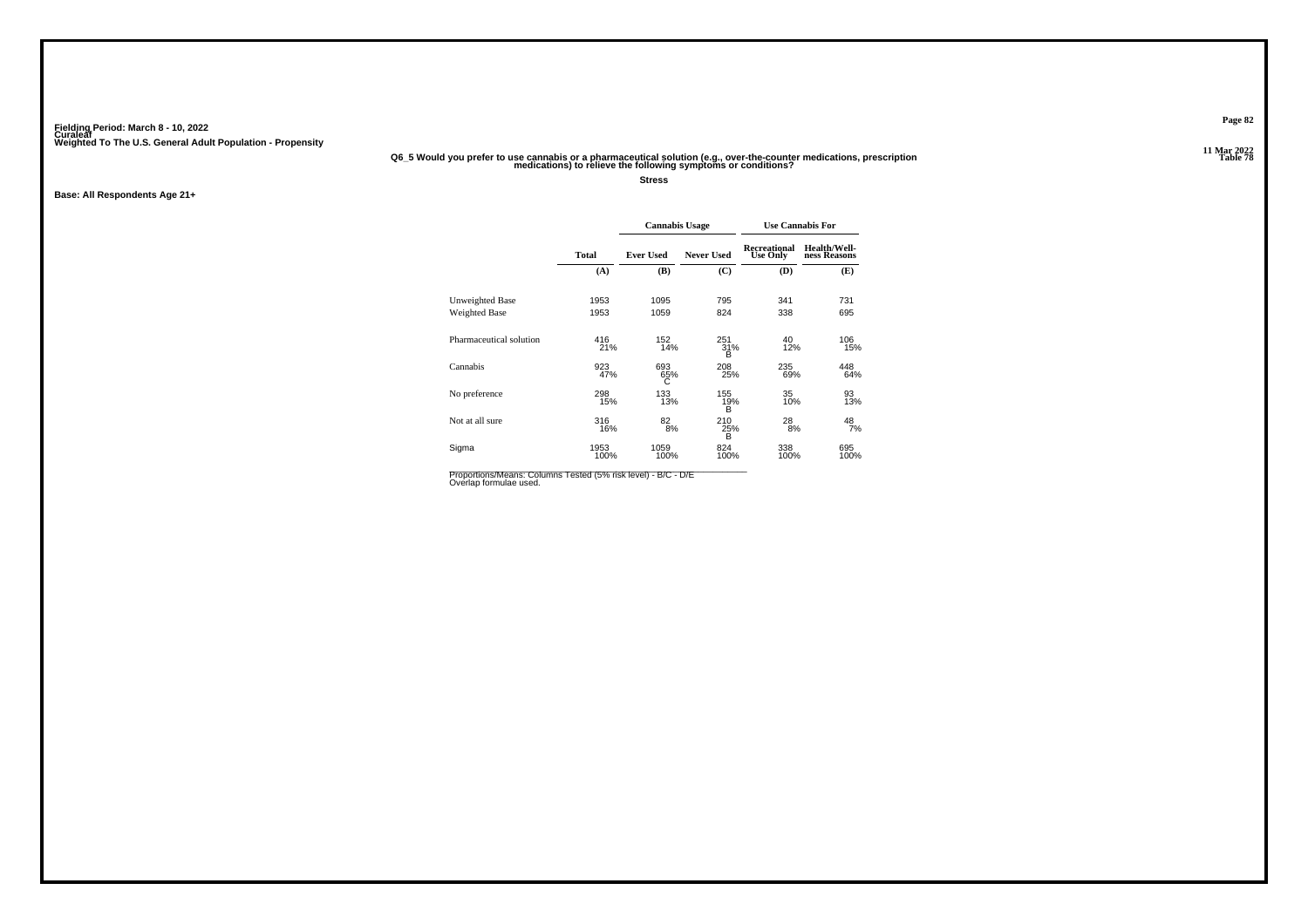Fielding Period: March 8 - 10, 2022
Curaleaf
Weighted To The U.S. General Adult Population - Propensity

11 Mar 2022
Table 78

**Q6_5 Would you prefer to use cannabis or a pharmaceutical solution (e.g., over-the-counter medications, prescription medications) to relieve the following symptoms or conditions?**

**Stress**

**Base: All Respondents Age 21+**

| | | Cannabis Usage | | Use Cannabis For | |
|---|---|---|---|---|---|
| | Total | Ever Used | Never Used | Recreational Use Only | Health/Well-ness Reasons |
| | (A) | (B) | (C) | (D) | (E) |
| Unweighted Base | 1953 | 1095 | 795 | 341 | 731 |
| Weighted Base | 1953 | 1059 | 824 | 338 | 695 |
| Pharmaceutical solution | 416<br>21% | 152<br>14% | 251<br>31%<br>B | 40<br>12% | 106<br>15% |
| Cannabis | 923<br>47% | 693<br>65%<br>C | 208<br>25% | 235<br>69% | 448<br>64% |
| No preference | 298<br>15% | 133<br>13% | 155<br>19%<br>B | 35<br>10% | 93<br>13% |
| Not at all sure | 316<br>16% | 82<br>8% | 210<br>25%<br>B | 28<br>8% | 48<br>7% |
| Sigma | 1953<br>100% | 1059<br>100% | 824<br>100% | 338<br>100% | 695<br>100% |

Proportions/Means: Columns Tested (5% risk level) - B/C - D/E
Overlap formulae used.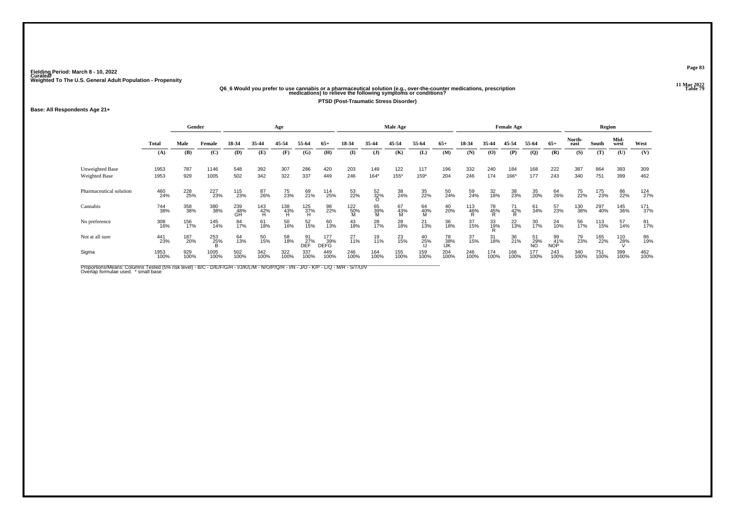Fielding Period: March 8 - 10, 2022
Curaleaf
Weighted To The U.S. General Adult Population - Propensity

11 Mar 2022
Table 79

**Q6_6 Would you prefer to use cannabis or a pharmaceutical solution (e.g., over-the-counter medications, prescription medications) to relieve the following symptoms or conditions?**

**PTSD (Post-Traumatic Stress Disorder)**

**Base: All Respondents Age 21+**

| | Total | Gender | | Age | | | | | Male Age | | | | | Female Age | | | | | Region | | | |
|---|---|---|---|---|---|---|---|---|---|---|---|---|---|---|---|---|---|---|---|---|---|---|
| | Total | Male | Female | 18-34 | 35-44 | 45-54 | 55-64 | 65+ | 18-34 | 35-44 | 45-54 | 55-64 | 65+ | 18-34 | 35-44 | 45-54 | 55-64 | 65+ | North-east | South | Mid-west | West |
| | (A) | (B) | (C) | (D) | (E) | (F) | (G) | (H) | (I) | (J) | (K) | (L) | (M) | (N) | (O) | (P) | (Q) | (R) | (S) | (T) | (U) | (V) |
| Unweighted Base | 1953 | 787 | 1146 | 548 | 392 | 307 | 286 | 420 | 203 | 149 | 122 | 117 | 196 | 332 | 240 | 184 | 168 | 222 | 387 | 864 | 393 | 309 |
| Weighted Base | 1953 | 929 | 1005 | 502 | 342 | 322 | 337 | 449 | 246 | 164* | 155* | 159* | 204 | 246 | 174 | 166* | 177 | 243 | 340 | 751 | 399 | 462 |
| Pharmaceutical solution | 460 | 228 | 227 | 115 | 87 | 75 | 69 | 114 | 53 | 52 | 38 | 35 | 50 | 59 | 32 | 38 | 35 | 64 | 75 | 175 | 86 | 124 |
| | 24% | 25% | 23% | 23% | 26% | 23% | 21% | 25% | 22% | 32% | 24% | 22% | 24% | 24% | 18% | 23% | 20% | 26% | 22% | 23% | 22% | 27% |
| | | | | | | | | | | O | | | | | | | | | | | | |
| Cannabis | 744 | 358 | 380 | 239 | 143 | 138 | 125 | 98 | 122 | 65 | 67 | 64 | 40 | 113 | 78 | 71 | 61 | 57 | 130 | 297 | 145 | 171 |
| | 38% | 38% | 38% | 48% | 42% | 43% | 37% | 22% | 50% | 39% | 43% | 40% | 20% | 46% | 45% | 42% | 34% | 23% | 38% | 40% | 36% | 37% |
| | | | | GH | H | H | H | | M | M | M | M | | R | R | R | | | | | | |
| No preference | 308 | 156 | 145 | 84 | 61 | 50 | 52 | 60 | 43 | 28 | 28 | 21 | 36 | 37 | 33 | 22 | 30 | 24 | 56 | 113 | 57 | 81 |
| | 16% | 17% | 14% | 17% | 18% | 16% | 15% | 13% | 18% | 17% | 18% | 13% | 18% | 15% | 19% | 13% | 17% | 10% | 17% | 15% | 14% | 17% |
| | | | | | | | | | | | | | | | R | | | | | | | |
| Not at all sure | 441 | 187 | 253 | 64 | 50 | 58 | 91 | 177 | 27 | 19 | 23 | 40 | 78 | 37 | 31 | 36 | 51 | 99 | 79 | 165 | 110 | 86 |
| | 23% | 20% | 25% | 13% | 15% | 18% | 27% | 39% | 11% | 11% | 15% | 25% | 38% | 15% | 18% | 21% | 29% | 41% | 23% | 22% | 28% | 19% |
| | | | B | | | | DEF | DEFG | | | | IJ | IJK | | | | NO | NOP | | | V | |
| Sigma | 1953 | 929 | 1005 | 502 | 342 | 322 | 337 | 449 | 246 | 164 | 155 | 159 | 204 | 246 | 174 | 166 | 177 | 243 | 340 | 751 | 399 | 462 |
| | 100% | 100% | 100% | 100% | 100% | 100% | 100% | 100% | 100% | 100% | 100% | 100% | 100% | 100% | 100% | 100% | 100% | 100% | 100% | 100% | 100% | 100% |

Proportions/Means: Columns Tested (5% risk level) - B/C - D/E/F/G/H - I/J/K/L/M - N/O/P/Q/R - I/N - J/O - K/P - L/Q - M/R - S/T/U/V
Overlap formulae used. * small base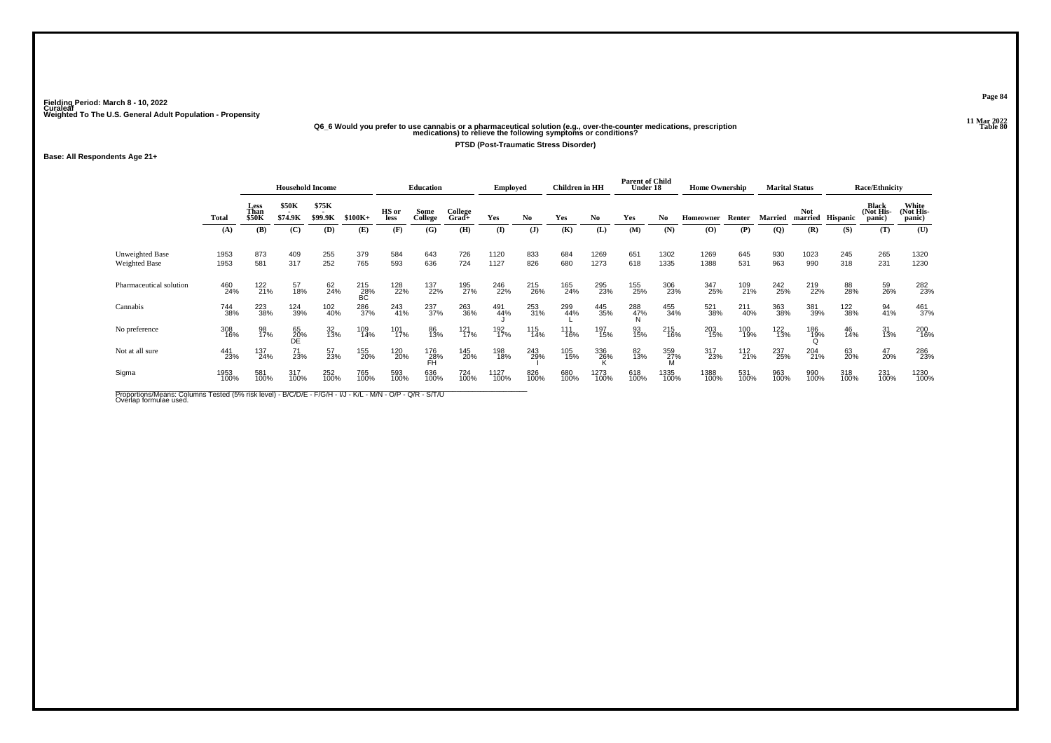Fielding Period: March 8 - 10, 2022
Curaleaf
Weighted To The U.S. General Adult Population - Propensity

11 Mar 2022
Table 80

**Q6_6 Would you prefer to use cannabis or a pharmaceutical solution (e.g., over-the-counter medications, prescription medications) to relieve the following symptoms or conditions?**

**PTSD (Post-Traumatic Stress Disorder)**

**Base: All Respondents Age 21+**

| | Total | Household Income | | | | Education | | | Employed | | Children in HH | | Parent of Child Under 18 | | Home Ownership | | Marital Status | | Race/Ethnicity | | |
|---|---|---|---|---|---|---|---|---|---|---|---|---|---|---|---|---|---|---|---|---|---|
| | | Less Than $50K | $50K - $74.9K | $75K - $99.9K | $100K+ | HS or less | Some College | College Grad+ | Yes | No | Yes | No | Yes | No | Homeowner | Renter | Married | Not married | Hispanic | Black (Not His-panic) | White (Not His-panic) |
| | (A) | (B) | (C) | (D) | (E) | (F) | (G) | (H) | (I) | (J) | (K) | (L) | (M) | (N) | (O) | (P) | (Q) | (R) | (S) | (T) | (U) |
| Unweighted Base | 1953 | 873 | 409 | 255 | 379 | 584 | 643 | 726 | 1120 | 833 | 684 | 1269 | 651 | 1302 | 1269 | 645 | 930 | 1023 | 245 | 265 | 1320 |
| Weighted Base | 1953 | 581 | 317 | 252 | 765 | 593 | 636 | 724 | 1127 | 826 | 680 | 1273 | 618 | 1335 | 1388 | 531 | 963 | 990 | 318 | 231 | 1230 |
| Pharmaceutical solution | 460 24% | 122 21% | 57 18% | 62 24% | 215 28% BC | 128 22% | 137 22% | 195 27% | 246 22% | 215 26% | 165 24% | 295 23% | 155 25% | 306 23% | 347 25% | 109 21% | 242 25% | 219 22% | 88 28% | 59 26% | 282 23% |
| Cannabis | 744 38% | 223 38% | 124 39% | 102 40% | 286 37% | 243 41% | 237 37% | 263 36% | 491 44% J | 253 31% | 299 44% L | 445 35% | 288 47% N | 455 34% | 521 38% | 211 40% | 363 38% | 381 39% | 122 38% | 94 41% | 461 37% |
| No preference | 308 16% | 98 17% | 65 20% DE | 32 13% | 109 14% | 101 17% | 86 13% | 121 17% | 192 17% | 115 14% | 111 16% | 197 15% | 93 15% | 215 16% | 203 15% | 100 19% | 122 13% | 186 19% Q | 46 14% | 31 13% | 200 16% |
| Not at all sure | 441 23% | 137 24% | 71 23% | 57 23% | 155 20% | 120 20% | 176 28% FH | 145 20% | 198 18% | 243 29% I | 105 15% | 336 26% K | 82 13% | 359 27% M | 317 23% | 112 21% | 237 25% | 204 21% | 63 20% | 47 20% | 286 23% |
| Sigma | 1953 100% | 581 100% | 317 100% | 252 100% | 765 100% | 593 100% | 636 100% | 724 100% | 1127 100% | 826 100% | 680 100% | 1273 100% | 618 100% | 1335 100% | 1388 100% | 531 100% | 963 100% | 990 100% | 318 100% | 231 100% | 1230 100% |

Proportions/Means: Columns Tested (5% risk level) - B/C/D/E - F/G/H - I/J - K/L - M/N - O/P - Q/R - S/T/U
Overlap formulae used.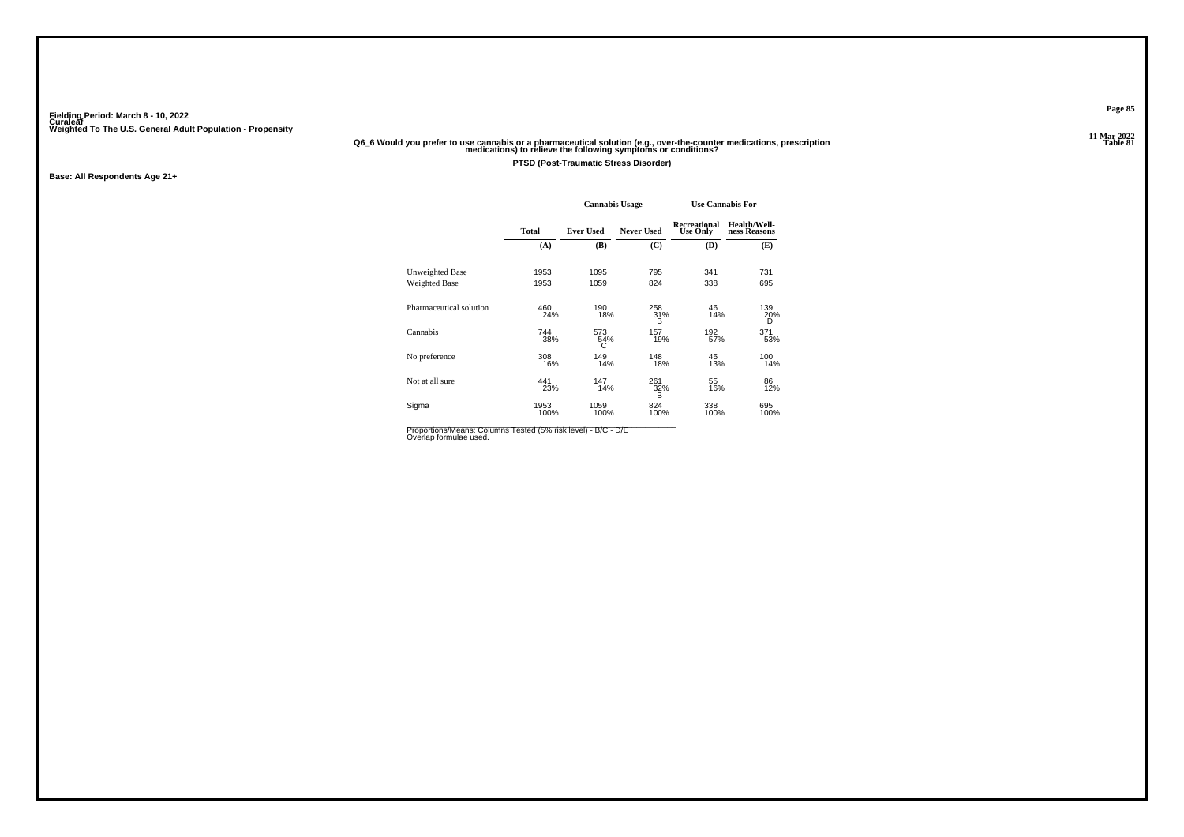Fielding Period: March 8 - 10, 2022
Curaleaf
Weighted To The U.S. General Adult Population - Propensity

Table 81

**Q6_6 Would you prefer to use cannabis or a pharmaceutical solution (e.g., over-the-counter medications, prescription medications) to relieve the following symptoms or conditions?**

**PTSD (Post-Traumatic Stress Disorder)**

**Base: All Respondents Age 21+**

| | | Cannabis Usage | | Use Cannabis For | |
|---|---|---|---|---|---|
| | Total | Ever Used | Never Used | Recreational Use Only | Health/Well-ness Reasons |
| | (A) | (B) | (C) | (D) | (E) |
| Unweighted Base | 1953 | 1095 | 795 | 341 | 731 |
| Weighted Base | 1953 | 1059 | 824 | 338 | 695 |
| Pharmaceutical solution | 460<br>24% | 190<br>18% | 258<br>31%<br>B | 46<br>14% | 139<br>20%<br>D |
| Cannabis | 744<br>38% | 573<br>54%<br>C | 157<br>19% | 192<br>57% | 371<br>53% |
| No preference | 308<br>16% | 149<br>14% | 148<br>18% | 45<br>13% | 100<br>14% |
| Not at all sure | 441<br>23% | 147<br>14% | 261<br>32%<br>B | 55<br>16% | 86<br>12% |
| Sigma | 1953<br>100% | 1059<br>100% | 824<br>100% | 338<br>100% | 695<br>100% |

Proportions/Means: Columns Tested (5% risk level) - B/C - D/E
Overlap formulae used.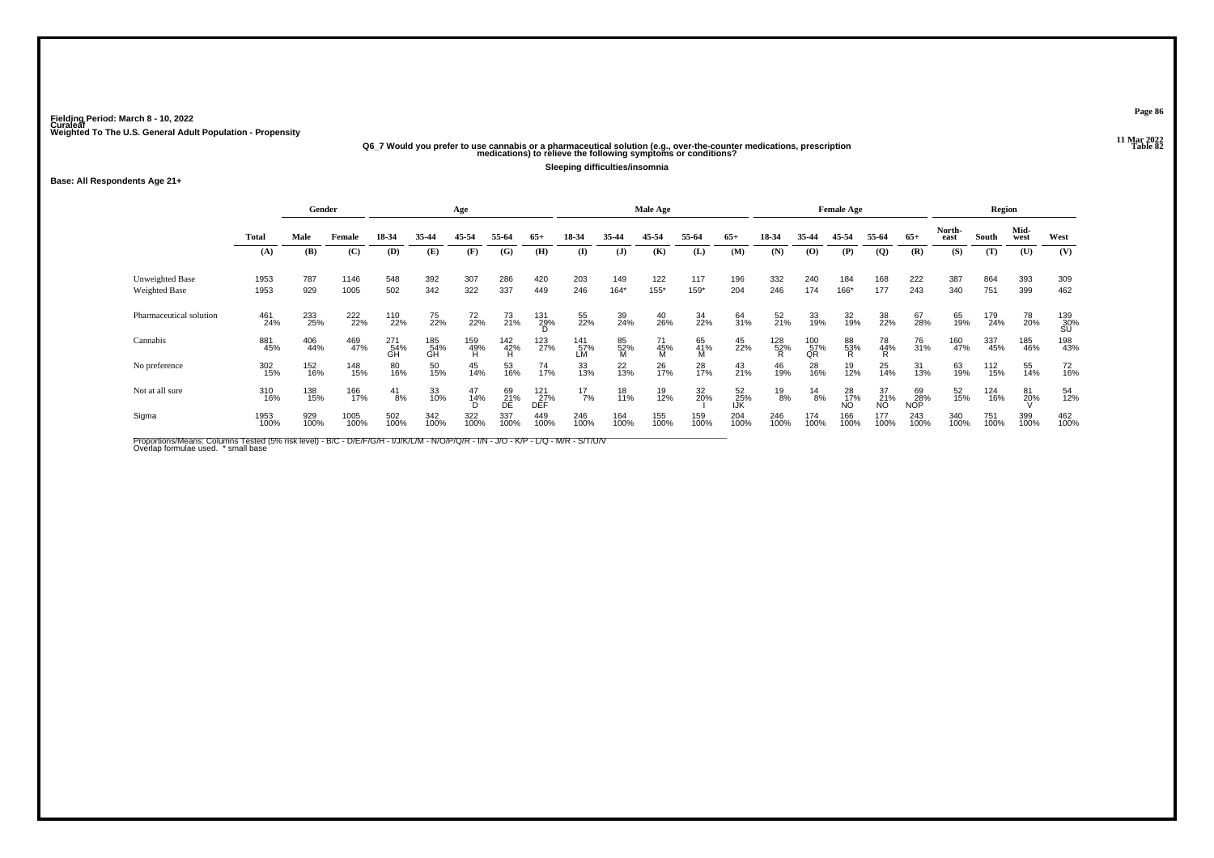Fielding Period: March 8 - 10, 2022
Curaleaf
Weighted To The U.S. General Adult Population - Propensity

11 Mar 2022
Table 82

## Q6_7 Would you prefer to use cannabis or a pharmaceutical solution (e.g., over-the-counter medications, prescription medications) to relieve the following symptoms or conditions?

**Sleeping difficulties/insomnia**

**Base: All Respondents Age 21+**

| | Total | Gender | | Age | | | | | Male Age | | | | | Female Age | | | | | Region | | | |
|---|---|---|---|---|---|---|---|---|---|---|---|---|---|---|---|---|---|---|---|---|---|---|
| | Total | Male | Female | 18-34 | 35-44 | 45-54 | 55-64 | 65+ | 18-34 | 35-44 | 45-54 | 55-64 | 65+ | 18-34 | 35-44 | 45-54 | 55-64 | 65+ | North-east | South | Mid-west | West |
| | (A) | (B) | (C) | (D) | (E) | (F) | (G) | (H) | (I) | (J) | (K) | (L) | (M) | (N) | (O) | (P) | (Q) | (R) | (S) | (T) | (U) | (V) |
| Unweighted Base | 1953 | 787 | 1146 | 548 | 392 | 307 | 286 | 420 | 203 | 149 | 122 | 117 | 196 | 332 | 240 | 184 | 168 | 222 | 387 | 864 | 393 | 309 |
| Weighted Base | 1953 | 929 | 1005 | 502 | 342 | 322 | 337 | 449 | 246 | 164* | 155* | 159* | 204 | 246 | 174 | 166* | 177 | 243 | 340 | 751 | 399 | 462 |
| Pharmaceutical solution | 461 24% | 233 25% | 222 22% | 110 22% | 75 22% | 72 22% | 73 21% | 131 29% D | 55 22% | 39 24% | 40 26% | 34 22% | 64 31% | 52 21% | 33 19% | 32 19% | 38 22% | 67 28% | 65 19% | 179 24% | 78 20% | 139 30% SU |
| Cannabis | 881 45% | 406 44% | 469 47% | 271 54% GH | 185 54% GH | 159 49% H | 142 42% H | 123 27% | 141 57% LM | 85 52% M | 71 45% M | 65 41% M | 45 22% | 128 52% R | 100 57% QR | 88 53% R | 78 44% R | 76 31% | 160 47% | 337 45% | 185 46% | 198 43% |
| No preference | 302 15% | 152 16% | 148 15% | 80 16% | 50 15% | 45 14% | 53 16% | 74 17% | 33 13% | 22 13% | 26 17% | 28 17% | 43 21% | 46 19% | 28 16% | 19 12% | 25 14% | 31 13% | 63 19% | 112 15% | 55 14% | 72 16% |
| Not at all sure | 310 16% | 138 15% | 166 17% | 41 8% | 33 10% | 47 14% D | 69 21% DE | 121 27% DEF | 17 7% | 18 11% | 19 12% | 32 20% I | 52 25% IJK | 19 8% | 14 8% | 28 17% NO | 37 21% NO | 69 28% NOP | 52 15% | 124 16% | 81 20% V | 54 12% |
| Sigma | 1953 100% | 929 100% | 1005 100% | 502 100% | 342 100% | 322 100% | 337 100% | 449 100% | 246 100% | 164 100% | 155 100% | 159 100% | 204 100% | 246 100% | 174 100% | 166 100% | 177 100% | 243 100% | 340 100% | 751 100% | 399 100% | 462 100% |

Proportions/Means: Columns Tested (5% risk level) - B/C - D/E/F/G/H - I/J/K/L/M - N/O/P/Q/R - I/N - J/O - K/P - L/Q - M/R - S/T/U/V
Overlap formulae used. * small base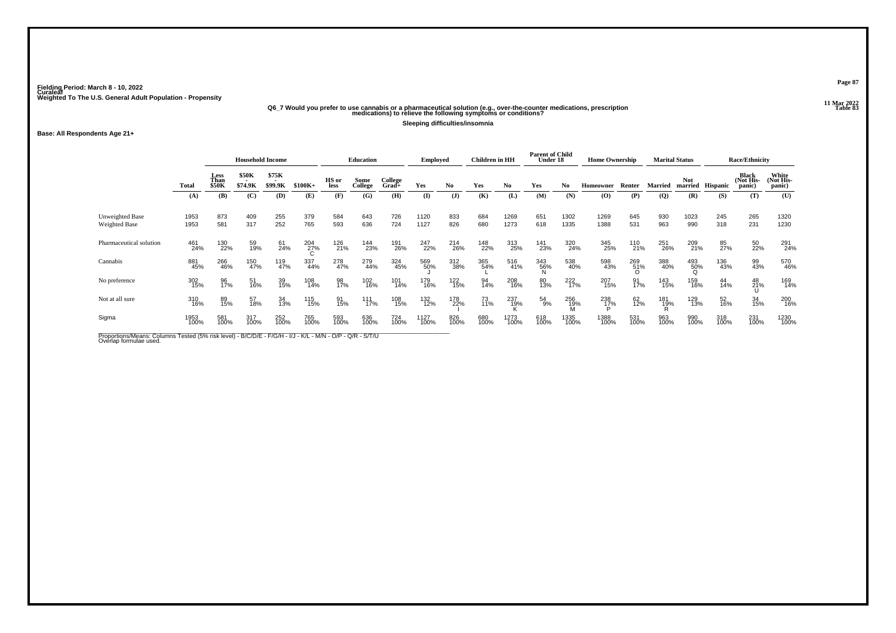Fielding Period: March 8 - 10, 2022
Curaleaf
Weighted To The U.S. General Adult Population - Propensity

11 Mar 2022
Table 83

## Q6_7 Would you prefer to use cannabis or a pharmaceutical solution (e.g., over-the-counter medications, prescription medications) to relieve the following symptoms or conditions?

**Sleeping difficulties/insomnia**

**Base: All Respondents Age 21+**

| | Total | Household Income | | | | Education | | | Employed | | Children in HH | | Parent of Child Under 18 | | Home Ownership | | Marital Status | | Race/Ethnicity | | |
|---|---|---|---|---|---|---|---|---|---|---|---|---|---|---|---|---|---|---|---|---|---|
| | | Less Than $50K | $50K - $74.9K | $75K - $99.9K | $100K+ | HS or less | Some College | College Grad+ | Yes | No | Yes | No | Yes | No | Homeowner | Renter | Married | Not married | Hispanic | Black (Not Hispanic) | White (Not Hispanic) |
| | (A) | (B) | (C) | (D) | (E) | (F) | (G) | (H) | (I) | (J) | (K) | (L) | (M) | (N) | (O) | (P) | (Q) | (R) | (S) | (T) | (U) |
| Unweighted Base | 1953 | 873 | 409 | 255 | 379 | 584 | 643 | 726 | 1120 | 833 | 684 | 1269 | 651 | 1302 | 1269 | 645 | 930 | 1023 | 245 | 265 | 1320 |
| Weighted Base | 1953 | 581 | 317 | 252 | 765 | 593 | 636 | 724 | 1127 | 826 | 680 | 1273 | 618 | 1335 | 1388 | 531 | 963 | 990 | 318 | 231 | 1230 |
| Pharmaceutical solution | 461 24% | 130 22% | 59 19% | 61 24% | 204 27% C | 126 21% | 144 23% | 191 26% | 247 22% | 214 26% | 148 22% | 313 25% | 141 23% | 320 24% | 345 25% | 110 21% | 251 26% | 209 21% | 85 27% | 50 22% | 291 24% |
| Cannabis | 881 45% | 266 46% | 150 47% | 119 47% | 337 44% | 278 47% | 279 44% | 324 45% | 569 50% J | 312 38% | 365 54% L | 516 41% | 343 56% N | 538 40% | 598 43% | 269 51% O | 388 40% | 493 50% Q | 136 43% | 99 43% | 570 46% |
| No preference | 302 15% | 96 17% | 51 16% | 39 15% | 108 14% | 98 17% | 102 16% | 101 14% | 179 16% | 122 15% | 94 14% | 208 16% | 80 13% | 222 17% | 207 15% | 91 17% | 143 15% | 159 16% | 44 14% | 48 21% U | 169 14% |
| Not at all sure | 310 16% | 89 15% | 57 18% | 34 13% | 115 15% | 91 15% | 111 17% | 108 15% | 132 12% | 178 22% I | 73 11% | 237 19% K | 54 9% | 256 19% M | 238 17% P | 62 12% | 181 19% R | 129 13% | 52 16% | 34 15% | 200 16% |
| Sigma | 1953 100% | 581 100% | 317 100% | 252 100% | 765 100% | 593 100% | 636 100% | 724 100% | 1127 100% | 826 100% | 680 100% | 1273 100% | 618 100% | 1335 100% | 1388 100% | 531 100% | 963 100% | 990 100% | 318 100% | 231 100% | 1230 100% |

Proportions/Means: Columns Tested (5% risk level) - B/C/D/E - F/G/H - I/J - K/L - M/N - O/P - Q/R - S/T/U
Overlap formulae used.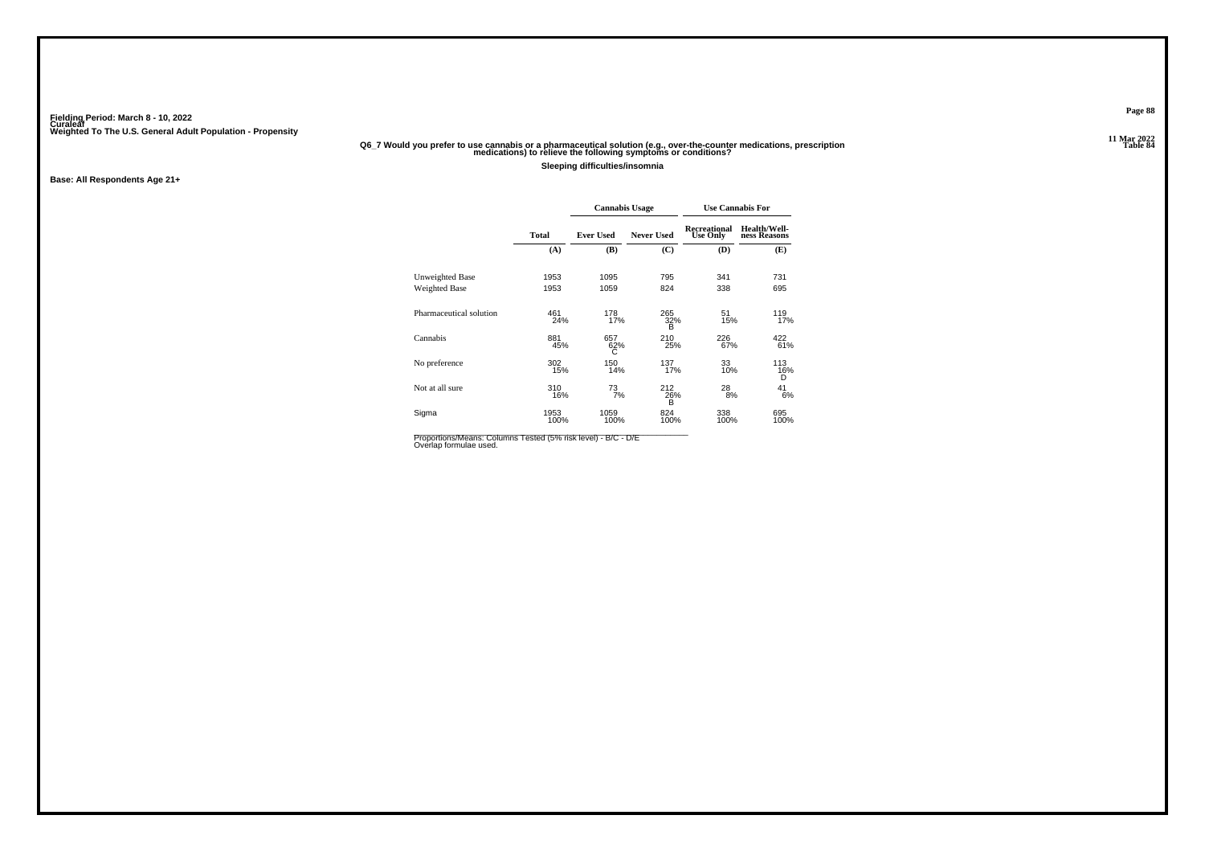Fielding Period: March 8 - 10, 2022
Curaleaf
Weighted To The U.S. General Adult Population - Propensity

Table 84

**Q6_7 Would you prefer to use cannabis or a pharmaceutical solution (e.g., over-the-counter medications, prescription medications) to relieve the following symptoms or conditions?**

**Sleeping difficulties/insomnia**

**Base: All Respondents Age 21+**

| | | Cannabis Usage | | Use Cannabis For | |
|---|---|---|---|---|---|
| | Total | Ever Used | Never Used | Recreational Use Only | Health/Well-ness Reasons |
| | (A) | (B) | (C) | (D) | (E) |
| Unweighted Base | 1953 | 1095 | 795 | 341 | 731 |
| Weighted Base | 1953 | 1059 | 824 | 338 | 695 |
| Pharmaceutical solution | 461<br>24% | 178<br>17% | 265<br>32%<br>B | 51<br>15% | 119<br>17% |
| Cannabis | 881<br>45% | 657<br>62%<br>C | 210<br>25% | 226<br>67% | 422<br>61% |
| No preference | 302<br>15% | 150<br>14% | 137<br>17% | 33<br>10% | 113<br>16%<br>D |
| Not at all sure | 310<br>16% | 73<br>7% | 212<br>26%<br>B | 28<br>8% | 41<br>6% |
| Sigma | 1953<br>100% | 1059<br>100% | 824<br>100% | 338<br>100% | 695<br>100% |

Proportions/Means: Columns Tested (5% risk level) - B/C - D/E
Overlap formulae used.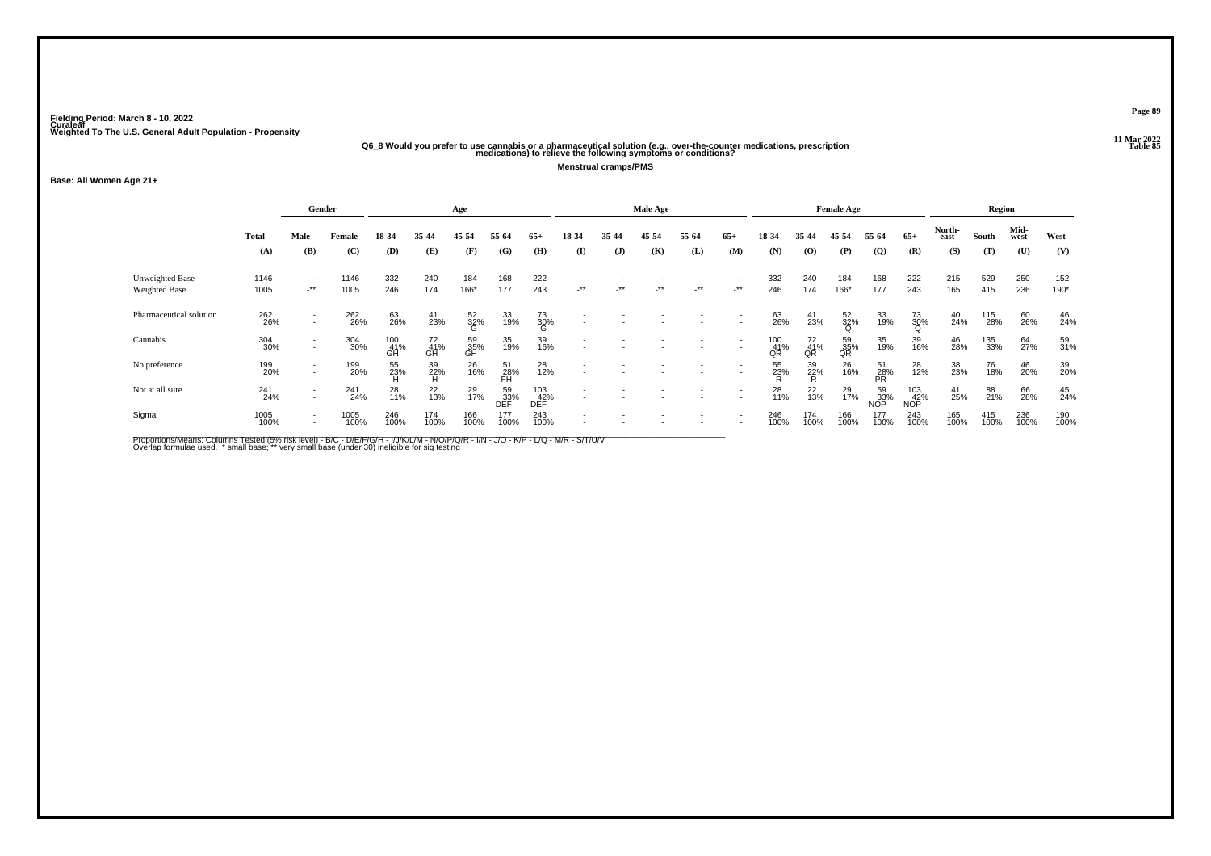Fielding Period: March 8 - 10, 2022
Curaleaf
Weighted To The U.S. General Adult Population - Propensity

11 Mar 2022
Table 85

**Q6_8 Would you prefer to use cannabis or a pharmaceutical solution (e.g., over-the-counter medications, prescription medications) to relieve the following symptoms or conditions?**

**Menstrual cramps/PMS**

**Base: All Women Age 21+**

| | Total | Gender | | Age | | | | | Male Age | | | | | Female Age | | | | | Region | | | |
|---|---|---|---|---|---|---|---|---|---|---|---|---|---|---|---|---|---|---|---|---|---|---|
| | Total | Male | Female | 18-34 | 35-44 | 45-54 | 55-64 | 65+ | 18-34 | 35-44 | 45-54 | 55-64 | 65+ | 18-34 | 35-44 | 45-54 | 55-64 | 65+ | North-east | South | Mid-west | West |
| | (A) | (B) | (C) | (D) | (E) | (F) | (G) | (H) | (I) | (J) | (K) | (L) | (M) | (N) | (O) | (P) | (Q) | (R) | (S) | (T) | (U) | (V) |
| Unweighted Base | 1146 | - | 1146 | 332 | 240 | 184 | 168 | 222 | - | - | - | - | - | 332 | 240 | 184 | 168 | 222 | 215 | 529 | 250 | 152 |
| Weighted Base | 1005 | -** | 1005 | 246 | 174 | 166* | 177 | 243 | -** | -** | -** | -** | -** | 246 | 174 | 166* | 177 | 243 | 165 | 415 | 236 | 190* |
| Pharmaceutical solution | 262<br>26% | -<br>- | 262<br>26% | 63<br>26% | 41<br>23% | 52<br>32%<br>G | 33<br>19% | 73<br>30%<br>G | -<br>- | -<br>- | -<br>- | -<br>- | -<br>- | 63<br>26% | 41<br>23% | 52<br>32%<br>Q | 33<br>19% | 73<br>30%<br>Q | 40<br>24% | 115<br>28% | 60<br>26% | 46<br>24% |
| Cannabis | 304<br>30% | -<br>- | 304<br>30% | 100<br>41%<br>GH | 72<br>41%<br>GH | 59<br>35%<br>GH | 35<br>19% | 39<br>16% | -<br>- | -<br>- | -<br>- | -<br>- | -<br>- | 100<br>41%<br>QR | 72<br>41%<br>QR | 59<br>35%<br>QR | 35<br>19% | 39<br>16% | 46<br>28% | 135<br>33% | 64<br>27% | 59<br>31% |
| No preference | 199<br>20% | -<br>- | 199<br>20% | 55<br>23%<br>H | 39<br>22%<br>H | 26<br>16% | 51<br>28%<br>FH | 28<br>12% | -<br>- | -<br>- | -<br>- | -<br>- | -<br>- | 55<br>23%<br>R | 39<br>22%<br>R | 26<br>16% | 51<br>28%<br>PR | 28<br>12% | 38<br>23% | 76<br>18% | 46<br>20% | 39<br>20% |
| Not at all sure | 241<br>24% | -<br>- | 241<br>24% | 28<br>11% | 22<br>13% | 29<br>17% | 59<br>33%<br>DEF | 103<br>42%<br>DEF | -<br>- | -<br>- | -<br>- | -<br>- | -<br>- | 28<br>11% | 22<br>13% | 29<br>17% | 59<br>33%<br>NOP | 103<br>42%<br>NOP | 41<br>25% | 88<br>21% | 66<br>28% | 45<br>24% |
| Sigma | 1005<br>100% | -<br>- | 1005<br>100% | 246<br>100% | 174<br>100% | 166<br>100% | 177<br>100% | 243<br>100% | -<br>- | -<br>- | -<br>- | -<br>- | -<br>- | 246<br>100% | 174<br>100% | 166<br>100% | 177<br>100% | 243<br>100% | 165<br>100% | 415<br>100% | 236<br>100% | 190<br>100% |

Proportions/Means: Columns Tested (5% risk level) - B/C - D/E/F/G/H - I/J/K/L/M - N/O/P/Q/R - I/N - J/O - K/P - L/Q - M/R - S/T/U/V
Overlap formulae used. * small base; ** very small base (under 30) ineligible for sig testing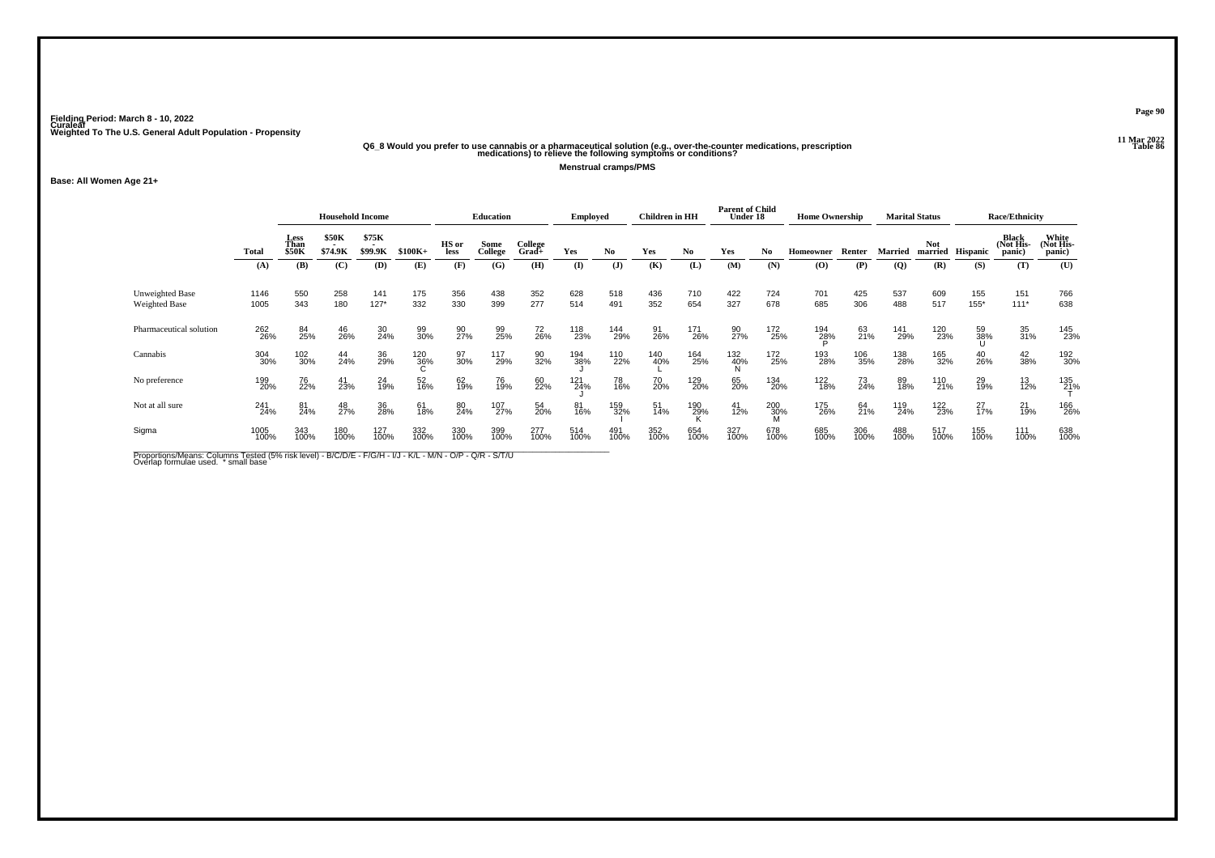Fielding Period: March 8 - 10, 2022
Curaleaf
Weighted To The U.S. General Adult Population - Propensity

11 Mar 2022
Table 86

**Q6_8 Would you prefer to use cannabis or a pharmaceutical solution (e.g., over-the-counter medications, prescription medications) to relieve the following symptoms or conditions?**

**Menstrual cramps/PMS**

**Base: All Women Age 21+**

| | Total | Household Income | | | | Education | | | Employed | | Children in HH | | Parent of Child Under 18 | | Home Ownership | | Marital Status | | Race/Ethnicity | | |
|---|---|---|---|---|---|---|---|---|---|---|---|---|---|---|---|---|---|---|---|---|---|
| | | Less Than $50K | $50K - $74.9K | $75K - $99.9K | $100K+ | HS or less | Some College | College Grad+ | Yes | No | Yes | No | Yes | No | Homeowner | Renter | Married | Not married | Hispanic | Black (Not His-panic) | White (Not His-panic) |
| | (A) | (B) | (C) | (D) | (E) | (F) | (G) | (H) | (I) | (J) | (K) | (L) | (M) | (N) | (O) | (P) | (Q) | (R) | (S) | (T) | (U) |
| Unweighted Base | 1146 | 550 | 258 | 141 | 175 | 356 | 438 | 352 | 628 | 518 | 436 | 710 | 422 | 724 | 701 | 425 | 537 | 609 | 155 | 151 | 766 |
| Weighted Base | 1005 | 343 | 180 | 127* | 332 | 330 | 399 | 277 | 514 | 491 | 352 | 654 | 327 | 678 | 685 | 306 | 488 | 517 | 155* | 111* | 638 |
| Pharmaceutical solution | 262<br>26% | 84<br>25% | 46<br>26% | 30<br>24% | 99<br>30% | 90<br>27% | 99<br>25% | 72<br>26% | 118<br>23% | 144<br>29% | 91<br>26% | 171<br>26% | 90<br>27% | 172<br>25% | 194<br>28%<br>P | 63<br>21% | 141<br>29% | 120<br>23% | 59<br>38%<br>U | 35<br>31% | 145<br>23% |
| Cannabis | 304<br>30% | 102<br>30% | 44<br>24% | 36<br>29% | 120<br>36%<br>C | 97<br>30% | 117<br>29% | 90<br>32% | 194<br>38%<br>J | 110<br>22% | 140<br>40%<br>L | 164<br>25% | 132<br>40%<br>N | 172<br>25% | 193<br>28% | 106<br>35% | 138<br>28% | 165<br>32% | 40<br>26% | 42<br>38% | 192<br>30% |
| No preference | 199<br>20% | 76<br>22% | 41<br>23% | 24<br>19% | 52<br>16% | 62<br>19% | 76<br>19% | 60<br>22% | 121<br>24%<br>J | 78<br>16% | 70<br>20% | 129<br>20% | 65<br>20% | 134<br>20% | 122<br>18% | 73<br>24% | 89<br>18% | 110<br>21% | 29<br>19% | 13<br>12% | 135<br>21%<br>T |
| Not at all sure | 241<br>24% | 81<br>24% | 48<br>27% | 36<br>28% | 61<br>18% | 80<br>24% | 107<br>27% | 54<br>20% | 81<br>16% | 159<br>32%<br>I | 51<br>14% | 190<br>29%<br>K | 41<br>12% | 200<br>30%<br>M | 175<br>26% | 64<br>21% | 119<br>24% | 122<br>23% | 27<br>17% | 21<br>19% | 166<br>26% |
| Sigma | 1005<br>100% | 343<br>100% | 180<br>100% | 127<br>100% | 332<br>100% | 330<br>100% | 399<br>100% | 277<br>100% | 514<br>100% | 491<br>100% | 352<br>100% | 654<br>100% | 327<br>100% | 678<br>100% | 685<br>100% | 306<br>100% | 488<br>100% | 517<br>100% | 155<br>100% | 111<br>100% | 638<br>100% |

Proportions/Means: Columns Tested (5% risk level) - B/C/D/E - F/G/H - I/J - K/L - M/N - O/P - Q/R - S/T/U
Overlap formulae used. * small base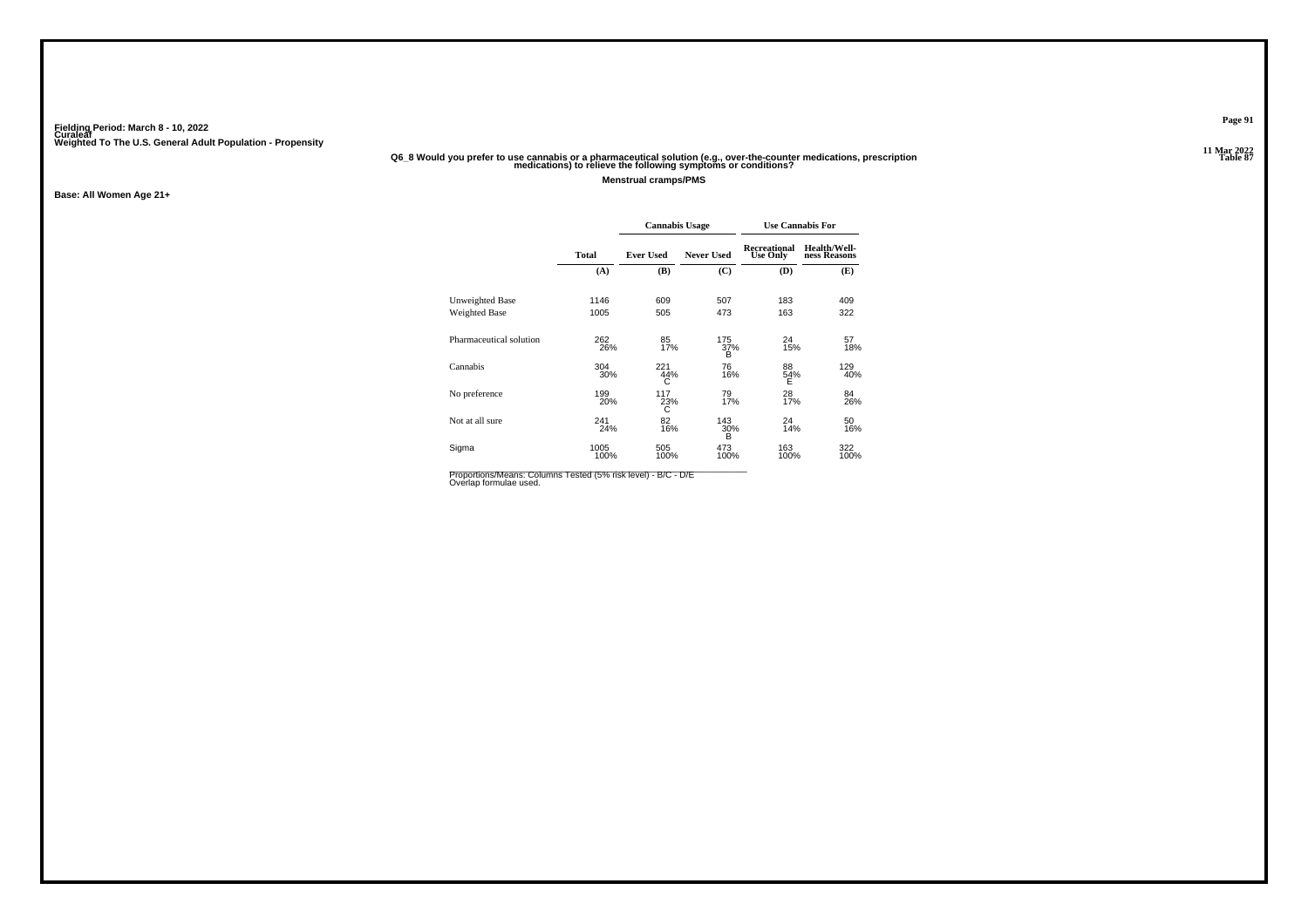Fielding Period: March 8 - 10, 2022
Curaleaf
Weighted To The U.S. General Adult Population - Propensity

11 Mar 2022
Table 87

## Q6_8 Would you prefer to use cannabis or a pharmaceutical solution (e.g., over-the-counter medications, prescription medications) to relieve the following symptoms or conditions?

**Menstrual cramps/PMS**

**Base: All Women Age 21+**

| | | Cannabis Usage | | Use Cannabis For | |
|---|---|---|---|---|---|
| | Total | Ever Used | Never Used | Recreational Use Only | Health/Wellness Reasons |
| | (A) | (B) | (C) | (D) | (E) |
| Unweighted Base | 1146 | 609 | 507 | 183 | 409 |
| Weighted Base | 1005 | 505 | 473 | 163 | 322 |
| Pharmaceutical solution | 262<br>26% | 85<br>17% | 175<br>37%<br>B | 24<br>15% | 57<br>18% |
| Cannabis | 304<br>30% | 221<br>44%<br>C | 76<br>16% | 88<br>54%<br>E | 129<br>40% |
| No preference | 199<br>20% | 117<br>23%<br>C | 79<br>17% | 28<br>17% | 84<br>26% |
| Not at all sure | 241<br>24% | 82<br>16% | 143<br>30%<br>B | 24<br>14% | 50<br>16% |
| Sigma | 1005<br>100% | 505<br>100% | 473<br>100% | 163<br>100% | 322<br>100% |

Proportions/Means: Columns Tested (5% risk level) - B/C - D/E
Overlap formulae used.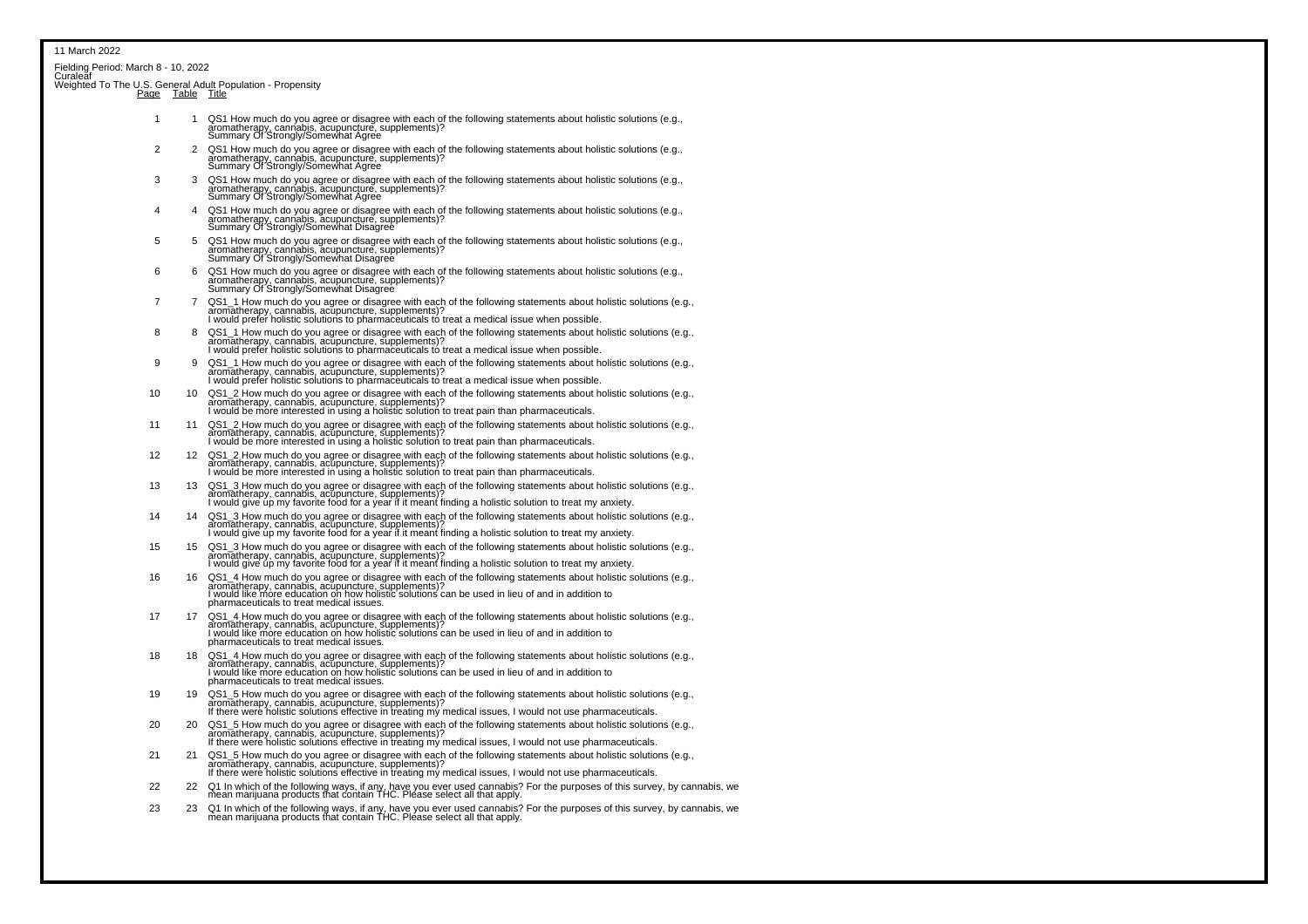11 March 2022

Fielding Period: March 8 - 10, 2022
Curaleaf
Weighted To The U.S. General Adult Population - Propensity

| Page | Table | Title |
|---|---|---|
| 1 | 1 | QS1 How much do you agree or disagree with each of the following statements about holistic solutions (e.g., aromatherapy, cannabis, acupuncture, supplements)? Summary Of Strongly/Somewhat Agree |
| 2 | 2 | QS1 How much do you agree or disagree with each of the following statements about holistic solutions (e.g., aromatherapy, cannabis, acupuncture, supplements)? Summary Of Strongly/Somewhat Agree |
| 3 | 3 | QS1 How much do you agree or disagree with each of the following statements about holistic solutions (e.g., aromatherapy, cannabis, acupuncture, supplements)? Summary Of Strongly/Somewhat Agree |
| 4 | 4 | QS1 How much do you agree or disagree with each of the following statements about holistic solutions (e.g., aromatherapy, cannabis, acupuncture, supplements)? Summary Of Strongly/Somewhat Disagree |
| 5 | 5 | QS1 How much do you agree or disagree with each of the following statements about holistic solutions (e.g., aromatherapy, cannabis, acupuncture, supplements)? Summary Of Strongly/Somewhat Disagree |
| 6 | 6 | QS1 How much do you agree or disagree with each of the following statements about holistic solutions (e.g., aromatherapy, cannabis, acupuncture, supplements)? Summary Of Strongly/Somewhat Disagree |
| 7 | 7 | QS1_1 How much do you agree or disagree with each of the following statements about holistic solutions (e.g., aromatherapy, cannabis, acupuncture, supplements)? I would prefer holistic solutions to pharmaceuticals to treat a medical issue when possible. |
| 8 | 8 | QS1_1 How much do you agree or disagree with each of the following statements about holistic solutions (e.g., aromatherapy, cannabis, acupuncture, supplements)? I would prefer holistic solutions to pharmaceuticals to treat a medical issue when possible. |
| 9 | 9 | QS1_1 How much do you agree or disagree with each of the following statements about holistic solutions (e.g., aromatherapy, cannabis, acupuncture, supplements)? I would prefer holistic solutions to pharmaceuticals to treat a medical issue when possible. |
| 10 | 10 | QS1_2 How much do you agree or disagree with each of the following statements about holistic solutions (e.g., aromatherapy, cannabis, acupuncture, supplements)? I would be more interested in using a holistic solution to treat pain than pharmaceuticals. |
| 11 | 11 | QS1_2 How much do you agree or disagree with each of the following statements about holistic solutions (e.g., aromatherapy, cannabis, acupuncture, supplements)? I would be more interested in using a holistic solution to treat pain than pharmaceuticals. |
| 12 | 12 | QS1_2 How much do you agree or disagree with each of the following statements about holistic solutions (e.g., aromatherapy, cannabis, acupuncture, supplements)? I would be more interested in using a holistic solution to treat pain than pharmaceuticals. |
| 13 | 13 | QS1_3 How much do you agree or disagree with each of the following statements about holistic solutions (e.g., aromatherapy, cannabis, acupuncture, supplements)? I would give up my favorite food for a year if it meant finding a holistic solution to treat my anxiety. |
| 14 | 14 | QS1_3 How much do you agree or disagree with each of the following statements about holistic solutions (e.g., aromatherapy, cannabis, acupuncture, supplements)? I would give up my favorite food for a year if it meant finding a holistic solution to treat my anxiety. |
| 15 | 15 | QS1_3 How much do you agree or disagree with each of the following statements about holistic solutions (e.g., aromatherapy, cannabis, acupuncture, supplements)? I would give up my favorite food for a year if it meant finding a holistic solution to treat my anxiety. |
| 16 | 16 | QS1_4 How much do you agree or disagree with each of the following statements about holistic solutions (e.g., aromatherapy, cannabis, acupuncture, supplements)? I would like more education on how holistic solutions can be used in lieu of and in addition to pharmaceuticals to treat medical issues. |
| 17 | 17 | QS1_4 How much do you agree or disagree with each of the following statements about holistic solutions (e.g., aromatherapy, cannabis, acupuncture, supplements)? I would like more education on how holistic solutions can be used in lieu of and in addition to pharmaceuticals to treat medical issues. |
| 18 | 18 | QS1_4 How much do you agree or disagree with each of the following statements about holistic solutions (e.g., aromatherapy, cannabis, acupuncture, supplements)? I would like more education on how holistic solutions can be used in lieu of and in addition to pharmaceuticals to treat medical issues. |
| 19 | 19 | QS1_5 How much do you agree or disagree with each of the following statements about holistic solutions (e.g., aromatherapy, cannabis, acupuncture, supplements)? If there were holistic solutions effective in treating my medical issues, I would not use pharmaceuticals. |
| 20 | 20 | QS1_5 How much do you agree or disagree with each of the following statements about holistic solutions (e.g., aromatherapy, cannabis, acupuncture, supplements)? If there were holistic solutions effective in treating my medical issues, I would not use pharmaceuticals. |
| 21 | 21 | QS1_5 How much do you agree or disagree with each of the following statements about holistic solutions (e.g., aromatherapy, cannabis, acupuncture, supplements)? If there were holistic solutions effective in treating my medical issues, I would not use pharmaceuticals. |
| 22 | 22 | Q1 In which of the following ways, if any, have you ever used cannabis? For the purposes of this survey, by cannabis, we mean marijuana products that contain THC. Please select all that apply. |
| 23 | 23 | Q1 In which of the following ways, if any, have you ever used cannabis? For the purposes of this survey, by cannabis, we mean marijuana products that contain THC. Please select all that apply. |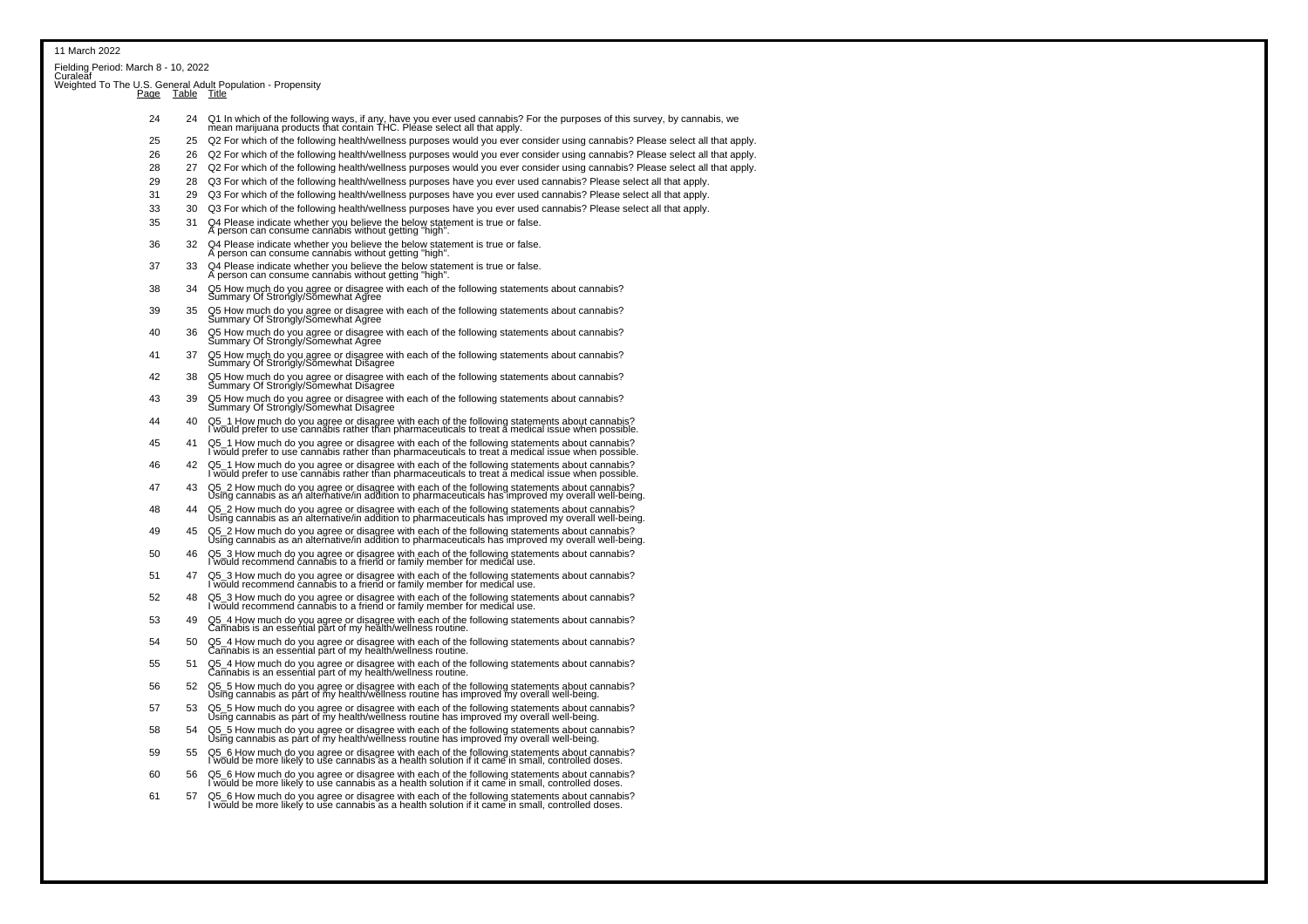11 March 2022

Fielding Period: March 8 - 10, 2022
Curaleaf
Weighted To The U.S. General Adult Population - Propensity

| Page | Table | Title |
|---|---|---|
| 24 | 24 | Q1 In which of the following ways, if any, have you ever used cannabis? For the purposes of this survey, by cannabis, we mean marijuana products that contain THC. Please select all that apply. |
| 25 | 25 | Q2 For which of the following health/wellness purposes would you ever consider using cannabis? Please select all that apply. |
| 26 | 26 | Q2 For which of the following health/wellness purposes would you ever consider using cannabis? Please select all that apply. |
| 28 | 27 | Q2 For which of the following health/wellness purposes would you ever consider using cannabis? Please select all that apply. |
| 29 | 28 | Q3 For which of the following health/wellness purposes have you ever used cannabis? Please select all that apply. |
| 31 | 29 | Q3 For which of the following health/wellness purposes have you ever used cannabis? Please select all that apply. |
| 33 | 30 | Q3 For which of the following health/wellness purposes have you ever used cannabis? Please select all that apply. |
| 35 | 31 | Q4 Please indicate whether you believe the below statement is true or false. A person can consume cannabis without getting "high". |
| 36 | 32 | Q4 Please indicate whether you believe the below statement is true or false. A person can consume cannabis without getting "high". |
| 37 | 33 | Q4 Please indicate whether you believe the below statement is true or false. A person can consume cannabis without getting "high". |
| 38 | 34 | Q5 How much do you agree or disagree with each of the following statements about cannabis? Summary Of Strongly/Somewhat Agree |
| 39 | 35 | Q5 How much do you agree or disagree with each of the following statements about cannabis? Summary Of Strongly/Somewhat Agree |
| 40 | 36 | Q5 How much do you agree or disagree with each of the following statements about cannabis? Summary Of Strongly/Somewhat Agree |
| 41 | 37 | Q5 How much do you agree or disagree with each of the following statements about cannabis? Summary Of Strongly/Somewhat Disagree |
| 42 | 38 | Q5 How much do you agree or disagree with each of the following statements about cannabis? Summary Of Strongly/Somewhat Disagree |
| 43 | 39 | Q5 How much do you agree or disagree with each of the following statements about cannabis? Summary Of Strongly/Somewhat Disagree |
| 44 | 40 | Q5_1 How much do you agree or disagree with each of the following statements about cannabis? I would prefer to use cannabis rather than pharmaceuticals to treat a medical issue when possible. |
| 45 | 41 | Q5_1 How much do you agree or disagree with each of the following statements about cannabis? I would prefer to use cannabis rather than pharmaceuticals to treat a medical issue when possible. |
| 46 | 42 | Q5_1 How much do you agree or disagree with each of the following statements about cannabis? I would prefer to use cannabis rather than pharmaceuticals to treat a medical issue when possible. |
| 47 | 43 | Q5_2 How much do you agree or disagree with each of the following statements about cannabis? Using cannabis as an alternative/in addition to pharmaceuticals has improved my overall well-being. |
| 48 | 44 | Q5_2 How much do you agree or disagree with each of the following statements about cannabis? Using cannabis as an alternative/in addition to pharmaceuticals has improved my overall well-being. |
| 49 | 45 | Q5_2 How much do you agree or disagree with each of the following statements about cannabis? Using cannabis as an alternative/in addition to pharmaceuticals has improved my overall well-being. |
| 50 | 46 | Q5_3 How much do you agree or disagree with each of the following statements about cannabis? I would recommend cannabis to a friend or family member for medical use. |
| 51 | 47 | Q5_3 How much do you agree or disagree with each of the following statements about cannabis? I would recommend cannabis to a friend or family member for medical use. |
| 52 | 48 | Q5_3 How much do you agree or disagree with each of the following statements about cannabis? I would recommend cannabis to a friend or family member for medical use. |
| 53 | 49 | Q5_4 How much do you agree or disagree with each of the following statements about cannabis? Cannabis is an essential part of my health/wellness routine. |
| 54 | 50 | Q5_4 How much do you agree or disagree with each of the following statements about cannabis? Cannabis is an essential part of my health/wellness routine. |
| 55 | 51 | Q5_4 How much do you agree or disagree with each of the following statements about cannabis? Cannabis is an essential part of my health/wellness routine. |
| 56 | 52 | Q5_5 How much do you agree or disagree with each of the following statements about cannabis? Using cannabis as part of my health/wellness routine has improved my overall well-being. |
| 57 | 53 | Q5_5 How much do you agree or disagree with each of the following statements about cannabis? Using cannabis as part of my health/wellness routine has improved my overall well-being. |
| 58 | 54 | Q5_5 How much do you agree or disagree with each of the following statements about cannabis? Using cannabis as part of my health/wellness routine has improved my overall well-being. |
| 59 | 55 | Q5_6 How much do you agree or disagree with each of the following statements about cannabis? I would be more likely to use cannabis as a health solution if it came in small, controlled doses. |
| 60 | 56 | Q5_6 How much do you agree or disagree with each of the following statements about cannabis? I would be more likely to use cannabis as a health solution if it came in small, controlled doses. |
| 61 | 57 | Q5_6 How much do you agree or disagree with each of the following statements about cannabis? I would be more likely to use cannabis as a health solution if it came in small, controlled doses. |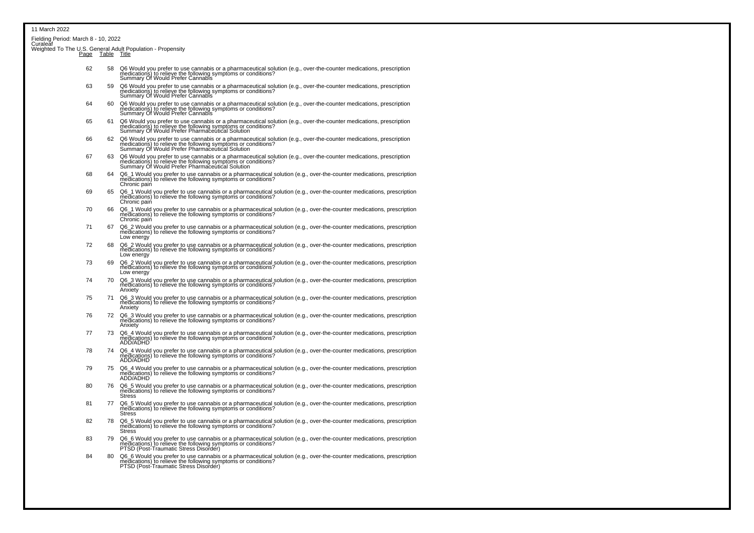11 March 2022

Fielding Period: March 8 - 10, 2022
Curaleaf
Weighted To The U.S. General Adult Population - Propensity

| Page | Table | Title |
|---|---|---|
| 62 | 58 | Q6 Would you prefer to use cannabis or a pharmaceutical solution (e.g., over-the-counter medications, prescription medications) to relieve the following symptoms or conditions? Summary Of Would Prefer Cannabis |
| 63 | 59 | Q6 Would you prefer to use cannabis or a pharmaceutical solution (e.g., over-the-counter medications, prescription medications) to relieve the following symptoms or conditions? Summary Of Would Prefer Cannabis |
| 64 | 60 | Q6 Would you prefer to use cannabis or a pharmaceutical solution (e.g., over-the-counter medications, prescription medications) to relieve the following symptoms or conditions? Summary Of Would Prefer Cannabis |
| 65 | 61 | Q6 Would you prefer to use cannabis or a pharmaceutical solution (e.g., over-the-counter medications, prescription medications) to relieve the following symptoms or conditions? Summary Of Would Prefer Pharmaceutical Solution |
| 66 | 62 | Q6 Would you prefer to use cannabis or a pharmaceutical solution (e.g., over-the-counter medications, prescription medications) to relieve the following symptoms or conditions? Summary Of Would Prefer Pharmaceutical Solution |
| 67 | 63 | Q6 Would you prefer to use cannabis or a pharmaceutical solution (e.g., over-the-counter medications, prescription medications) to relieve the following symptoms or conditions? Summary Of Would Prefer Pharmaceutical Solution |
| 68 | 64 | Q6_1 Would you prefer to use cannabis or a pharmaceutical solution (e.g., over-the-counter medications, prescription medications) to relieve the following symptoms or conditions? Chronic pain |
| 69 | 65 | Q6_1 Would you prefer to use cannabis or a pharmaceutical solution (e.g., over-the-counter medications, prescription medications) to relieve the following symptoms or conditions? Chronic pain |
| 70 | 66 | Q6_1 Would you prefer to use cannabis or a pharmaceutical solution (e.g., over-the-counter medications, prescription medications) to relieve the following symptoms or conditions? Chronic pain |
| 71 | 67 | Q6_2 Would you prefer to use cannabis or a pharmaceutical solution (e.g., over-the-counter medications, prescription medications) to relieve the following symptoms or conditions? Low energy |
| 72 | 68 | Q6_2 Would you prefer to use cannabis or a pharmaceutical solution (e.g., over-the-counter medications, prescription medications) to relieve the following symptoms or conditions? Low energy |
| 73 | 69 | Q6_2 Would you prefer to use cannabis or a pharmaceutical solution (e.g., over-the-counter medications, prescription medications) to relieve the following symptoms or conditions? Low energy |
| 74 | 70 | Q6_3 Would you prefer to use cannabis or a pharmaceutical solution (e.g., over-the-counter medications, prescription medications) to relieve the following symptoms or conditions? Anxiety |
| 75 | 71 | Q6_3 Would you prefer to use cannabis or a pharmaceutical solution (e.g., over-the-counter medications, prescription medications) to relieve the following symptoms or conditions? Anxiety |
| 76 | 72 | Q6_3 Would you prefer to use cannabis or a pharmaceutical solution (e.g., over-the-counter medications, prescription medications) to relieve the following symptoms or conditions? Anxiety |
| 77 | 73 | Q6_4 Would you prefer to use cannabis or a pharmaceutical solution (e.g., over-the-counter medications, prescription medications) to relieve the following symptoms or conditions? ADD/ADHD |
| 78 | 74 | Q6_4 Would you prefer to use cannabis or a pharmaceutical solution (e.g., over-the-counter medications, prescription medications) to relieve the following symptoms or conditions? ADD/ADHD |
| 79 | 75 | Q6_4 Would you prefer to use cannabis or a pharmaceutical solution (e.g., over-the-counter medications, prescription medications) to relieve the following symptoms or conditions? ADD/ADHD |
| 80 | 76 | Q6_5 Would you prefer to use cannabis or a pharmaceutical solution (e.g., over-the-counter medications, prescription medications) to relieve the following symptoms or conditions? Stress |
| 81 | 77 | Q6_5 Would you prefer to use cannabis or a pharmaceutical solution (e.g., over-the-counter medications, prescription medications) to relieve the following symptoms or conditions? Stress |
| 82 | 78 | Q6_5 Would you prefer to use cannabis or a pharmaceutical solution (e.g., over-the-counter medications, prescription medications) to relieve the following symptoms or conditions? Stress |
| 83 | 79 | Q6_6 Would you prefer to use cannabis or a pharmaceutical solution (e.g., over-the-counter medications, prescription medications) to relieve the following symptoms or conditions? PTSD (Post-Traumatic Stress Disorder) |
| 84 | 80 | Q6_6 Would you prefer to use cannabis or a pharmaceutical solution (e.g., over-the-counter medications, prescription medications) to relieve the following symptoms or conditions? PTSD (Post-Traumatic Stress Disorder) |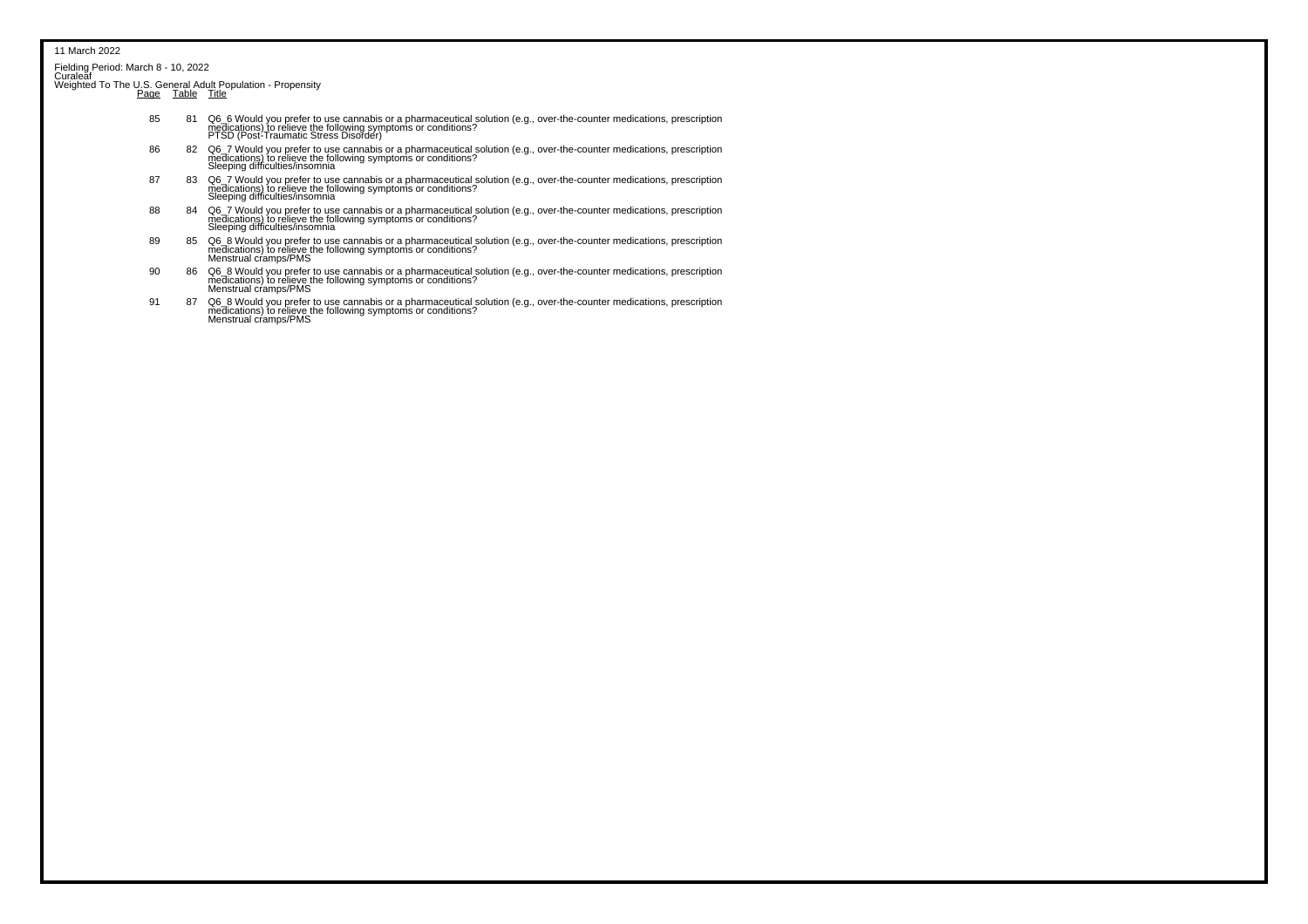11 March 2022

Fielding Period: March 8 - 10, 2022
Curaleaf
Weighted To The U.S. General Adult Population - Propensity

| Page | Table | Title |
|---|---|---|
| 85 | 81 | Q6_6 Would you prefer to use cannabis or a pharmaceutical solution (e.g., over-the-counter medications, prescription medications) to relieve the following symptoms or conditions? PTSD (Post-Traumatic Stress Disorder) |
| 86 | 82 | Q6_7 Would you prefer to use cannabis or a pharmaceutical solution (e.g., over-the-counter medications, prescription medications) to relieve the following symptoms or conditions? Sleeping difficulties/insomnia |
| 87 | 83 | Q6_7 Would you prefer to use cannabis or a pharmaceutical solution (e.g., over-the-counter medications, prescription medications) to relieve the following symptoms or conditions? Sleeping difficulties/insomnia |
| 88 | 84 | Q6_7 Would you prefer to use cannabis or a pharmaceutical solution (e.g., over-the-counter medications, prescription medications) to relieve the following symptoms or conditions? Sleeping difficulties/insomnia |
| 89 | 85 | Q6_8 Would you prefer to use cannabis or a pharmaceutical solution (e.g., over-the-counter medications, prescription medications) to relieve the following symptoms or conditions? Menstrual cramps/PMS |
| 90 | 86 | Q6_8 Would you prefer to use cannabis or a pharmaceutical solution (e.g., over-the-counter medications, prescription medications) to relieve the following symptoms or conditions? Menstrual cramps/PMS |
| 91 | 87 | Q6_8 Would you prefer to use cannabis or a pharmaceutical solution (e.g., over-the-counter medications, prescription medications) to relieve the following symptoms or conditions? Menstrual cramps/PMS |